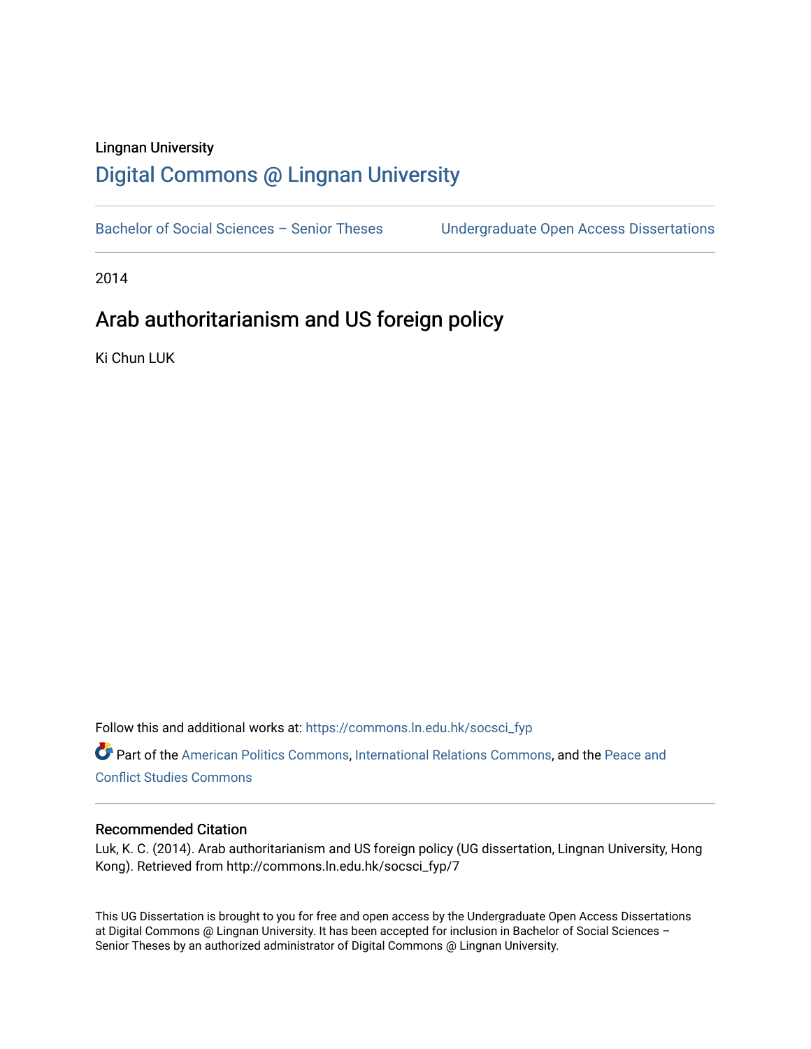Lingnan University

# Digital Commons @ Lingnan University

Bachelor of Social Sciences – Senior Theses | Undergraduate Open Access Dissertations

2014

## Arab authoritarianism and US foreign policy

Ki Chun LUK

Follow this and additional works at: https://commons.ln.edu.hk/socsci_fyp

Part of the American Politics Commons, International Relations Commons, and the Peace and Conflict Studies Commons

### Recommended Citation

Luk, K. C. (2014). Arab authoritarianism and US foreign policy (UG dissertation, Lingnan University, Hong Kong). Retrieved from http://commons.ln.edu.hk/socsci_fyp/7

This UG Dissertation is brought to you for free and open access by the Undergraduate Open Access Dissertations at Digital Commons @ Lingnan University. It has been accepted for inclusion in Bachelor of Social Sciences – Senior Theses by an authorized administrator of Digital Commons @ Lingnan University.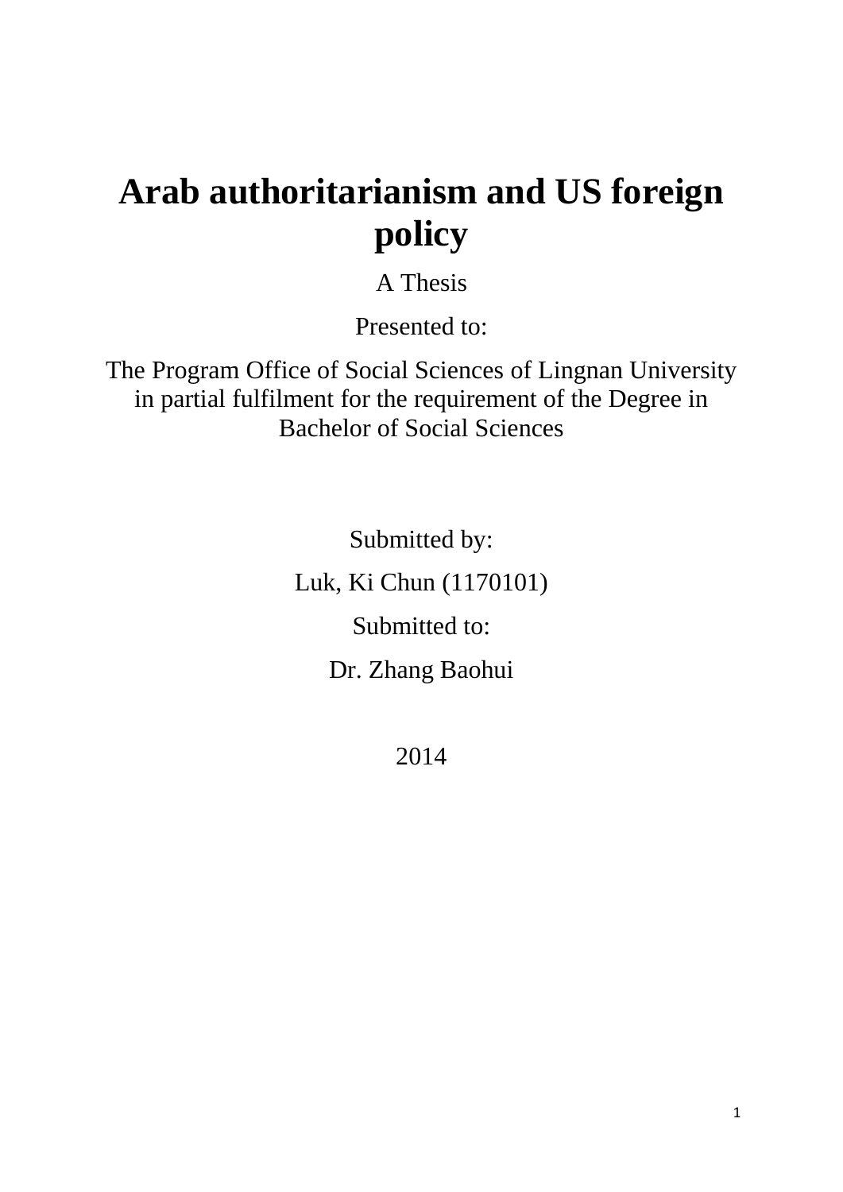# Arab authoritarianism and US foreign policy

A Thesis

Presented to:

The Program Office of Social Sciences of Lingnan University in partial fulfilment for the requirement of the Degree in Bachelor of Social Sciences

Submitted by:

Luk, Ki Chun (1170101)

Submitted to:

Dr. Zhang Baohui

2014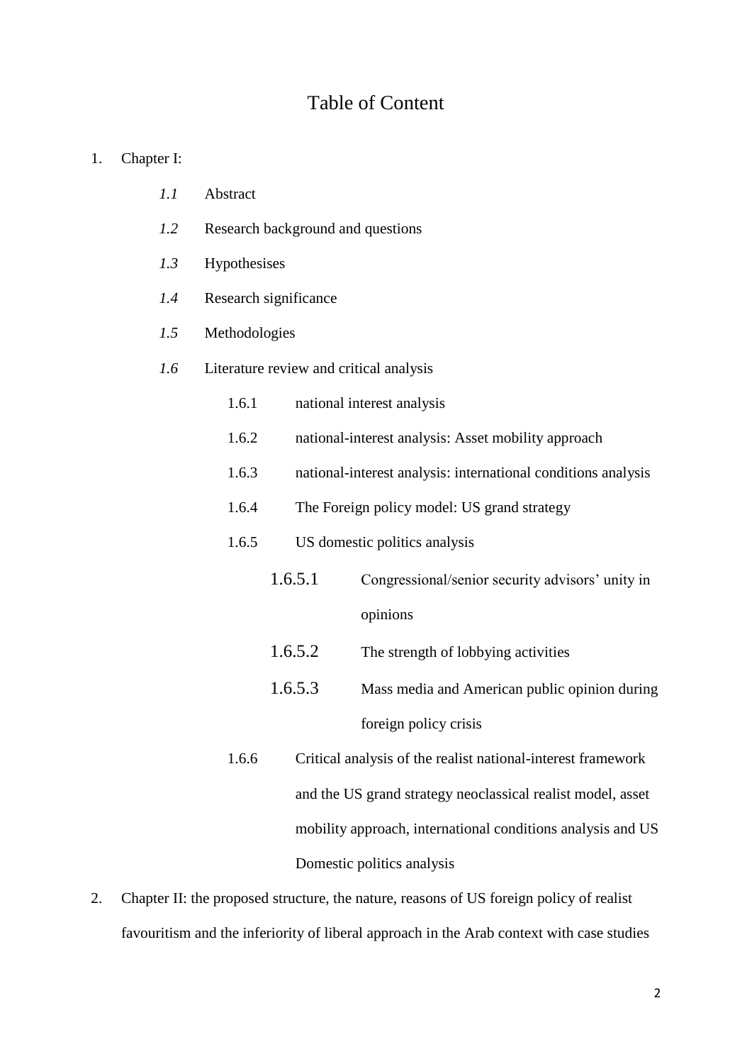# Table of Content

1. Chapter I:
   - *1.1* Abstract
   - *1.2* Research background and questions
   - *1.3* Hypothesises
   - *1.4* Research significance
   - *1.5* Methodologies
   - *1.6* Literature review and critical analysis
     - 1.6.1 national interest analysis
     - 1.6.2 national-interest analysis: Asset mobility approach
     - 1.6.3 national-interest analysis: international conditions analysis
     - 1.6.4 The Foreign policy model: US grand strategy
     - 1.6.5 US domestic politics analysis
       - 1.6.5.1 Congressional/senior security advisors' unity in opinions
       - 1.6.5.2 The strength of lobbying activities
       - 1.6.5.3 Mass media and American public opinion during foreign policy crisis
     - 1.6.6 Critical analysis of the realist national-interest framework and the US grand strategy neoclassical realist model, asset mobility approach, international conditions analysis and US Domestic politics analysis
2. Chapter II: the proposed structure, the nature, reasons of US foreign policy of realist favouritism and the inferiority of liberal approach in the Arab context with case studies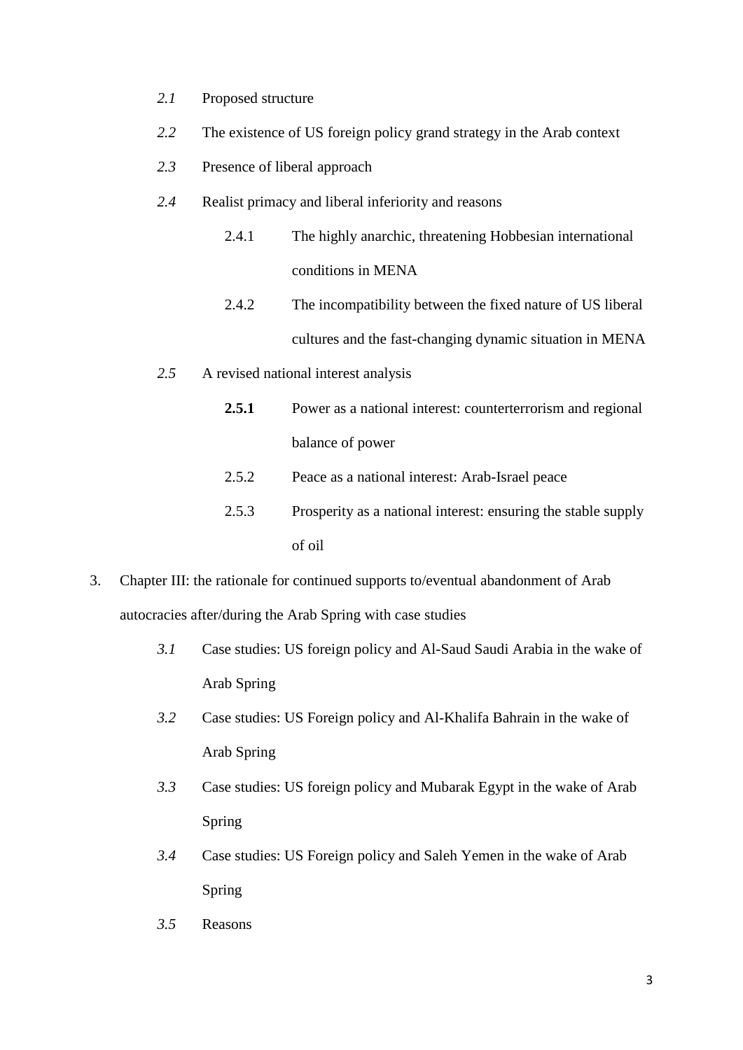- *2.1* Proposed structure
- *2.2* The existence of US foreign policy grand strategy in the Arab context
- *2.3* Presence of liberal approach
- *2.4* Realist primacy and liberal inferiority and reasons
    - 2.4.1 The highly anarchic, threatening Hobbesian international conditions in MENA
    - 2.4.2 The incompatibility between the fixed nature of US liberal cultures and the fast-changing dynamic situation in MENA
- *2.5* A revised national interest analysis
    - **2.5.1** Power as a national interest: counterterrorism and regional balance of power
    - 2.5.2 Peace as a national interest: Arab-Israel peace
    - 2.5.3 Prosperity as a national interest: ensuring the stable supply of oil

3. Chapter III: the rationale for continued supports to/eventual abandonment of Arab autocracies after/during the Arab Spring with case studies
    - *3.1* Case studies: US foreign policy and Al-Saud Saudi Arabia in the wake of Arab Spring
    - *3.2* Case studies: US Foreign policy and Al-Khalifa Bahrain in the wake of Arab Spring
    - *3.3* Case studies: US foreign policy and Mubarak Egypt in the wake of Arab Spring
    - *3.4* Case studies: US Foreign policy and Saleh Yemen in the wake of Arab Spring
    - *3.5* Reasons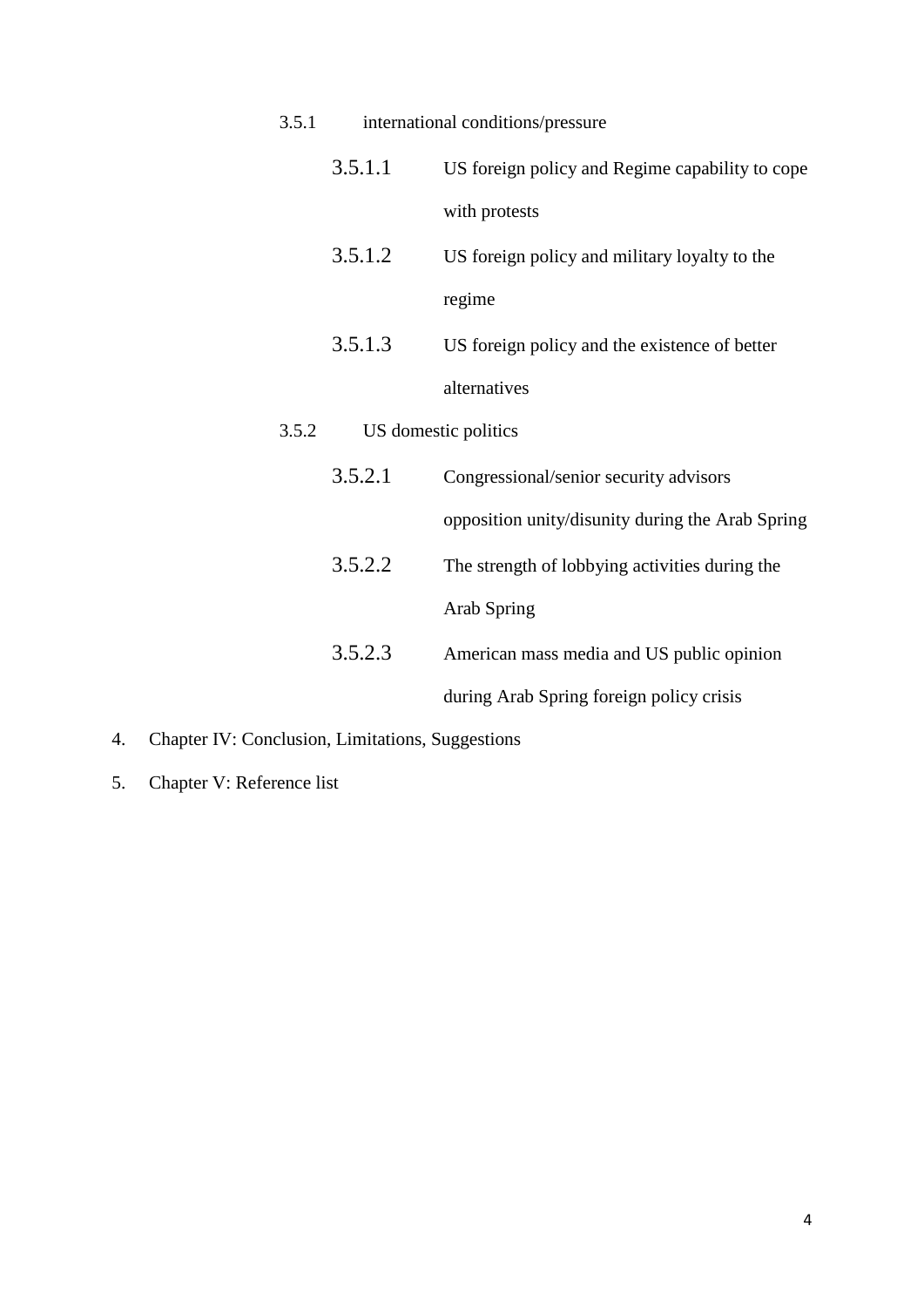- 3.5.1 international conditions/pressure
    - 3.5.1.1 US foreign policy and Regime capability to cope with protests
    - 3.5.1.2 US foreign policy and military loyalty to the regime
    - 3.5.1.3 US foreign policy and the existence of better alternatives
- 3.5.2 US domestic politics
    - 3.5.2.1 Congressional/senior security advisors opposition unity/disunity during the Arab Spring
    - 3.5.2.2 The strength of lobbying activities during the Arab Spring
    - 3.5.2.3 American mass media and US public opinion during Arab Spring foreign policy crisis

4. Chapter IV: Conclusion, Limitations, Suggestions
5. Chapter V: Reference list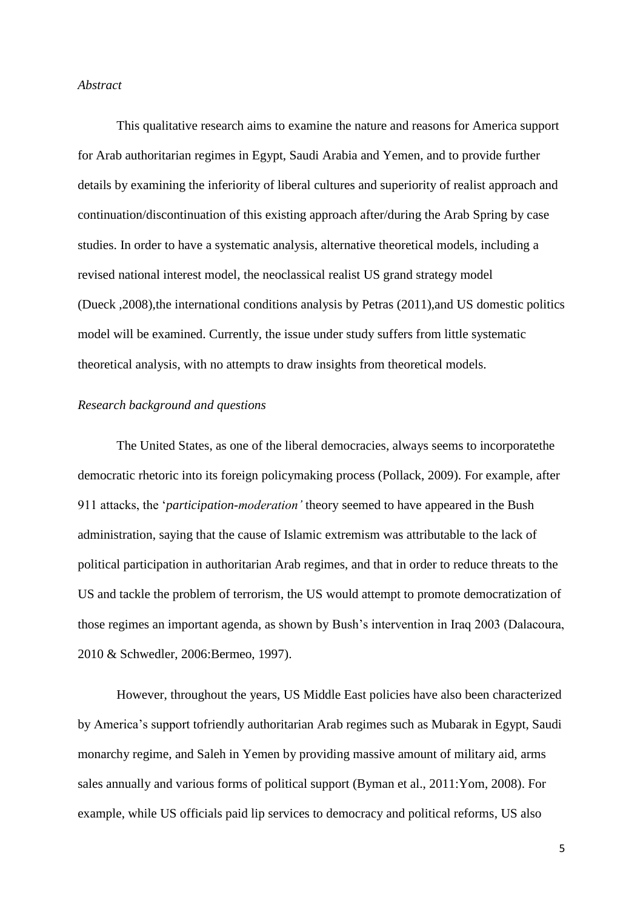*Abstract*

This qualitative research aims to examine the nature and reasons for America support for Arab authoritarian regimes in Egypt, Saudi Arabia and Yemen, and to provide further details by examining the inferiority of liberal cultures and superiority of realist approach and continuation/discontinuation of this existing approach after/during the Arab Spring by case studies. In order to have a systematic analysis, alternative theoretical models, including a revised national interest model, the neoclassical realist US grand strategy model (Dueck ,2008),the international conditions analysis by Petras (2011),and US domestic politics model will be examined. Currently, the issue under study suffers from little systematic theoretical analysis, with no attempts to draw insights from theoretical models.

*Research background and questions*

The United States, as one of the liberal democracies, always seems to incorporatethe democratic rhetoric into its foreign policymaking process (Pollack, 2009). For example, after 911 attacks, the '*participation-moderation'* theory seemed to have appeared in the Bush administration, saying that the cause of Islamic extremism was attributable to the lack of political participation in authoritarian Arab regimes, and that in order to reduce threats to the US and tackle the problem of terrorism, the US would attempt to promote democratization of those regimes an important agenda, as shown by Bush's intervention in Iraq 2003 (Dalacoura, 2010 & Schwedler, 2006:Bermeo, 1997).

However, throughout the years, US Middle East policies have also been characterized by America's support tofriendly authoritarian Arab regimes such as Mubarak in Egypt, Saudi monarchy regime, and Saleh in Yemen by providing massive amount of military aid, arms sales annually and various forms of political support (Byman et al., 2011:Yom, 2008). For example, while US officials paid lip services to democracy and political reforms, US also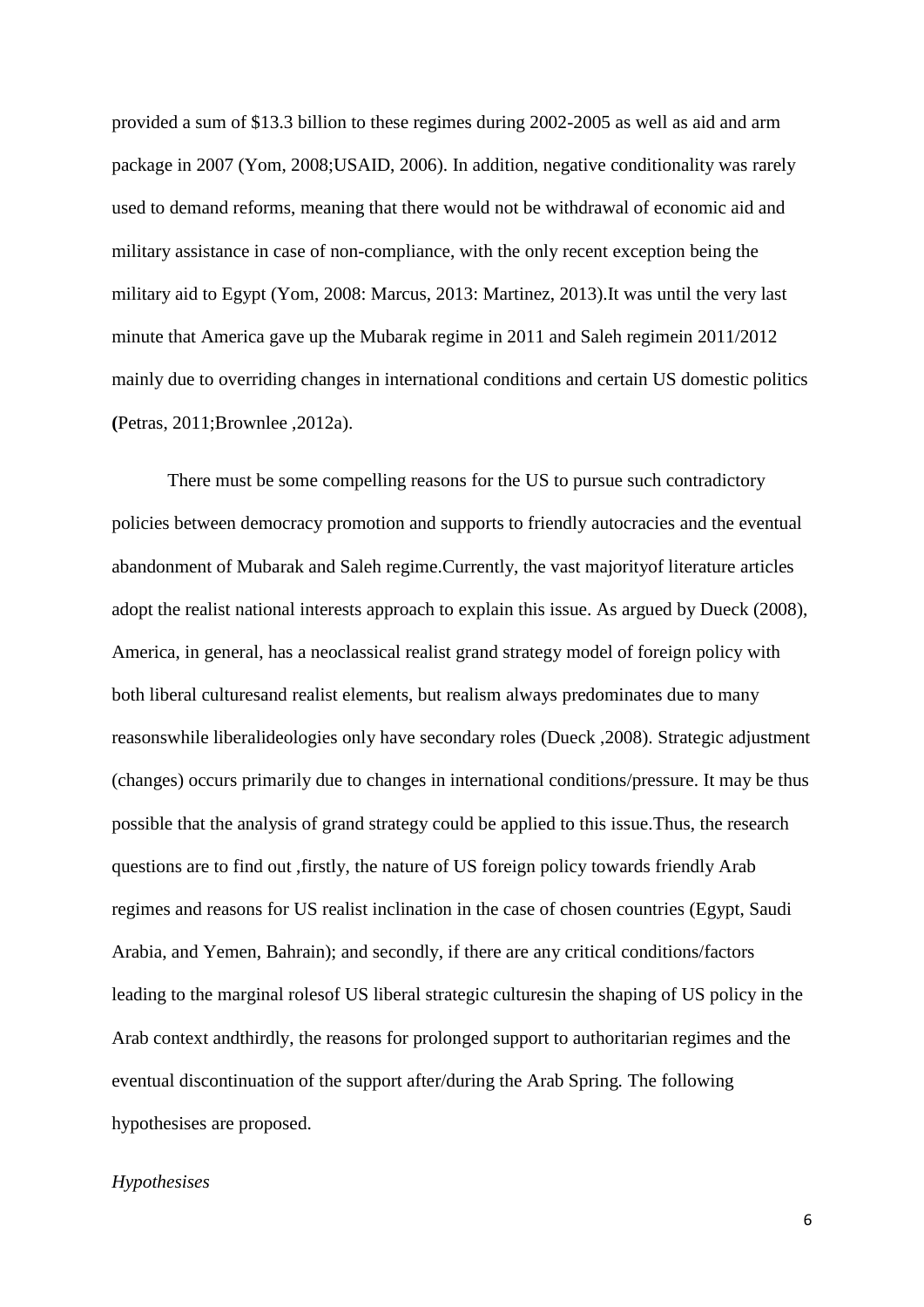provided a sum of $13.3 billion to these regimes during 2002-2005 as well as aid and arm package in 2007 (Yom, 2008;USAID, 2006). In addition, negative conditionality was rarely used to demand reforms, meaning that there would not be withdrawal of economic aid and military assistance in case of non-compliance, with the only recent exception being the military aid to Egypt (Yom, 2008: Marcus, 2013: Martinez, 2013).It was until the very last minute that America gave up the Mubarak regime in 2011 and Saleh regimein 2011/2012 mainly due to overriding changes in international conditions and certain US domestic politics **(**Petras, 2011;Brownlee ,2012a).

There must be some compelling reasons for the US to pursue such contradictory policies between democracy promotion and supports to friendly autocracies and the eventual abandonment of Mubarak and Saleh regime.Currently, the vast majorityof literature articles adopt the realist national interests approach to explain this issue. As argued by Dueck (2008), America, in general, has a neoclassical realist grand strategy model of foreign policy with both liberal culturesand realist elements, but realism always predominates due to many reasonswhile liberalideologies only have secondary roles (Dueck ,2008). Strategic adjustment (changes) occurs primarily due to changes in international conditions/pressure. It may be thus possible that the analysis of grand strategy could be applied to this issue.Thus, the research questions are to find out ,firstly, the nature of US foreign policy towards friendly Arab regimes and reasons for US realist inclination in the case of chosen countries (Egypt, Saudi Arabia, and Yemen, Bahrain); and secondly, if there are any critical conditions/factors leading to the marginal rolesof US liberal strategic culturesin the shaping of US policy in the Arab context andthirdly, the reasons for prolonged support to authoritarian regimes and the eventual discontinuation of the support after/during the Arab Spring. The following hypothesises are proposed.

*Hypothesises*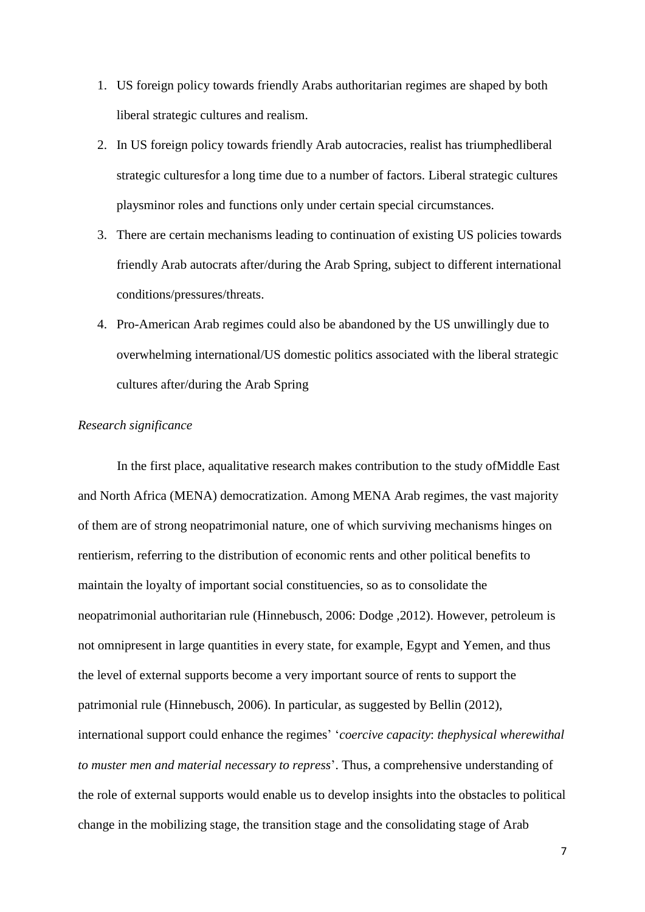1. US foreign policy towards friendly Arabs authoritarian regimes are shaped by both liberal strategic cultures and realism.
2. In US foreign policy towards friendly Arab autocracies, realist has triumphedliberal strategic culturesfor a long time due to a number of factors. Liberal strategic cultures playsminor roles and functions only under certain special circumstances.
3. There are certain mechanisms leading to continuation of existing US policies towards friendly Arab autocrats after/during the Arab Spring, subject to different international conditions/pressures/threats.
4. Pro-American Arab regimes could also be abandoned by the US unwillingly due to overwhelming international/US domestic politics associated with the liberal strategic cultures after/during the Arab Spring

*Research significance*

In the first place, aqualitative research makes contribution to the study ofMiddle East and North Africa (MENA) democratization. Among MENA Arab regimes, the vast majority of them are of strong neopatrimonial nature, one of which surviving mechanisms hinges on rentierism, referring to the distribution of economic rents and other political benefits to maintain the loyalty of important social constituencies, so as to consolidate the neopatrimonial authoritarian rule (Hinnebusch, 2006: Dodge ,2012). However, petroleum is not omnipresent in large quantities in every state, for example, Egypt and Yemen, and thus the level of external supports become a very important source of rents to support the patrimonial rule (Hinnebusch, 2006). In particular, as suggested by Bellin (2012), international support could enhance the regimes' '*coercive capacity*: *thephysical wherewithal to muster men and material necessary to repress*'. Thus, a comprehensive understanding of the role of external supports would enable us to develop insights into the obstacles to political change in the mobilizing stage, the transition stage and the consolidating stage of Arab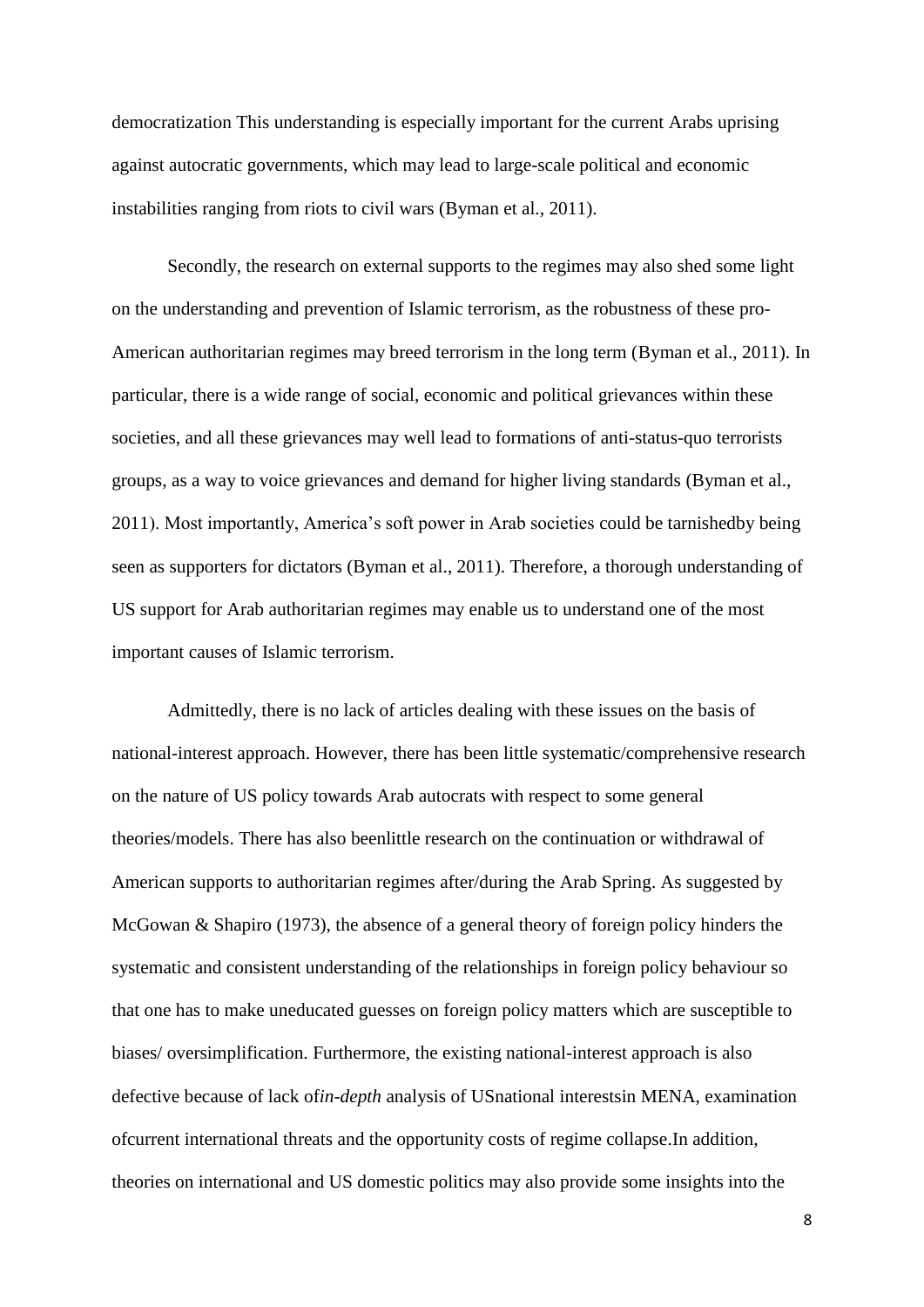democratization This understanding is especially important for the current Arabs uprising against autocratic governments, which may lead to large-scale political and economic instabilities ranging from riots to civil wars (Byman et al., 2011).

Secondly, the research on external supports to the regimes may also shed some light on the understanding and prevention of Islamic terrorism, as the robustness of these pro-American authoritarian regimes may breed terrorism in the long term (Byman et al., 2011). In particular, there is a wide range of social, economic and political grievances within these societies, and all these grievances may well lead to formations of anti-status-quo terrorists groups, as a way to voice grievances and demand for higher living standards (Byman et al., 2011). Most importantly, America's soft power in Arab societies could be tarnishedby being seen as supporters for dictators (Byman et al., 2011). Therefore, a thorough understanding of US support for Arab authoritarian regimes may enable us to understand one of the most important causes of Islamic terrorism.

Admittedly, there is no lack of articles dealing with these issues on the basis of national-interest approach. However, there has been little systematic/comprehensive research on the nature of US policy towards Arab autocrats with respect to some general theories/models. There has also beenlittle research on the continuation or withdrawal of American supports to authoritarian regimes after/during the Arab Spring. As suggested by McGowan & Shapiro (1973), the absence of a general theory of foreign policy hinders the systematic and consistent understanding of the relationships in foreign policy behaviour so that one has to make uneducated guesses on foreign policy matters which are susceptible to biases/ oversimplification. Furthermore, the existing national-interest approach is also defective because of lack of*in-depth* analysis of USnational interestsin MENA, examination ofcurrent international threats and the opportunity costs of regime collapse.In addition, theories on international and US domestic politics may also provide some insights into the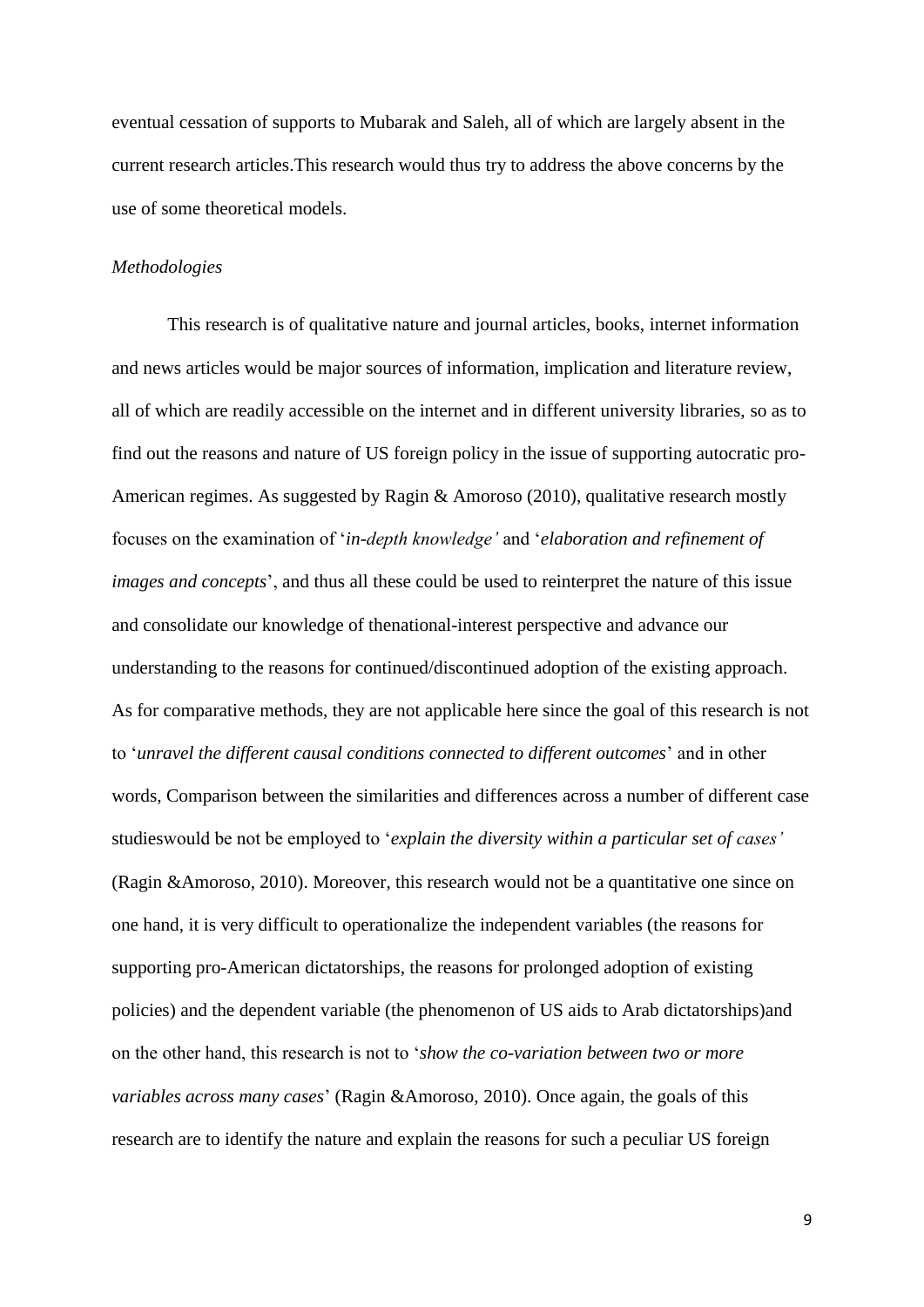eventual cessation of supports to Mubarak and Saleh, all of which are largely absent in the current research articles.This research would thus try to address the above concerns by the use of some theoretical models.

*Methodologies*

This research is of qualitative nature and journal articles, books, internet information and news articles would be major sources of information, implication and literature review, all of which are readily accessible on the internet and in different university libraries, so as to find out the reasons and nature of US foreign policy in the issue of supporting autocratic pro-American regimes. As suggested by Ragin & Amoroso (2010), qualitative research mostly focuses on the examination of '*in-depth knowledge'* and '*elaboration and refinement of images and concepts*', and thus all these could be used to reinterpret the nature of this issue and consolidate our knowledge of thenational-interest perspective and advance our understanding to the reasons for continued/discontinued adoption of the existing approach. As for comparative methods, they are not applicable here since the goal of this research is not to '*unravel the different causal conditions connected to different outcomes*' and in other words, Comparison between the similarities and differences across a number of different case studieswould be not be employed to '*explain the diversity within a particular set of cases'* (Ragin &Amoroso, 2010). Moreover, this research would not be a quantitative one since on one hand, it is very difficult to operationalize the independent variables (the reasons for supporting pro-American dictatorships, the reasons for prolonged adoption of existing policies) and the dependent variable (the phenomenon of US aids to Arab dictatorships)and on the other hand, this research is not to '*show the co-variation between two or more variables across many cases*' (Ragin &Amoroso, 2010). Once again, the goals of this research are to identify the nature and explain the reasons for such a peculiar US foreign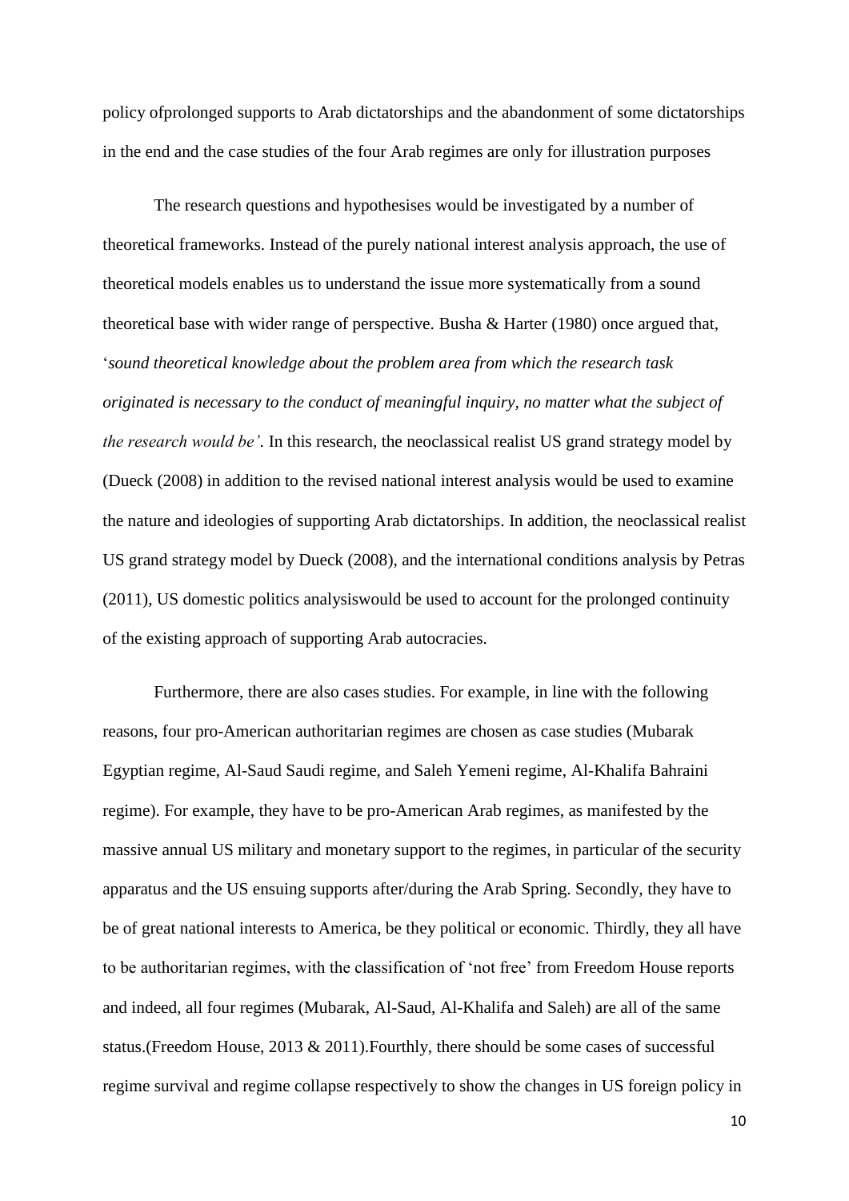policy ofprolonged supports to Arab dictatorships and the abandonment of some dictatorships in the end and the case studies of the four Arab regimes are only for illustration purposes

The research questions and hypothesises would be investigated by a number of theoretical frameworks. Instead of the purely national interest analysis approach, the use of theoretical models enables us to understand the issue more systematically from a sound theoretical base with wider range of perspective. Busha & Harter (1980) once argued that, '*sound theoretical knowledge about the problem area from which the research task originated is necessary to the conduct of meaningful inquiry, no matter what the subject of the research would be'.* In this research, the neoclassical realist US grand strategy model by (Dueck (2008) in addition to the revised national interest analysis would be used to examine the nature and ideologies of supporting Arab dictatorships. In addition, the neoclassical realist US grand strategy model by Dueck (2008), and the international conditions analysis by Petras (2011), US domestic politics analysiswould be used to account for the prolonged continuity of the existing approach of supporting Arab autocracies.

Furthermore, there are also cases studies. For example, in line with the following reasons, four pro-American authoritarian regimes are chosen as case studies (Mubarak Egyptian regime, Al-Saud Saudi regime, and Saleh Yemeni regime, Al-Khalifa Bahraini regime). For example, they have to be pro-American Arab regimes, as manifested by the massive annual US military and monetary support to the regimes, in particular of the security apparatus and the US ensuing supports after/during the Arab Spring. Secondly, they have to be of great national interests to America, be they political or economic. Thirdly, they all have to be authoritarian regimes, with the classification of 'not free' from Freedom House reports and indeed, all four regimes (Mubarak, Al-Saud, Al-Khalifa and Saleh) are all of the same status.(Freedom House, 2013 & 2011).Fourthly, there should be some cases of successful regime survival and regime collapse respectively to show the changes in US foreign policy in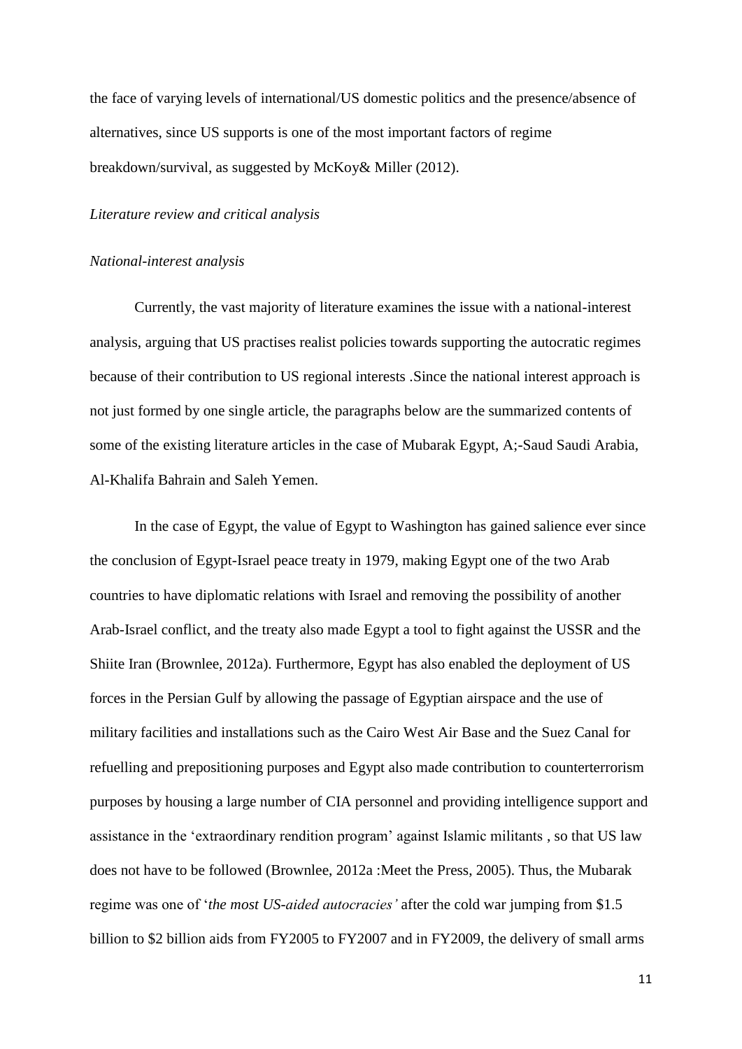the face of varying levels of international/US domestic politics and the presence/absence of alternatives, since US supports is one of the most important factors of regime breakdown/survival, as suggested by McKoy& Miller (2012).

*Literature review and critical analysis*

*National-interest analysis*

Currently, the vast majority of literature examines the issue with a national-interest analysis, arguing that US practises realist policies towards supporting the autocratic regimes because of their contribution to US regional interests .Since the national interest approach is not just formed by one single article, the paragraphs below are the summarized contents of some of the existing literature articles in the case of Mubarak Egypt, A;-Saud Saudi Arabia, Al-Khalifa Bahrain and Saleh Yemen.

In the case of Egypt, the value of Egypt to Washington has gained salience ever since the conclusion of Egypt-Israel peace treaty in 1979, making Egypt one of the two Arab countries to have diplomatic relations with Israel and removing the possibility of another Arab-Israel conflict, and the treaty also made Egypt a tool to fight against the USSR and the Shiite Iran (Brownlee, 2012a). Furthermore, Egypt has also enabled the deployment of US forces in the Persian Gulf by allowing the passage of Egyptian airspace and the use of military facilities and installations such as the Cairo West Air Base and the Suez Canal for refuelling and prepositioning purposes and Egypt also made contribution to counterterrorism purposes by housing a large number of CIA personnel and providing intelligence support and assistance in the 'extraordinary rendition program' against Islamic militants , so that US law does not have to be followed (Brownlee, 2012a :Meet the Press, 2005). Thus, the Mubarak regime was one of '*the most US-aided autocracies'* after the cold war jumping from $1.5 billion to $2 billion aids from FY2005 to FY2007 and in FY2009, the delivery of small arms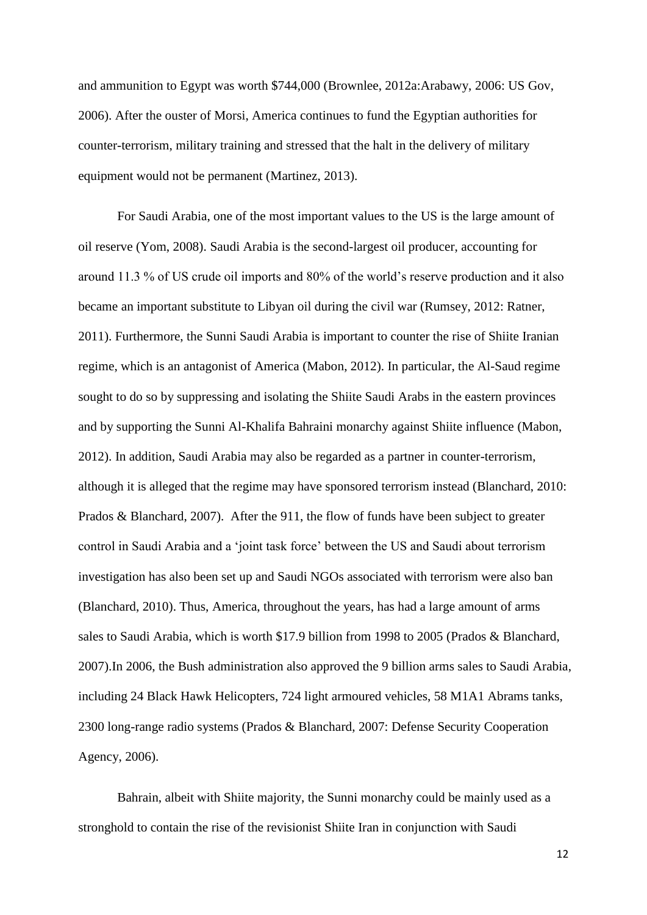and ammunition to Egypt was worth $744,000 (Brownlee, 2012a:Arabawy, 2006: US Gov, 2006). After the ouster of Morsi, America continues to fund the Egyptian authorities for counter-terrorism, military training and stressed that the halt in the delivery of military equipment would not be permanent (Martinez, 2013).

For Saudi Arabia, one of the most important values to the US is the large amount of oil reserve (Yom, 2008). Saudi Arabia is the second-largest oil producer, accounting for around 11.3 % of US crude oil imports and 80% of the world's reserve production and it also became an important substitute to Libyan oil during the civil war (Rumsey, 2012: Ratner, 2011). Furthermore, the Sunni Saudi Arabia is important to counter the rise of Shiite Iranian regime, which is an antagonist of America (Mabon, 2012). In particular, the Al-Saud regime sought to do so by suppressing and isolating the Shiite Saudi Arabs in the eastern provinces and by supporting the Sunni Al-Khalifa Bahraini monarchy against Shiite influence (Mabon, 2012). In addition, Saudi Arabia may also be regarded as a partner in counter-terrorism, although it is alleged that the regime may have sponsored terrorism instead (Blanchard, 2010: Prados & Blanchard, 2007). After the 911, the flow of funds have been subject to greater control in Saudi Arabia and a 'joint task force' between the US and Saudi about terrorism investigation has also been set up and Saudi NGOs associated with terrorism were also ban (Blanchard, 2010). Thus, America, throughout the years, has had a large amount of arms sales to Saudi Arabia, which is worth $17.9 billion from 1998 to 2005 (Prados & Blanchard, 2007).In 2006, the Bush administration also approved the 9 billion arms sales to Saudi Arabia, including 24 Black Hawk Helicopters, 724 light armoured vehicles, 58 M1A1 Abrams tanks, 2300 long-range radio systems (Prados & Blanchard, 2007: Defense Security Cooperation Agency, 2006).

Bahrain, albeit with Shiite majority, the Sunni monarchy could be mainly used as a stronghold to contain the rise of the revisionist Shiite Iran in conjunction with Saudi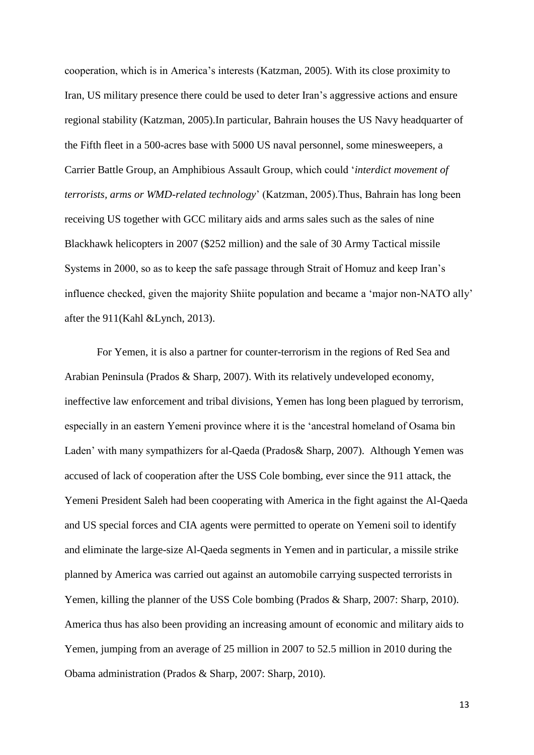cooperation, which is in America's interests (Katzman, 2005). With its close proximity to Iran, US military presence there could be used to deter Iran's aggressive actions and ensure regional stability (Katzman, 2005).In particular, Bahrain houses the US Navy headquarter of the Fifth fleet in a 500-acres base with 5000 US naval personnel, some minesweepers, a Carrier Battle Group, an Amphibious Assault Group, which could '*interdict movement of terrorists, arms or WMD-related technology*' (Katzman, 2005).Thus, Bahrain has long been receiving US together with GCC military aids and arms sales such as the sales of nine Blackhawk helicopters in 2007 ($252 million) and the sale of 30 Army Tactical missile Systems in 2000, so as to keep the safe passage through Strait of Homuz and keep Iran's influence checked, given the majority Shiite population and became a 'major non-NATO ally' after the 911(Kahl &Lynch, 2013).

For Yemen, it is also a partner for counter-terrorism in the regions of Red Sea and Arabian Peninsula (Prados & Sharp, 2007). With its relatively undeveloped economy, ineffective law enforcement and tribal divisions, Yemen has long been plagued by terrorism, especially in an eastern Yemeni province where it is the 'ancestral homeland of Osama bin Laden' with many sympathizers for al-Qaeda (Prados& Sharp, 2007). Although Yemen was accused of lack of cooperation after the USS Cole bombing, ever since the 911 attack, the Yemeni President Saleh had been cooperating with America in the fight against the Al-Qaeda and US special forces and CIA agents were permitted to operate on Yemeni soil to identify and eliminate the large-size Al-Qaeda segments in Yemen and in particular, a missile strike planned by America was carried out against an automobile carrying suspected terrorists in Yemen, killing the planner of the USS Cole bombing (Prados & Sharp, 2007: Sharp, 2010). America thus has also been providing an increasing amount of economic and military aids to Yemen, jumping from an average of 25 million in 2007 to 52.5 million in 2010 during the Obama administration (Prados & Sharp, 2007: Sharp, 2010).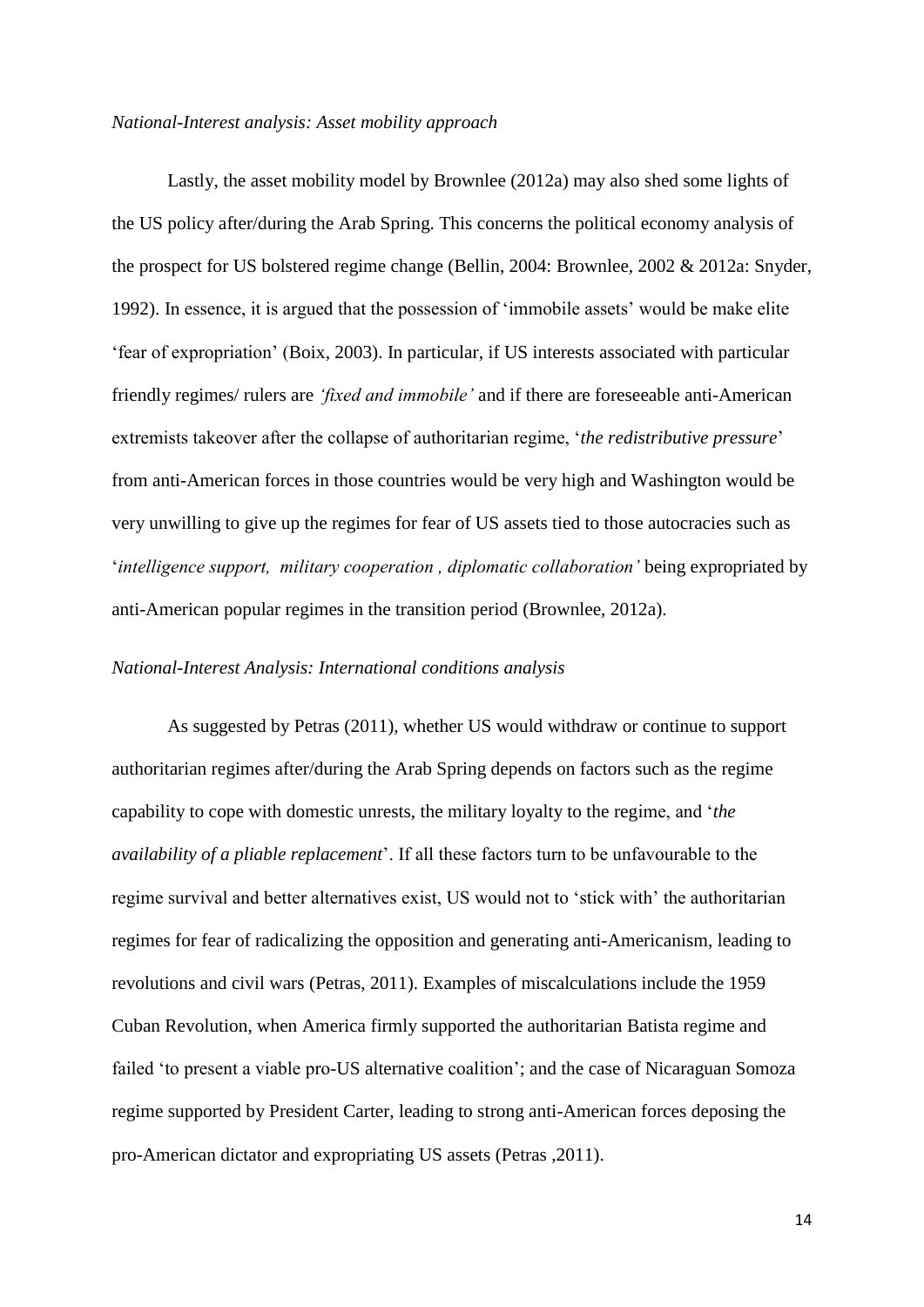*National-Interest analysis: Asset mobility approach*

Lastly, the asset mobility model by Brownlee (2012a) may also shed some lights of the US policy after/during the Arab Spring. This concerns the political economy analysis of the prospect for US bolstered regime change (Bellin, 2004: Brownlee, 2002 & 2012a: Snyder, 1992). In essence, it is argued that the possession of 'immobile assets' would be make elite 'fear of expropriation' (Boix, 2003). In particular, if US interests associated with particular friendly regimes/ rulers are *'fixed and immobile'* and if there are foreseeable anti-American extremists takeover after the collapse of authoritarian regime, '*the redistributive pressure*' from anti-American forces in those countries would be very high and Washington would be very unwilling to give up the regimes for fear of US assets tied to those autocracies such as '*intelligence support, military cooperation , diplomatic collaboration'* being expropriated by anti-American popular regimes in the transition period (Brownlee, 2012a).

*National-Interest Analysis: International conditions analysis*

As suggested by Petras (2011), whether US would withdraw or continue to support authoritarian regimes after/during the Arab Spring depends on factors such as the regime capability to cope with domestic unrests, the military loyalty to the regime, and '*the availability of a pliable replacement*'. If all these factors turn to be unfavourable to the regime survival and better alternatives exist, US would not to 'stick with' the authoritarian regimes for fear of radicalizing the opposition and generating anti-Americanism, leading to revolutions and civil wars (Petras, 2011). Examples of miscalculations include the 1959 Cuban Revolution, when America firmly supported the authoritarian Batista regime and failed 'to present a viable pro-US alternative coalition'; and the case of Nicaraguan Somoza regime supported by President Carter, leading to strong anti-American forces deposing the pro-American dictator and expropriating US assets (Petras ,2011).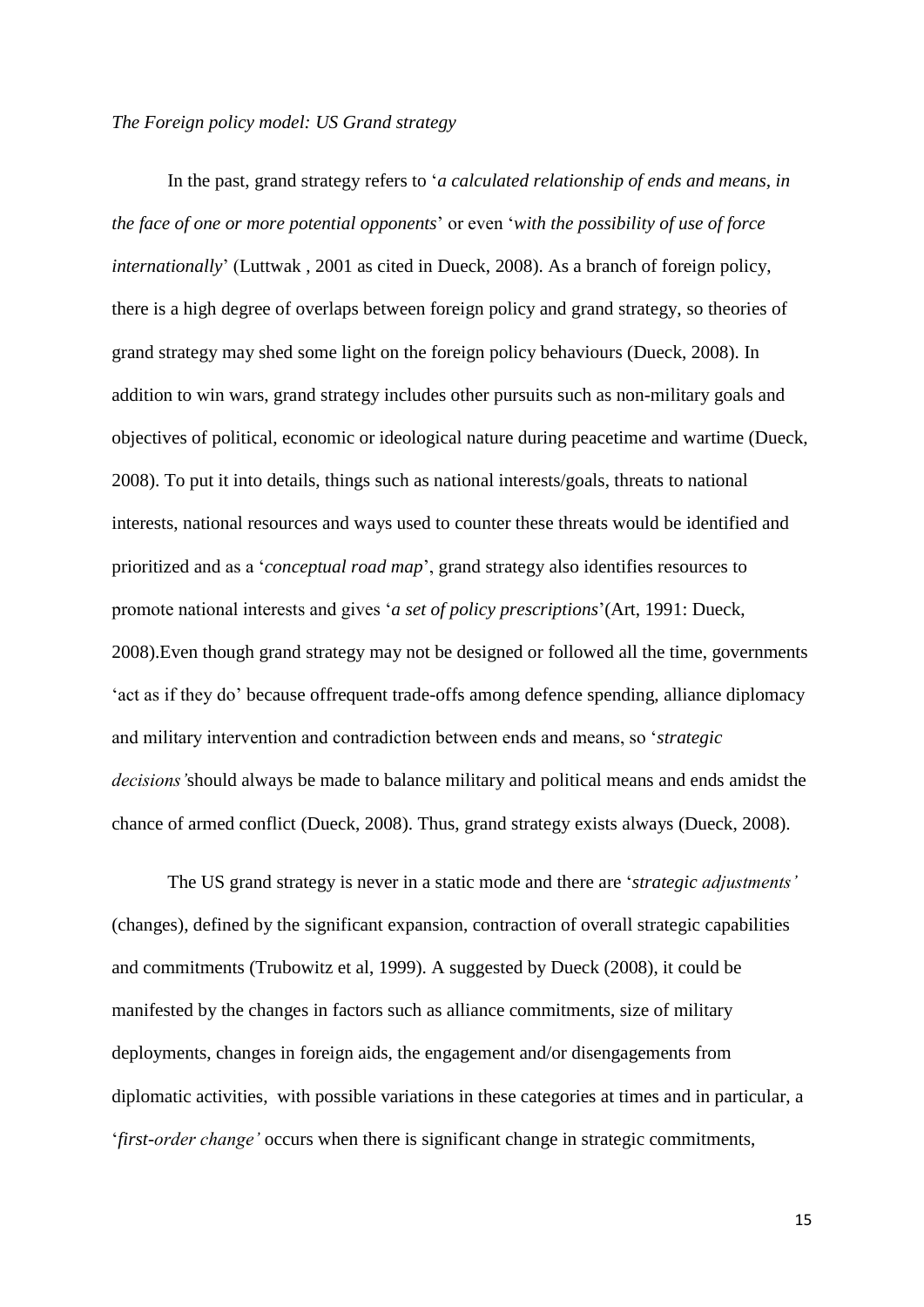*The Foreign policy model: US Grand strategy*

In the past, grand strategy refers to '*a calculated relationship of ends and means, in the face of one or more potential opponents*' or even '*with the possibility of use of force internationally*' (Luttwak , 2001 as cited in Dueck, 2008). As a branch of foreign policy, there is a high degree of overlaps between foreign policy and grand strategy, so theories of grand strategy may shed some light on the foreign policy behaviours (Dueck, 2008). In addition to win wars, grand strategy includes other pursuits such as non-military goals and objectives of political, economic or ideological nature during peacetime and wartime (Dueck, 2008). To put it into details, things such as national interests/goals, threats to national interests, national resources and ways used to counter these threats would be identified and prioritized and as a '*conceptual road map*', grand strategy also identifies resources to promote national interests and gives '*a set of policy prescriptions*'(Art, 1991: Dueck, 2008).Even though grand strategy may not be designed or followed all the time, governments 'act as if they do' because offrequent trade-offs among defence spending, alliance diplomacy and military intervention and contradiction between ends and means, so '*strategic decisions'*should always be made to balance military and political means and ends amidst the chance of armed conflict (Dueck, 2008). Thus, grand strategy exists always (Dueck, 2008).

The US grand strategy is never in a static mode and there are '*strategic adjustments'* (changes), defined by the significant expansion, contraction of overall strategic capabilities and commitments (Trubowitz et al, 1999). A suggested by Dueck (2008), it could be manifested by the changes in factors such as alliance commitments, size of military deployments, changes in foreign aids, the engagement and/or disengagements from diplomatic activities, with possible variations in these categories at times and in particular, a '*first-order change'* occurs when there is significant change in strategic commitments,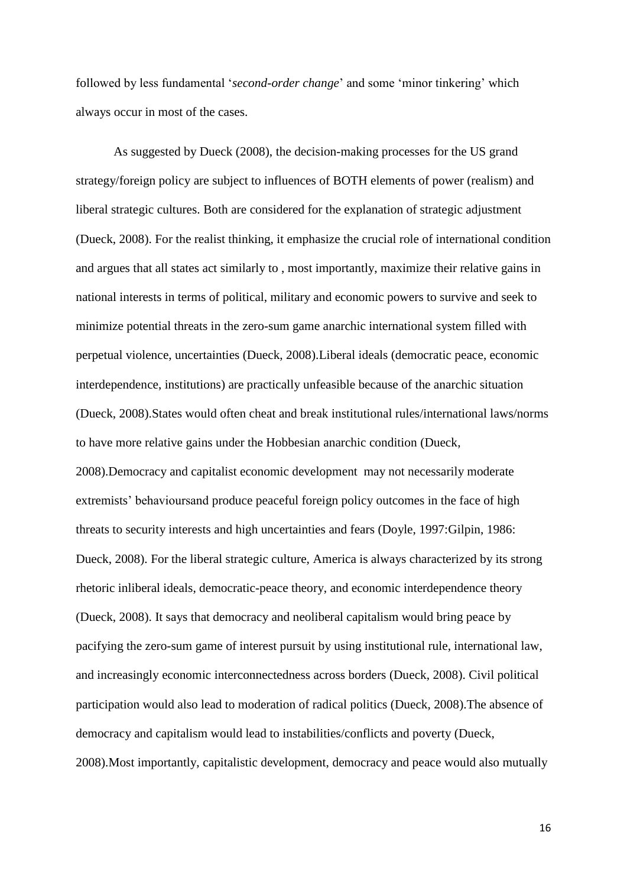followed by less fundamental '*second-order change*' and some 'minor tinkering' which always occur in most of the cases.

As suggested by Dueck (2008), the decision-making processes for the US grand strategy/foreign policy are subject to influences of BOTH elements of power (realism) and liberal strategic cultures. Both are considered for the explanation of strategic adjustment (Dueck, 2008). For the realist thinking, it emphasize the crucial role of international condition and argues that all states act similarly to , most importantly, maximize their relative gains in national interests in terms of political, military and economic powers to survive and seek to minimize potential threats in the zero-sum game anarchic international system filled with perpetual violence, uncertainties (Dueck, 2008).Liberal ideals (democratic peace, economic interdependence, institutions) are practically unfeasible because of the anarchic situation (Dueck, 2008).States would often cheat and break institutional rules/international laws/norms to have more relative gains under the Hobbesian anarchic condition (Dueck, 2008).Democracy and capitalist economic development may not necessarily moderate extremists' behavioursand produce peaceful foreign policy outcomes in the face of high threats to security interests and high uncertainties and fears (Doyle, 1997:Gilpin, 1986: Dueck, 2008). For the liberal strategic culture, America is always characterized by its strong rhetoric inliberal ideals, democratic-peace theory, and economic interdependence theory (Dueck, 2008). It says that democracy and neoliberal capitalism would bring peace by pacifying the zero-sum game of interest pursuit by using institutional rule, international law, and increasingly economic interconnectedness across borders (Dueck, 2008). Civil political participation would also lead to moderation of radical politics (Dueck, 2008).The absence of democracy and capitalism would lead to instabilities/conflicts and poverty (Dueck, 2008).Most importantly, capitalistic development, democracy and peace would also mutually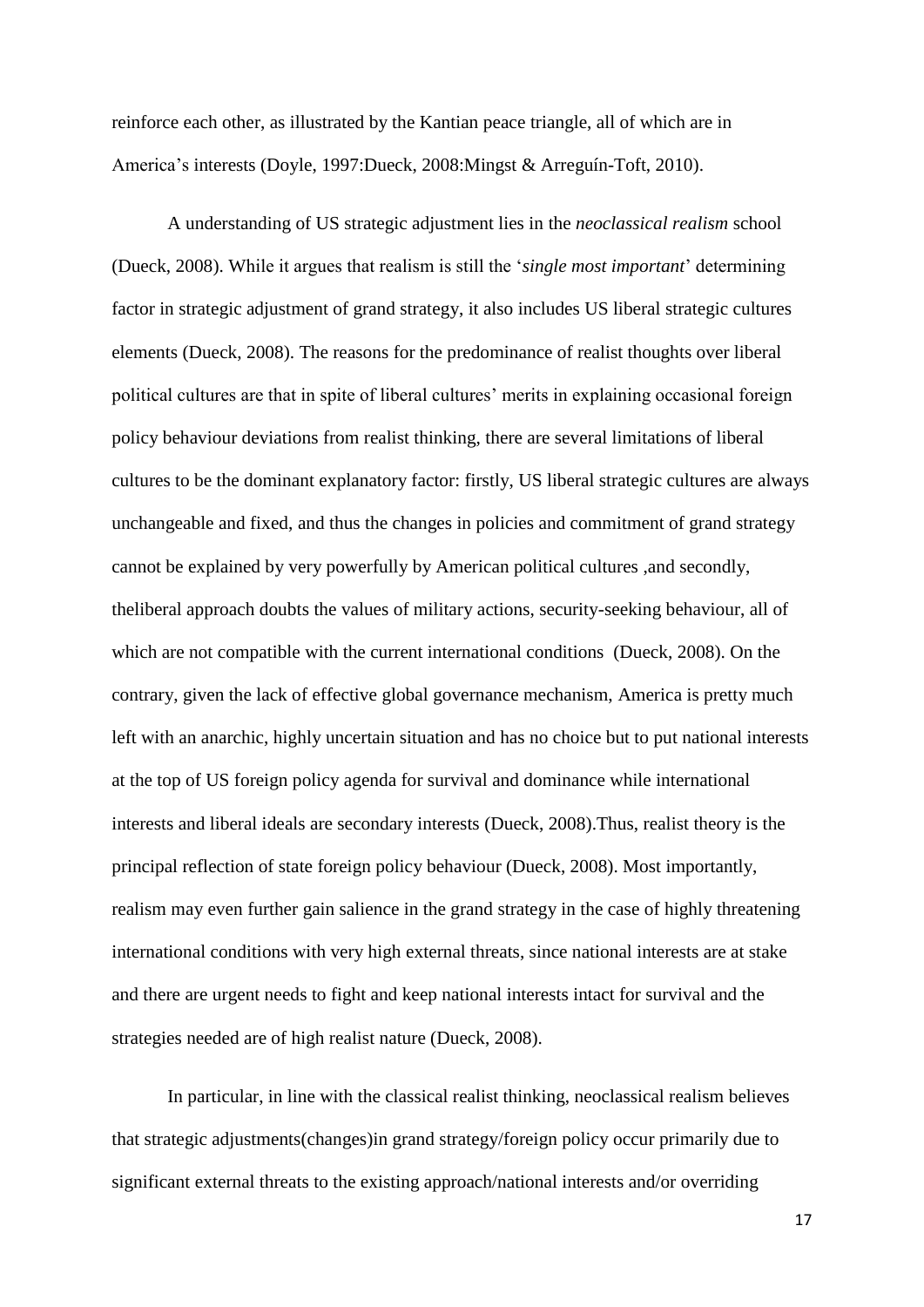reinforce each other, as illustrated by the Kantian peace triangle, all of which are in America's interests (Doyle, 1997:Dueck, 2008:Mingst & Arreguín-Toft, 2010).

A understanding of US strategic adjustment lies in the *neoclassical realism* school (Dueck, 2008). While it argues that realism is still the '*single most important*' determining factor in strategic adjustment of grand strategy, it also includes US liberal strategic cultures elements (Dueck, 2008). The reasons for the predominance of realist thoughts over liberal political cultures are that in spite of liberal cultures' merits in explaining occasional foreign policy behaviour deviations from realist thinking, there are several limitations of liberal cultures to be the dominant explanatory factor: firstly, US liberal strategic cultures are always unchangeable and fixed, and thus the changes in policies and commitment of grand strategy cannot be explained by very powerfully by American political cultures ,and secondly, theliberal approach doubts the values of military actions, security-seeking behaviour, all of which are not compatible with the current international conditions (Dueck, 2008). On the contrary, given the lack of effective global governance mechanism, America is pretty much left with an anarchic, highly uncertain situation and has no choice but to put national interests at the top of US foreign policy agenda for survival and dominance while international interests and liberal ideals are secondary interests (Dueck, 2008).Thus, realist theory is the principal reflection of state foreign policy behaviour (Dueck, 2008). Most importantly, realism may even further gain salience in the grand strategy in the case of highly threatening international conditions with very high external threats, since national interests are at stake and there are urgent needs to fight and keep national interests intact for survival and the strategies needed are of high realist nature (Dueck, 2008).

In particular, in line with the classical realist thinking, neoclassical realism believes that strategic adjustments(changes)in grand strategy/foreign policy occur primarily due to significant external threats to the existing approach/national interests and/or overriding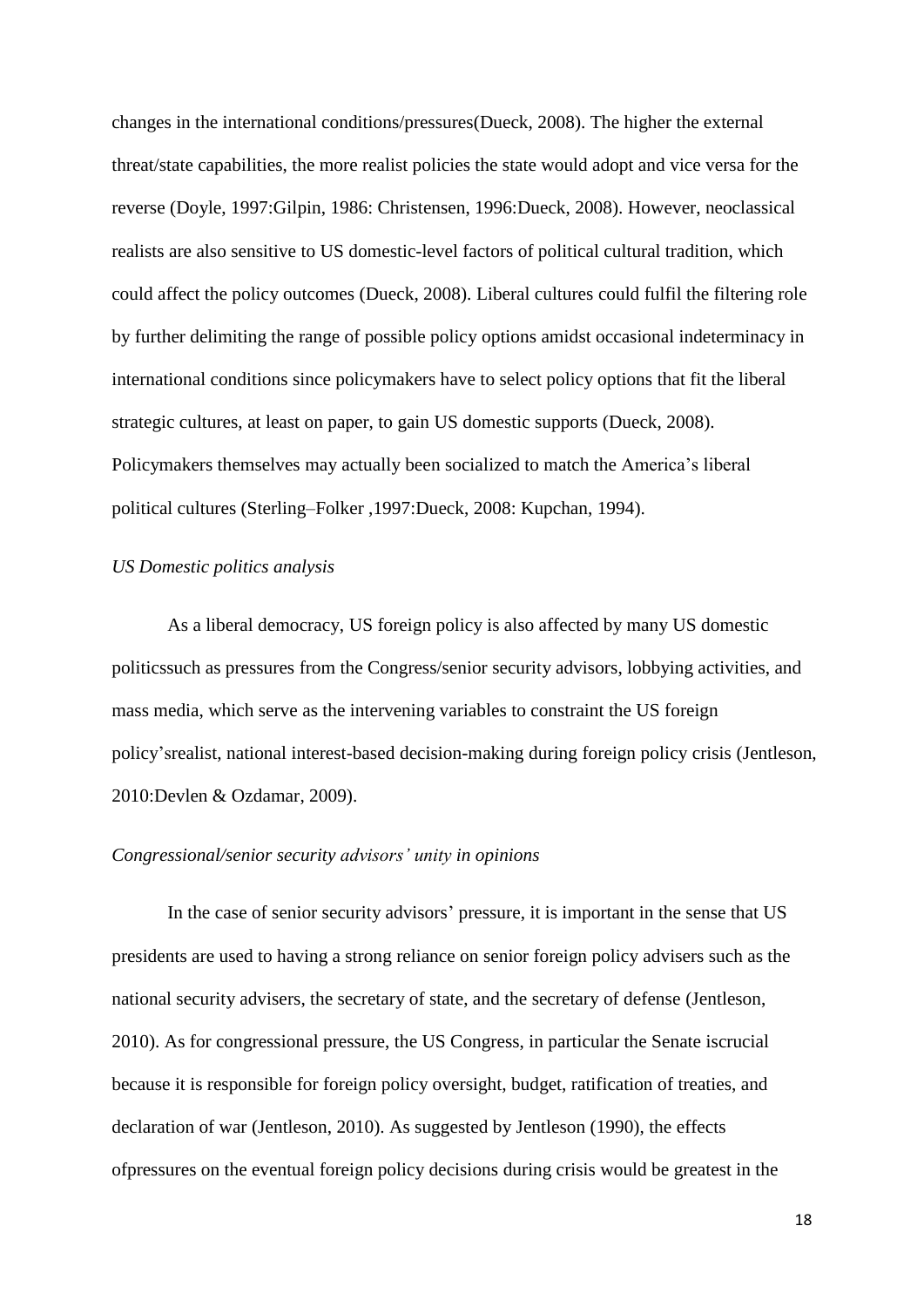changes in the international conditions/pressures(Dueck, 2008). The higher the external threat/state capabilities, the more realist policies the state would adopt and vice versa for the reverse (Doyle, 1997:Gilpin, 1986: Christensen, 1996:Dueck, 2008). However, neoclassical realists are also sensitive to US domestic-level factors of political cultural tradition, which could affect the policy outcomes (Dueck, 2008). Liberal cultures could fulfil the filtering role by further delimiting the range of possible policy options amidst occasional indeterminacy in international conditions since policymakers have to select policy options that fit the liberal strategic cultures, at least on paper, to gain US domestic supports (Dueck, 2008). Policymakers themselves may actually been socialized to match the America's liberal political cultures (Sterling–Folker ,1997:Dueck, 2008: Kupchan, 1994).

*US Domestic politics analysis*

As a liberal democracy, US foreign policy is also affected by many US domestic politicssuch as pressures from the Congress/senior security advisors, lobbying activities, and mass media, which serve as the intervening variables to constraint the US foreign policy'srealist, national interest-based decision-making during foreign policy crisis (Jentleson, 2010:Devlen & Ozdamar, 2009).

*Congressional/senior security advisors' unity in opinions*

In the case of senior security advisors' pressure, it is important in the sense that US presidents are used to having a strong reliance on senior foreign policy advisers such as the national security advisers, the secretary of state, and the secretary of defense (Jentleson, 2010). As for congressional pressure, the US Congress, in particular the Senate iscrucial because it is responsible for foreign policy oversight, budget, ratification of treaties, and declaration of war (Jentleson, 2010). As suggested by Jentleson (1990), the effects ofpressures on the eventual foreign policy decisions during crisis would be greatest in the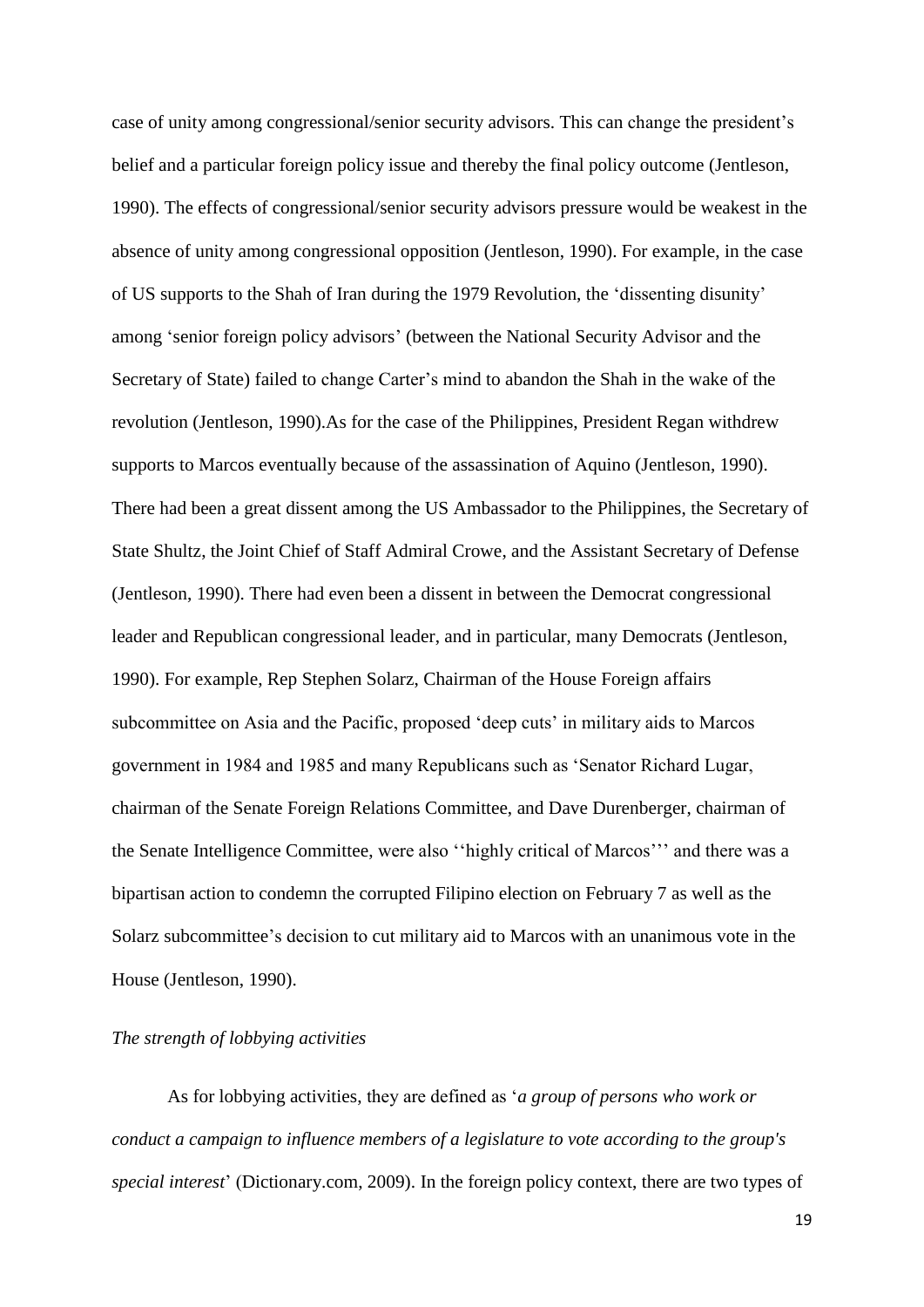case of unity among congressional/senior security advisors. This can change the president's belief and a particular foreign policy issue and thereby the final policy outcome (Jentleson, 1990). The effects of congressional/senior security advisors pressure would be weakest in the absence of unity among congressional opposition (Jentleson, 1990). For example, in the case of US supports to the Shah of Iran during the 1979 Revolution, the 'dissenting disunity' among 'senior foreign policy advisors' (between the National Security Advisor and the Secretary of State) failed to change Carter's mind to abandon the Shah in the wake of the revolution (Jentleson, 1990).As for the case of the Philippines, President Regan withdrew supports to Marcos eventually because of the assassination of Aquino (Jentleson, 1990). There had been a great dissent among the US Ambassador to the Philippines, the Secretary of State Shultz, the Joint Chief of Staff Admiral Crowe, and the Assistant Secretary of Defense (Jentleson, 1990). There had even been a dissent in between the Democrat congressional leader and Republican congressional leader, and in particular, many Democrats (Jentleson, 1990). For example, Rep Stephen Solarz, Chairman of the House Foreign affairs subcommittee on Asia and the Pacific, proposed 'deep cuts' in military aids to Marcos government in 1984 and 1985 and many Republicans such as 'Senator Richard Lugar, chairman of the Senate Foreign Relations Committee, and Dave Durenberger, chairman of the Senate Intelligence Committee, were also ''highly critical of Marcos''' and there was a bipartisan action to condemn the corrupted Filipino election on February 7 as well as the Solarz subcommittee's decision to cut military aid to Marcos with an unanimous vote in the House (Jentleson, 1990).

*The strength of lobbying activities*

As for lobbying activities, they are defined as '*a group of persons who work or conduct a campaign to influence members of a legislature to vote according to the group's special interest*' (Dictionary.com, 2009). In the foreign policy context, there are two types of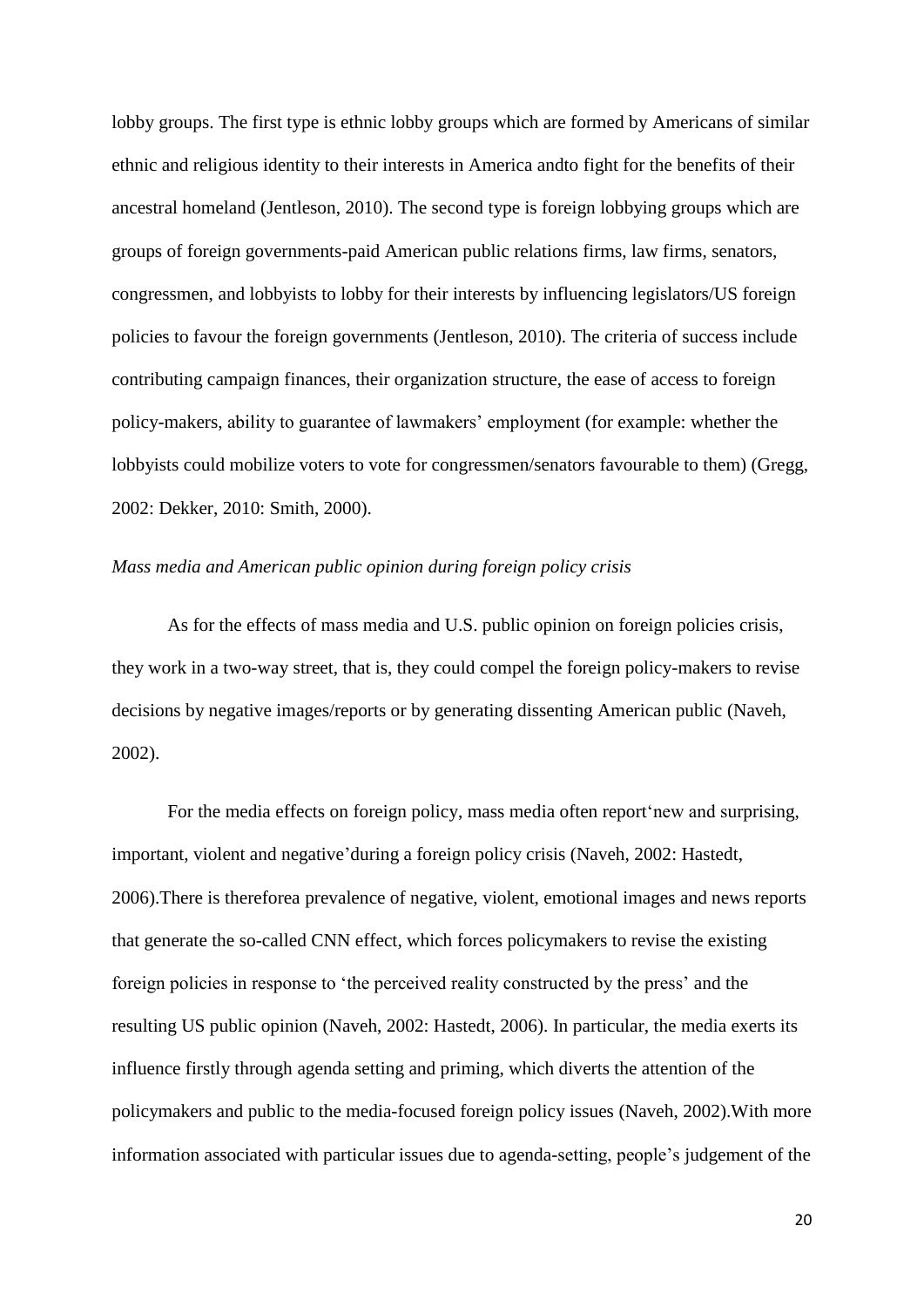lobby groups. The first type is ethnic lobby groups which are formed by Americans of similar ethnic and religious identity to their interests in America andto fight for the benefits of their ancestral homeland (Jentleson, 2010). The second type is foreign lobbying groups which are groups of foreign governments-paid American public relations firms, law firms, senators, congressmen, and lobbyists to lobby for their interests by influencing legislators/US foreign policies to favour the foreign governments (Jentleson, 2010). The criteria of success include contributing campaign finances, their organization structure, the ease of access to foreign policy-makers, ability to guarantee of lawmakers' employment (for example: whether the lobbyists could mobilize voters to vote for congressmen/senators favourable to them) (Gregg, 2002: Dekker, 2010: Smith, 2000).

*Mass media and American public opinion during foreign policy crisis*

As for the effects of mass media and U.S. public opinion on foreign policies crisis, they work in a two-way street, that is, they could compel the foreign policy-makers to revise decisions by negative images/reports or by generating dissenting American public (Naveh, 2002).

For the media effects on foreign policy, mass media often report'new and surprising, important, violent and negative'during a foreign policy crisis (Naveh, 2002: Hastedt, 2006).There is thereforea prevalence of negative, violent, emotional images and news reports that generate the so-called CNN effect, which forces policymakers to revise the existing foreign policies in response to 'the perceived reality constructed by the press' and the resulting US public opinion (Naveh, 2002: Hastedt, 2006). In particular, the media exerts its influence firstly through agenda setting and priming, which diverts the attention of the policymakers and public to the media-focused foreign policy issues (Naveh, 2002).With more information associated with particular issues due to agenda-setting, people's judgement of the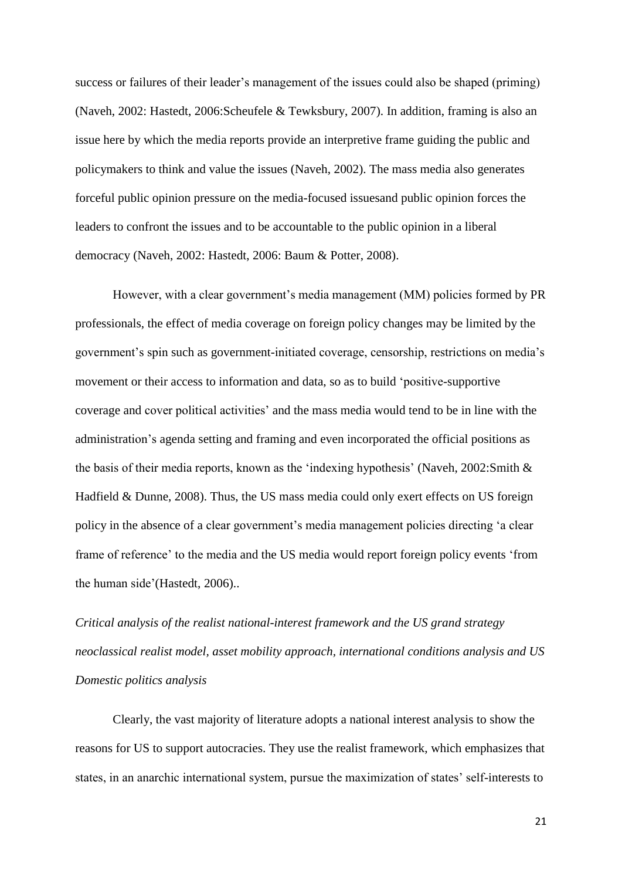success or failures of their leader's management of the issues could also be shaped (priming) (Naveh, 2002: Hastedt, 2006:Scheufele & Tewksbury, 2007). In addition, framing is also an issue here by which the media reports provide an interpretive frame guiding the public and policymakers to think and value the issues (Naveh, 2002). The mass media also generates forceful public opinion pressure on the media-focused issuesand public opinion forces the leaders to confront the issues and to be accountable to the public opinion in a liberal democracy (Naveh, 2002: Hastedt, 2006: Baum & Potter, 2008).

However, with a clear government's media management (MM) policies formed by PR professionals, the effect of media coverage on foreign policy changes may be limited by the government's spin such as government-initiated coverage, censorship, restrictions on media's movement or their access to information and data, so as to build 'positive-supportive coverage and cover political activities' and the mass media would tend to be in line with the administration's agenda setting and framing and even incorporated the official positions as the basis of their media reports, known as the 'indexing hypothesis' (Naveh, 2002:Smith & Hadfield & Dunne, 2008). Thus, the US mass media could only exert effects on US foreign policy in the absence of a clear government's media management policies directing 'a clear frame of reference' to the media and the US media would report foreign policy events 'from the human side'(Hastedt, 2006)..

*Critical analysis of the realist national-interest framework and the US grand strategy neoclassical realist model, asset mobility approach, international conditions analysis and US Domestic politics analysis*

Clearly, the vast majority of literature adopts a national interest analysis to show the reasons for US to support autocracies. They use the realist framework, which emphasizes that states, in an anarchic international system, pursue the maximization of states' self-interests to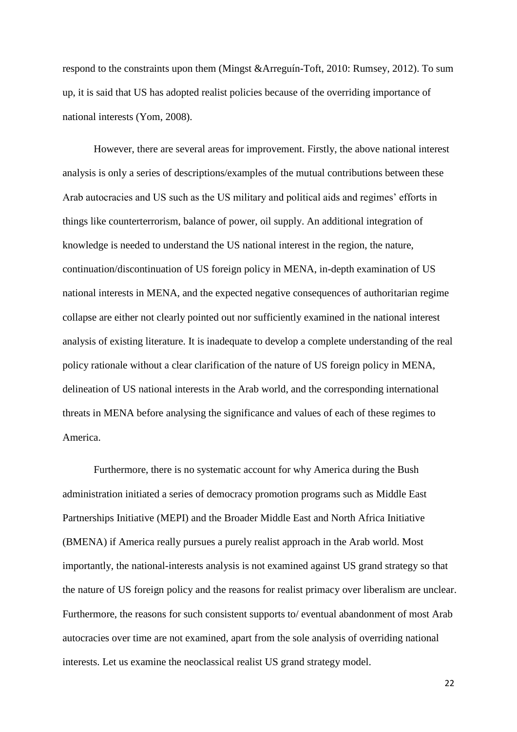respond to the constraints upon them (Mingst &Arreguín-Toft, 2010: Rumsey, 2012). To sum up, it is said that US has adopted realist policies because of the overriding importance of national interests (Yom, 2008).

However, there are several areas for improvement. Firstly, the above national interest analysis is only a series of descriptions/examples of the mutual contributions between these Arab autocracies and US such as the US military and political aids and regimes' efforts in things like counterterrorism, balance of power, oil supply. An additional integration of knowledge is needed to understand the US national interest in the region, the nature, continuation/discontinuation of US foreign policy in MENA, in-depth examination of US national interests in MENA, and the expected negative consequences of authoritarian regime collapse are either not clearly pointed out nor sufficiently examined in the national interest analysis of existing literature. It is inadequate to develop a complete understanding of the real policy rationale without a clear clarification of the nature of US foreign policy in MENA, delineation of US national interests in the Arab world, and the corresponding international threats in MENA before analysing the significance and values of each of these regimes to America.

Furthermore, there is no systematic account for why America during the Bush administration initiated a series of democracy promotion programs such as Middle East Partnerships Initiative (MEPI) and the Broader Middle East and North Africa Initiative (BMENA) if America really pursues a purely realist approach in the Arab world. Most importantly, the national-interests analysis is not examined against US grand strategy so that the nature of US foreign policy and the reasons for realist primacy over liberalism are unclear. Furthermore, the reasons for such consistent supports to/ eventual abandonment of most Arab autocracies over time are not examined, apart from the sole analysis of overriding national interests. Let us examine the neoclassical realist US grand strategy model.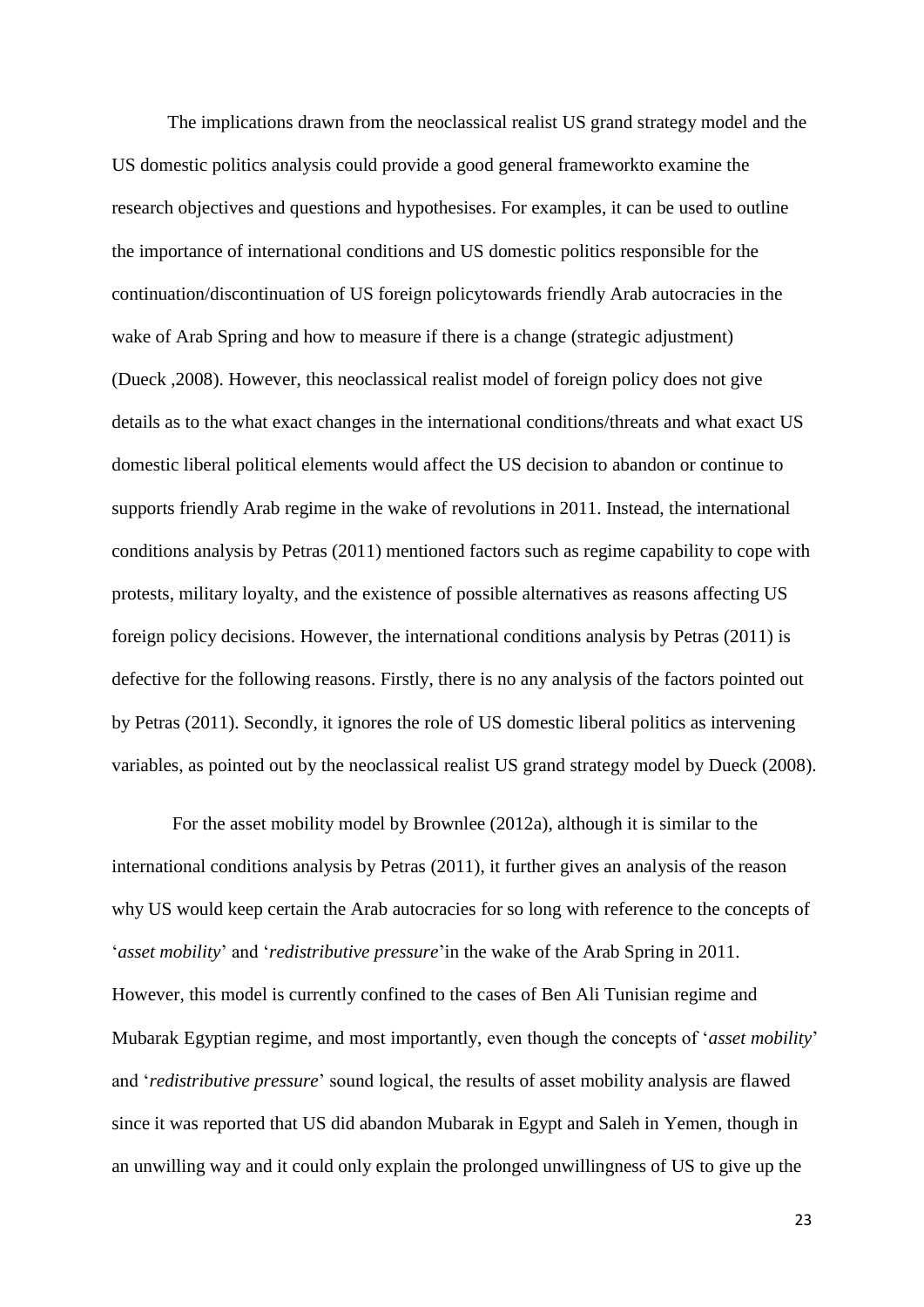The implications drawn from the neoclassical realist US grand strategy model and the US domestic politics analysis could provide a good general frameworkto examine the research objectives and questions and hypothesises. For examples, it can be used to outline the importance of international conditions and US domestic politics responsible for the continuation/discontinuation of US foreign policytowards friendly Arab autocracies in the wake of Arab Spring and how to measure if there is a change (strategic adjustment) (Dueck ,2008). However, this neoclassical realist model of foreign policy does not give details as to the what exact changes in the international conditions/threats and what exact US domestic liberal political elements would affect the US decision to abandon or continue to supports friendly Arab regime in the wake of revolutions in 2011. Instead, the international conditions analysis by Petras (2011) mentioned factors such as regime capability to cope with protests, military loyalty, and the existence of possible alternatives as reasons affecting US foreign policy decisions. However, the international conditions analysis by Petras (2011) is defective for the following reasons. Firstly, there is no any analysis of the factors pointed out by Petras (2011). Secondly, it ignores the role of US domestic liberal politics as intervening variables, as pointed out by the neoclassical realist US grand strategy model by Dueck (2008).

For the asset mobility model by Brownlee (2012a), although it is similar to the international conditions analysis by Petras (2011), it further gives an analysis of the reason why US would keep certain the Arab autocracies for so long with reference to the concepts of '*asset mobility*' and '*redistributive pressure*'in the wake of the Arab Spring in 2011. However, this model is currently confined to the cases of Ben Ali Tunisian regime and Mubarak Egyptian regime, and most importantly, even though the concepts of '*asset mobility*' and '*redistributive pressure*' sound logical, the results of asset mobility analysis are flawed since it was reported that US did abandon Mubarak in Egypt and Saleh in Yemen, though in an unwilling way and it could only explain the prolonged unwillingness of US to give up the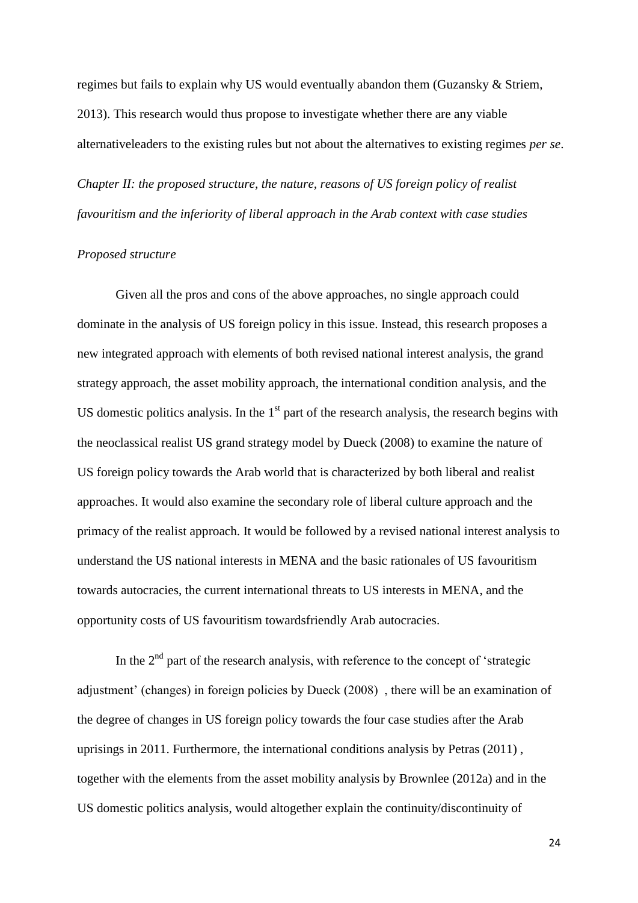regimes but fails to explain why US would eventually abandon them (Guzansky & Striem, 2013). This research would thus propose to investigate whether there are any viable alternativeleaders to the existing rules but not about the alternatives to existing regimes *per se*.

*Chapter II: the proposed structure, the nature, reasons of US foreign policy of realist favouritism and the inferiority of liberal approach in the Arab context with case studies*

*Proposed structure*

Given all the pros and cons of the above approaches, no single approach could dominate in the analysis of US foreign policy in this issue. Instead, this research proposes a new integrated approach with elements of both revised national interest analysis, the grand strategy approach, the asset mobility approach, the international condition analysis, and the US domestic politics analysis. In the 1st part of the research analysis, the research begins with the neoclassical realist US grand strategy model by Dueck (2008) to examine the nature of US foreign policy towards the Arab world that is characterized by both liberal and realist approaches. It would also examine the secondary role of liberal culture approach and the primacy of the realist approach. It would be followed by a revised national interest analysis to understand the US national interests in MENA and the basic rationales of US favouritism towards autocracies, the current international threats to US interests in MENA, and the opportunity costs of US favouritism towardsfriendly Arab autocracies.

In the 2nd part of the research analysis, with reference to the concept of 'strategic adjustment' (changes) in foreign policies by Dueck (2008) , there will be an examination of the degree of changes in US foreign policy towards the four case studies after the Arab uprisings in 2011. Furthermore, the international conditions analysis by Petras (2011) , together with the elements from the asset mobility analysis by Brownlee (2012a) and in the US domestic politics analysis, would altogether explain the continuity/discontinuity of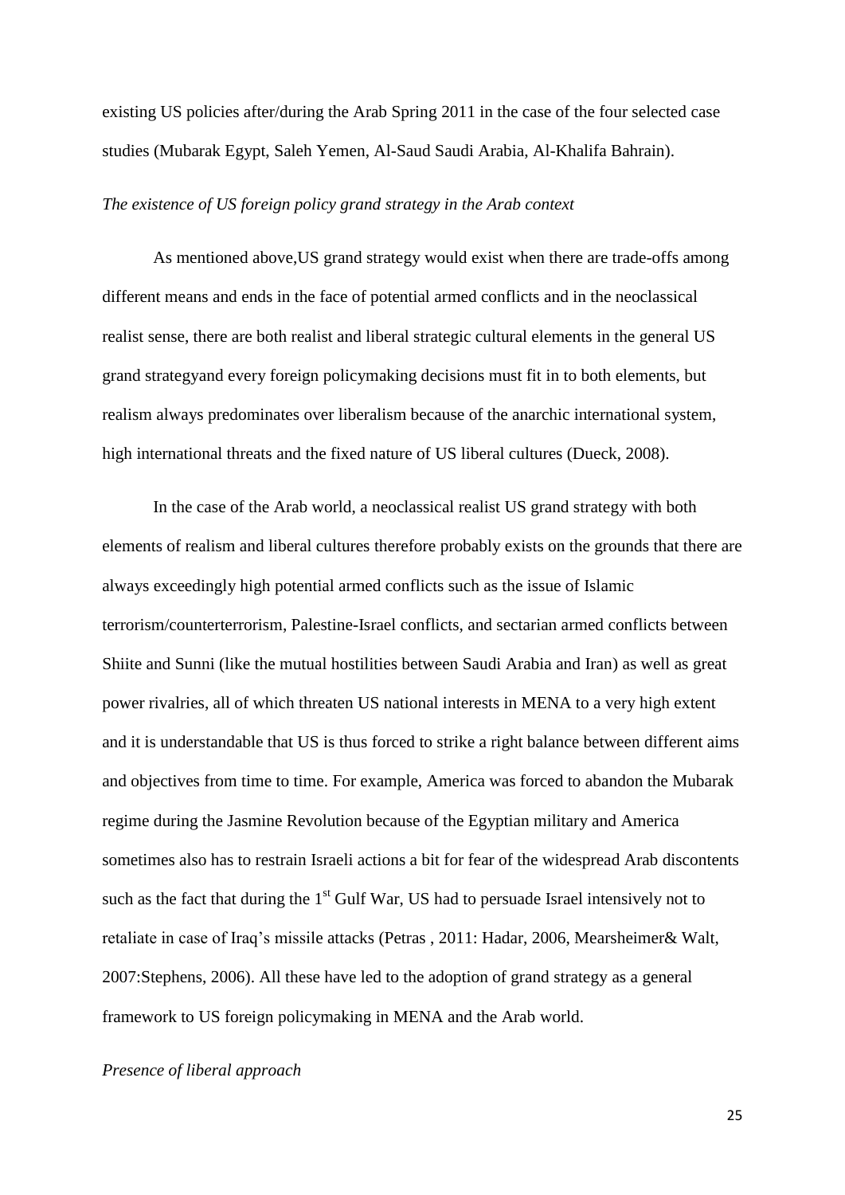existing US policies after/during the Arab Spring 2011 in the case of the four selected case studies (Mubarak Egypt, Saleh Yemen, Al-Saud Saudi Arabia, Al-Khalifa Bahrain).

*The existence of US foreign policy grand strategy in the Arab context*

As mentioned above,US grand strategy would exist when there are trade-offs among different means and ends in the face of potential armed conflicts and in the neoclassical realist sense, there are both realist and liberal strategic cultural elements in the general US grand strategyand every foreign policymaking decisions must fit in to both elements, but realism always predominates over liberalism because of the anarchic international system, high international threats and the fixed nature of US liberal cultures (Dueck, 2008).

In the case of the Arab world, a neoclassical realist US grand strategy with both elements of realism and liberal cultures therefore probably exists on the grounds that there are always exceedingly high potential armed conflicts such as the issue of Islamic terrorism/counterterrorism, Palestine-Israel conflicts, and sectarian armed conflicts between Shiite and Sunni (like the mutual hostilities between Saudi Arabia and Iran) as well as great power rivalries, all of which threaten US national interests in MENA to a very high extent and it is understandable that US is thus forced to strike a right balance between different aims and objectives from time to time. For example, America was forced to abandon the Mubarak regime during the Jasmine Revolution because of the Egyptian military and America sometimes also has to restrain Israeli actions a bit for fear of the widespread Arab discontents such as the fact that during the 1st Gulf War, US had to persuade Israel intensively not to retaliate in case of Iraq's missile attacks (Petras , 2011: Hadar, 2006, Mearsheimer& Walt, 2007:Stephens, 2006). All these have led to the adoption of grand strategy as a general framework to US foreign policymaking in MENA and the Arab world.

*Presence of liberal approach*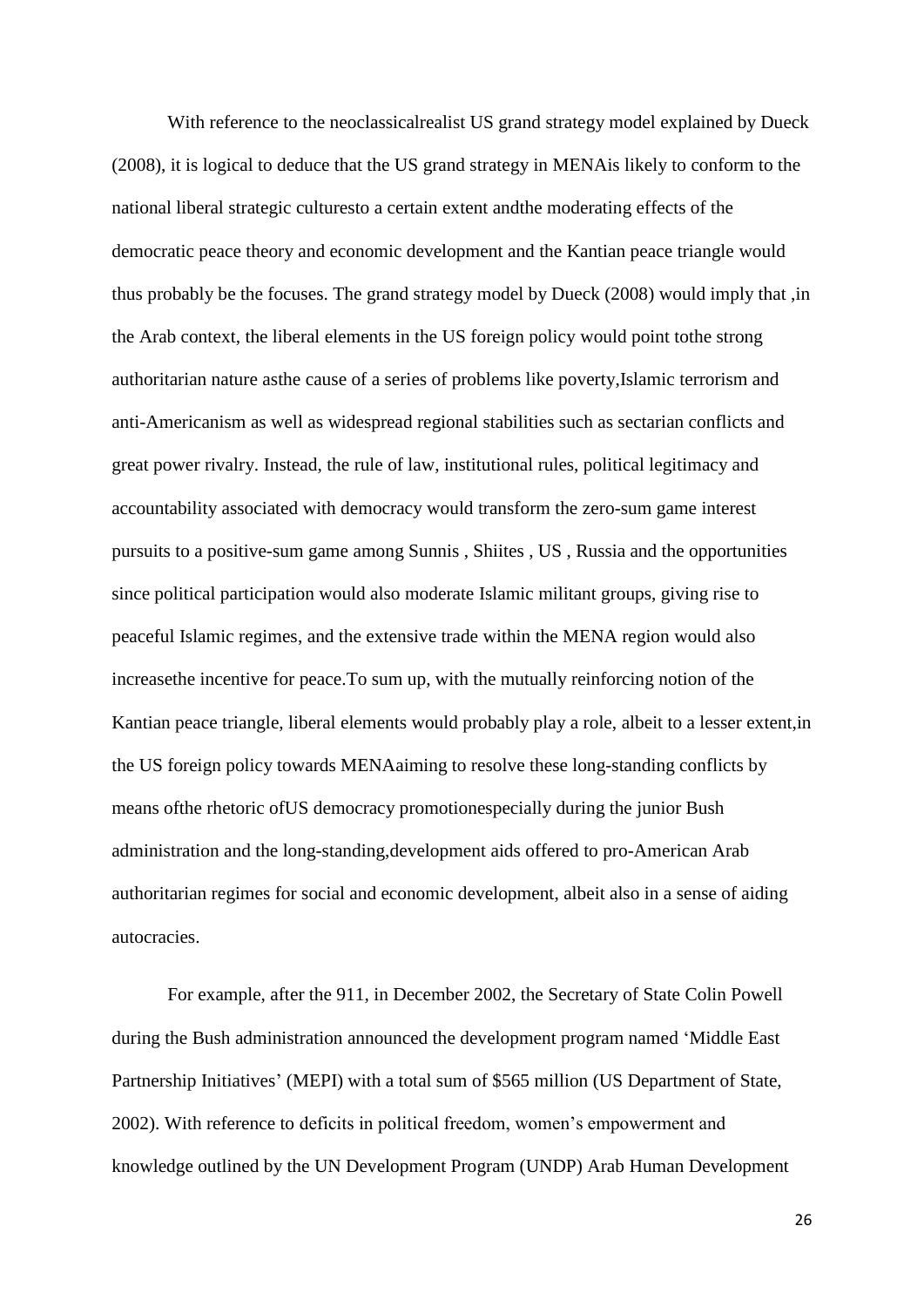With reference to the neoclassicalrealist US grand strategy model explained by Dueck (2008), it is logical to deduce that the US grand strategy in MENAis likely to conform to the national liberal strategic culturesto a certain extent andthe moderating effects of the democratic peace theory and economic development and the Kantian peace triangle would thus probably be the focuses. The grand strategy model by Dueck (2008) would imply that ,in the Arab context, the liberal elements in the US foreign policy would point tothe strong authoritarian nature asthe cause of a series of problems like poverty,Islamic terrorism and anti-Americanism as well as widespread regional stabilities such as sectarian conflicts and great power rivalry. Instead, the rule of law, institutional rules, political legitimacy and accountability associated with democracy would transform the zero-sum game interest pursuits to a positive-sum game among Sunnis , Shiites , US , Russia and the opportunities since political participation would also moderate Islamic militant groups, giving rise to peaceful Islamic regimes, and the extensive trade within the MENA region would also increasethe incentive for peace.To sum up, with the mutually reinforcing notion of the Kantian peace triangle, liberal elements would probably play a role, albeit to a lesser extent,in the US foreign policy towards MENAaiming to resolve these long-standing conflicts by means ofthe rhetoric ofUS democracy promotionespecially during the junior Bush administration and the long-standing,development aids offered to pro-American Arab authoritarian regimes for social and economic development, albeit also in a sense of aiding autocracies.

For example, after the 911, in December 2002, the Secretary of State Colin Powell during the Bush administration announced the development program named 'Middle East Partnership Initiatives' (MEPI) with a total sum of $565 million (US Department of State, 2002). With reference to deficits in political freedom, women's empowerment and knowledge outlined by the UN Development Program (UNDP) Arab Human Development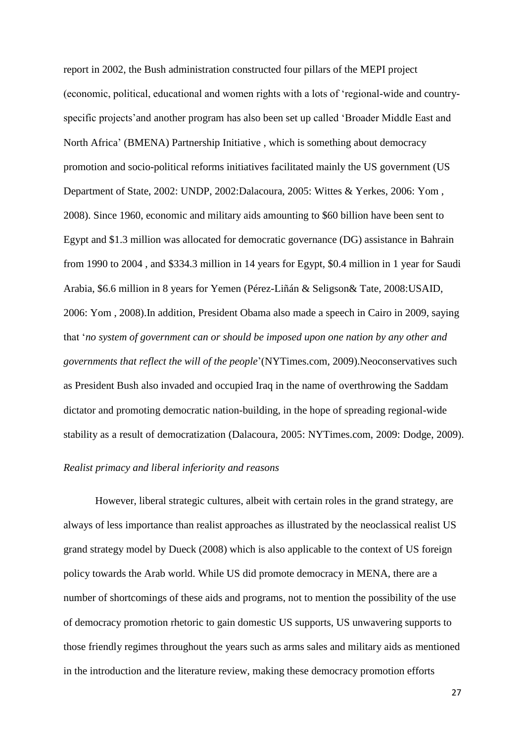report in 2002, the Bush administration constructed four pillars of the MEPI project (economic, political, educational and women rights with a lots of 'regional-wide and country-specific projects'and another program has also been set up called 'Broader Middle East and North Africa' (BMENA) Partnership Initiative , which is something about democracy promotion and socio-political reforms initiatives facilitated mainly the US government (US Department of State, 2002: UNDP, 2002:Dalacoura, 2005: Wittes & Yerkes, 2006: Yom , 2008). Since 1960, economic and military aids amounting to $60 billion have been sent to Egypt and $1.3 million was allocated for democratic governance (DG) assistance in Bahrain from 1990 to 2004 , and $334.3 million in 14 years for Egypt, $0.4 million in 1 year for Saudi Arabia, $6.6 million in 8 years for Yemen (Pérez-Liñán & Seligson& Tate, 2008:USAID, 2006: Yom , 2008).In addition, President Obama also made a speech in Cairo in 2009, saying that '*no system of government can or should be imposed upon one nation by any other and governments that reflect the will of the people*'(NYTimes.com, 2009).Neoconservatives such as President Bush also invaded and occupied Iraq in the name of overthrowing the Saddam dictator and promoting democratic nation-building, in the hope of spreading regional-wide stability as a result of democratization (Dalacoura, 2005: NYTimes.com, 2009: Dodge, 2009).

*Realist primacy and liberal inferiority and reasons*

However, liberal strategic cultures, albeit with certain roles in the grand strategy, are always of less importance than realist approaches as illustrated by the neoclassical realist US grand strategy model by Dueck (2008) which is also applicable to the context of US foreign policy towards the Arab world. While US did promote democracy in MENA, there are a number of shortcomings of these aids and programs, not to mention the possibility of the use of democracy promotion rhetoric to gain domestic US supports, US unwavering supports to those friendly regimes throughout the years such as arms sales and military aids as mentioned in the introduction and the literature review, making these democracy promotion efforts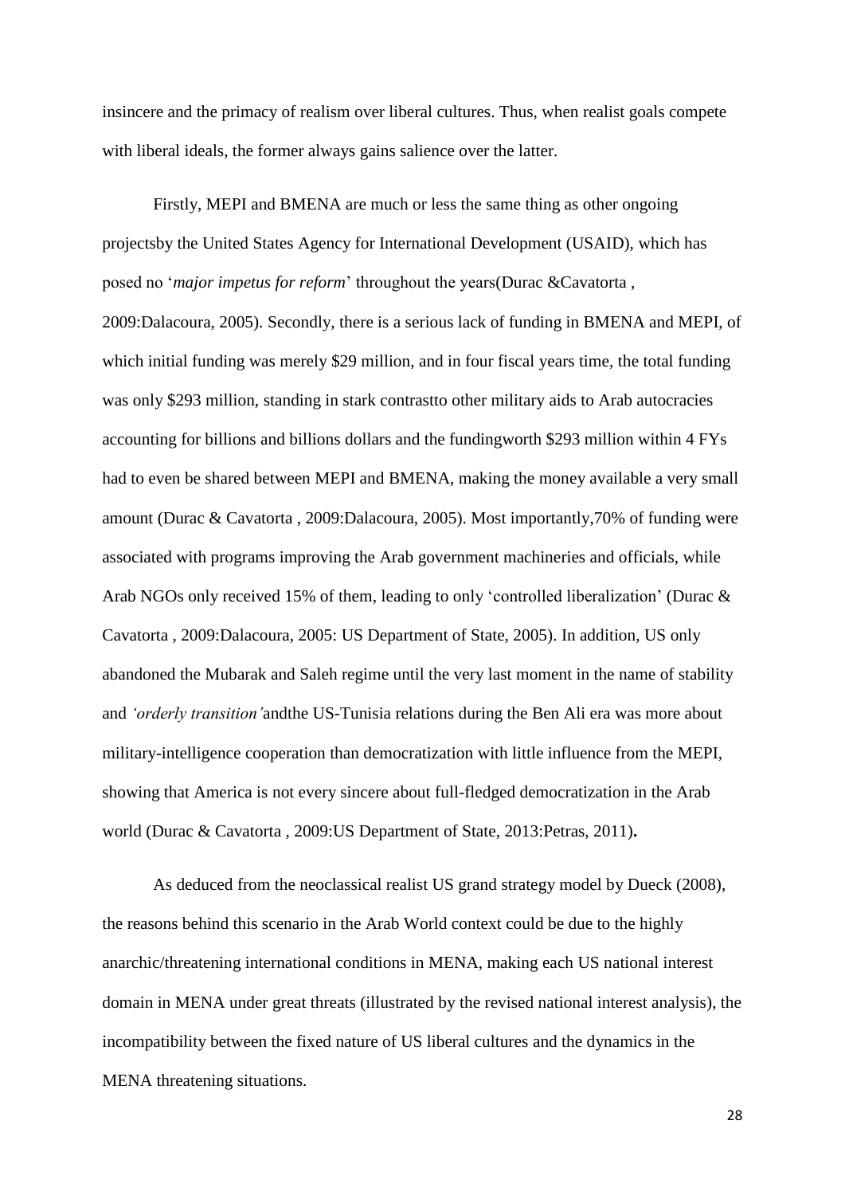insincere and the primacy of realism over liberal cultures. Thus, when realist goals compete with liberal ideals, the former always gains salience over the latter.

Firstly, MEPI and BMENA are much or less the same thing as other ongoing projectsby the United States Agency for International Development (USAID), which has posed no '*major impetus for reform*' throughout the years(Durac &Cavatorta , 2009:Dalacoura, 2005). Secondly, there is a serious lack of funding in BMENA and MEPI, of which initial funding was merely $29 million, and in four fiscal years time, the total funding was only $293 million, standing in stark contrastto other military aids to Arab autocracies accounting for billions and billions dollars and the fundingworth $293 million within 4 FYs had to even be shared between MEPI and BMENA, making the money available a very small amount (Durac & Cavatorta , 2009:Dalacoura, 2005). Most importantly,70% of funding were associated with programs improving the Arab government machineries and officials, while Arab NGOs only received 15% of them, leading to only 'controlled liberalization' (Durac & Cavatorta , 2009:Dalacoura, 2005: US Department of State, 2005). In addition, US only abandoned the Mubarak and Saleh regime until the very last moment in the name of stability and *'orderly transition'*andthe US-Tunisia relations during the Ben Ali era was more about military-intelligence cooperation than democratization with little influence from the MEPI, showing that America is not every sincere about full-fledged democratization in the Arab world (Durac & Cavatorta , 2009:US Department of State, 2013:Petras, 2011)**.**

As deduced from the neoclassical realist US grand strategy model by Dueck (2008), the reasons behind this scenario in the Arab World context could be due to the highly anarchic/threatening international conditions in MENA, making each US national interest domain in MENA under great threats (illustrated by the revised national interest analysis), the incompatibility between the fixed nature of US liberal cultures and the dynamics in the MENA threatening situations.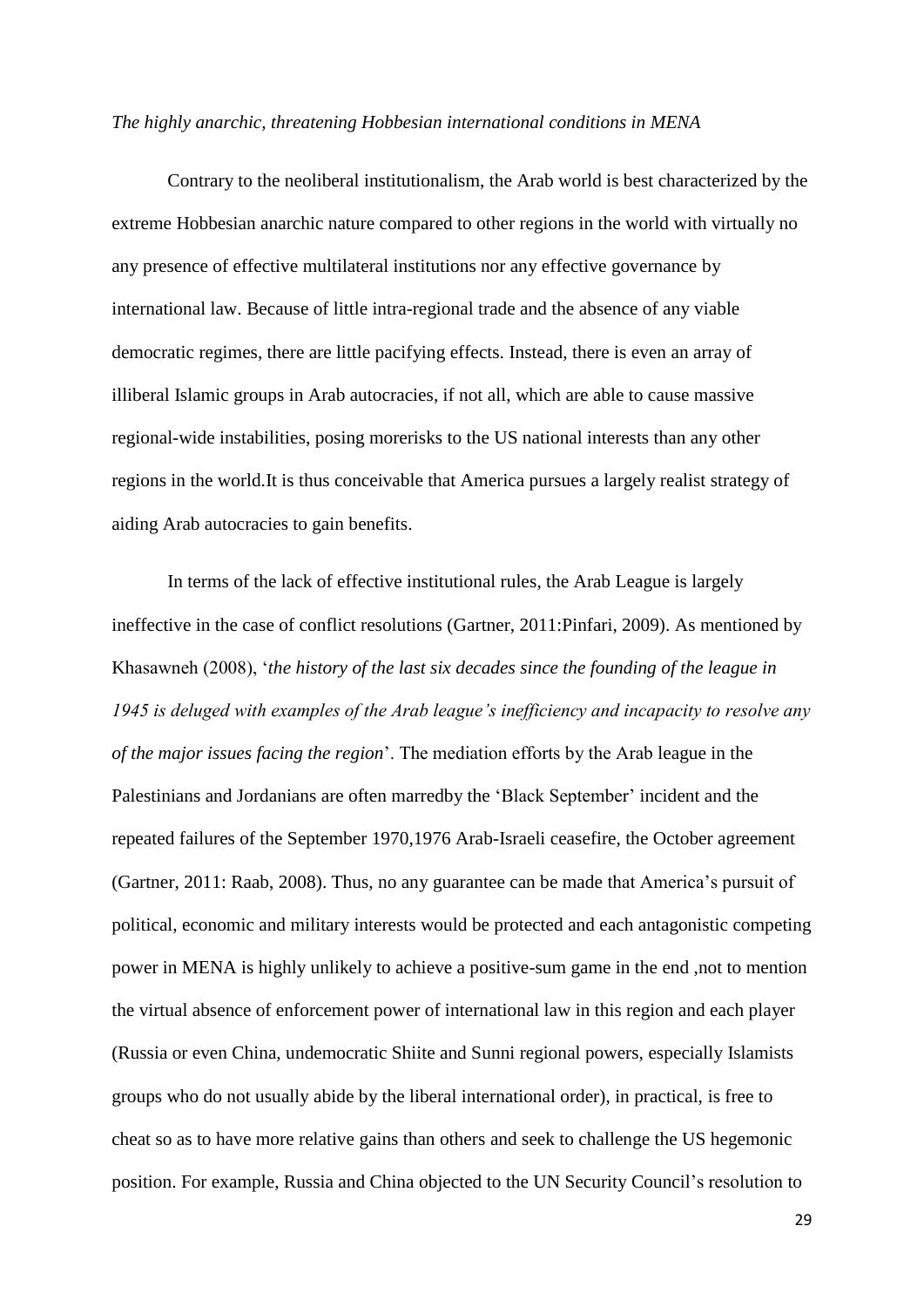*The highly anarchic, threatening Hobbesian international conditions in MENA*

Contrary to the neoliberal institutionalism, the Arab world is best characterized by the extreme Hobbesian anarchic nature compared to other regions in the world with virtually no any presence of effective multilateral institutions nor any effective governance by international law. Because of little intra-regional trade and the absence of any viable democratic regimes, there are little pacifying effects. Instead, there is even an array of illiberal Islamic groups in Arab autocracies, if not all, which are able to cause massive regional-wide instabilities, posing morerisks to the US national interests than any other regions in the world.It is thus conceivable that America pursues a largely realist strategy of aiding Arab autocracies to gain benefits.

In terms of the lack of effective institutional rules, the Arab League is largely ineffective in the case of conflict resolutions (Gartner, 2011:Pinfari, 2009). As mentioned by Khasawneh (2008), '*the history of the last six decades since the founding of the league in 1945 is deluged with examples of the Arab league's inefficiency and incapacity to resolve any of the major issues facing the region*'. The mediation efforts by the Arab league in the Palestinians and Jordanians are often marredby the 'Black September' incident and the repeated failures of the September 1970,1976 Arab-Israeli ceasefire, the October agreement (Gartner, 2011: Raab, 2008). Thus, no any guarantee can be made that America's pursuit of political, economic and military interests would be protected and each antagonistic competing power in MENA is highly unlikely to achieve a positive-sum game in the end ,not to mention the virtual absence of enforcement power of international law in this region and each player (Russia or even China, undemocratic Shiite and Sunni regional powers, especially Islamists groups who do not usually abide by the liberal international order), in practical, is free to cheat so as to have more relative gains than others and seek to challenge the US hegemonic position. For example, Russia and China objected to the UN Security Council's resolution to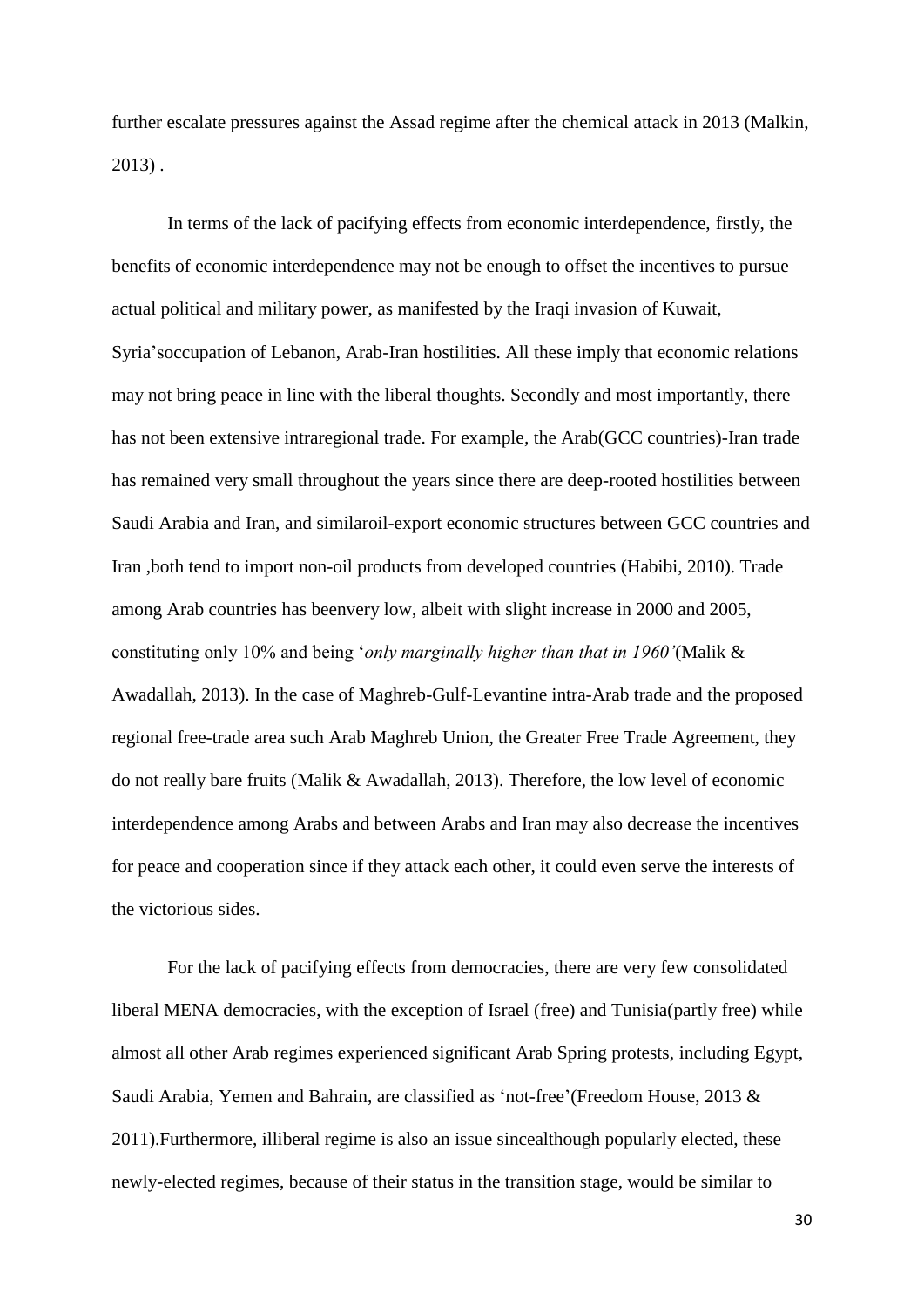further escalate pressures against the Assad regime after the chemical attack in 2013 (Malkin, 2013) .

In terms of the lack of pacifying effects from economic interdependence, firstly, the benefits of economic interdependence may not be enough to offset the incentives to pursue actual political and military power, as manifested by the Iraqi invasion of Kuwait, Syria'soccupation of Lebanon, Arab-Iran hostilities. All these imply that economic relations may not bring peace in line with the liberal thoughts. Secondly and most importantly, there has not been extensive intraregional trade. For example, the Arab(GCC countries)-Iran trade has remained very small throughout the years since there are deep-rooted hostilities between Saudi Arabia and Iran, and similaroil-export economic structures between GCC countries and Iran ,both tend to import non-oil products from developed countries (Habibi, 2010). Trade among Arab countries has beenvery low, albeit with slight increase in 2000 and 2005, constituting only 10% and being '*only marginally higher than that in 1960'*(Malik & Awadallah, 2013). In the case of Maghreb-Gulf-Levantine intra-Arab trade and the proposed regional free-trade area such Arab Maghreb Union, the Greater Free Trade Agreement, they do not really bare fruits (Malik & Awadallah, 2013). Therefore, the low level of economic interdependence among Arabs and between Arabs and Iran may also decrease the incentives for peace and cooperation since if they attack each other, it could even serve the interests of the victorious sides.

For the lack of pacifying effects from democracies, there are very few consolidated liberal MENA democracies, with the exception of Israel (free) and Tunisia(partly free) while almost all other Arab regimes experienced significant Arab Spring protests, including Egypt, Saudi Arabia, Yemen and Bahrain, are classified as 'not-free'(Freedom House, 2013 & 2011).Furthermore, illiberal regime is also an issue sincealthough popularly elected, these newly-elected regimes, because of their status in the transition stage, would be similar to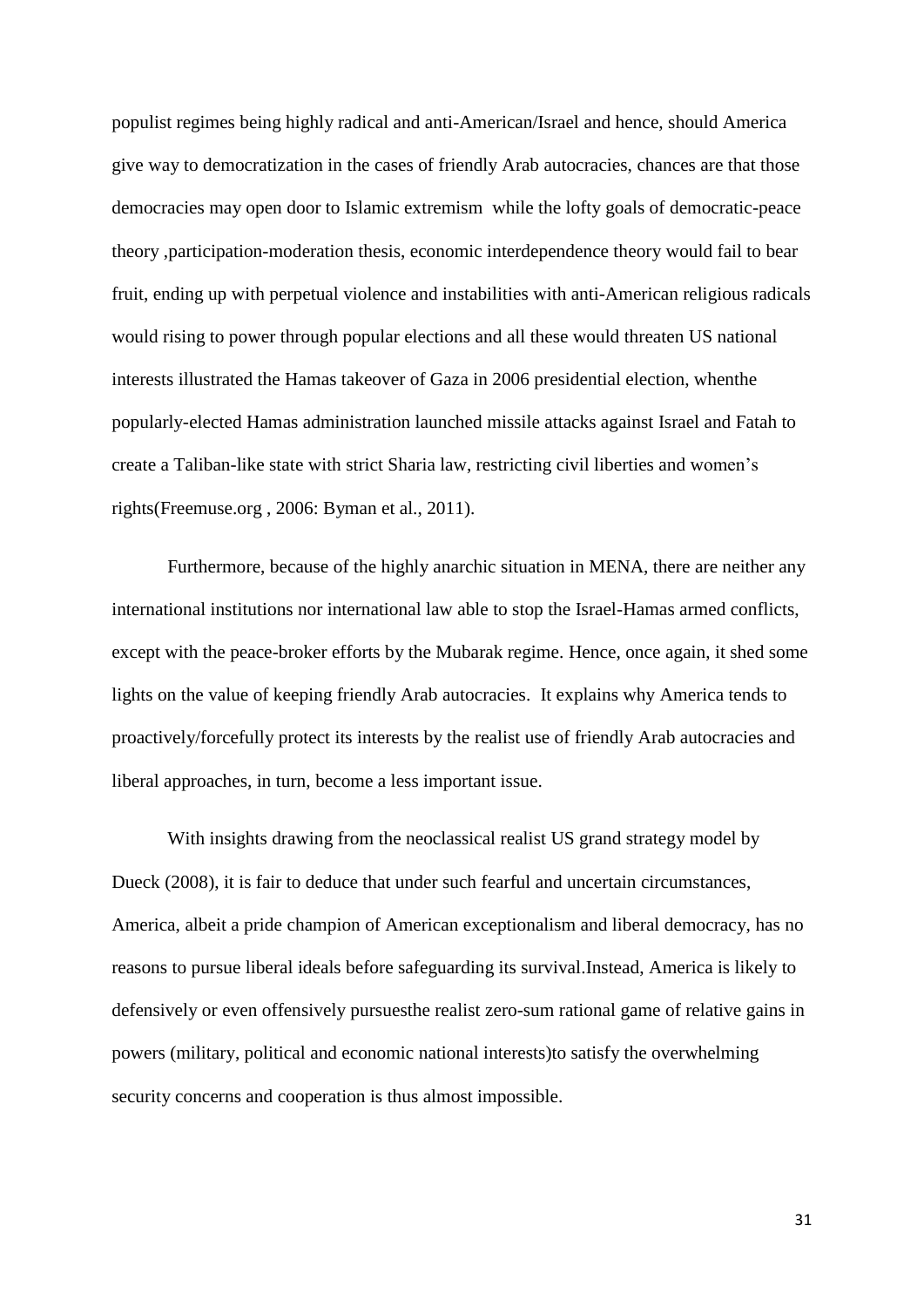populist regimes being highly radical and anti-American/Israel and hence, should America give way to democratization in the cases of friendly Arab autocracies, chances are that those democracies may open door to Islamic extremism while the lofty goals of democratic-peace theory ,participation-moderation thesis, economic interdependence theory would fail to bear fruit, ending up with perpetual violence and instabilities with anti-American religious radicals would rising to power through popular elections and all these would threaten US national interests illustrated the Hamas takeover of Gaza in 2006 presidential election, whenthe popularly-elected Hamas administration launched missile attacks against Israel and Fatah to create a Taliban-like state with strict Sharia law, restricting civil liberties and women's rights(Freemuse.org , 2006: Byman et al., 2011).

Furthermore, because of the highly anarchic situation in MENA, there are neither any international institutions nor international law able to stop the Israel-Hamas armed conflicts, except with the peace-broker efforts by the Mubarak regime. Hence, once again, it shed some lights on the value of keeping friendly Arab autocracies. It explains why America tends to proactively/forcefully protect its interests by the realist use of friendly Arab autocracies and liberal approaches, in turn, become a less important issue.

With insights drawing from the neoclassical realist US grand strategy model by Dueck (2008), it is fair to deduce that under such fearful and uncertain circumstances, America, albeit a pride champion of American exceptionalism and liberal democracy, has no reasons to pursue liberal ideals before safeguarding its survival.Instead, America is likely to defensively or even offensively pursuesthe realist zero-sum rational game of relative gains in powers (military, political and economic national interests)to satisfy the overwhelming security concerns and cooperation is thus almost impossible.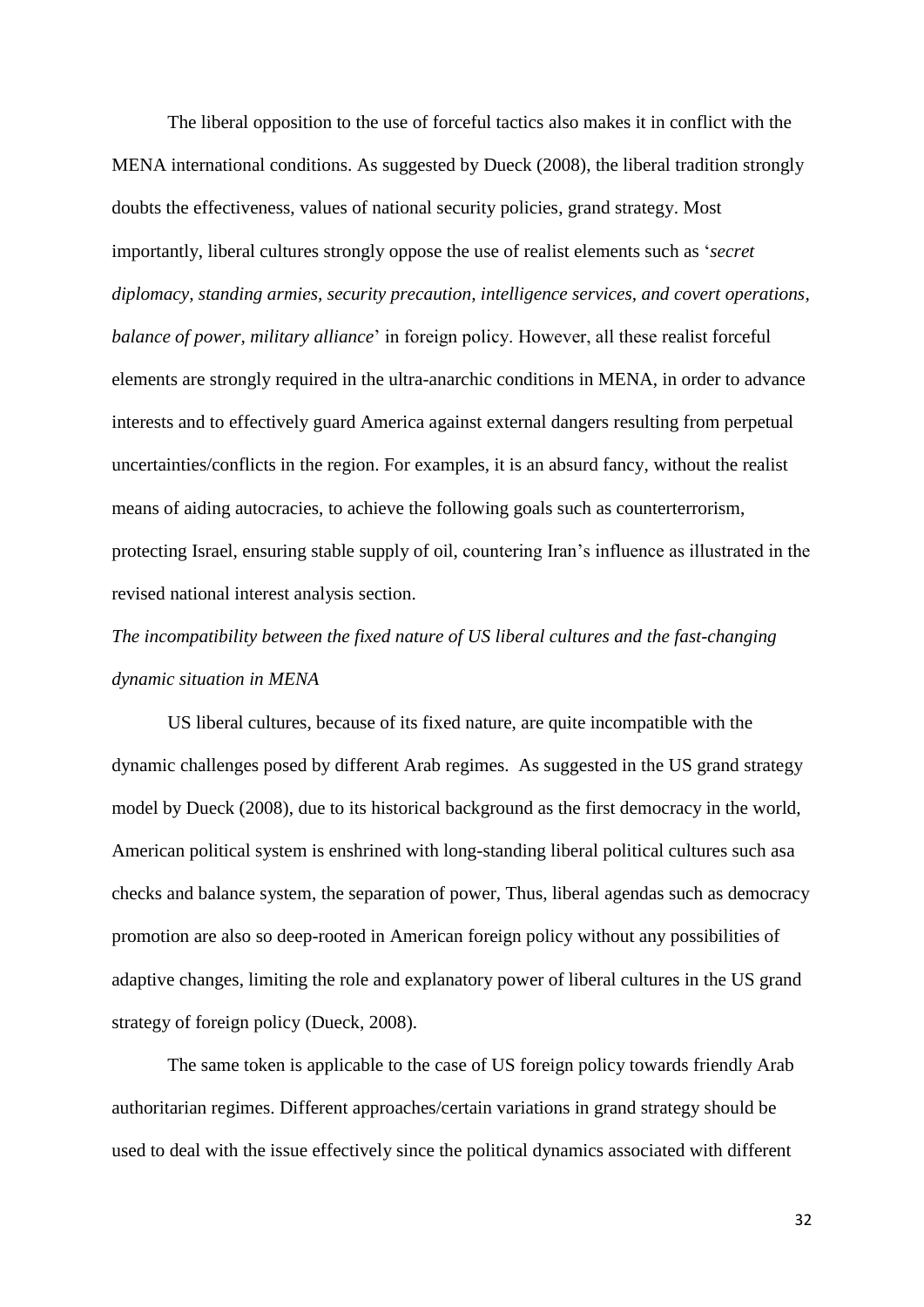The liberal opposition to the use of forceful tactics also makes it in conflict with the MENA international conditions. As suggested by Dueck (2008), the liberal tradition strongly doubts the effectiveness, values of national security policies, grand strategy. Most importantly, liberal cultures strongly oppose the use of realist elements such as '*secret diplomacy, standing armies, security precaution, intelligence services, and covert operations, balance of power, military alliance*' in foreign policy. However, all these realist forceful elements are strongly required in the ultra-anarchic conditions in MENA, in order to advance interests and to effectively guard America against external dangers resulting from perpetual uncertainties/conflicts in the region. For examples, it is an absurd fancy, without the realist means of aiding autocracies, to achieve the following goals such as counterterrorism, protecting Israel, ensuring stable supply of oil, countering Iran's influence as illustrated in the revised national interest analysis section.

*The incompatibility between the fixed nature of US liberal cultures and the fast-changing dynamic situation in MENA*

US liberal cultures, because of its fixed nature, are quite incompatible with the dynamic challenges posed by different Arab regimes. As suggested in the US grand strategy model by Dueck (2008), due to its historical background as the first democracy in the world, American political system is enshrined with long-standing liberal political cultures such asa checks and balance system, the separation of power, Thus, liberal agendas such as democracy promotion are also so deep-rooted in American foreign policy without any possibilities of adaptive changes, limiting the role and explanatory power of liberal cultures in the US grand strategy of foreign policy (Dueck, 2008).

The same token is applicable to the case of US foreign policy towards friendly Arab authoritarian regimes. Different approaches/certain variations in grand strategy should be used to deal with the issue effectively since the political dynamics associated with different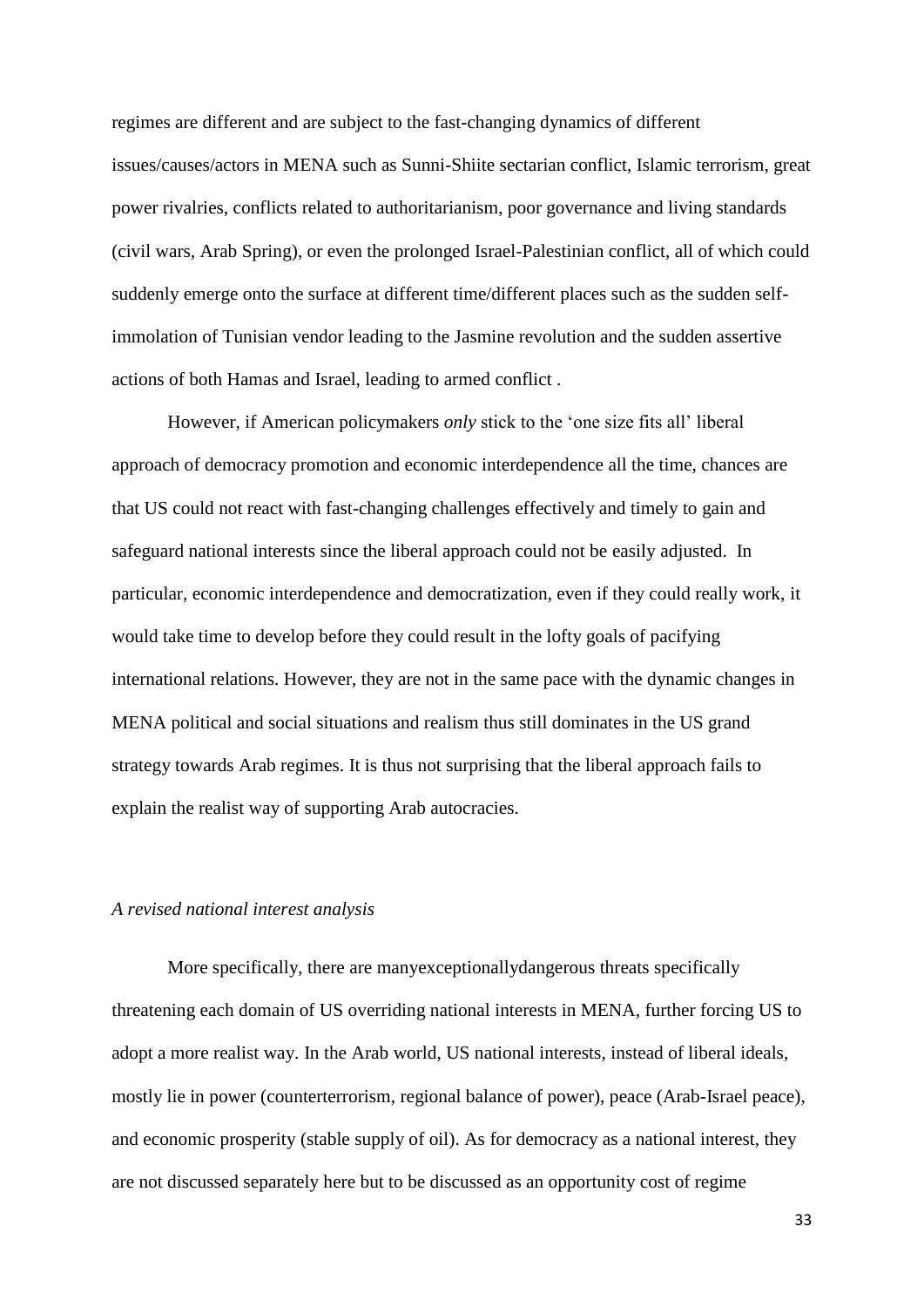regimes are different and are subject to the fast-changing dynamics of different issues/causes/actors in MENA such as Sunni-Shiite sectarian conflict, Islamic terrorism, great power rivalries, conflicts related to authoritarianism, poor governance and living standards (civil wars, Arab Spring), or even the prolonged Israel-Palestinian conflict, all of which could suddenly emerge onto the surface at different time/different places such as the sudden self-immolation of Tunisian vendor leading to the Jasmine revolution and the sudden assertive actions of both Hamas and Israel, leading to armed conflict .

However, if American policymakers *only* stick to the 'one size fits all' liberal approach of democracy promotion and economic interdependence all the time, chances are that US could not react with fast-changing challenges effectively and timely to gain and safeguard national interests since the liberal approach could not be easily adjusted. In particular, economic interdependence and democratization, even if they could really work, it would take time to develop before they could result in the lofty goals of pacifying international relations. However, they are not in the same pace with the dynamic changes in MENA political and social situations and realism thus still dominates in the US grand strategy towards Arab regimes. It is thus not surprising that the liberal approach fails to explain the realist way of supporting Arab autocracies.

*A revised national interest analysis*

More specifically, there are manyexceptionallydangerous threats specifically threatening each domain of US overriding national interests in MENA, further forcing US to adopt a more realist way. In the Arab world, US national interests, instead of liberal ideals, mostly lie in power (counterterrorism, regional balance of power), peace (Arab-Israel peace), and economic prosperity (stable supply of oil). As for democracy as a national interest, they are not discussed separately here but to be discussed as an opportunity cost of regime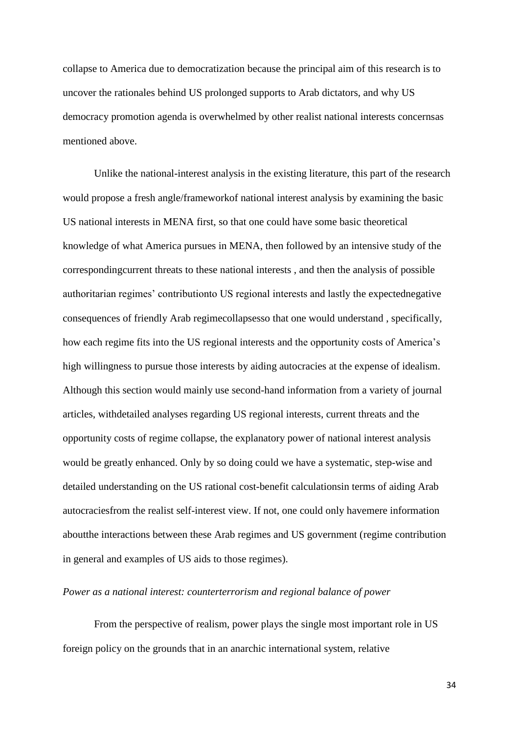collapse to America due to democratization because the principal aim of this research is to uncover the rationales behind US prolonged supports to Arab dictators, and why US democracy promotion agenda is overwhelmed by other realist national interests concernsas mentioned above.

Unlike the national-interest analysis in the existing literature, this part of the research would propose a fresh angle/frameworkof national interest analysis by examining the basic US national interests in MENA first, so that one could have some basic theoretical knowledge of what America pursues in MENA, then followed by an intensive study of the correspondingcurrent threats to these national interests , and then the analysis of possible authoritarian regimes' contributionto US regional interests and lastly the expectednegative consequences of friendly Arab regimecollapsesso that one would understand , specifically, how each regime fits into the US regional interests and the opportunity costs of America's high willingness to pursue those interests by aiding autocracies at the expense of idealism. Although this section would mainly use second-hand information from a variety of journal articles, withdetailed analyses regarding US regional interests, current threats and the opportunity costs of regime collapse, the explanatory power of national interest analysis would be greatly enhanced. Only by so doing could we have a systematic, step-wise and detailed understanding on the US rational cost-benefit calculationsin terms of aiding Arab autocraciesfrom the realist self-interest view. If not, one could only havemere information aboutthe interactions between these Arab regimes and US government (regime contribution in general and examples of US aids to those regimes).

*Power as a national interest: counterterrorism and regional balance of power*

From the perspective of realism, power plays the single most important role in US foreign policy on the grounds that in an anarchic international system, relative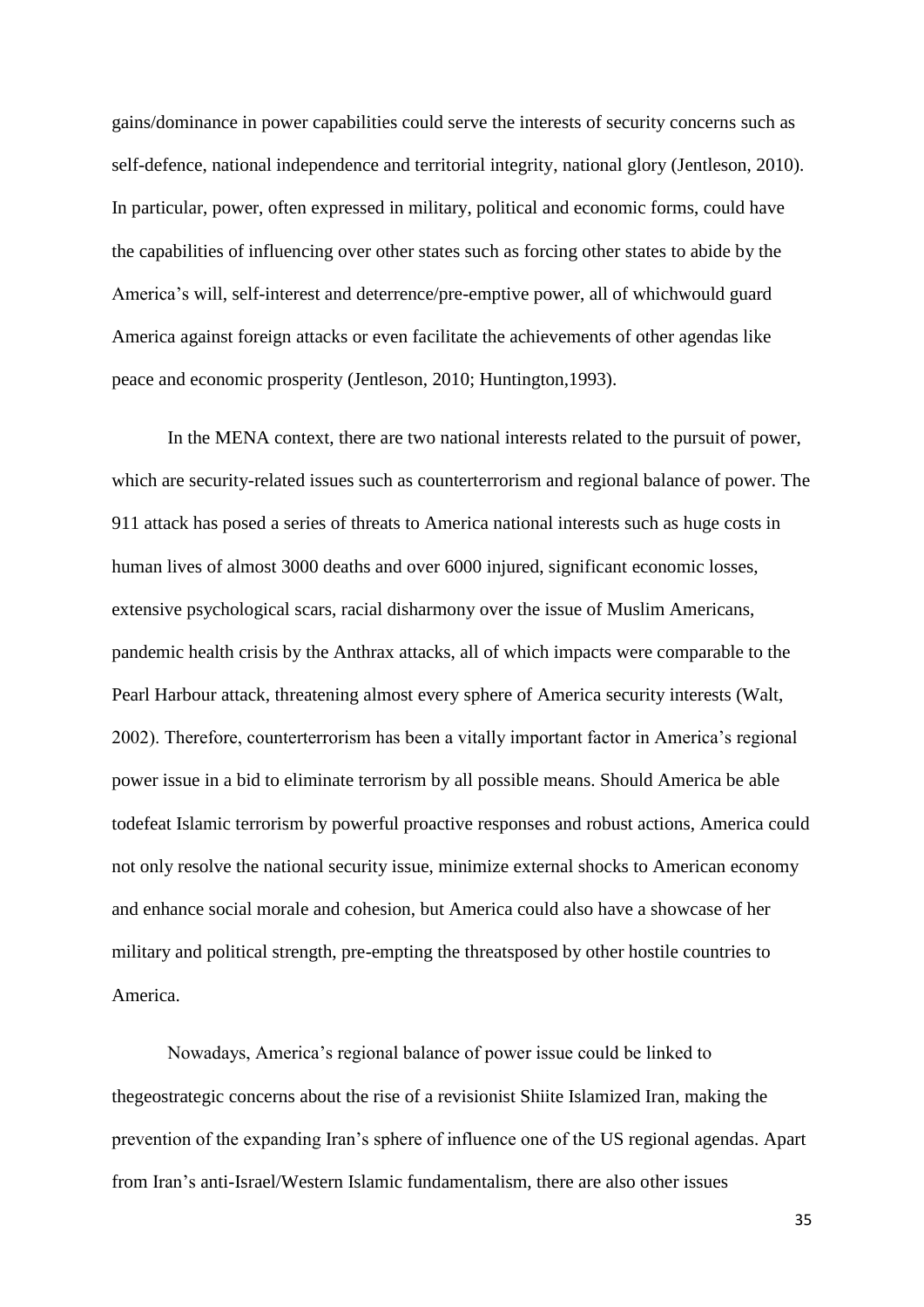gains/dominance in power capabilities could serve the interests of security concerns such as self-defence, national independence and territorial integrity, national glory (Jentleson, 2010). In particular, power, often expressed in military, political and economic forms, could have the capabilities of influencing over other states such as forcing other states to abide by the America's will, self-interest and deterrence/pre-emptive power, all of whichwould guard America against foreign attacks or even facilitate the achievements of other agendas like peace and economic prosperity (Jentleson, 2010; Huntington,1993).

In the MENA context, there are two national interests related to the pursuit of power, which are security-related issues such as counterterrorism and regional balance of power. The 911 attack has posed a series of threats to America national interests such as huge costs in human lives of almost 3000 deaths and over 6000 injured, significant economic losses, extensive psychological scars, racial disharmony over the issue of Muslim Americans, pandemic health crisis by the Anthrax attacks, all of which impacts were comparable to the Pearl Harbour attack, threatening almost every sphere of America security interests (Walt, 2002). Therefore, counterterrorism has been a vitally important factor in America's regional power issue in a bid to eliminate terrorism by all possible means. Should America be able todefeat Islamic terrorism by powerful proactive responses and robust actions, America could not only resolve the national security issue, minimize external shocks to American economy and enhance social morale and cohesion, but America could also have a showcase of her military and political strength, pre-empting the threatsposed by other hostile countries to America.

Nowadays, America's regional balance of power issue could be linked to thegeostrategic concerns about the rise of a revisionist Shiite Islamized Iran, making the prevention of the expanding Iran's sphere of influence one of the US regional agendas. Apart from Iran's anti-Israel/Western Islamic fundamentalism, there are also other issues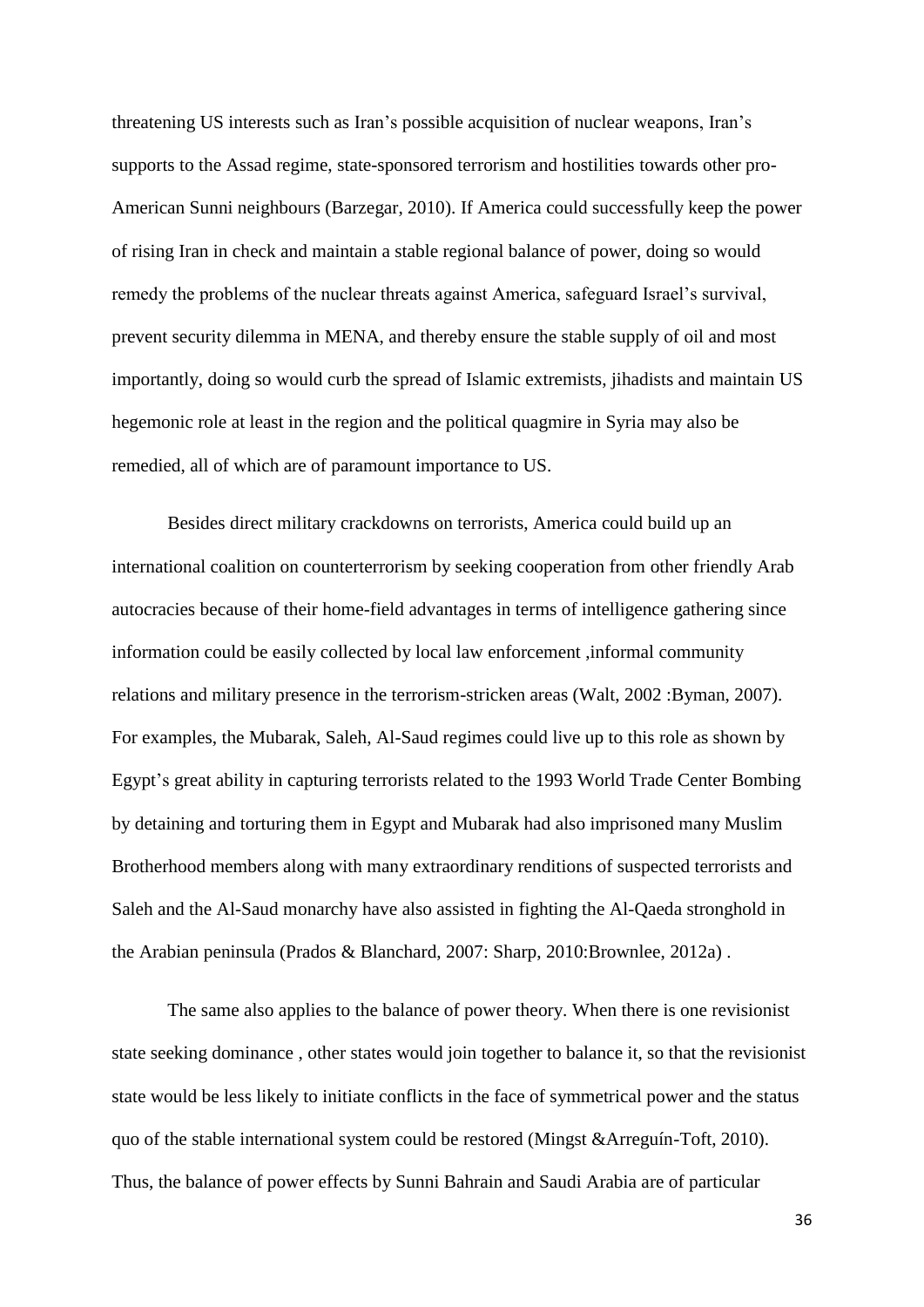threatening US interests such as Iran's possible acquisition of nuclear weapons, Iran's supports to the Assad regime, state-sponsored terrorism and hostilities towards other pro-American Sunni neighbours (Barzegar, 2010). If America could successfully keep the power of rising Iran in check and maintain a stable regional balance of power, doing so would remedy the problems of the nuclear threats against America, safeguard Israel's survival, prevent security dilemma in MENA, and thereby ensure the stable supply of oil and most importantly, doing so would curb the spread of Islamic extremists, jihadists and maintain US hegemonic role at least in the region and the political quagmire in Syria may also be remedied, all of which are of paramount importance to US.

Besides direct military crackdowns on terrorists, America could build up an international coalition on counterterrorism by seeking cooperation from other friendly Arab autocracies because of their home-field advantages in terms of intelligence gathering since information could be easily collected by local law enforcement ,informal community relations and military presence in the terrorism-stricken areas (Walt, 2002 :Byman, 2007). For examples, the Mubarak, Saleh, Al-Saud regimes could live up to this role as shown by Egypt's great ability in capturing terrorists related to the 1993 World Trade Center Bombing by detaining and torturing them in Egypt and Mubarak had also imprisoned many Muslim Brotherhood members along with many extraordinary renditions of suspected terrorists and Saleh and the Al-Saud monarchy have also assisted in fighting the Al-Qaeda stronghold in the Arabian peninsula (Prados & Blanchard, 2007: Sharp, 2010:Brownlee, 2012a) .

The same also applies to the balance of power theory. When there is one revisionist state seeking dominance , other states would join together to balance it, so that the revisionist state would be less likely to initiate conflicts in the face of symmetrical power and the status quo of the stable international system could be restored (Mingst &Arreguín-Toft, 2010). Thus, the balance of power effects by Sunni Bahrain and Saudi Arabia are of particular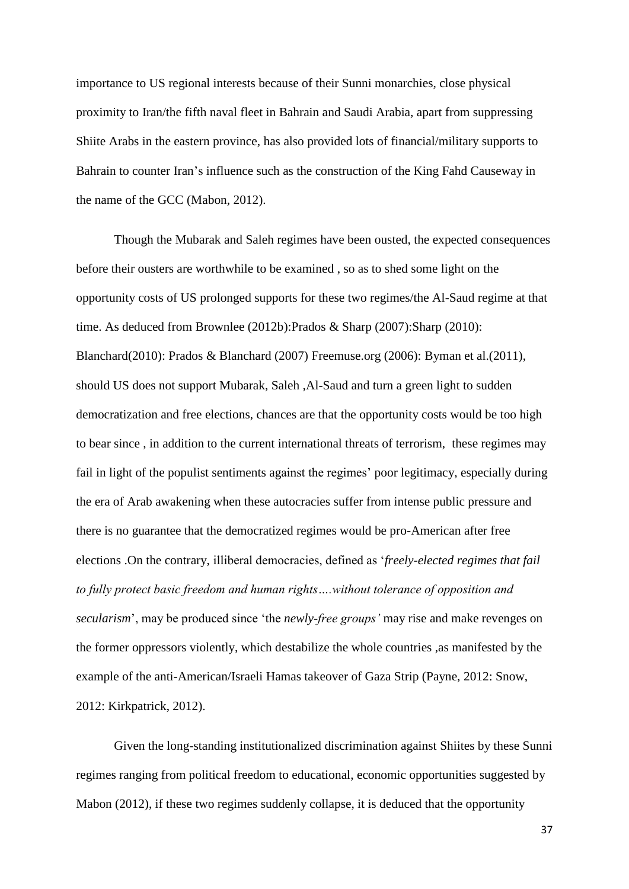importance to US regional interests because of their Sunni monarchies, close physical proximity to Iran/the fifth naval fleet in Bahrain and Saudi Arabia, apart from suppressing Shiite Arabs in the eastern province, has also provided lots of financial/military supports to Bahrain to counter Iran's influence such as the construction of the King Fahd Causeway in the name of the GCC (Mabon, 2012).

Though the Mubarak and Saleh regimes have been ousted, the expected consequences before their ousters are worthwhile to be examined , so as to shed some light on the opportunity costs of US prolonged supports for these two regimes/the Al-Saud regime at that time. As deduced from Brownlee (2012b):Prados & Sharp (2007):Sharp (2010): Blanchard(2010): Prados & Blanchard (2007) Freemuse.org (2006): Byman et al.(2011), should US does not support Mubarak, Saleh ,Al-Saud and turn a green light to sudden democratization and free elections, chances are that the opportunity costs would be too high to bear since , in addition to the current international threats of terrorism, these regimes may fail in light of the populist sentiments against the regimes' poor legitimacy, especially during the era of Arab awakening when these autocracies suffer from intense public pressure and there is no guarantee that the democratized regimes would be pro-American after free elections .On the contrary, illiberal democracies, defined as '*freely-elected regimes that fail to fully protect basic freedom and human rights….without tolerance of opposition and secularism*', may be produced since 'the *newly-free groups'* may rise and make revenges on the former oppressors violently, which destabilize the whole countries ,as manifested by the example of the anti-American/Israeli Hamas takeover of Gaza Strip (Payne, 2012: Snow, 2012: Kirkpatrick, 2012).

Given the long-standing institutionalized discrimination against Shiites by these Sunni regimes ranging from political freedom to educational, economic opportunities suggested by Mabon (2012), if these two regimes suddenly collapse, it is deduced that the opportunity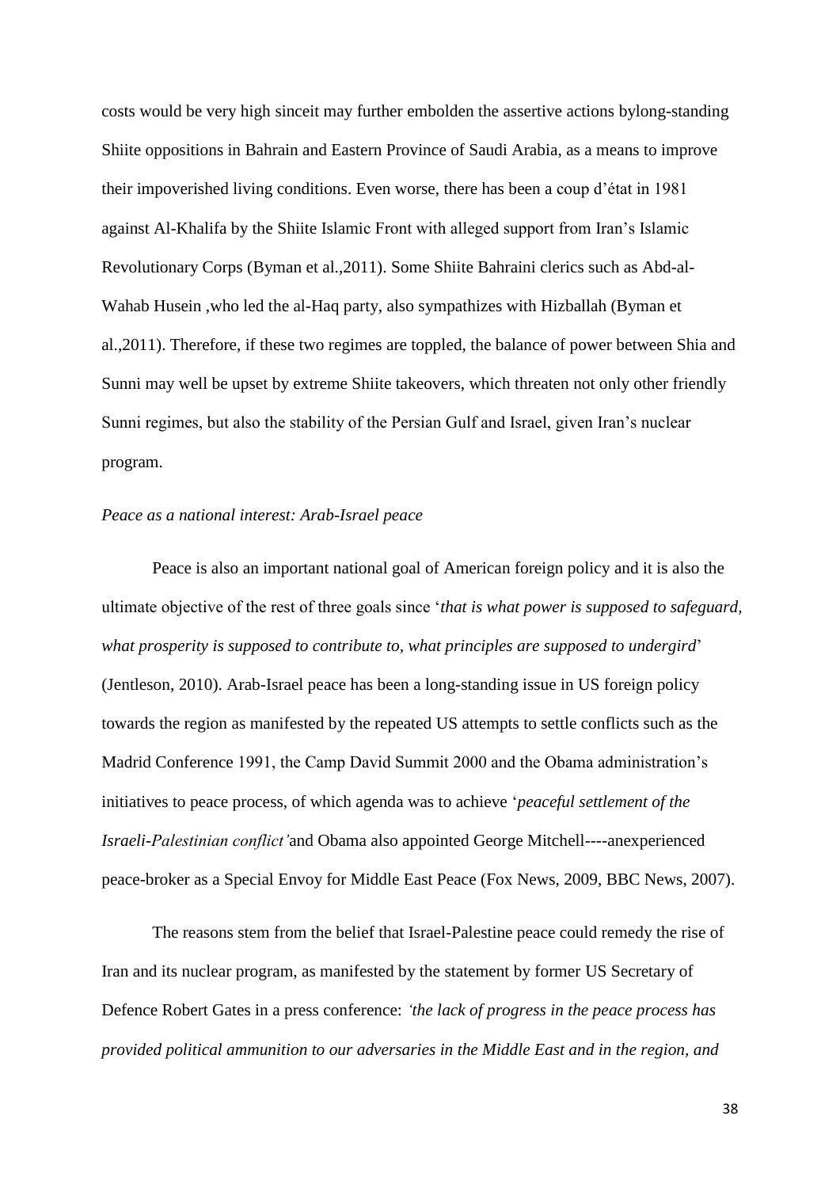costs would be very high sinceit may further embolden the assertive actions bylong-standing Shiite oppositions in Bahrain and Eastern Province of Saudi Arabia, as a means to improve their impoverished living conditions. Even worse, there has been a coup d'état in 1981 against Al-Khalifa by the Shiite Islamic Front with alleged support from Iran's Islamic Revolutionary Corps (Byman et al.,2011). Some Shiite Bahraini clerics such as Abd-al-Wahab Husein ,who led the al-Haq party, also sympathizes with Hizballah (Byman et al.,2011). Therefore, if these two regimes are toppled, the balance of power between Shia and Sunni may well be upset by extreme Shiite takeovers, which threaten not only other friendly Sunni regimes, but also the stability of the Persian Gulf and Israel, given Iran's nuclear program.

*Peace as a national interest: Arab-Israel peace*

Peace is also an important national goal of American foreign policy and it is also the ultimate objective of the rest of three goals since '*that is what power is supposed to safeguard, what prosperity is supposed to contribute to, what principles are supposed to undergird*' (Jentleson, 2010). Arab-Israel peace has been a long-standing issue in US foreign policy towards the region as manifested by the repeated US attempts to settle conflicts such as the Madrid Conference 1991, the Camp David Summit 2000 and the Obama administration's initiatives to peace process, of which agenda was to achieve '*peaceful settlement of the Israeli-Palestinian conflict'*and Obama also appointed George Mitchell----anexperienced peace-broker as a Special Envoy for Middle East Peace (Fox News, 2009, BBC News, 2007).

The reasons stem from the belief that Israel-Palestine peace could remedy the rise of Iran and its nuclear program, as manifested by the statement by former US Secretary of Defence Robert Gates in a press conference: *'the lack of progress in the peace process has provided political ammunition to our adversaries in the Middle East and in the region, and*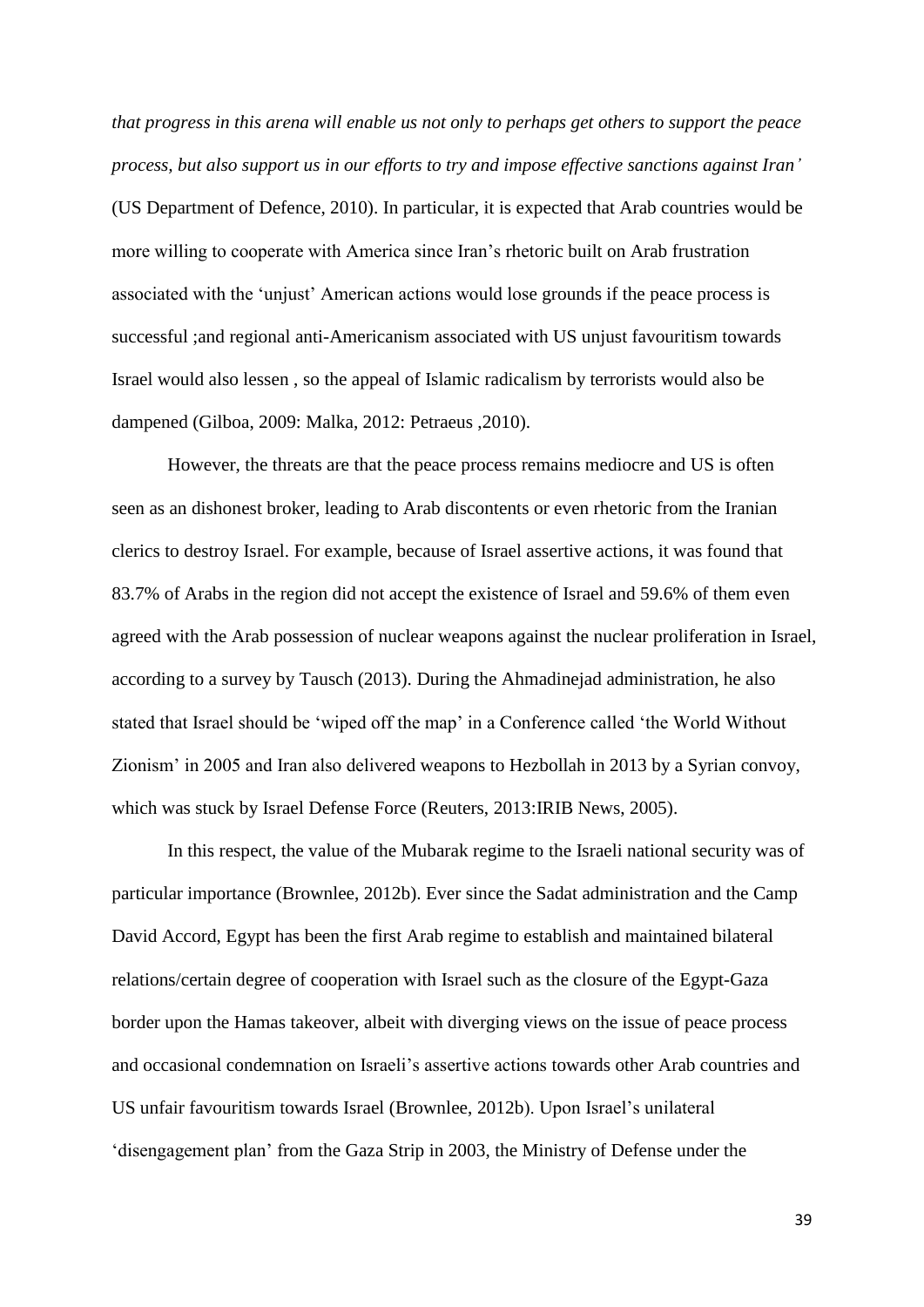*that progress in this arena will enable us not only to perhaps get others to support the peace process, but also support us in our efforts to try and impose effective sanctions against Iran'* (US Department of Defence, 2010). In particular, it is expected that Arab countries would be more willing to cooperate with America since Iran's rhetoric built on Arab frustration associated with the 'unjust' American actions would lose grounds if the peace process is successful ;and regional anti-Americanism associated with US unjust favouritism towards Israel would also lessen , so the appeal of Islamic radicalism by terrorists would also be dampened (Gilboa, 2009: Malka, 2012: Petraeus ,2010).

However, the threats are that the peace process remains mediocre and US is often seen as an dishonest broker, leading to Arab discontents or even rhetoric from the Iranian clerics to destroy Israel. For example, because of Israel assertive actions, it was found that 83.7% of Arabs in the region did not accept the existence of Israel and 59.6% of them even agreed with the Arab possession of nuclear weapons against the nuclear proliferation in Israel, according to a survey by Tausch (2013). During the Ahmadinejad administration, he also stated that Israel should be 'wiped off the map' in a Conference called 'the World Without Zionism' in 2005 and Iran also delivered weapons to Hezbollah in 2013 by a Syrian convoy, which was stuck by Israel Defense Force (Reuters, 2013:IRIB News, 2005).

In this respect, the value of the Mubarak regime to the Israeli national security was of particular importance (Brownlee, 2012b). Ever since the Sadat administration and the Camp David Accord, Egypt has been the first Arab regime to establish and maintained bilateral relations/certain degree of cooperation with Israel such as the closure of the Egypt-Gaza border upon the Hamas takeover, albeit with diverging views on the issue of peace process and occasional condemnation on Israeli's assertive actions towards other Arab countries and US unfair favouritism towards Israel (Brownlee, 2012b). Upon Israel's unilateral 'disengagement plan' from the Gaza Strip in 2003, the Ministry of Defense under the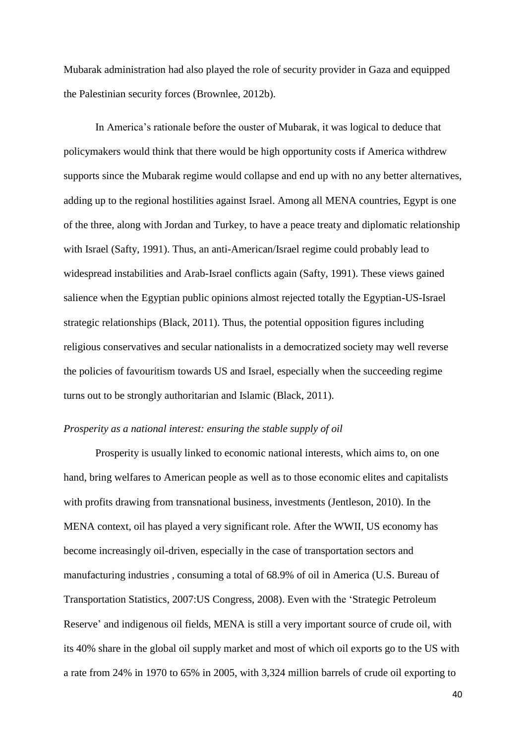Mubarak administration had also played the role of security provider in Gaza and equipped the Palestinian security forces (Brownlee, 2012b).

In America's rationale before the ouster of Mubarak, it was logical to deduce that policymakers would think that there would be high opportunity costs if America withdrew supports since the Mubarak regime would collapse and end up with no any better alternatives, adding up to the regional hostilities against Israel. Among all MENA countries, Egypt is one of the three, along with Jordan and Turkey, to have a peace treaty and diplomatic relationship with Israel (Safty, 1991). Thus, an anti-American/Israel regime could probably lead to widespread instabilities and Arab-Israel conflicts again (Safty, 1991). These views gained salience when the Egyptian public opinions almost rejected totally the Egyptian-US-Israel strategic relationships (Black, 2011). Thus, the potential opposition figures including religious conservatives and secular nationalists in a democratized society may well reverse the policies of favouritism towards US and Israel, especially when the succeeding regime turns out to be strongly authoritarian and Islamic (Black, 2011).

*Prosperity as a national interest: ensuring the stable supply of oil*

Prosperity is usually linked to economic national interests, which aims to, on one hand, bring welfares to American people as well as to those economic elites and capitalists with profits drawing from transnational business, investments (Jentleson, 2010). In the MENA context, oil has played a very significant role. After the WWII, US economy has become increasingly oil-driven, especially in the case of transportation sectors and manufacturing industries , consuming a total of 68.9% of oil in America (U.S. Bureau of Transportation Statistics, 2007:US Congress, 2008). Even with the 'Strategic Petroleum Reserve' and indigenous oil fields, MENA is still a very important source of crude oil, with its 40% share in the global oil supply market and most of which oil exports go to the US with a rate from 24% in 1970 to 65% in 2005, with 3,324 million barrels of crude oil exporting to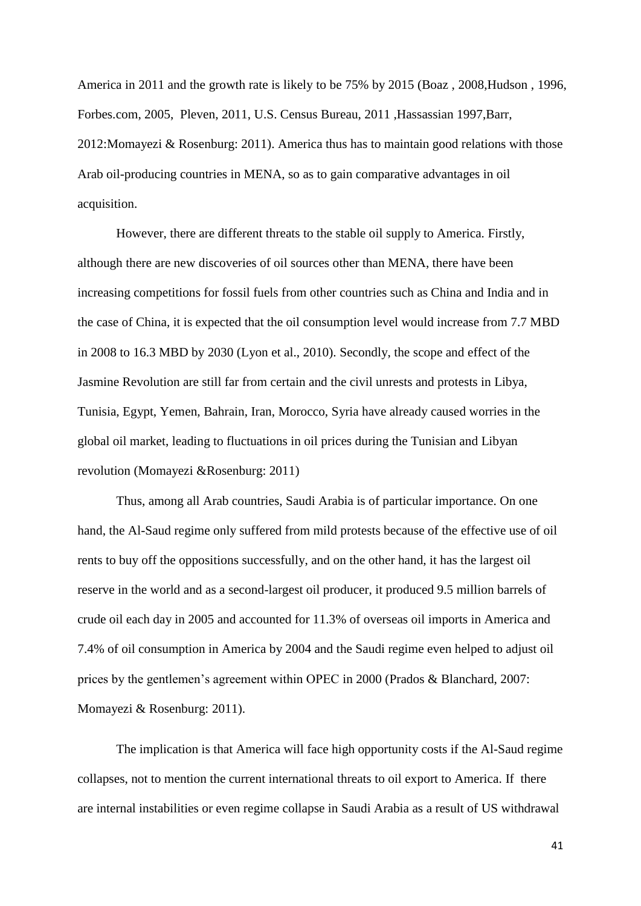America in 2011 and the growth rate is likely to be 75% by 2015 (Boaz , 2008,Hudson , 1996, Forbes.com, 2005, Pleven, 2011, U.S. Census Bureau, 2011 ,Hassassian 1997,Barr, 2012:Momayezi & Rosenburg: 2011). America thus has to maintain good relations with those Arab oil-producing countries in MENA, so as to gain comparative advantages in oil acquisition.

However, there are different threats to the stable oil supply to America. Firstly, although there are new discoveries of oil sources other than MENA, there have been increasing competitions for fossil fuels from other countries such as China and India and in the case of China, it is expected that the oil consumption level would increase from 7.7 MBD in 2008 to 16.3 MBD by 2030 (Lyon et al., 2010). Secondly, the scope and effect of the Jasmine Revolution are still far from certain and the civil unrests and protests in Libya, Tunisia, Egypt, Yemen, Bahrain, Iran, Morocco, Syria have already caused worries in the global oil market, leading to fluctuations in oil prices during the Tunisian and Libyan revolution (Momayezi &Rosenburg: 2011)

Thus, among all Arab countries, Saudi Arabia is of particular importance. On one hand, the Al-Saud regime only suffered from mild protests because of the effective use of oil rents to buy off the oppositions successfully, and on the other hand, it has the largest oil reserve in the world and as a second-largest oil producer, it produced 9.5 million barrels of crude oil each day in 2005 and accounted for 11.3% of overseas oil imports in America and 7.4% of oil consumption in America by 2004 and the Saudi regime even helped to adjust oil prices by the gentlemen's agreement within OPEC in 2000 (Prados & Blanchard, 2007: Momayezi & Rosenburg: 2011).

The implication is that America will face high opportunity costs if the Al-Saud regime collapses, not to mention the current international threats to oil export to America. If there are internal instabilities or even regime collapse in Saudi Arabia as a result of US withdrawal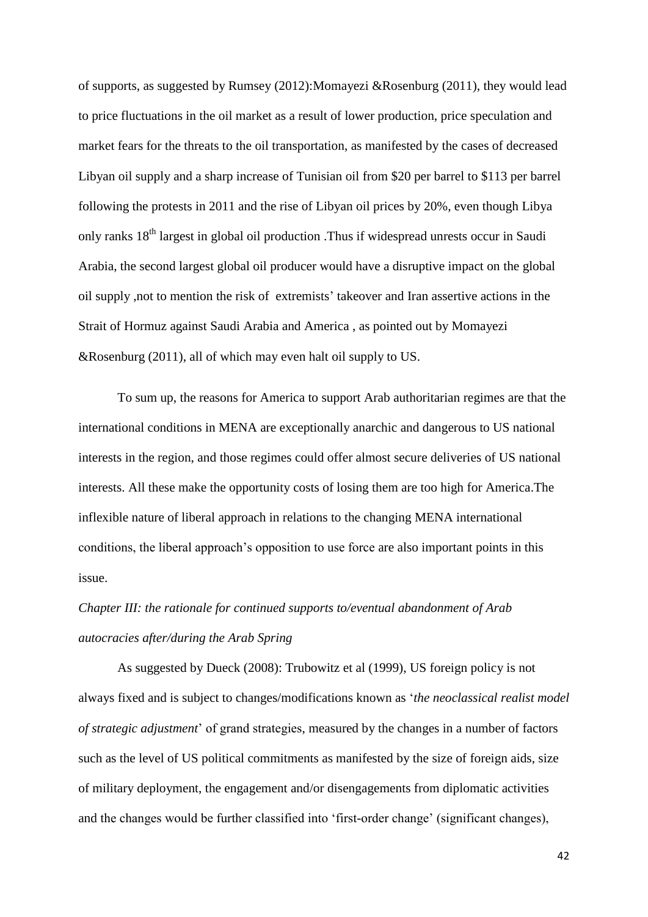of supports, as suggested by Rumsey (2012):Momayezi &Rosenburg (2011), they would lead to price fluctuations in the oil market as a result of lower production, price speculation and market fears for the threats to the oil transportation, as manifested by the cases of decreased Libyan oil supply and a sharp increase of Tunisian oil from \$20 per barrel to \$113 per barrel following the protests in 2011 and the rise of Libyan oil prices by 20%, even though Libya only ranks 18th largest in global oil production .Thus if widespread unrests occur in Saudi Arabia, the second largest global oil producer would have a disruptive impact on the global oil supply ,not to mention the risk of extremists' takeover and Iran assertive actions in the Strait of Hormuz against Saudi Arabia and America , as pointed out by Momayezi &Rosenburg (2011), all of which may even halt oil supply to US.

To sum up, the reasons for America to support Arab authoritarian regimes are that the international conditions in MENA are exceptionally anarchic and dangerous to US national interests in the region, and those regimes could offer almost secure deliveries of US national interests. All these make the opportunity costs of losing them are too high for America.The inflexible nature of liberal approach in relations to the changing MENA international conditions, the liberal approach's opposition to use force are also important points in this issue.

*Chapter III: the rationale for continued supports to/eventual abandonment of Arab autocracies after/during the Arab Spring*

As suggested by Dueck (2008): Trubowitz et al (1999), US foreign policy is not always fixed and is subject to changes/modifications known as '*the neoclassical realist model of strategic adjustment*' of grand strategies, measured by the changes in a number of factors such as the level of US political commitments as manifested by the size of foreign aids, size of military deployment, the engagement and/or disengagements from diplomatic activities and the changes would be further classified into 'first-order change' (significant changes),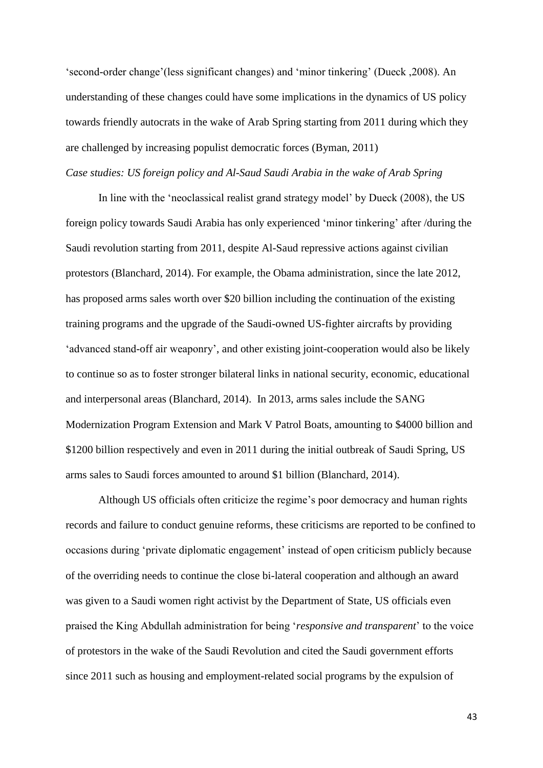'second-order change'(less significant changes) and 'minor tinkering' (Dueck ,2008). An understanding of these changes could have some implications in the dynamics of US policy towards friendly autocrats in the wake of Arab Spring starting from 2011 during which they are challenged by increasing populist democratic forces (Byman, 2011)

*Case studies: US foreign policy and Al-Saud Saudi Arabia in the wake of Arab Spring*

In line with the 'neoclassical realist grand strategy model' by Dueck (2008), the US foreign policy towards Saudi Arabia has only experienced 'minor tinkering' after /during the Saudi revolution starting from 2011, despite Al-Saud repressive actions against civilian protestors (Blanchard, 2014). For example, the Obama administration, since the late 2012, has proposed arms sales worth over $20 billion including the continuation of the existing training programs and the upgrade of the Saudi-owned US-fighter aircrafts by providing 'advanced stand-off air weaponry', and other existing joint-cooperation would also be likely to continue so as to foster stronger bilateral links in national security, economic, educational and interpersonal areas (Blanchard, 2014). In 2013, arms sales include the SANG Modernization Program Extension and Mark V Patrol Boats, amounting to $4000 billion and $1200 billion respectively and even in 2011 during the initial outbreak of Saudi Spring, US arms sales to Saudi forces amounted to around $1 billion (Blanchard, 2014).

Although US officials often criticize the regime's poor democracy and human rights records and failure to conduct genuine reforms, these criticisms are reported to be confined to occasions during 'private diplomatic engagement' instead of open criticism publicly because of the overriding needs to continue the close bi-lateral cooperation and although an award was given to a Saudi women right activist by the Department of State, US officials even praised the King Abdullah administration for being '*responsive and transparent*' to the voice of protestors in the wake of the Saudi Revolution and cited the Saudi government efforts since 2011 such as housing and employment-related social programs by the expulsion of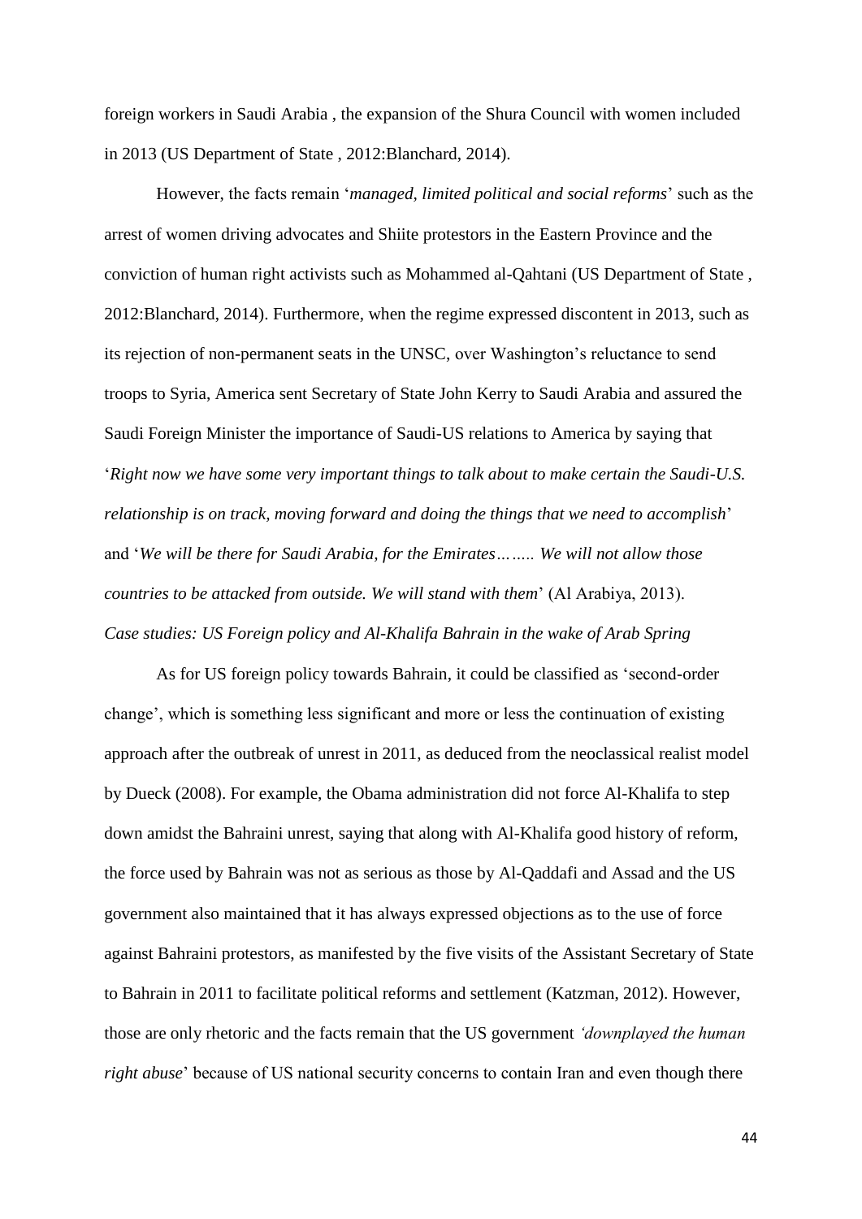foreign workers in Saudi Arabia , the expansion of the Shura Council with women included in 2013 (US Department of State , 2012:Blanchard, 2014).

However, the facts remain '*managed, limited political and social reforms*' such as the arrest of women driving advocates and Shiite protestors in the Eastern Province and the conviction of human right activists such as Mohammed al-Qahtani (US Department of State , 2012:Blanchard, 2014). Furthermore, when the regime expressed discontent in 2013, such as its rejection of non-permanent seats in the UNSC, over Washington's reluctance to send troops to Syria, America sent Secretary of State John Kerry to Saudi Arabia and assured the Saudi Foreign Minister the importance of Saudi-US relations to America by saying that '*Right now we have some very important things to talk about to make certain the Saudi-U.S. relationship is on track, moving forward and doing the things that we need to accomplish*' and '*We will be there for Saudi Arabia, for the Emirates…….. We will not allow those countries to be attacked from outside. We will stand with them*' (Al Arabiya, 2013).

*Case studies: US Foreign policy and Al-Khalifa Bahrain in the wake of Arab Spring*

As for US foreign policy towards Bahrain, it could be classified as 'second-order change', which is something less significant and more or less the continuation of existing approach after the outbreak of unrest in 2011, as deduced from the neoclassical realist model by Dueck (2008). For example, the Obama administration did not force Al-Khalifa to step down amidst the Bahraini unrest, saying that along with Al-Khalifa good history of reform, the force used by Bahrain was not as serious as those by Al-Qaddafi and Assad and the US government also maintained that it has always expressed objections as to the use of force against Bahraini protestors, as manifested by the five visits of the Assistant Secretary of State to Bahrain in 2011 to facilitate political reforms and settlement (Katzman, 2012). However, those are only rhetoric and the facts remain that the US government *'downplayed the human right abuse*' because of US national security concerns to contain Iran and even though there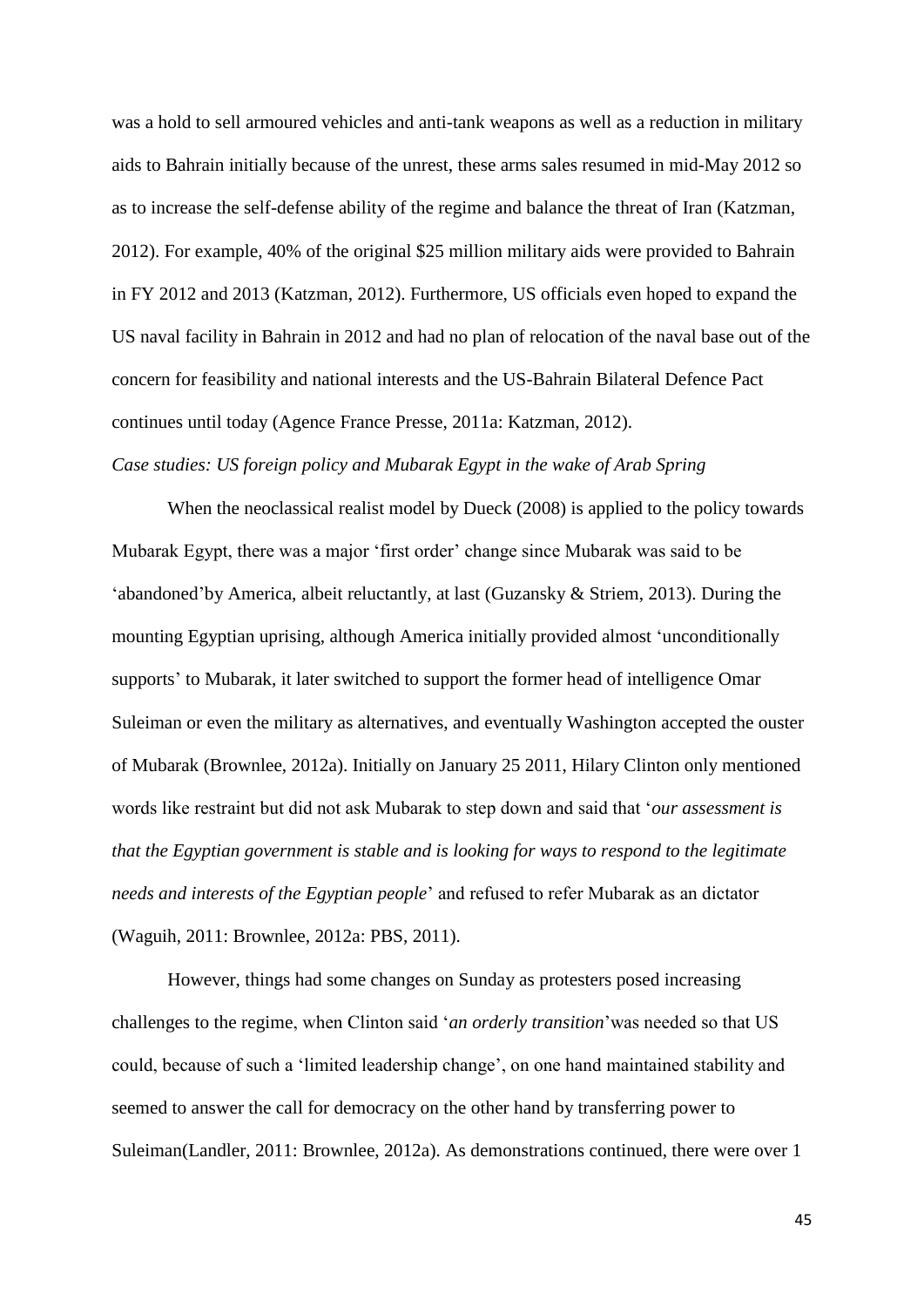was a hold to sell armoured vehicles and anti-tank weapons as well as a reduction in military aids to Bahrain initially because of the unrest, these arms sales resumed in mid-May 2012 so as to increase the self-defense ability of the regime and balance the threat of Iran (Katzman, 2012). For example, 40% of the original \$25 million military aids were provided to Bahrain in FY 2012 and 2013 (Katzman, 2012). Furthermore, US officials even hoped to expand the US naval facility in Bahrain in 2012 and had no plan of relocation of the naval base out of the concern for feasibility and national interests and the US-Bahrain Bilateral Defence Pact continues until today (Agence France Presse, 2011a: Katzman, 2012).

*Case studies: US foreign policy and Mubarak Egypt in the wake of Arab Spring*

When the neoclassical realist model by Dueck (2008) is applied to the policy towards Mubarak Egypt, there was a major 'first order' change since Mubarak was said to be 'abandoned'by America, albeit reluctantly, at last (Guzansky & Striem, 2013). During the mounting Egyptian uprising, although America initially provided almost 'unconditionally supports' to Mubarak, it later switched to support the former head of intelligence Omar Suleiman or even the military as alternatives, and eventually Washington accepted the ouster of Mubarak (Brownlee, 2012a). Initially on January 25 2011, Hilary Clinton only mentioned words like restraint but did not ask Mubarak to step down and said that '*our assessment is that the Egyptian government is stable and is looking for ways to respond to the legitimate needs and interests of the Egyptian people*' and refused to refer Mubarak as an dictator (Waguih, 2011: Brownlee, 2012a: PBS, 2011).

However, things had some changes on Sunday as protesters posed increasing challenges to the regime, when Clinton said '*an orderly transition*'was needed so that US could, because of such a 'limited leadership change', on one hand maintained stability and seemed to answer the call for democracy on the other hand by transferring power to Suleiman(Landler, 2011: Brownlee, 2012a). As demonstrations continued, there were over 1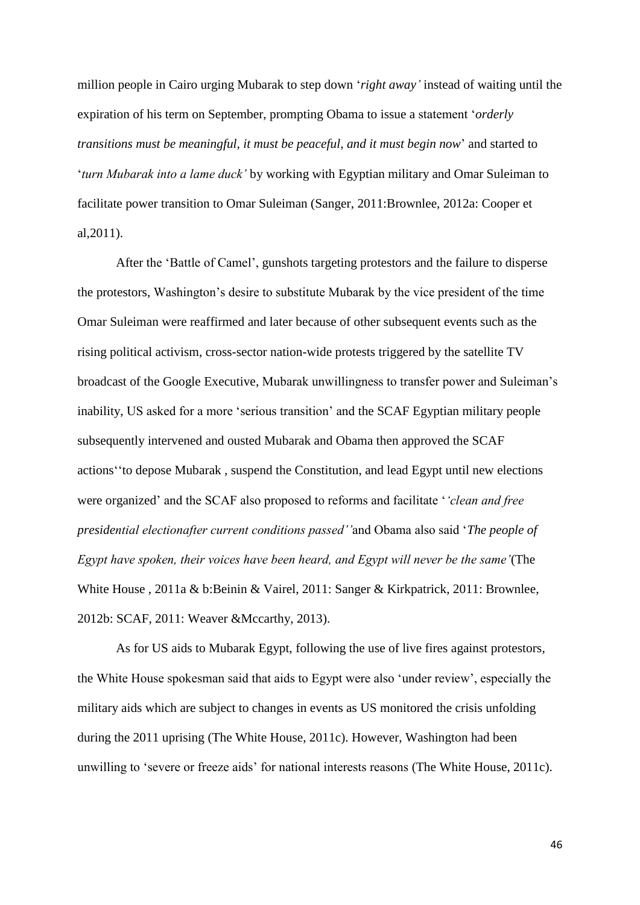million people in Cairo urging Mubarak to step down '*right away'* instead of waiting until the expiration of his term on September, prompting Obama to issue a statement '*orderly transitions must be meaningful, it must be peaceful, and it must begin now*' and started to '*turn Mubarak into a lame duck'* by working with Egyptian military and Omar Suleiman to facilitate power transition to Omar Suleiman (Sanger, 2011:Brownlee, 2012a: Cooper et al,2011).

After the 'Battle of Camel', gunshots targeting protestors and the failure to disperse the protestors, Washington's desire to substitute Mubarak by the vice president of the time Omar Suleiman were reaffirmed and later because of other subsequent events such as the rising political activism, cross-sector nation-wide protests triggered by the satellite TV broadcast of the Google Executive, Mubarak unwillingness to transfer power and Suleiman's inability, US asked for a more 'serious transition' and the SCAF Egyptian military people subsequently intervened and ousted Mubarak and Obama then approved the SCAF actions''to depose Mubarak , suspend the Constitution, and lead Egypt until new elections were organized' and the SCAF also proposed to reforms and facilitate '*'clean and free presidential electionafter current conditions passed''*and Obama also said '*The people of Egypt have spoken, their voices have been heard, and Egypt will never be the same'*(The White House , 2011a & b:Beinin & Vairel, 2011: Sanger & Kirkpatrick, 2011: Brownlee, 2012b: SCAF, 2011: Weaver &Mccarthy, 2013).

As for US aids to Mubarak Egypt, following the use of live fires against protestors, the White House spokesman said that aids to Egypt were also 'under review', especially the military aids which are subject to changes in events as US monitored the crisis unfolding during the 2011 uprising (The White House, 2011c). However, Washington had been unwilling to 'severe or freeze aids' for national interests reasons (The White House, 2011c).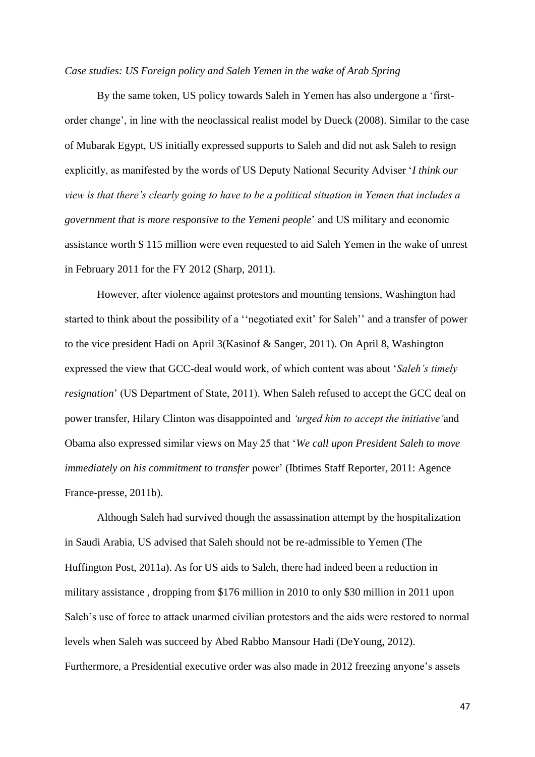*Case studies: US Foreign policy and Saleh Yemen in the wake of Arab Spring*

By the same token, US policy towards Saleh in Yemen has also undergone a 'first-order change', in line with the neoclassical realist model by Dueck (2008). Similar to the case of Mubarak Egypt, US initially expressed supports to Saleh and did not ask Saleh to resign explicitly, as manifested by the words of US Deputy National Security Adviser '*I think our view is that there's clearly going to have to be a political situation in Yemen that includes a government that is more responsive to the Yemeni people*' and US military and economic assistance worth $ 115 million were even requested to aid Saleh Yemen in the wake of unrest in February 2011 for the FY 2012 (Sharp, 2011).

However, after violence against protestors and mounting tensions, Washington had started to think about the possibility of a ''negotiated exit' for Saleh'' and a transfer of power to the vice president Hadi on April 3(Kasinof & Sanger, 2011). On April 8, Washington expressed the view that GCC-deal would work, of which content was about '*Saleh's timely resignation*' (US Department of State, 2011). When Saleh refused to accept the GCC deal on power transfer, Hilary Clinton was disappointed and *'urged him to accept the initiative'*and Obama also expressed similar views on May 25 that '*We call upon President Saleh to move immediately on his commitment to transfer* power' (Ibtimes Staff Reporter, 2011: Agence France-presse, 2011b).

Although Saleh had survived though the assassination attempt by the hospitalization in Saudi Arabia, US advised that Saleh should not be re-admissible to Yemen (The Huffington Post, 2011a). As for US aids to Saleh, there had indeed been a reduction in military assistance , dropping from $176 million in 2010 to only $30 million in 2011 upon Saleh's use of force to attack unarmed civilian protestors and the aids were restored to normal levels when Saleh was succeed by Abed Rabbo Mansour Hadi (DeYoung, 2012). Furthermore, a Presidential executive order was also made in 2012 freezing anyone's assets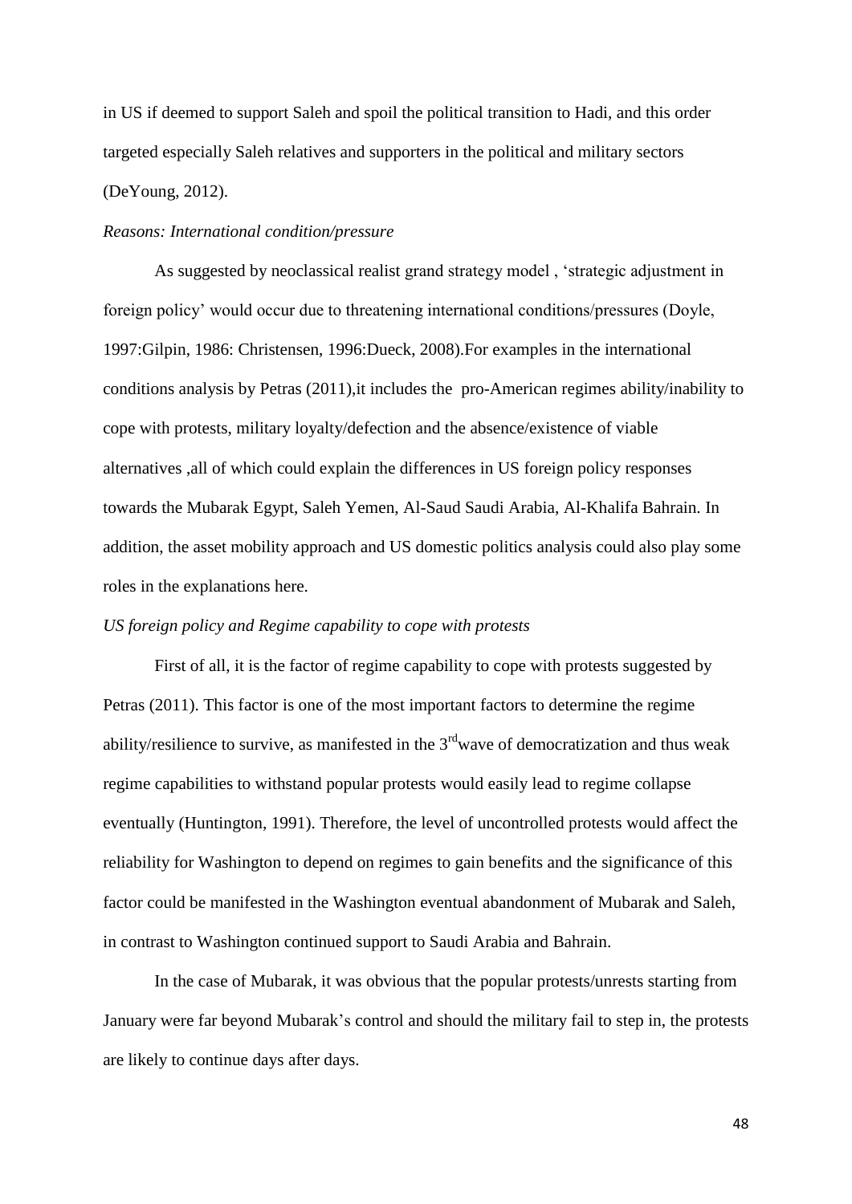in US if deemed to support Saleh and spoil the political transition to Hadi, and this order targeted especially Saleh relatives and supporters in the political and military sectors (DeYoung, 2012).

*Reasons: International condition/pressure*

As suggested by neoclassical realist grand strategy model , 'strategic adjustment in foreign policy' would occur due to threatening international conditions/pressures (Doyle, 1997:Gilpin, 1986: Christensen, 1996:Dueck, 2008).For examples in the international conditions analysis by Petras (2011),it includes the pro-American regimes ability/inability to cope with protests, military loyalty/defection and the absence/existence of viable alternatives ,all of which could explain the differences in US foreign policy responses towards the Mubarak Egypt, Saleh Yemen, Al-Saud Saudi Arabia, Al-Khalifa Bahrain. In addition, the asset mobility approach and US domestic politics analysis could also play some roles in the explanations here.

*US foreign policy and Regime capability to cope with protests*

First of all, it is the factor of regime capability to cope with protests suggested by Petras (2011). This factor is one of the most important factors to determine the regime ability/resilience to survive, as manifested in the 3rd wave of democratization and thus weak regime capabilities to withstand popular protests would easily lead to regime collapse eventually (Huntington, 1991). Therefore, the level of uncontrolled protests would affect the reliability for Washington to depend on regimes to gain benefits and the significance of this factor could be manifested in the Washington eventual abandonment of Mubarak and Saleh, in contrast to Washington continued support to Saudi Arabia and Bahrain.

In the case of Mubarak, it was obvious that the popular protests/unrests starting from January were far beyond Mubarak's control and should the military fail to step in, the protests are likely to continue days after days.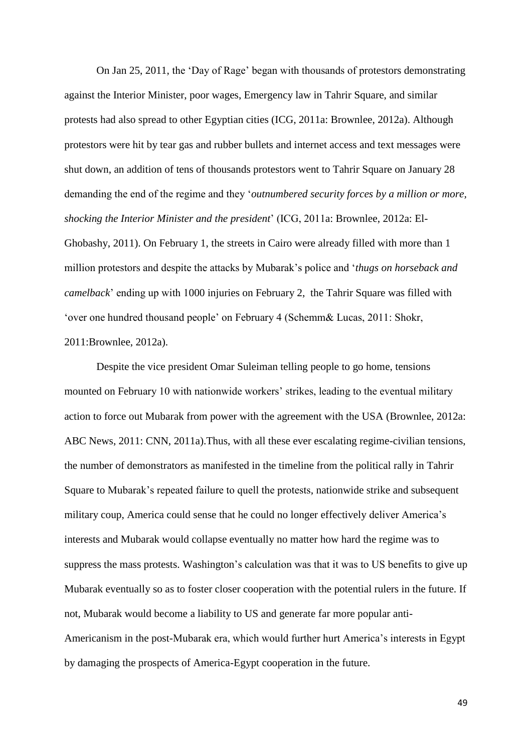On Jan 25, 2011, the 'Day of Rage' began with thousands of protestors demonstrating against the Interior Minister, poor wages, Emergency law in Tahrir Square, and similar protests had also spread to other Egyptian cities (ICG, 2011a: Brownlee, 2012a). Although protestors were hit by tear gas and rubber bullets and internet access and text messages were shut down, an addition of tens of thousands protestors went to Tahrir Square on January 28 demanding the end of the regime and they '*outnumbered security forces by a million or more, shocking the Interior Minister and the president*' (ICG, 2011a: Brownlee, 2012a: El-Ghobashy, 2011). On February 1, the streets in Cairo were already filled with more than 1 million protestors and despite the attacks by Mubarak's police and '*thugs on horseback and camelback*' ending up with 1000 injuries on February 2, the Tahrir Square was filled with 'over one hundred thousand people' on February 4 (Schemm& Lucas, 2011: Shokr, 2011:Brownlee, 2012a).

Despite the vice president Omar Suleiman telling people to go home, tensions mounted on February 10 with nationwide workers' strikes, leading to the eventual military action to force out Mubarak from power with the agreement with the USA (Brownlee, 2012a: ABC News, 2011: CNN, 2011a).Thus, with all these ever escalating regime-civilian tensions, the number of demonstrators as manifested in the timeline from the political rally in Tahrir Square to Mubarak's repeated failure to quell the protests, nationwide strike and subsequent military coup, America could sense that he could no longer effectively deliver America's interests and Mubarak would collapse eventually no matter how hard the regime was to suppress the mass protests. Washington's calculation was that it was to US benefits to give up Mubarak eventually so as to foster closer cooperation with the potential rulers in the future. If not, Mubarak would become a liability to US and generate far more popular anti-Americanism in the post-Mubarak era, which would further hurt America's interests in Egypt by damaging the prospects of America-Egypt cooperation in the future.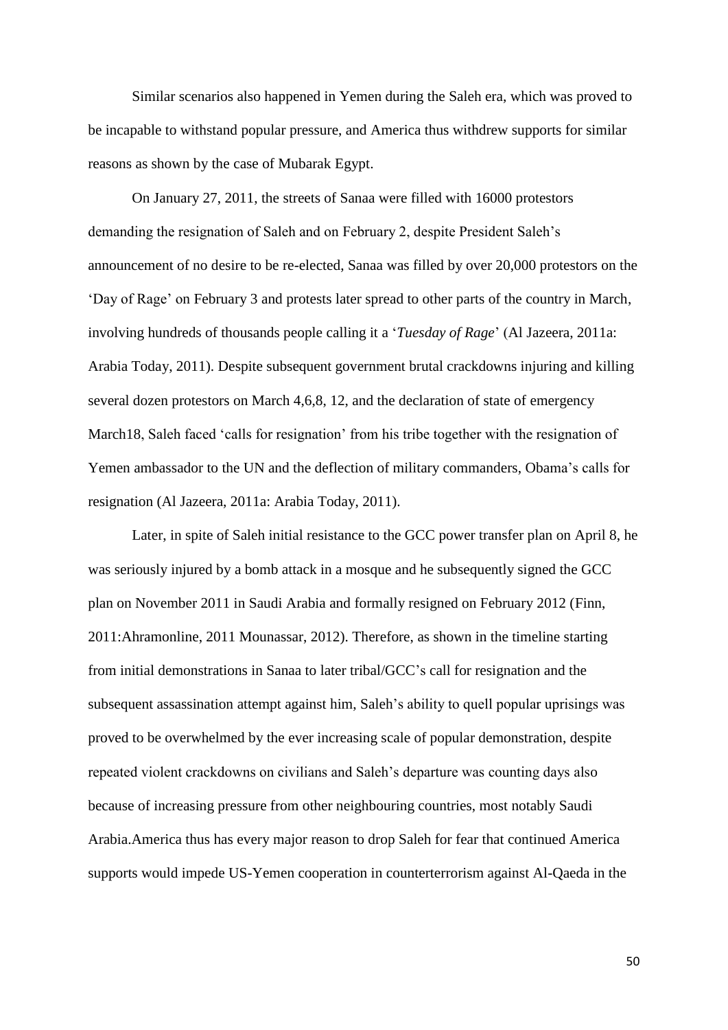Similar scenarios also happened in Yemen during the Saleh era, which was proved to be incapable to withstand popular pressure, and America thus withdrew supports for similar reasons as shown by the case of Mubarak Egypt.

On January 27, 2011, the streets of Sanaa were filled with 16000 protestors demanding the resignation of Saleh and on February 2, despite President Saleh's announcement of no desire to be re-elected, Sanaa was filled by over 20,000 protestors on the 'Day of Rage' on February 3 and protests later spread to other parts of the country in March, involving hundreds of thousands people calling it a '*Tuesday of Rage*' (Al Jazeera, 2011a: Arabia Today, 2011). Despite subsequent government brutal crackdowns injuring and killing several dozen protestors on March 4,6,8, 12, and the declaration of state of emergency March18, Saleh faced 'calls for resignation' from his tribe together with the resignation of Yemen ambassador to the UN and the deflection of military commanders, Obama's calls for resignation (Al Jazeera, 2011a: Arabia Today, 2011).

Later, in spite of Saleh initial resistance to the GCC power transfer plan on April 8, he was seriously injured by a bomb attack in a mosque and he subsequently signed the GCC plan on November 2011 in Saudi Arabia and formally resigned on February 2012 (Finn, 2011:Ahramonline, 2011 Mounassar, 2012). Therefore, as shown in the timeline starting from initial demonstrations in Sanaa to later tribal/GCC's call for resignation and the subsequent assassination attempt against him, Saleh's ability to quell popular uprisings was proved to be overwhelmed by the ever increasing scale of popular demonstration, despite repeated violent crackdowns on civilians and Saleh's departure was counting days also because of increasing pressure from other neighbouring countries, most notably Saudi Arabia.America thus has every major reason to drop Saleh for fear that continued America supports would impede US-Yemen cooperation in counterterrorism against Al-Qaeda in the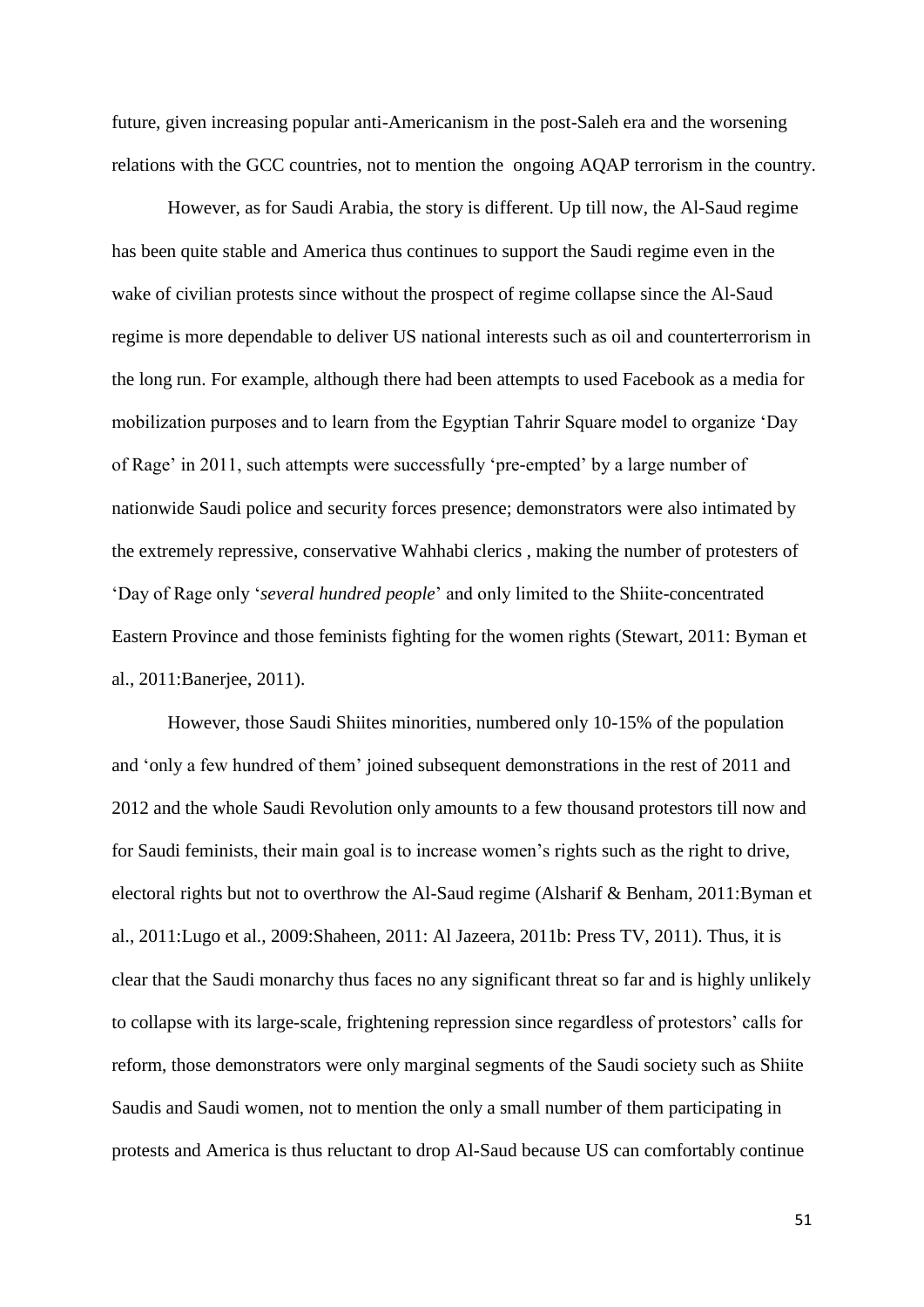future, given increasing popular anti-Americanism in the post-Saleh era and the worsening relations with the GCC countries, not to mention the ongoing AQAP terrorism in the country.

However, as for Saudi Arabia, the story is different. Up till now, the Al-Saud regime has been quite stable and America thus continues to support the Saudi regime even in the wake of civilian protests since without the prospect of regime collapse since the Al-Saud regime is more dependable to deliver US national interests such as oil and counterterrorism in the long run. For example, although there had been attempts to used Facebook as a media for mobilization purposes and to learn from the Egyptian Tahrir Square model to organize 'Day of Rage' in 2011, such attempts were successfully 'pre-empted' by a large number of nationwide Saudi police and security forces presence; demonstrators were also intimated by the extremely repressive, conservative Wahhabi clerics , making the number of protesters of 'Day of Rage only '*several hundred people*' and only limited to the Shiite-concentrated Eastern Province and those feminists fighting for the women rights (Stewart, 2011: Byman et al., 2011:Banerjee, 2011).

However, those Saudi Shiites minorities, numbered only 10-15% of the population and 'only a few hundred of them' joined subsequent demonstrations in the rest of 2011 and 2012 and the whole Saudi Revolution only amounts to a few thousand protestors till now and for Saudi feminists, their main goal is to increase women's rights such as the right to drive, electoral rights but not to overthrow the Al-Saud regime (Alsharif & Benham, 2011:Byman et al., 2011:Lugo et al., 2009:Shaheen, 2011: Al Jazeera, 2011b: Press TV, 2011). Thus, it is clear that the Saudi monarchy thus faces no any significant threat so far and is highly unlikely to collapse with its large-scale, frightening repression since regardless of protestors' calls for reform, those demonstrators were only marginal segments of the Saudi society such as Shiite Saudis and Saudi women, not to mention the only a small number of them participating in protests and America is thus reluctant to drop Al-Saud because US can comfortably continue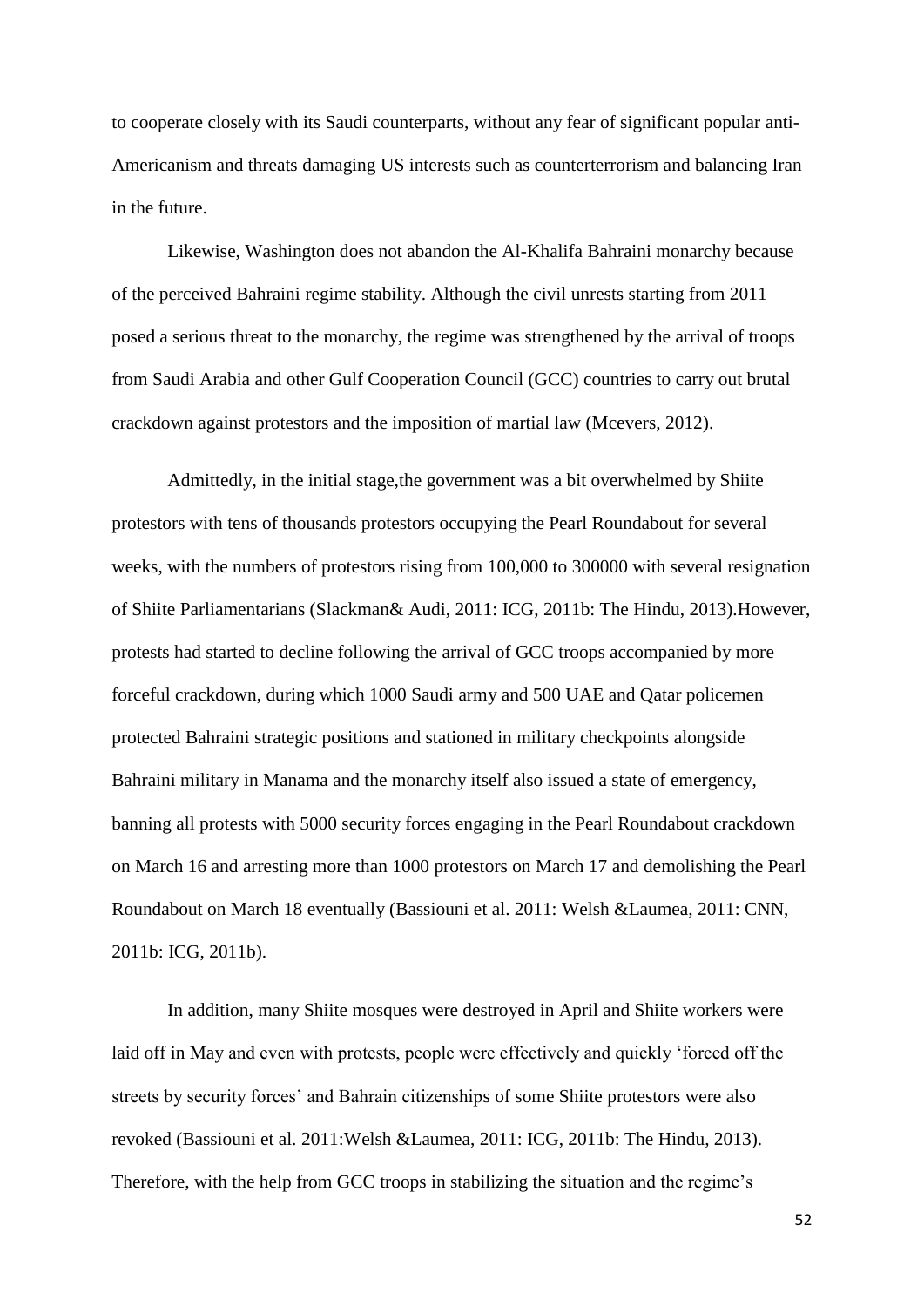to cooperate closely with its Saudi counterparts, without any fear of significant popular anti-Americanism and threats damaging US interests such as counterterrorism and balancing Iran in the future.

Likewise, Washington does not abandon the Al-Khalifa Bahraini monarchy because of the perceived Bahraini regime stability. Although the civil unrests starting from 2011 posed a serious threat to the monarchy, the regime was strengthened by the arrival of troops from Saudi Arabia and other Gulf Cooperation Council (GCC) countries to carry out brutal crackdown against protestors and the imposition of martial law (Mcevers, 2012).

Admittedly, in the initial stage,the government was a bit overwhelmed by Shiite protestors with tens of thousands protestors occupying the Pearl Roundabout for several weeks, with the numbers of protestors rising from 100,000 to 300000 with several resignation of Shiite Parliamentarians (Slackman& Audi, 2011: ICG, 2011b: The Hindu, 2013).However, protests had started to decline following the arrival of GCC troops accompanied by more forceful crackdown, during which 1000 Saudi army and 500 UAE and Qatar policemen protected Bahraini strategic positions and stationed in military checkpoints alongside Bahraini military in Manama and the monarchy itself also issued a state of emergency, banning all protests with 5000 security forces engaging in the Pearl Roundabout crackdown on March 16 and arresting more than 1000 protestors on March 17 and demolishing the Pearl Roundabout on March 18 eventually (Bassiouni et al. 2011: Welsh &Laumea, 2011: CNN, 2011b: ICG, 2011b).

In addition, many Shiite mosques were destroyed in April and Shiite workers were laid off in May and even with protests, people were effectively and quickly 'forced off the streets by security forces' and Bahrain citizenships of some Shiite protestors were also revoked (Bassiouni et al. 2011:Welsh &Laumea, 2011: ICG, 2011b: The Hindu, 2013). Therefore, with the help from GCC troops in stabilizing the situation and the regime's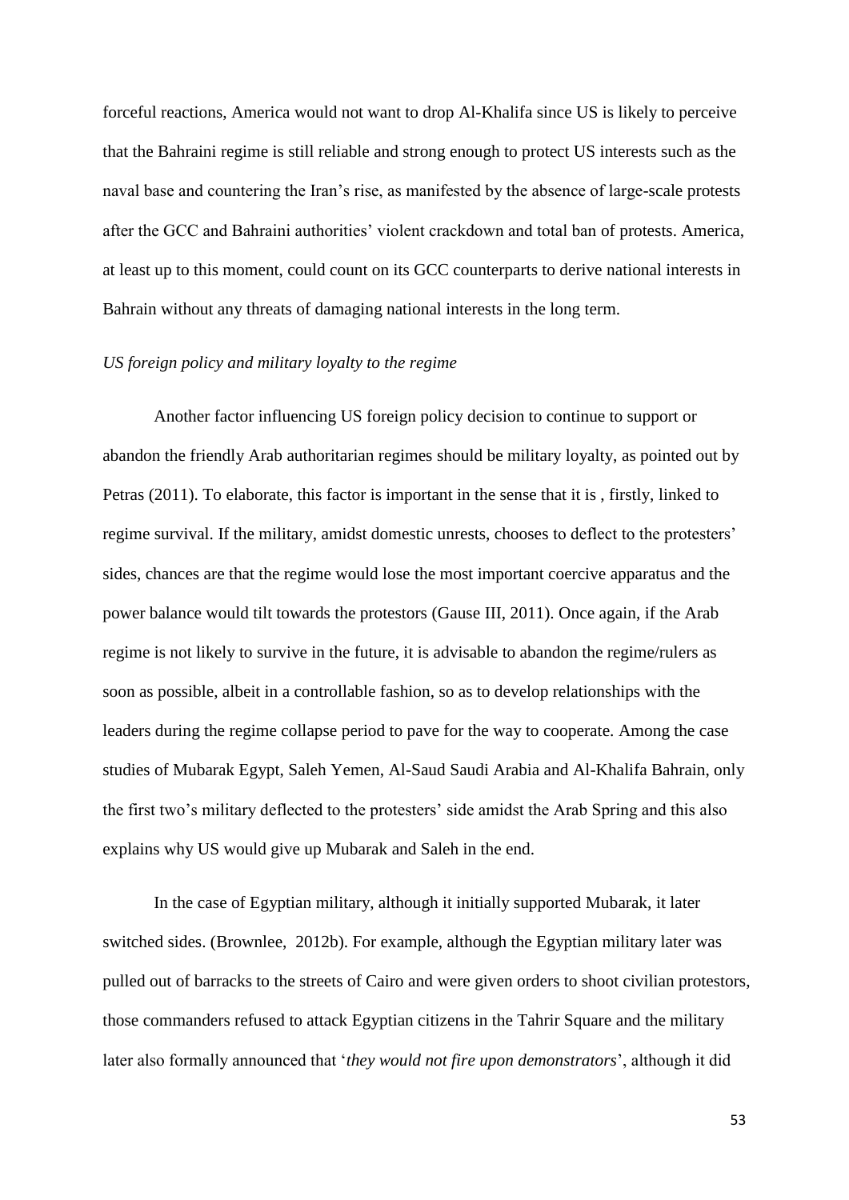forceful reactions, America would not want to drop Al-Khalifa since US is likely to perceive that the Bahraini regime is still reliable and strong enough to protect US interests such as the naval base and countering the Iran's rise, as manifested by the absence of large-scale protests after the GCC and Bahraini authorities' violent crackdown and total ban of protests. America, at least up to this moment, could count on its GCC counterparts to derive national interests in Bahrain without any threats of damaging national interests in the long term.

*US foreign policy and military loyalty to the regime*

Another factor influencing US foreign policy decision to continue to support or abandon the friendly Arab authoritarian regimes should be military loyalty, as pointed out by Petras (2011). To elaborate, this factor is important in the sense that it is , firstly, linked to regime survival. If the military, amidst domestic unrests, chooses to deflect to the protesters' sides, chances are that the regime would lose the most important coercive apparatus and the power balance would tilt towards the protestors (Gause III, 2011). Once again, if the Arab regime is not likely to survive in the future, it is advisable to abandon the regime/rulers as soon as possible, albeit in a controllable fashion, so as to develop relationships with the leaders during the regime collapse period to pave for the way to cooperate. Among the case studies of Mubarak Egypt, Saleh Yemen, Al-Saud Saudi Arabia and Al-Khalifa Bahrain, only the first two's military deflected to the protesters' side amidst the Arab Spring and this also explains why US would give up Mubarak and Saleh in the end.

In the case of Egyptian military, although it initially supported Mubarak, it later switched sides. (Brownlee, 2012b). For example, although the Egyptian military later was pulled out of barracks to the streets of Cairo and were given orders to shoot civilian protestors, those commanders refused to attack Egyptian citizens in the Tahrir Square and the military later also formally announced that '*they would not fire upon demonstrators*', although it did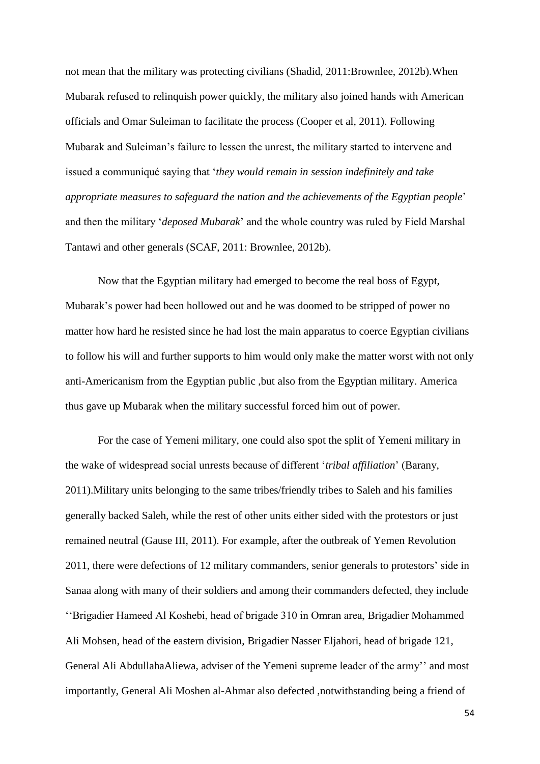not mean that the military was protecting civilians (Shadid, 2011:Brownlee, 2012b).When Mubarak refused to relinquish power quickly, the military also joined hands with American officials and Omar Suleiman to facilitate the process (Cooper et al, 2011). Following Mubarak and Suleiman's failure to lessen the unrest, the military started to intervene and issued a communiqué saying that '*they would remain in session indefinitely and take appropriate measures to safeguard the nation and the achievements of the Egyptian people*' and then the military '*deposed Mubarak*' and the whole country was ruled by Field Marshal Tantawi and other generals (SCAF, 2011: Brownlee, 2012b).

Now that the Egyptian military had emerged to become the real boss of Egypt, Mubarak's power had been hollowed out and he was doomed to be stripped of power no matter how hard he resisted since he had lost the main apparatus to coerce Egyptian civilians to follow his will and further supports to him would only make the matter worst with not only anti-Americanism from the Egyptian public ,but also from the Egyptian military. America thus gave up Mubarak when the military successful forced him out of power.

For the case of Yemeni military, one could also spot the split of Yemeni military in the wake of widespread social unrests because of different '*tribal affiliation*' (Barany, 2011).Military units belonging to the same tribes/friendly tribes to Saleh and his families generally backed Saleh, while the rest of other units either sided with the protestors or just remained neutral (Gause III, 2011). For example, after the outbreak of Yemen Revolution 2011, there were defections of 12 military commanders, senior generals to protestors' side in Sanaa along with many of their soldiers and among their commanders defected, they include ''Brigadier Hameed Al Koshebi, head of brigade 310 in Omran area, Brigadier Mohammed Ali Mohsen, head of the eastern division, Brigadier Nasser Eljahori, head of brigade 121, General Ali AbdullahaAliewa, adviser of the Yemeni supreme leader of the army'' and most importantly, General Ali Moshen al-Ahmar also defected ,notwithstanding being a friend of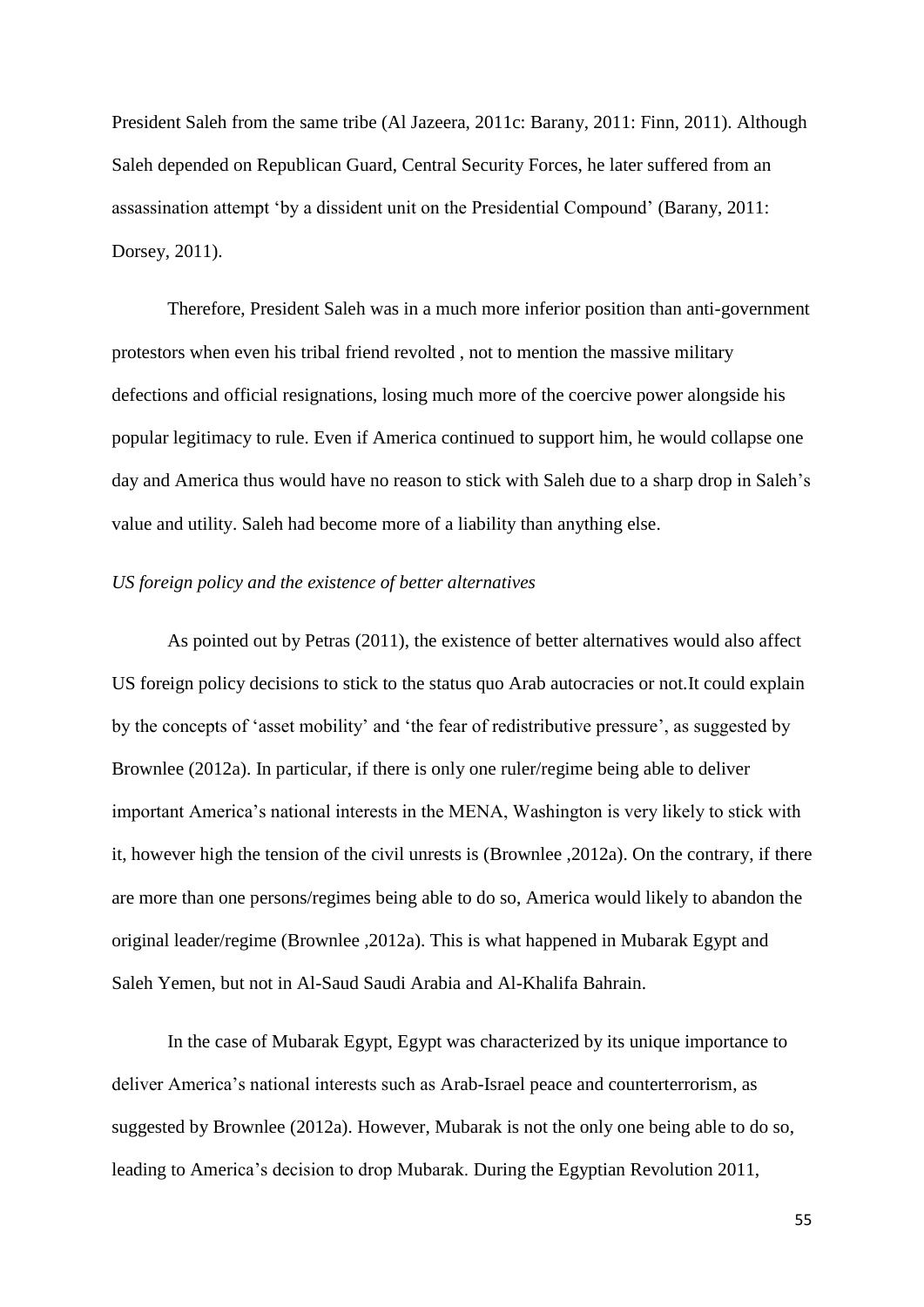President Saleh from the same tribe (Al Jazeera, 2011c: Barany, 2011: Finn, 2011). Although Saleh depended on Republican Guard, Central Security Forces, he later suffered from an assassination attempt 'by a dissident unit on the Presidential Compound' (Barany, 2011: Dorsey, 2011).

Therefore, President Saleh was in a much more inferior position than anti-government protestors when even his tribal friend revolted , not to mention the massive military defections and official resignations, losing much more of the coercive power alongside his popular legitimacy to rule. Even if America continued to support him, he would collapse one day and America thus would have no reason to stick with Saleh due to a sharp drop in Saleh's value and utility. Saleh had become more of a liability than anything else.

*US foreign policy and the existence of better alternatives*

As pointed out by Petras (2011), the existence of better alternatives would also affect US foreign policy decisions to stick to the status quo Arab autocracies or not.It could explain by the concepts of 'asset mobility' and 'the fear of redistributive pressure', as suggested by Brownlee (2012a). In particular, if there is only one ruler/regime being able to deliver important America's national interests in the MENA, Washington is very likely to stick with it, however high the tension of the civil unrests is (Brownlee ,2012a). On the contrary, if there are more than one persons/regimes being able to do so, America would likely to abandon the original leader/regime (Brownlee ,2012a). This is what happened in Mubarak Egypt and Saleh Yemen, but not in Al-Saud Saudi Arabia and Al-Khalifa Bahrain.

In the case of Mubarak Egypt, Egypt was characterized by its unique importance to deliver America's national interests such as Arab-Israel peace and counterterrorism, as suggested by Brownlee (2012a). However, Mubarak is not the only one being able to do so, leading to America's decision to drop Mubarak. During the Egyptian Revolution 2011,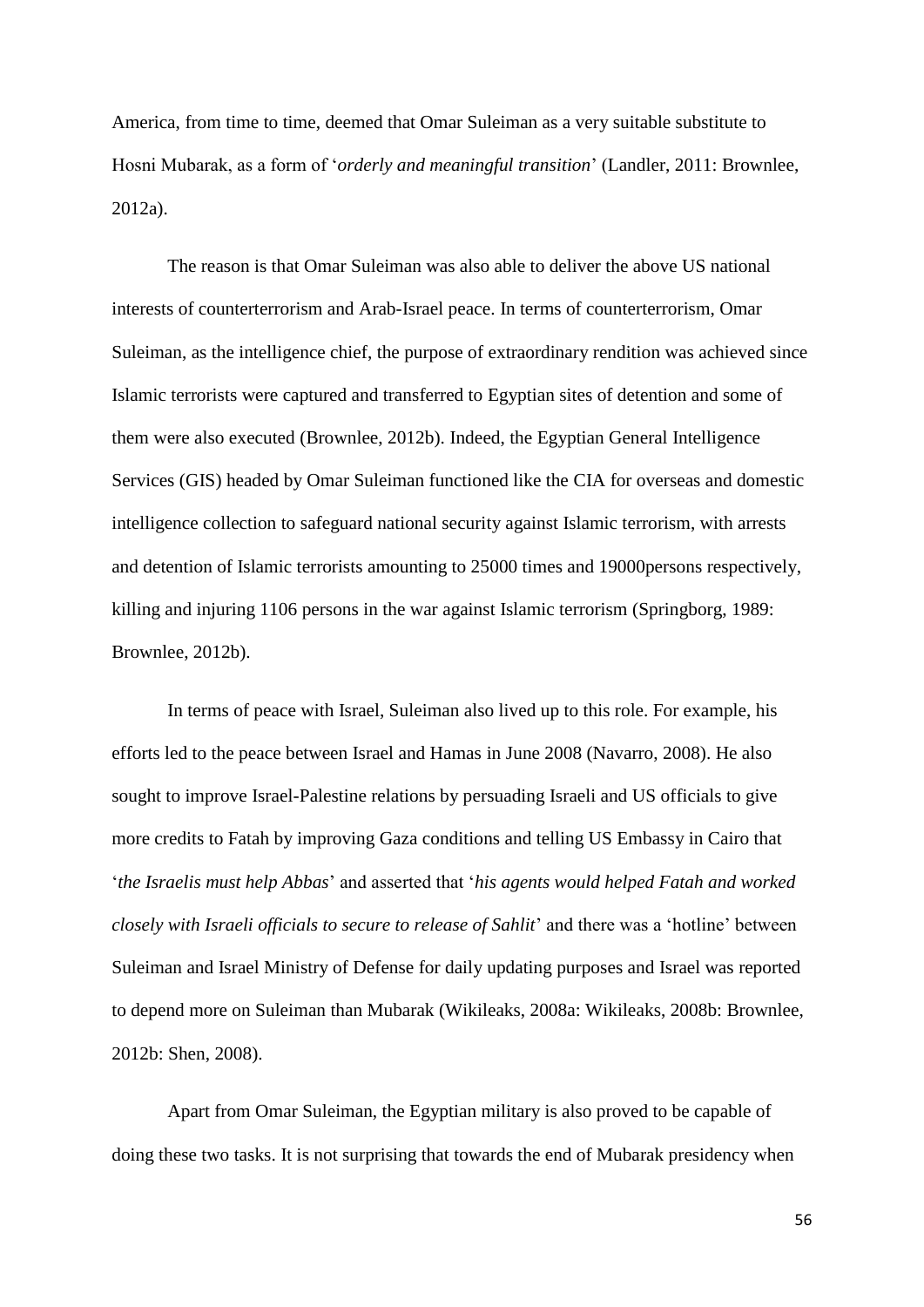America, from time to time, deemed that Omar Suleiman as a very suitable substitute to Hosni Mubarak, as a form of '*orderly and meaningful transition*' (Landler, 2011: Brownlee, 2012a).

The reason is that Omar Suleiman was also able to deliver the above US national interests of counterterrorism and Arab-Israel peace. In terms of counterterrorism, Omar Suleiman, as the intelligence chief, the purpose of extraordinary rendition was achieved since Islamic terrorists were captured and transferred to Egyptian sites of detention and some of them were also executed (Brownlee, 2012b). Indeed, the Egyptian General Intelligence Services (GIS) headed by Omar Suleiman functioned like the CIA for overseas and domestic intelligence collection to safeguard national security against Islamic terrorism, with arrests and detention of Islamic terrorists amounting to 25000 times and 19000persons respectively, killing and injuring 1106 persons in the war against Islamic terrorism (Springborg, 1989: Brownlee, 2012b).

In terms of peace with Israel, Suleiman also lived up to this role. For example, his efforts led to the peace between Israel and Hamas in June 2008 (Navarro, 2008). He also sought to improve Israel-Palestine relations by persuading Israeli and US officials to give more credits to Fatah by improving Gaza conditions and telling US Embassy in Cairo that '*the Israelis must help Abbas*' and asserted that '*his agents would helped Fatah and worked closely with Israeli officials to secure to release of Sahlit*' and there was a 'hotline' between Suleiman and Israel Ministry of Defense for daily updating purposes and Israel was reported to depend more on Suleiman than Mubarak (Wikileaks, 2008a: Wikileaks, 2008b: Brownlee, 2012b: Shen, 2008).

Apart from Omar Suleiman, the Egyptian military is also proved to be capable of doing these two tasks. It is not surprising that towards the end of Mubarak presidency when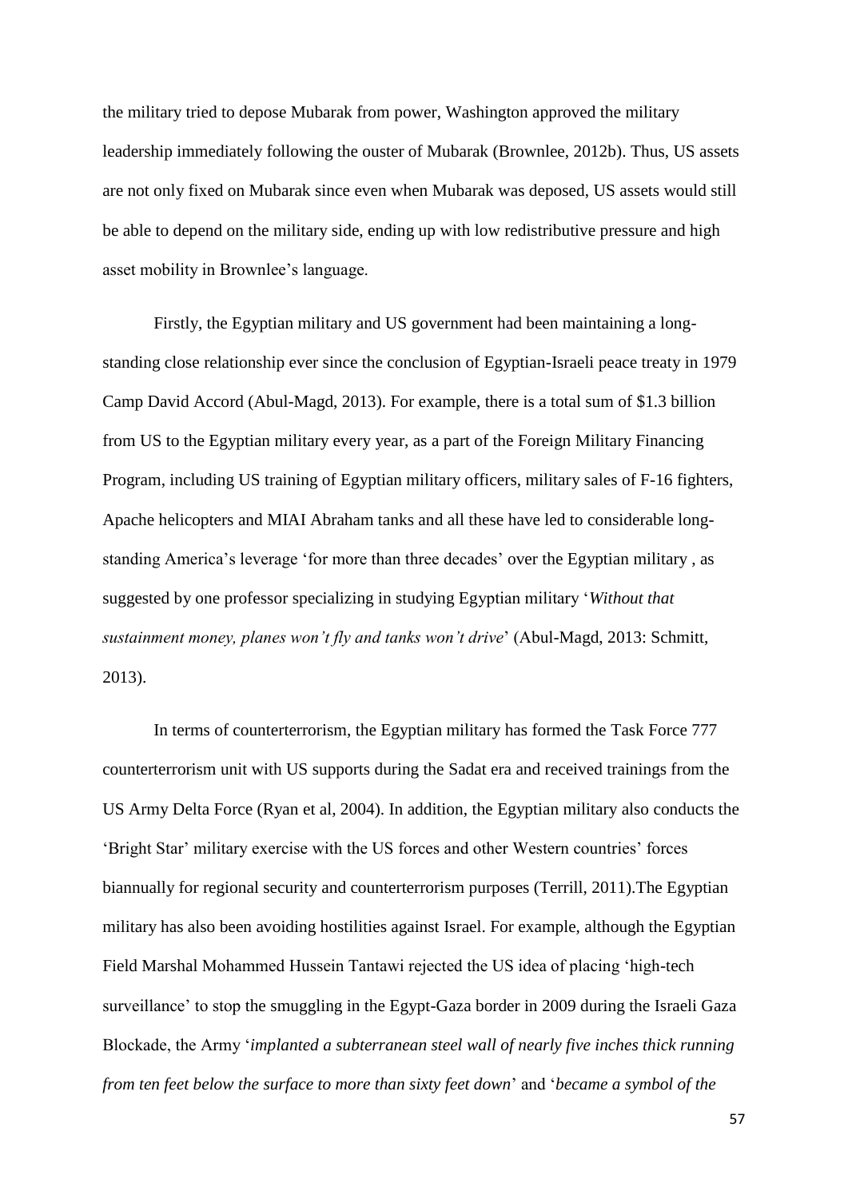the military tried to depose Mubarak from power, Washington approved the military leadership immediately following the ouster of Mubarak (Brownlee, 2012b). Thus, US assets are not only fixed on Mubarak since even when Mubarak was deposed, US assets would still be able to depend on the military side, ending up with low redistributive pressure and high asset mobility in Brownlee's language.

Firstly, the Egyptian military and US government had been maintaining a long-standing close relationship ever since the conclusion of Egyptian-Israeli peace treaty in 1979 Camp David Accord (Abul-Magd, 2013). For example, there is a total sum of \$1.3 billion from US to the Egyptian military every year, as a part of the Foreign Military Financing Program, including US training of Egyptian military officers, military sales of F-16 fighters, Apache helicopters and MIAI Abraham tanks and all these have led to considerable long-standing America's leverage 'for more than three decades' over the Egyptian military , as suggested by one professor specializing in studying Egyptian military '*Without that sustainment money, planes won't fly and tanks won't drive*' (Abul-Magd, 2013: Schmitt, 2013).

In terms of counterterrorism, the Egyptian military has formed the Task Force 777 counterterrorism unit with US supports during the Sadat era and received trainings from the US Army Delta Force (Ryan et al, 2004). In addition, the Egyptian military also conducts the 'Bright Star' military exercise with the US forces and other Western countries' forces biannually for regional security and counterterrorism purposes (Terrill, 2011).The Egyptian military has also been avoiding hostilities against Israel. For example, although the Egyptian Field Marshal Mohammed Hussein Tantawi rejected the US idea of placing 'high-tech surveillance' to stop the smuggling in the Egypt-Gaza border in 2009 during the Israeli Gaza Blockade, the Army '*implanted a subterranean steel wall of nearly five inches thick running from ten feet below the surface to more than sixty feet down*' and '*became a symbol of the*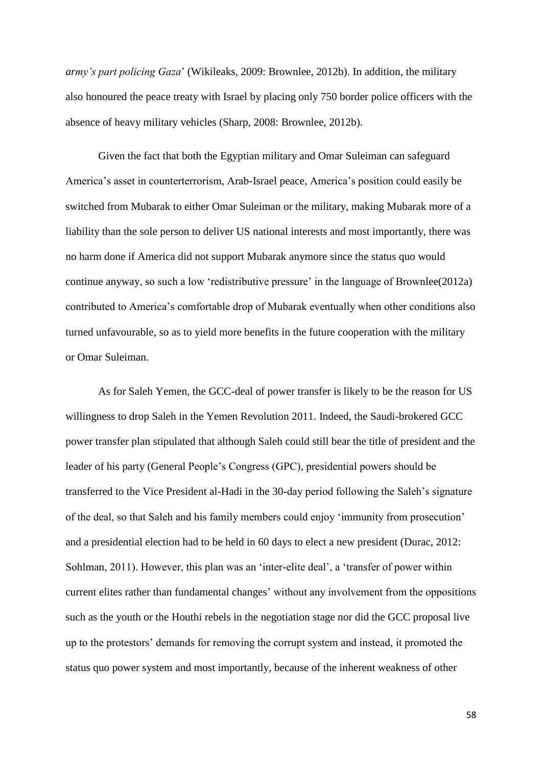*army's part policing Gaza*' (Wikileaks, 2009: Brownlee, 2012b). In addition, the military also honoured the peace treaty with Israel by placing only 750 border police officers with the absence of heavy military vehicles (Sharp, 2008: Brownlee, 2012b).

Given the fact that both the Egyptian military and Omar Suleiman can safeguard America's asset in counterterrorism, Arab-Israel peace, America's position could easily be switched from Mubarak to either Omar Suleiman or the military, making Mubarak more of a liability than the sole person to deliver US national interests and most importantly, there was no harm done if America did not support Mubarak anymore since the status quo would continue anyway, so such a low 'redistributive pressure' in the language of Brownlee(2012a) contributed to America's comfortable drop of Mubarak eventually when other conditions also turned unfavourable, so as to yield more benefits in the future cooperation with the military or Omar Suleiman.

As for Saleh Yemen, the GCC-deal of power transfer is likely to be the reason for US willingness to drop Saleh in the Yemen Revolution 2011. Indeed, the Saudi-brokered GCC power transfer plan stipulated that although Saleh could still bear the title of president and the leader of his party (General People's Congress (GPC), presidential powers should be transferred to the Vice President al-Hadi in the 30-day period following the Saleh's signature of the deal, so that Saleh and his family members could enjoy 'immunity from prosecution' and a presidential election had to be held in 60 days to elect a new president (Durac, 2012: Sohlman, 2011). However, this plan was an 'inter-elite deal', a 'transfer of power within current elites rather than fundamental changes' without any involvement from the oppositions such as the youth or the Houthi rebels in the negotiation stage nor did the GCC proposal live up to the protestors' demands for removing the corrupt system and instead, it promoted the status quo power system and most importantly, because of the inherent weakness of other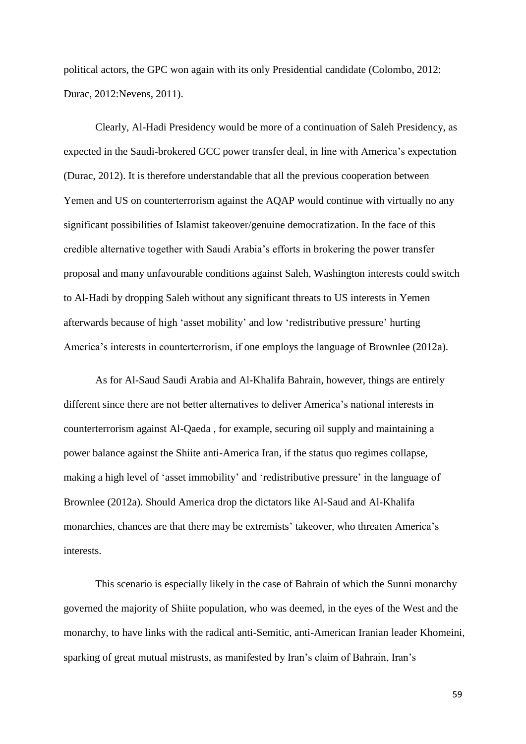political actors, the GPC won again with its only Presidential candidate (Colombo, 2012: Durac, 2012:Nevens, 2011).

Clearly, Al-Hadi Presidency would be more of a continuation of Saleh Presidency, as expected in the Saudi-brokered GCC power transfer deal, in line with America's expectation (Durac, 2012). It is therefore understandable that all the previous cooperation between Yemen and US on counterterrorism against the AQAP would continue with virtually no any significant possibilities of Islamist takeover/genuine democratization. In the face of this credible alternative together with Saudi Arabia's efforts in brokering the power transfer proposal and many unfavourable conditions against Saleh, Washington interests could switch to Al-Hadi by dropping Saleh without any significant threats to US interests in Yemen afterwards because of high 'asset mobility' and low 'redistributive pressure' hurting America's interests in counterterrorism, if one employs the language of Brownlee (2012a).

As for Al-Saud Saudi Arabia and Al-Khalifa Bahrain, however, things are entirely different since there are not better alternatives to deliver America's national interests in counterterrorism against Al-Qaeda , for example, securing oil supply and maintaining a power balance against the Shiite anti-America Iran, if the status quo regimes collapse, making a high level of 'asset immobility' and 'redistributive pressure' in the language of Brownlee (2012a). Should America drop the dictators like Al-Saud and Al-Khalifa monarchies, chances are that there may be extremists' takeover, who threaten America's interests.

This scenario is especially likely in the case of Bahrain of which the Sunni monarchy governed the majority of Shiite population, who was deemed, in the eyes of the West and the monarchy, to have links with the radical anti-Semitic, anti-American Iranian leader Khomeini, sparking of great mutual mistrusts, as manifested by Iran's claim of Bahrain, Iran's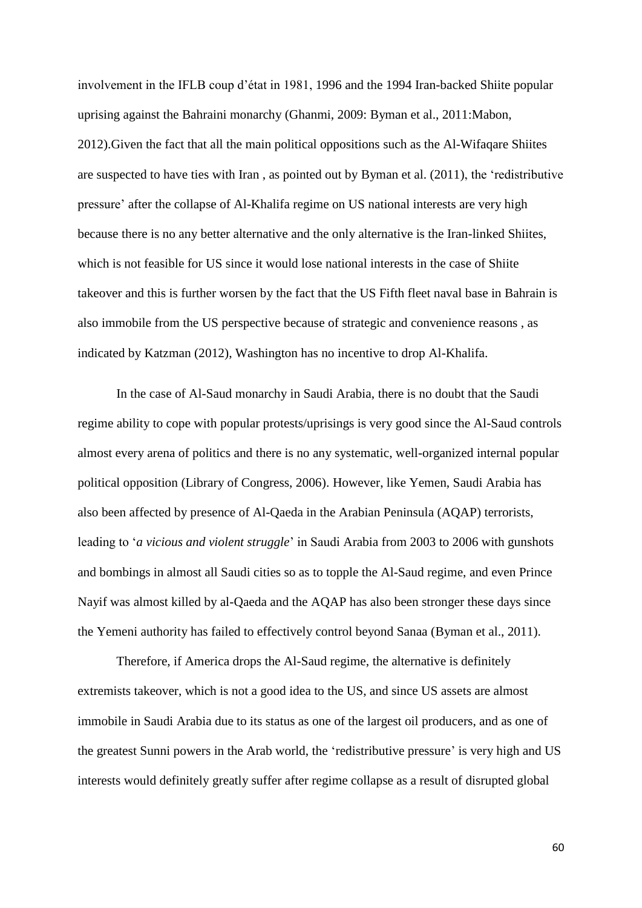involvement in the IFLB coup d'état in 1981, 1996 and the 1994 Iran-backed Shiite popular uprising against the Bahraini monarchy (Ghanmi, 2009: Byman et al., 2011:Mabon, 2012).Given the fact that all the main political oppositions such as the Al-Wifaqare Shiites are suspected to have ties with Iran , as pointed out by Byman et al. (2011), the 'redistributive pressure' after the collapse of Al-Khalifa regime on US national interests are very high because there is no any better alternative and the only alternative is the Iran-linked Shiites, which is not feasible for US since it would lose national interests in the case of Shiite takeover and this is further worsen by the fact that the US Fifth fleet naval base in Bahrain is also immobile from the US perspective because of strategic and convenience reasons , as indicated by Katzman (2012), Washington has no incentive to drop Al-Khalifa.

In the case of Al-Saud monarchy in Saudi Arabia, there is no doubt that the Saudi regime ability to cope with popular protests/uprisings is very good since the Al-Saud controls almost every arena of politics and there is no any systematic, well-organized internal popular political opposition (Library of Congress, 2006). However, like Yemen, Saudi Arabia has also been affected by presence of Al-Qaeda in the Arabian Peninsula (AQAP) terrorists, leading to '*a vicious and violent struggle*' in Saudi Arabia from 2003 to 2006 with gunshots and bombings in almost all Saudi cities so as to topple the Al-Saud regime, and even Prince Nayif was almost killed by al-Qaeda and the AQAP has also been stronger these days since the Yemeni authority has failed to effectively control beyond Sanaa (Byman et al., 2011).

Therefore, if America drops the Al-Saud regime, the alternative is definitely extremists takeover, which is not a good idea to the US, and since US assets are almost immobile in Saudi Arabia due to its status as one of the largest oil producers, and as one of the greatest Sunni powers in the Arab world, the 'redistributive pressure' is very high and US interests would definitely greatly suffer after regime collapse as a result of disrupted global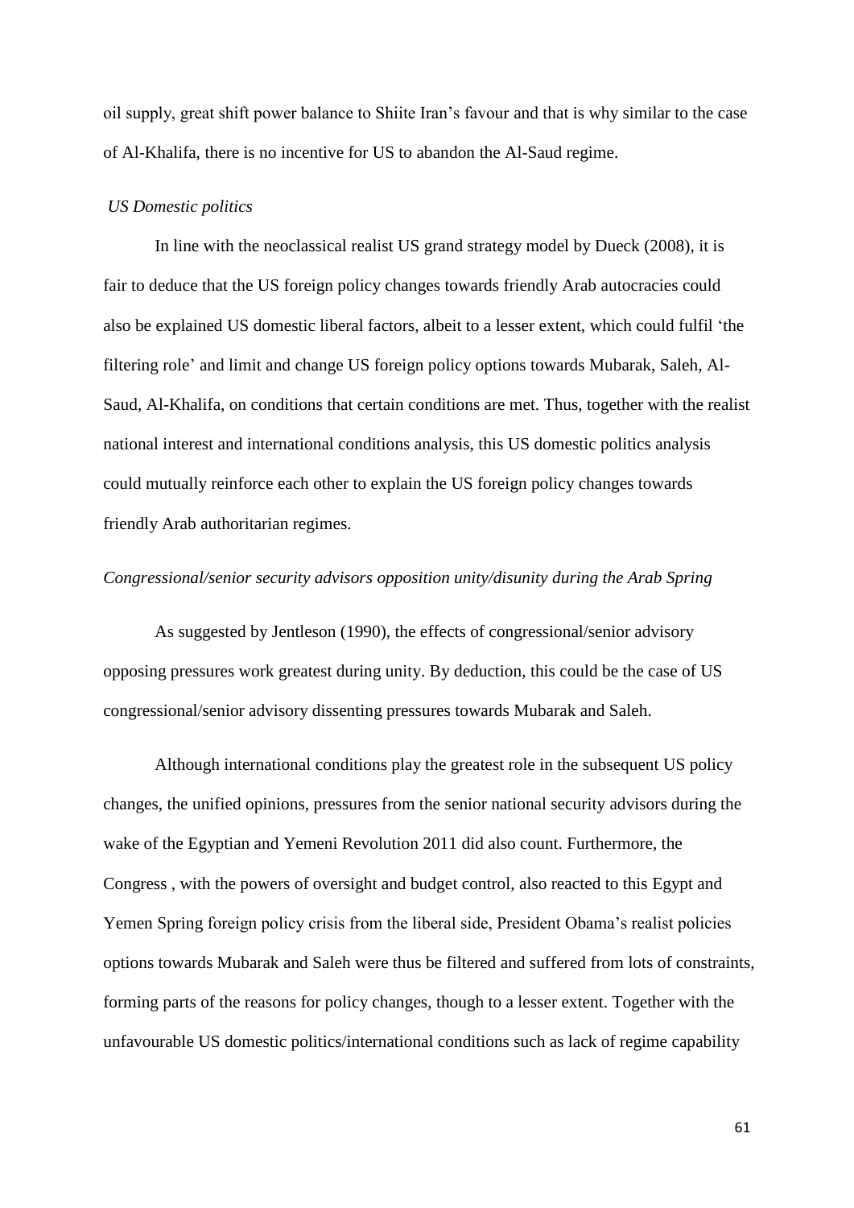oil supply, great shift power balance to Shiite Iran's favour and that is why similar to the case of Al-Khalifa, there is no incentive for US to abandon the Al-Saud regime.

*US Domestic politics*

In line with the neoclassical realist US grand strategy model by Dueck (2008), it is fair to deduce that the US foreign policy changes towards friendly Arab autocracies could also be explained US domestic liberal factors, albeit to a lesser extent, which could fulfil 'the filtering role' and limit and change US foreign policy options towards Mubarak, Saleh, Al-Saud, Al-Khalifa, on conditions that certain conditions are met. Thus, together with the realist national interest and international conditions analysis, this US domestic politics analysis could mutually reinforce each other to explain the US foreign policy changes towards friendly Arab authoritarian regimes.

*Congressional/senior security advisors opposition unity/disunity during the Arab Spring*

As suggested by Jentleson (1990), the effects of congressional/senior advisory opposing pressures work greatest during unity. By deduction, this could be the case of US congressional/senior advisory dissenting pressures towards Mubarak and Saleh.

Although international conditions play the greatest role in the subsequent US policy changes, the unified opinions, pressures from the senior national security advisors during the wake of the Egyptian and Yemeni Revolution 2011 did also count. Furthermore, the Congress , with the powers of oversight and budget control, also reacted to this Egypt and Yemen Spring foreign policy crisis from the liberal side, President Obama's realist policies options towards Mubarak and Saleh were thus be filtered and suffered from lots of constraints, forming parts of the reasons for policy changes, though to a lesser extent. Together with the unfavourable US domestic politics/international conditions such as lack of regime capability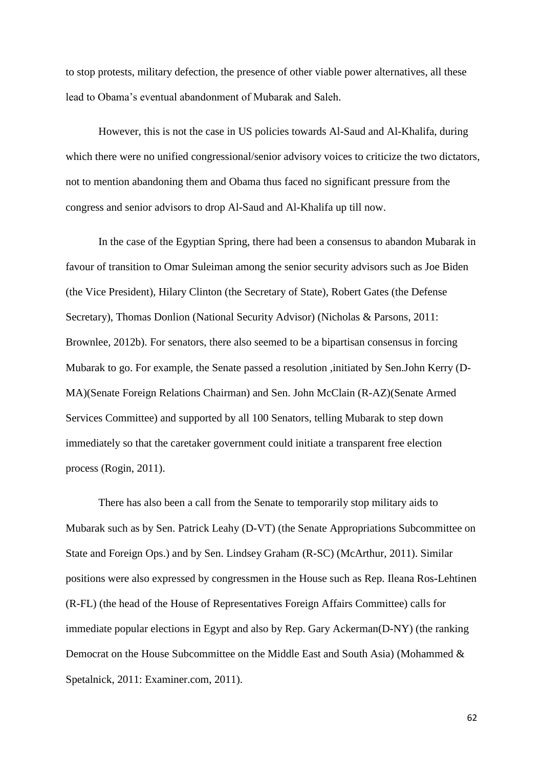to stop protests, military defection, the presence of other viable power alternatives, all these lead to Obama's eventual abandonment of Mubarak and Saleh.

However, this is not the case in US policies towards Al-Saud and Al-Khalifa, during which there were no unified congressional/senior advisory voices to criticize the two dictators, not to mention abandoning them and Obama thus faced no significant pressure from the congress and senior advisors to drop Al-Saud and Al-Khalifa up till now.

In the case of the Egyptian Spring, there had been a consensus to abandon Mubarak in favour of transition to Omar Suleiman among the senior security advisors such as Joe Biden (the Vice President), Hilary Clinton (the Secretary of State), Robert Gates (the Defense Secretary), Thomas Donlion (National Security Advisor) (Nicholas & Parsons, 2011: Brownlee, 2012b). For senators, there also seemed to be a bipartisan consensus in forcing Mubarak to go. For example, the Senate passed a resolution ,initiated by Sen.John Kerry (D-MA)(Senate Foreign Relations Chairman) and Sen. John McClain (R-AZ)(Senate Armed Services Committee) and supported by all 100 Senators, telling Mubarak to step down immediately so that the caretaker government could initiate a transparent free election process (Rogin, 2011).

There has also been a call from the Senate to temporarily stop military aids to Mubarak such as by Sen. Patrick Leahy (D-VT) (the Senate Appropriations Subcommittee on State and Foreign Ops.) and by Sen. Lindsey Graham (R-SC) (McArthur, 2011). Similar positions were also expressed by congressmen in the House such as Rep. Ileana Ros-Lehtinen (R-FL) (the head of the House of Representatives Foreign Affairs Committee) calls for immediate popular elections in Egypt and also by Rep. Gary Ackerman(D-NY) (the ranking Democrat on the House Subcommittee on the Middle East and South Asia) (Mohammed & Spetalnick, 2011: Examiner.com, 2011).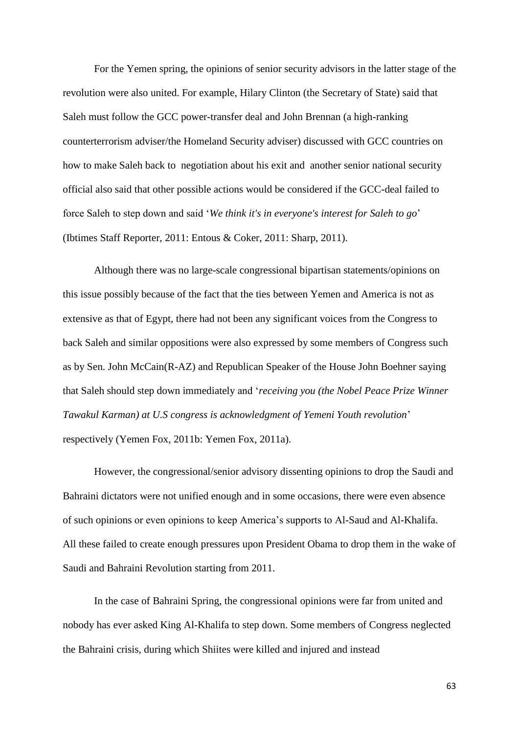For the Yemen spring, the opinions of senior security advisors in the latter stage of the revolution were also united. For example, Hilary Clinton (the Secretary of State) said that Saleh must follow the GCC power-transfer deal and John Brennan (a high-ranking counterterrorism adviser/the Homeland Security adviser) discussed with GCC countries on how to make Saleh back to negotiation about his exit and another senior national security official also said that other possible actions would be considered if the GCC-deal failed to force Saleh to step down and said '*We think it's in everyone's interest for Saleh to go*' (Ibtimes Staff Reporter, 2011: Entous & Coker, 2011: Sharp, 2011).

Although there was no large-scale congressional bipartisan statements/opinions on this issue possibly because of the fact that the ties between Yemen and America is not as extensive as that of Egypt, there had not been any significant voices from the Congress to back Saleh and similar oppositions were also expressed by some members of Congress such as by Sen. John McCain(R-AZ) and Republican Speaker of the House John Boehner saying that Saleh should step down immediately and '*receiving you (the Nobel Peace Prize Winner Tawakul Karman) at U.S congress is acknowledgment of Yemeni Youth revolution*' respectively (Yemen Fox, 2011b: Yemen Fox, 2011a).

However, the congressional/senior advisory dissenting opinions to drop the Saudi and Bahraini dictators were not unified enough and in some occasions, there were even absence of such opinions or even opinions to keep America's supports to Al-Saud and Al-Khalifa. All these failed to create enough pressures upon President Obama to drop them in the wake of Saudi and Bahraini Revolution starting from 2011.

In the case of Bahraini Spring, the congressional opinions were far from united and nobody has ever asked King Al-Khalifa to step down. Some members of Congress neglected the Bahraini crisis, during which Shiites were killed and injured and instead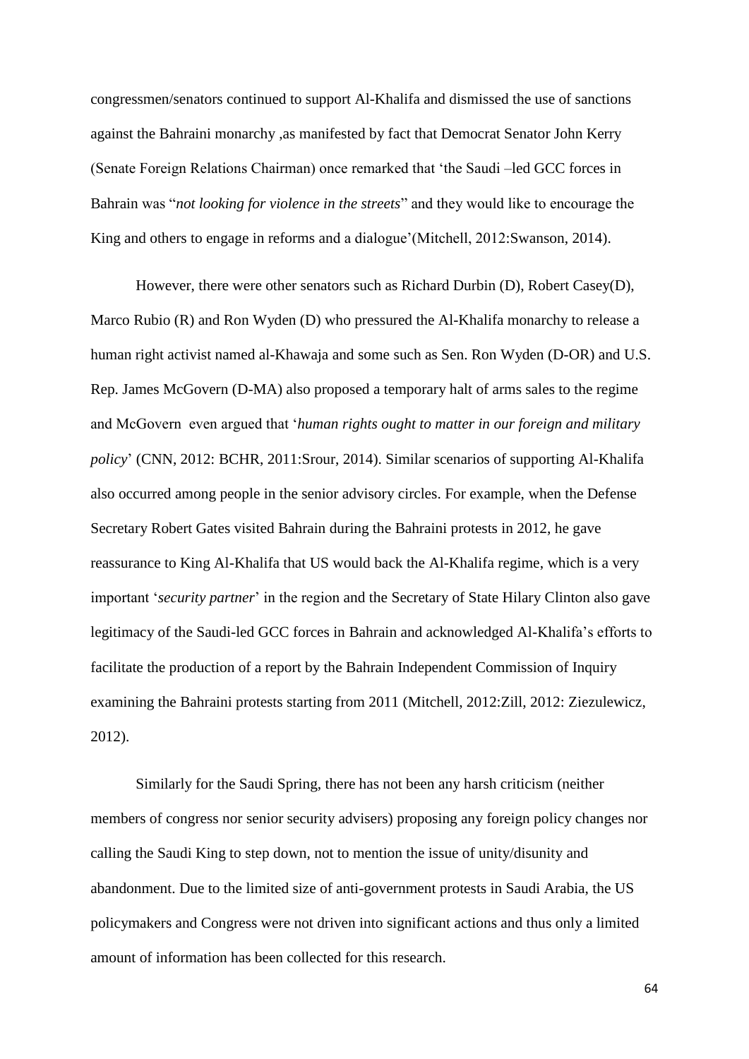congressmen/senators continued to support Al-Khalifa and dismissed the use of sanctions against the Bahraini monarchy ,as manifested by fact that Democrat Senator John Kerry (Senate Foreign Relations Chairman) once remarked that 'the Saudi –led GCC forces in Bahrain was "*not looking for violence in the streets*" and they would like to encourage the King and others to engage in reforms and a dialogue'(Mitchell, 2012:Swanson, 2014).

However, there were other senators such as Richard Durbin (D), Robert Casey(D), Marco Rubio (R) and Ron Wyden (D) who pressured the Al-Khalifa monarchy to release a human right activist named al-Khawaja and some such as Sen. Ron Wyden (D-OR) and U.S. Rep. James McGovern (D-MA) also proposed a temporary halt of arms sales to the regime and McGovern even argued that '*human rights ought to matter in our foreign and military policy*' (CNN, 2012: BCHR, 2011:Srour, 2014). Similar scenarios of supporting Al-Khalifa also occurred among people in the senior advisory circles. For example, when the Defense Secretary Robert Gates visited Bahrain during the Bahraini protests in 2012, he gave reassurance to King Al-Khalifa that US would back the Al-Khalifa regime, which is a very important '*security partner*' in the region and the Secretary of State Hilary Clinton also gave legitimacy of the Saudi-led GCC forces in Bahrain and acknowledged Al-Khalifa's efforts to facilitate the production of a report by the Bahrain Independent Commission of Inquiry examining the Bahraini protests starting from 2011 (Mitchell, 2012:Zill, 2012: Ziezulewicz, 2012).

Similarly for the Saudi Spring, there has not been any harsh criticism (neither members of congress nor senior security advisers) proposing any foreign policy changes nor calling the Saudi King to step down, not to mention the issue of unity/disunity and abandonment. Due to the limited size of anti-government protests in Saudi Arabia, the US policymakers and Congress were not driven into significant actions and thus only a limited amount of information has been collected for this research.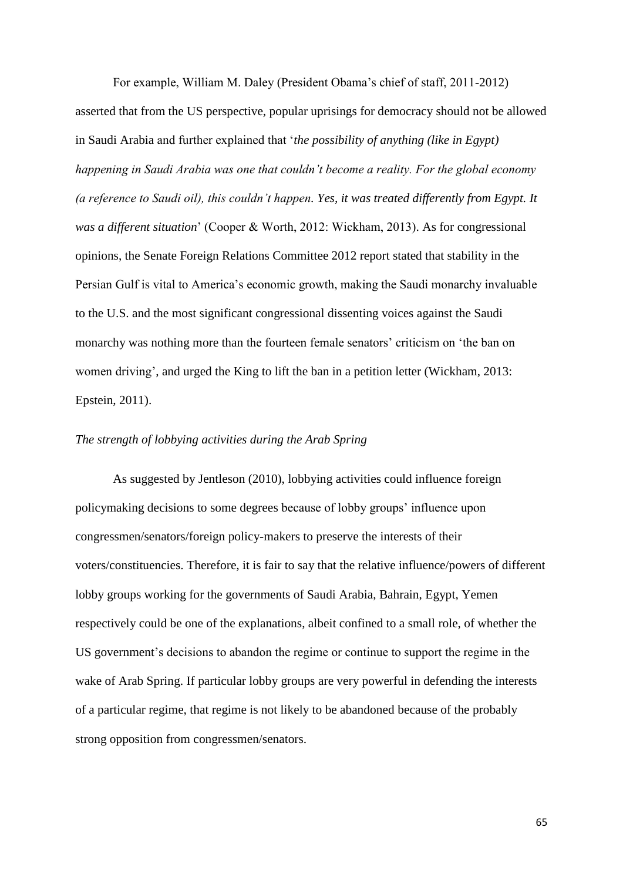For example, William M. Daley (President Obama's chief of staff, 2011-2012) asserted that from the US perspective, popular uprisings for democracy should not be allowed in Saudi Arabia and further explained that '*the possibility of anything (like in Egypt) happening in Saudi Arabia was one that couldn't become a reality. For the global economy (a reference to Saudi oil), this couldn't happen. Yes, it was treated differently from Egypt. It was a different situation*' (Cooper & Worth, 2012: Wickham, 2013). As for congressional opinions, the Senate Foreign Relations Committee 2012 report stated that stability in the Persian Gulf is vital to America's economic growth, making the Saudi monarchy invaluable to the U.S. and the most significant congressional dissenting voices against the Saudi monarchy was nothing more than the fourteen female senators' criticism on 'the ban on women driving', and urged the King to lift the ban in a petition letter (Wickham, 2013: Epstein, 2011).

*The strength of lobbying activities during the Arab Spring*

As suggested by Jentleson (2010), lobbying activities could influence foreign policymaking decisions to some degrees because of lobby groups' influence upon congressmen/senators/foreign policy-makers to preserve the interests of their voters/constituencies. Therefore, it is fair to say that the relative influence/powers of different lobby groups working for the governments of Saudi Arabia, Bahrain, Egypt, Yemen respectively could be one of the explanations, albeit confined to a small role, of whether the US government's decisions to abandon the regime or continue to support the regime in the wake of Arab Spring. If particular lobby groups are very powerful in defending the interests of a particular regime, that regime is not likely to be abandoned because of the probably strong opposition from congressmen/senators.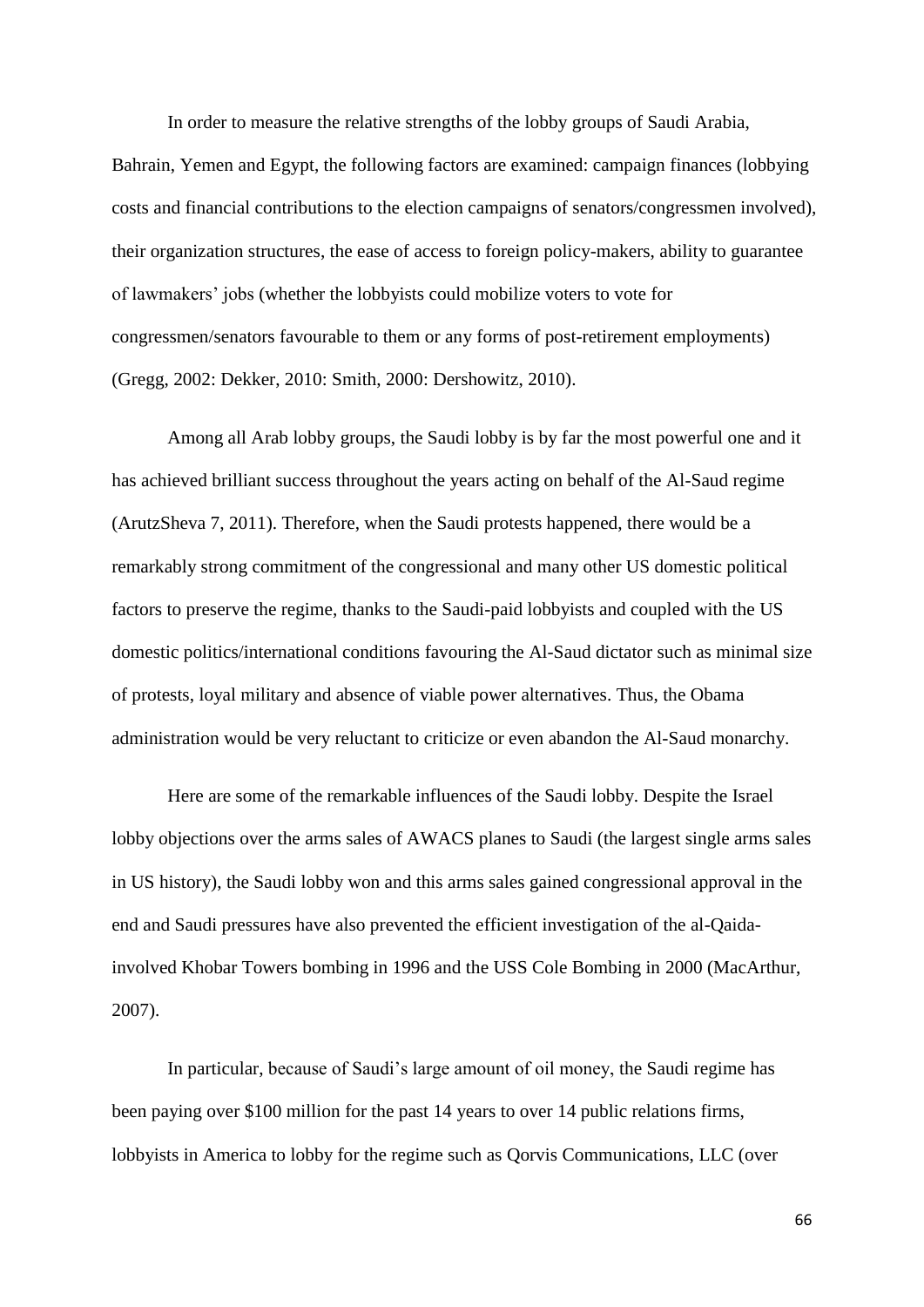In order to measure the relative strengths of the lobby groups of Saudi Arabia, Bahrain, Yemen and Egypt, the following factors are examined: campaign finances (lobbying costs and financial contributions to the election campaigns of senators/congressmen involved), their organization structures, the ease of access to foreign policy-makers, ability to guarantee of lawmakers' jobs (whether the lobbyists could mobilize voters to vote for congressmen/senators favourable to them or any forms of post-retirement employments) (Gregg, 2002: Dekker, 2010: Smith, 2000: Dershowitz, 2010).

Among all Arab lobby groups, the Saudi lobby is by far the most powerful one and it has achieved brilliant success throughout the years acting on behalf of the Al-Saud regime (ArutzSheva 7, 2011). Therefore, when the Saudi protests happened, there would be a remarkably strong commitment of the congressional and many other US domestic political factors to preserve the regime, thanks to the Saudi-paid lobbyists and coupled with the US domestic politics/international conditions favouring the Al-Saud dictator such as minimal size of protests, loyal military and absence of viable power alternatives. Thus, the Obama administration would be very reluctant to criticize or even abandon the Al-Saud monarchy.

Here are some of the remarkable influences of the Saudi lobby. Despite the Israel lobby objections over the arms sales of AWACS planes to Saudi (the largest single arms sales in US history), the Saudi lobby won and this arms sales gained congressional approval in the end and Saudi pressures have also prevented the efficient investigation of the al-Qaida-involved Khobar Towers bombing in 1996 and the USS Cole Bombing in 2000 (MacArthur, 2007).

In particular, because of Saudi's large amount of oil money, the Saudi regime has been paying over $100 million for the past 14 years to over 14 public relations firms, lobbyists in America to lobby for the regime such as Qorvis Communications, LLC (over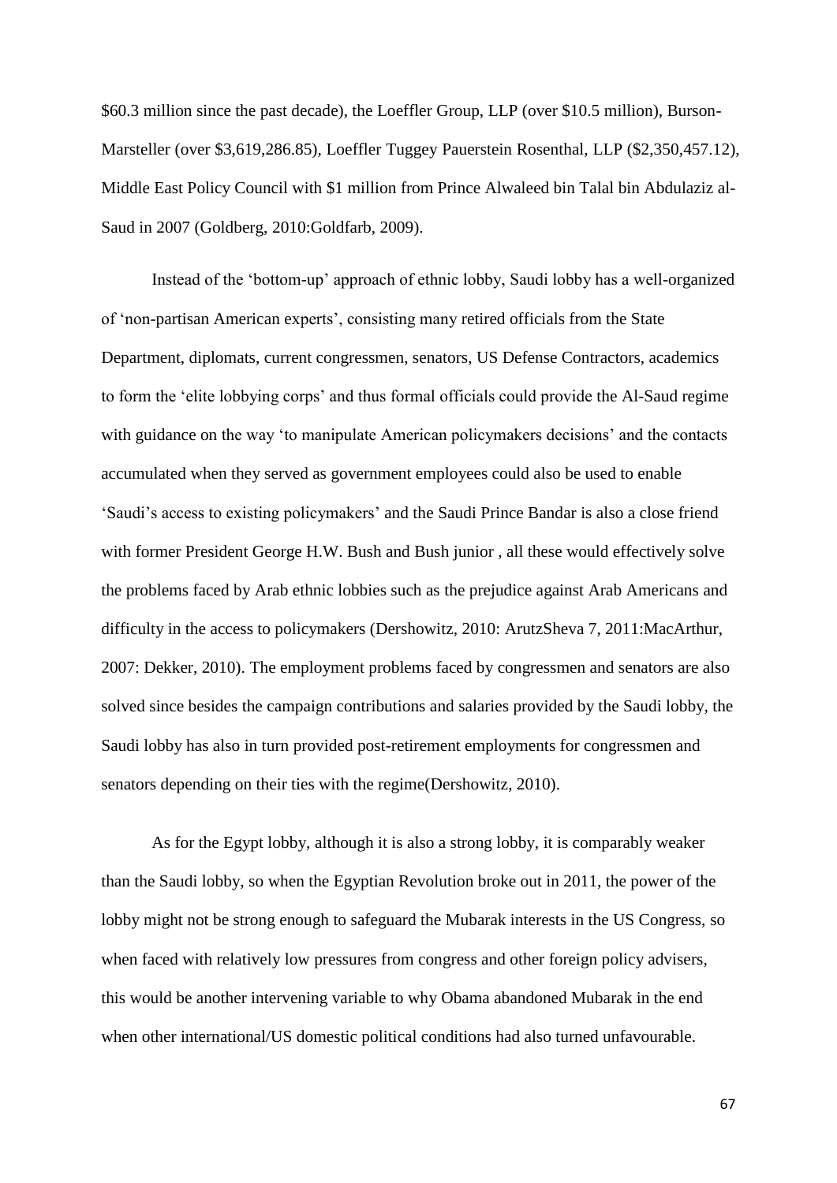$60.3 million since the past decade), the Loeffler Group, LLP (over $10.5 million), Burson-Marsteller (over $3,619,286.85), Loeffler Tuggey Pauerstein Rosenthal, LLP ($2,350,457.12), Middle East Policy Council with $1 million from Prince Alwaleed bin Talal bin Abdulaziz al-Saud in 2007 (Goldberg, 2010:Goldfarb, 2009).

Instead of the 'bottom-up' approach of ethnic lobby, Saudi lobby has a well-organized of 'non-partisan American experts', consisting many retired officials from the State Department, diplomats, current congressmen, senators, US Defense Contractors, academics to form the 'elite lobbying corps' and thus formal officials could provide the Al-Saud regime with guidance on the way 'to manipulate American policymakers decisions' and the contacts accumulated when they served as government employees could also be used to enable 'Saudi's access to existing policymakers' and the Saudi Prince Bandar is also a close friend with former President George H.W. Bush and Bush junior , all these would effectively solve the problems faced by Arab ethnic lobbies such as the prejudice against Arab Americans and difficulty in the access to policymakers (Dershowitz, 2010: ArutzSheva 7, 2011:MacArthur, 2007: Dekker, 2010). The employment problems faced by congressmen and senators are also solved since besides the campaign contributions and salaries provided by the Saudi lobby, the Saudi lobby has also in turn provided post-retirement employments for congressmen and senators depending on their ties with the regime(Dershowitz, 2010).

As for the Egypt lobby, although it is also a strong lobby, it is comparably weaker than the Saudi lobby, so when the Egyptian Revolution broke out in 2011, the power of the lobby might not be strong enough to safeguard the Mubarak interests in the US Congress, so when faced with relatively low pressures from congress and other foreign policy advisers, this would be another intervening variable to why Obama abandoned Mubarak in the end when other international/US domestic political conditions had also turned unfavourable.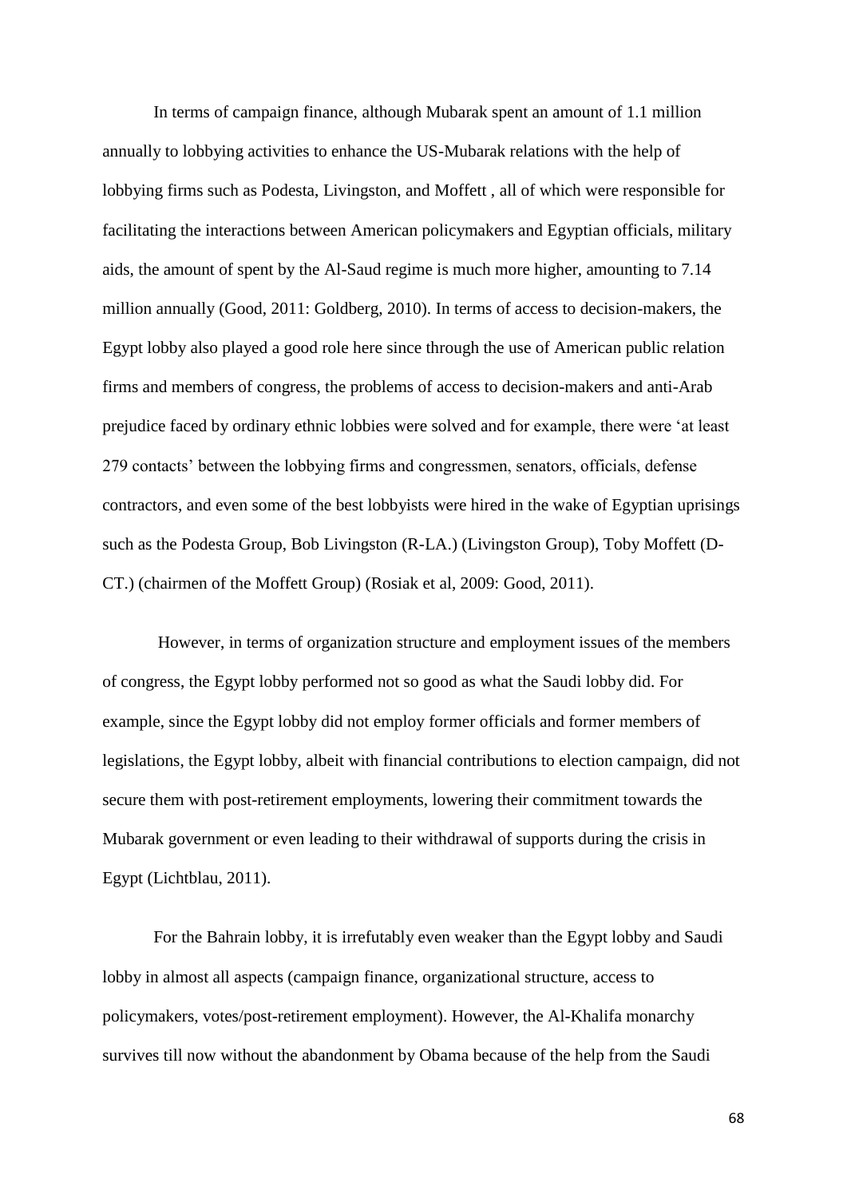In terms of campaign finance, although Mubarak spent an amount of 1.1 million annually to lobbying activities to enhance the US-Mubarak relations with the help of lobbying firms such as Podesta, Livingston, and Moffett , all of which were responsible for facilitating the interactions between American policymakers and Egyptian officials, military aids, the amount of spent by the Al-Saud regime is much more higher, amounting to 7.14 million annually (Good, 2011: Goldberg, 2010). In terms of access to decision-makers, the Egypt lobby also played a good role here since through the use of American public relation firms and members of congress, the problems of access to decision-makers and anti-Arab prejudice faced by ordinary ethnic lobbies were solved and for example, there were 'at least 279 contacts' between the lobbying firms and congressmen, senators, officials, defense contractors, and even some of the best lobbyists were hired in the wake of Egyptian uprisings such as the Podesta Group, Bob Livingston (R-LA.) (Livingston Group), Toby Moffett (D-CT.) (chairmen of the Moffett Group) (Rosiak et al, 2009: Good, 2011).

However, in terms of organization structure and employment issues of the members of congress, the Egypt lobby performed not so good as what the Saudi lobby did. For example, since the Egypt lobby did not employ former officials and former members of legislations, the Egypt lobby, albeit with financial contributions to election campaign, did not secure them with post-retirement employments, lowering their commitment towards the Mubarak government or even leading to their withdrawal of supports during the crisis in Egypt (Lichtblau, 2011).

For the Bahrain lobby, it is irrefutably even weaker than the Egypt lobby and Saudi lobby in almost all aspects (campaign finance, organizational structure, access to policymakers, votes/post-retirement employment). However, the Al-Khalifa monarchy survives till now without the abandonment by Obama because of the help from the Saudi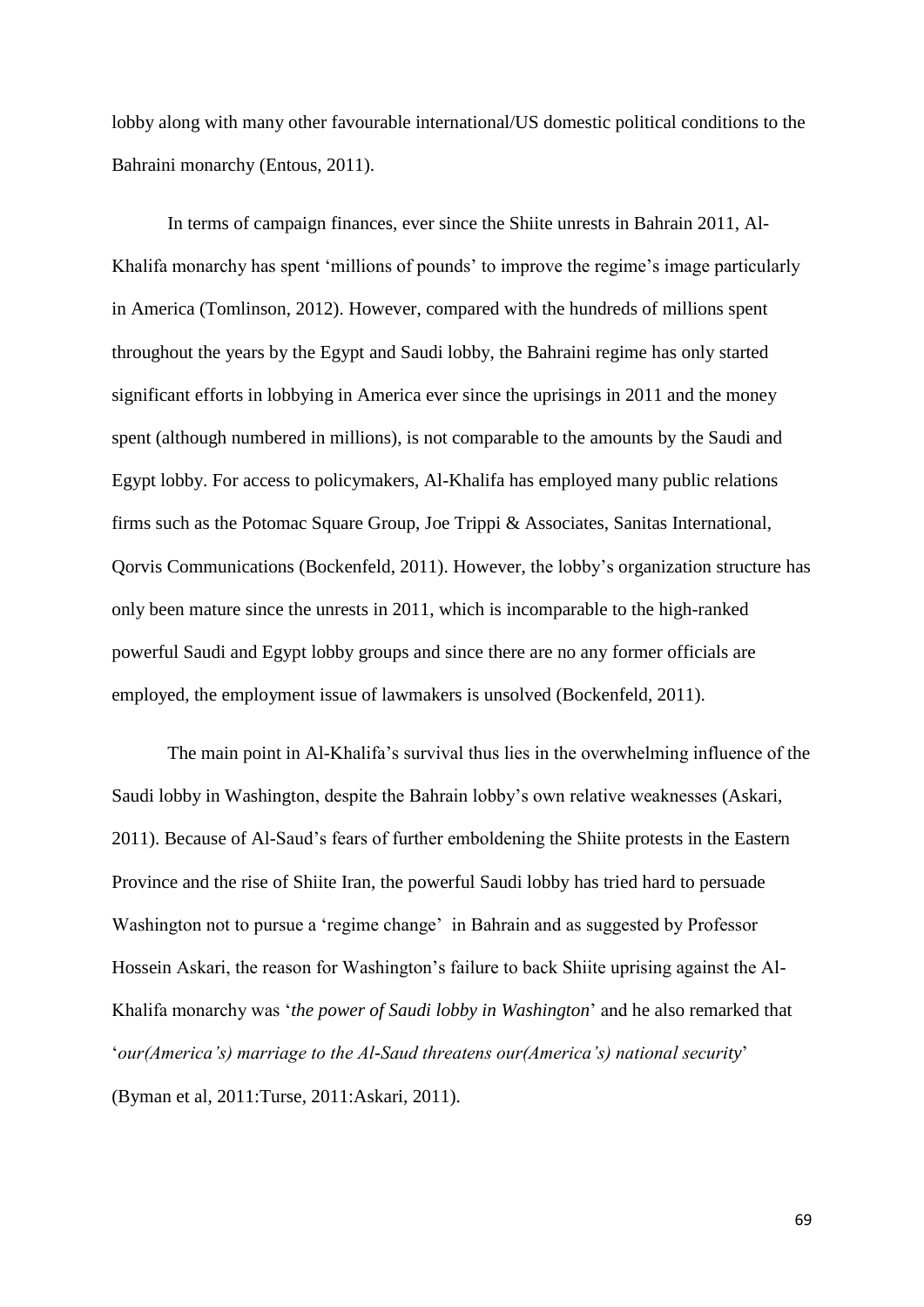lobby along with many other favourable international/US domestic political conditions to the Bahraini monarchy (Entous, 2011).

In terms of campaign finances, ever since the Shiite unrests in Bahrain 2011, Al-Khalifa monarchy has spent 'millions of pounds' to improve the regime's image particularly in America (Tomlinson, 2012). However, compared with the hundreds of millions spent throughout the years by the Egypt and Saudi lobby, the Bahraini regime has only started significant efforts in lobbying in America ever since the uprisings in 2011 and the money spent (although numbered in millions), is not comparable to the amounts by the Saudi and Egypt lobby. For access to policymakers, Al-Khalifa has employed many public relations firms such as the Potomac Square Group, Joe Trippi & Associates, Sanitas International, Qorvis Communications (Bockenfeld, 2011). However, the lobby's organization structure has only been mature since the unrests in 2011, which is incomparable to the high-ranked powerful Saudi and Egypt lobby groups and since there are no any former officials are employed, the employment issue of lawmakers is unsolved (Bockenfeld, 2011).

The main point in Al-Khalifa's survival thus lies in the overwhelming influence of the Saudi lobby in Washington, despite the Bahrain lobby's own relative weaknesses (Askari, 2011). Because of Al-Saud's fears of further emboldening the Shiite protests in the Eastern Province and the rise of Shiite Iran, the powerful Saudi lobby has tried hard to persuade Washington not to pursue a 'regime change' in Bahrain and as suggested by Professor Hossein Askari, the reason for Washington's failure to back Shiite uprising against the Al-Khalifa monarchy was '*the power of Saudi lobby in Washington*' and he also remarked that '*our(America's) marriage to the Al-Saud threatens our(America's) national security*' (Byman et al, 2011:Turse, 2011:Askari, 2011).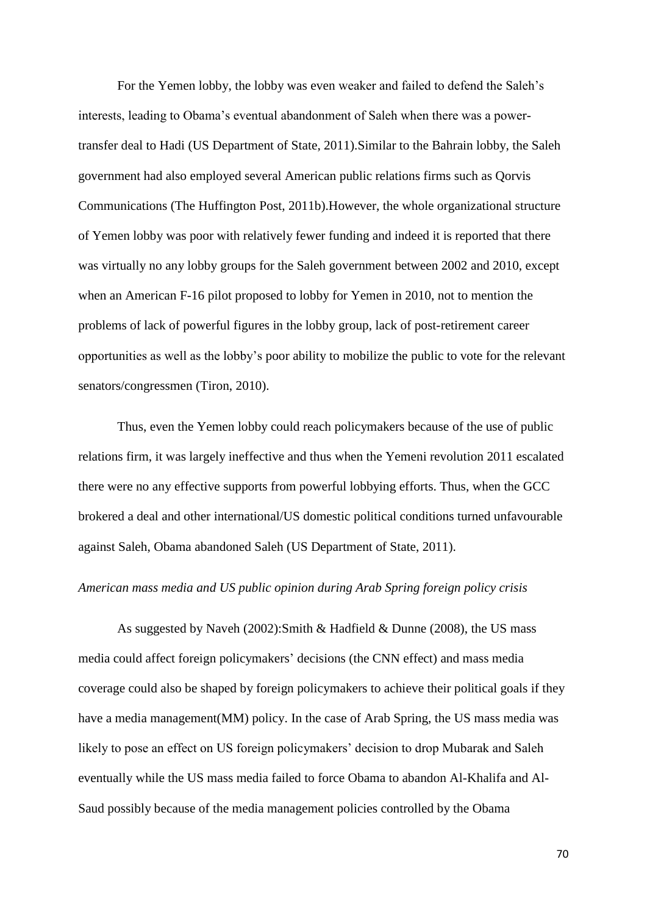For the Yemen lobby, the lobby was even weaker and failed to defend the Saleh's interests, leading to Obama's eventual abandonment of Saleh when there was a power-transfer deal to Hadi (US Department of State, 2011).Similar to the Bahrain lobby, the Saleh government had also employed several American public relations firms such as Qorvis Communications (The Huffington Post, 2011b).However, the whole organizational structure of Yemen lobby was poor with relatively fewer funding and indeed it is reported that there was virtually no any lobby groups for the Saleh government between 2002 and 2010, except when an American F-16 pilot proposed to lobby for Yemen in 2010, not to mention the problems of lack of powerful figures in the lobby group, lack of post-retirement career opportunities as well as the lobby's poor ability to mobilize the public to vote for the relevant senators/congressmen (Tiron, 2010).

Thus, even the Yemen lobby could reach policymakers because of the use of public relations firm, it was largely ineffective and thus when the Yemeni revolution 2011 escalated there were no any effective supports from powerful lobbying efforts. Thus, when the GCC brokered a deal and other international/US domestic political conditions turned unfavourable against Saleh, Obama abandoned Saleh (US Department of State, 2011).

*American mass media and US public opinion during Arab Spring foreign policy crisis*

As suggested by Naveh (2002):Smith & Hadfield & Dunne (2008), the US mass media could affect foreign policymakers' decisions (the CNN effect) and mass media coverage could also be shaped by foreign policymakers to achieve their political goals if they have a media management(MM) policy. In the case of Arab Spring, the US mass media was likely to pose an effect on US foreign policymakers' decision to drop Mubarak and Saleh eventually while the US mass media failed to force Obama to abandon Al-Khalifa and Al-Saud possibly because of the media management policies controlled by the Obama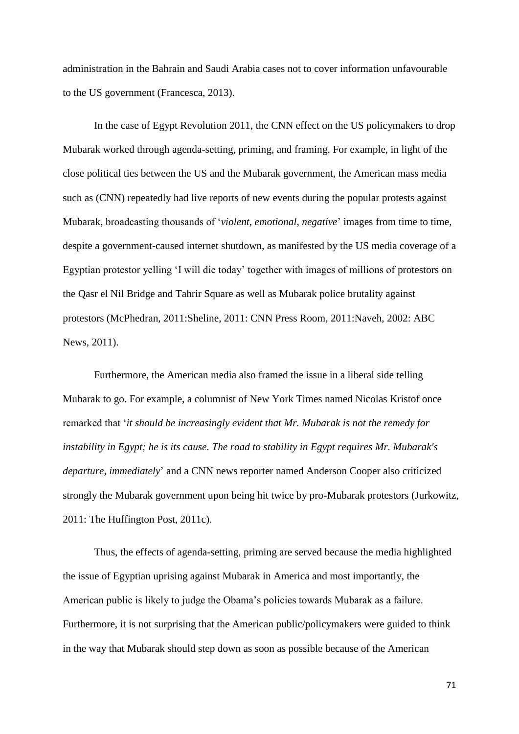administration in the Bahrain and Saudi Arabia cases not to cover information unfavourable to the US government (Francesca, 2013).

In the case of Egypt Revolution 2011, the CNN effect on the US policymakers to drop Mubarak worked through agenda-setting, priming, and framing. For example, in light of the close political ties between the US and the Mubarak government, the American mass media such as (CNN) repeatedly had live reports of new events during the popular protests against Mubarak, broadcasting thousands of '*violent, emotional, negative*' images from time to time, despite a government-caused internet shutdown, as manifested by the US media coverage of a Egyptian protestor yelling 'I will die today' together with images of millions of protestors on the Qasr el Nil Bridge and Tahrir Square as well as Mubarak police brutality against protestors (McPhedran, 2011:Sheline, 2011: CNN Press Room, 2011:Naveh, 2002: ABC News, 2011).

Furthermore, the American media also framed the issue in a liberal side telling Mubarak to go. For example, a columnist of New York Times named Nicolas Kristof once remarked that '*it should be increasingly evident that Mr. Mubarak is not the remedy for instability in Egypt; he is its cause. The road to stability in Egypt requires Mr. Mubarak's departure, immediately*' and a CNN news reporter named Anderson Cooper also criticized strongly the Mubarak government upon being hit twice by pro-Mubarak protestors (Jurkowitz, 2011: The Huffington Post, 2011c).

Thus, the effects of agenda-setting, priming are served because the media highlighted the issue of Egyptian uprising against Mubarak in America and most importantly, the American public is likely to judge the Obama's policies towards Mubarak as a failure. Furthermore, it is not surprising that the American public/policymakers were guided to think in the way that Mubarak should step down as soon as possible because of the American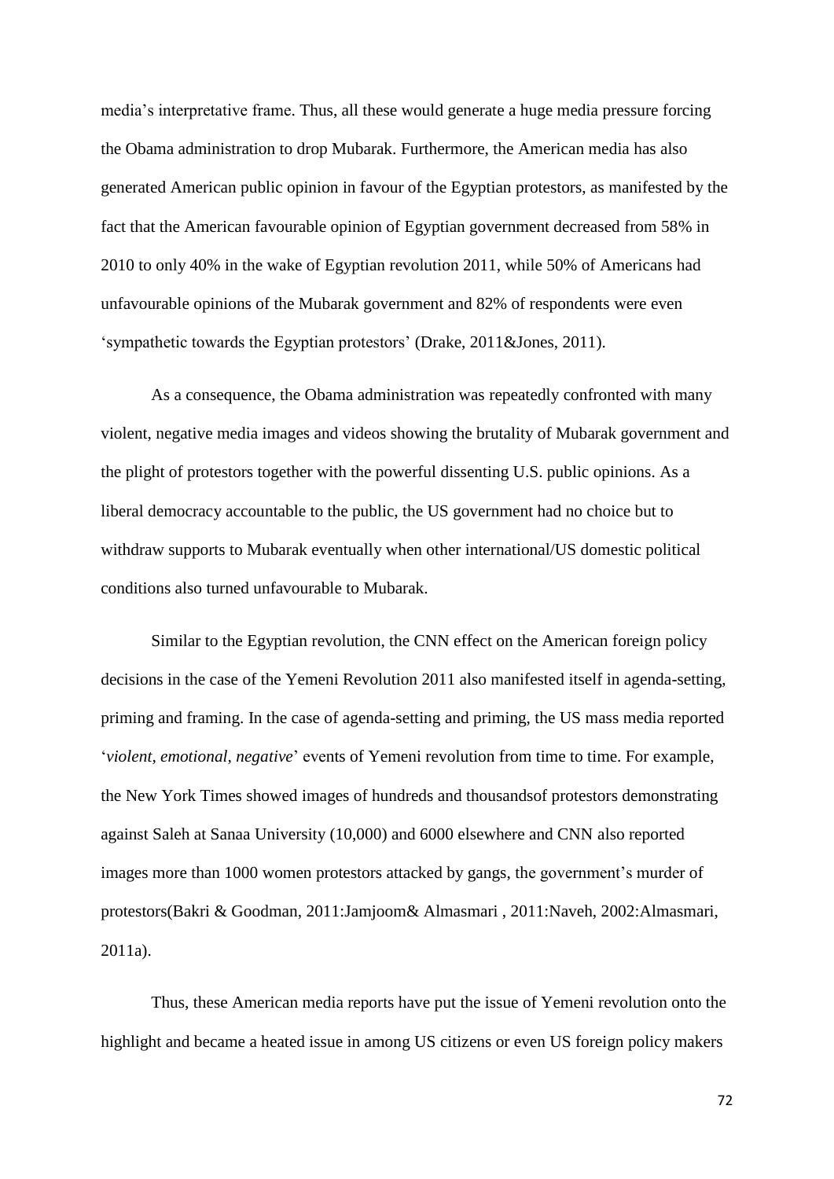media's interpretative frame. Thus, all these would generate a huge media pressure forcing the Obama administration to drop Mubarak. Furthermore, the American media has also generated American public opinion in favour of the Egyptian protestors, as manifested by the fact that the American favourable opinion of Egyptian government decreased from 58% in 2010 to only 40% in the wake of Egyptian revolution 2011, while 50% of Americans had unfavourable opinions of the Mubarak government and 82% of respondents were even 'sympathetic towards the Egyptian protestors' (Drake, 2011&Jones, 2011).

As a consequence, the Obama administration was repeatedly confronted with many violent, negative media images and videos showing the brutality of Mubarak government and the plight of protestors together with the powerful dissenting U.S. public opinions. As a liberal democracy accountable to the public, the US government had no choice but to withdraw supports to Mubarak eventually when other international/US domestic political conditions also turned unfavourable to Mubarak.

Similar to the Egyptian revolution, the CNN effect on the American foreign policy decisions in the case of the Yemeni Revolution 2011 also manifested itself in agenda-setting, priming and framing. In the case of agenda-setting and priming, the US mass media reported '*violent, emotional, negative*' events of Yemeni revolution from time to time. For example, the New York Times showed images of hundreds and thousandsof protestors demonstrating against Saleh at Sanaa University (10,000) and 6000 elsewhere and CNN also reported images more than 1000 women protestors attacked by gangs, the government's murder of protestors(Bakri & Goodman, 2011:Jamjoom& Almasmari , 2011:Naveh, 2002:Almasmari, 2011a).

Thus, these American media reports have put the issue of Yemeni revolution onto the highlight and became a heated issue in among US citizens or even US foreign policy makers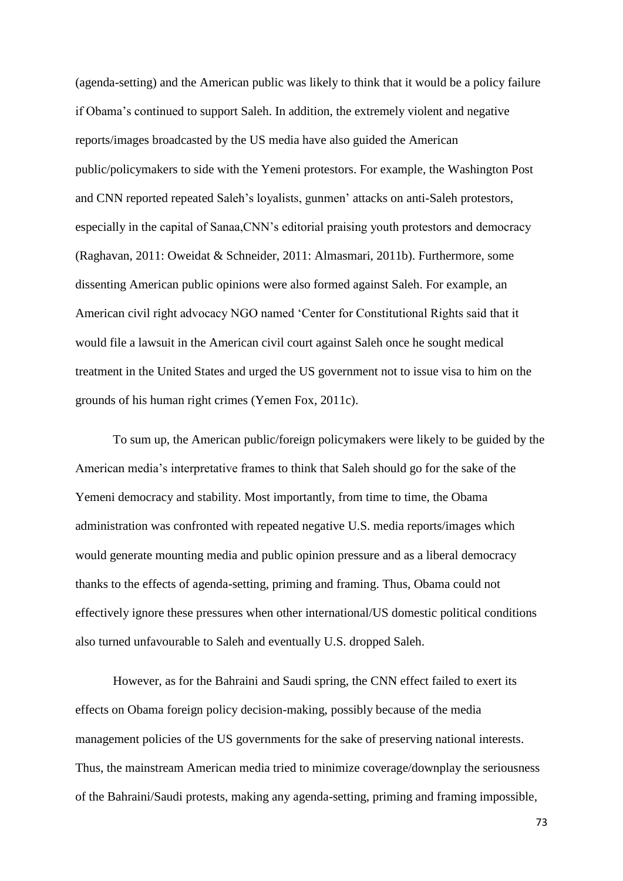(agenda-setting) and the American public was likely to think that it would be a policy failure if Obama's continued to support Saleh. In addition, the extremely violent and negative reports/images broadcasted by the US media have also guided the American public/policymakers to side with the Yemeni protestors. For example, the Washington Post and CNN reported repeated Saleh's loyalists, gunmen' attacks on anti-Saleh protestors, especially in the capital of Sanaa,CNN's editorial praising youth protestors and democracy (Raghavan, 2011: Oweidat & Schneider, 2011: Almasmari, 2011b). Furthermore, some dissenting American public opinions were also formed against Saleh. For example, an American civil right advocacy NGO named 'Center for Constitutional Rights said that it would file a lawsuit in the American civil court against Saleh once he sought medical treatment in the United States and urged the US government not to issue visa to him on the grounds of his human right crimes (Yemen Fox, 2011c).

To sum up, the American public/foreign policymakers were likely to be guided by the American media's interpretative frames to think that Saleh should go for the sake of the Yemeni democracy and stability. Most importantly, from time to time, the Obama administration was confronted with repeated negative U.S. media reports/images which would generate mounting media and public opinion pressure and as a liberal democracy thanks to the effects of agenda-setting, priming and framing. Thus, Obama could not effectively ignore these pressures when other international/US domestic political conditions also turned unfavourable to Saleh and eventually U.S. dropped Saleh.

However, as for the Bahraini and Saudi spring, the CNN effect failed to exert its effects on Obama foreign policy decision-making, possibly because of the media management policies of the US governments for the sake of preserving national interests. Thus, the mainstream American media tried to minimize coverage/downplay the seriousness of the Bahraini/Saudi protests, making any agenda-setting, priming and framing impossible,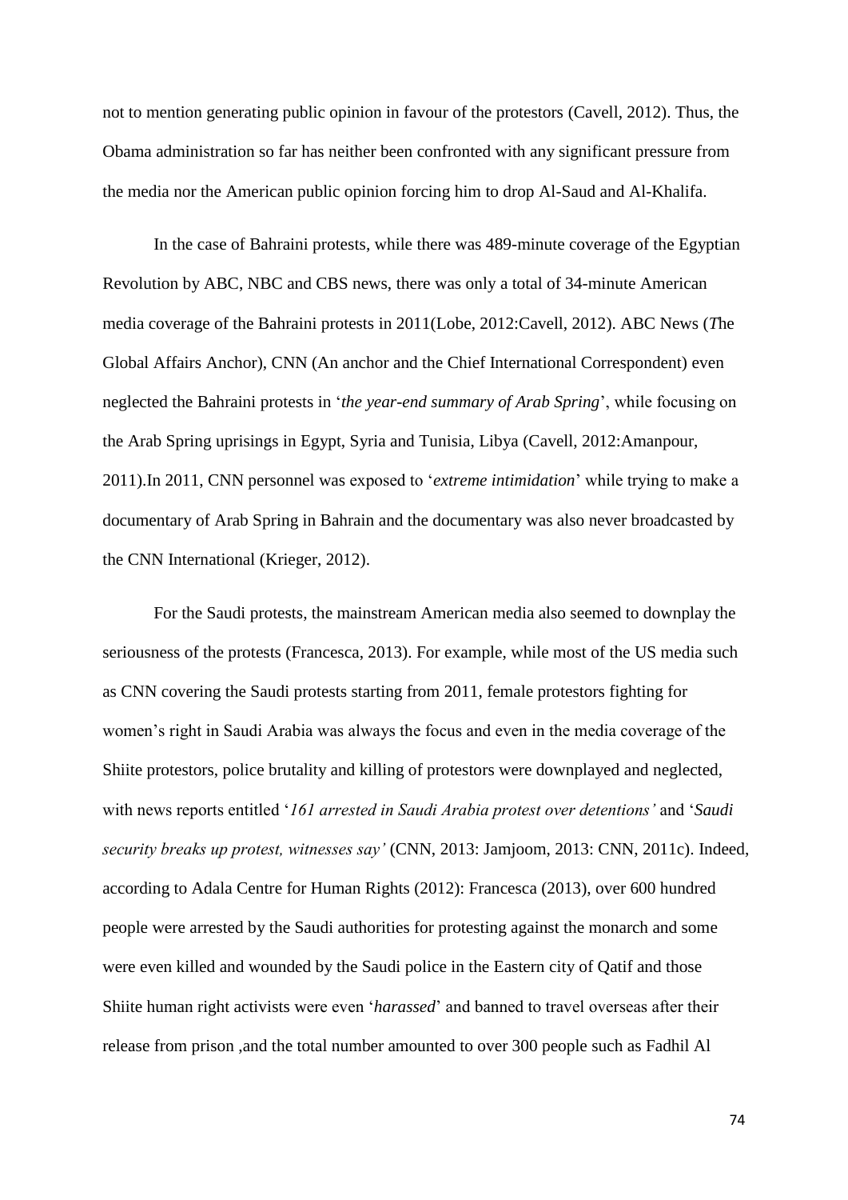not to mention generating public opinion in favour of the protestors (Cavell, 2012). Thus, the Obama administration so far has neither been confronted with any significant pressure from the media nor the American public opinion forcing him to drop Al-Saud and Al-Khalifa.

In the case of Bahraini protests, while there was 489-minute coverage of the Egyptian Revolution by ABC, NBC and CBS news, there was only a total of 34-minute American media coverage of the Bahraini protests in 2011(Lobe, 2012:Cavell, 2012). ABC News (*T*he Global Affairs Anchor), CNN (An anchor and the Chief International Correspondent) even neglected the Bahraini protests in '*the year-end summary of Arab Spring*', while focusing on the Arab Spring uprisings in Egypt, Syria and Tunisia, Libya (Cavell, 2012:Amanpour, 2011).In 2011, CNN personnel was exposed to '*extreme intimidation*' while trying to make a documentary of Arab Spring in Bahrain and the documentary was also never broadcasted by the CNN International (Krieger, 2012).

For the Saudi protests, the mainstream American media also seemed to downplay the seriousness of the protests (Francesca, 2013). For example, while most of the US media such as CNN covering the Saudi protests starting from 2011, female protestors fighting for women's right in Saudi Arabia was always the focus and even in the media coverage of the Shiite protestors, police brutality and killing of protestors were downplayed and neglected, with news reports entitled '*161 arrested in Saudi Arabia protest over detentions'* and '*Saudi security breaks up protest, witnesses say'* (CNN, 2013: Jamjoom, 2013: CNN, 2011c). Indeed, according to Adala Centre for Human Rights (2012): Francesca (2013), over 600 hundred people were arrested by the Saudi authorities for protesting against the monarch and some were even killed and wounded by the Saudi police in the Eastern city of Qatif and those Shiite human right activists were even '*harassed*' and banned to travel overseas after their release from prison ,and the total number amounted to over 300 people such as Fadhil Al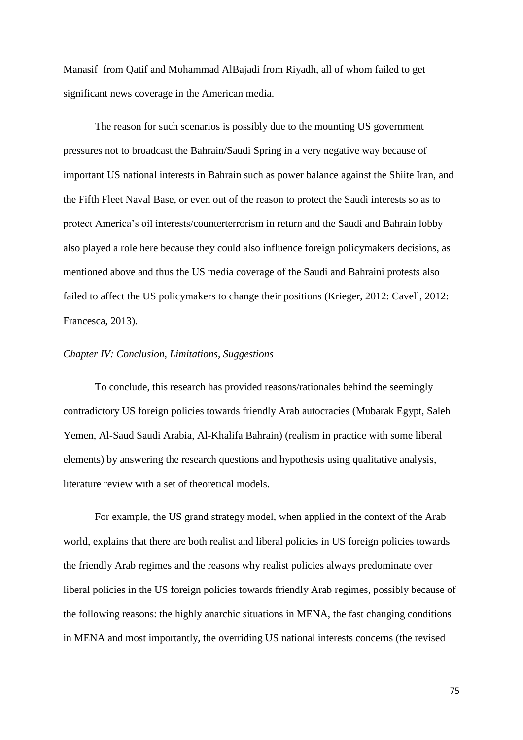Manasif from Qatif and Mohammad AlBajadi from Riyadh, all of whom failed to get significant news coverage in the American media.

The reason for such scenarios is possibly due to the mounting US government pressures not to broadcast the Bahrain/Saudi Spring in a very negative way because of important US national interests in Bahrain such as power balance against the Shiite Iran, and the Fifth Fleet Naval Base, or even out of the reason to protect the Saudi interests so as to protect America's oil interests/counterterrorism in return and the Saudi and Bahrain lobby also played a role here because they could also influence foreign policymakers decisions, as mentioned above and thus the US media coverage of the Saudi and Bahraini protests also failed to affect the US policymakers to change their positions (Krieger, 2012: Cavell, 2012: Francesca, 2013).

## *Chapter IV: Conclusion, Limitations, Suggestions*

To conclude, this research has provided reasons/rationales behind the seemingly contradictory US foreign policies towards friendly Arab autocracies (Mubarak Egypt, Saleh Yemen, Al-Saud Saudi Arabia, Al-Khalifa Bahrain) (realism in practice with some liberal elements) by answering the research questions and hypothesis using qualitative analysis, literature review with a set of theoretical models.

For example, the US grand strategy model, when applied in the context of the Arab world, explains that there are both realist and liberal policies in US foreign policies towards the friendly Arab regimes and the reasons why realist policies always predominate over liberal policies in the US foreign policies towards friendly Arab regimes, possibly because of the following reasons: the highly anarchic situations in MENA, the fast changing conditions in MENA and most importantly, the overriding US national interests concerns (the revised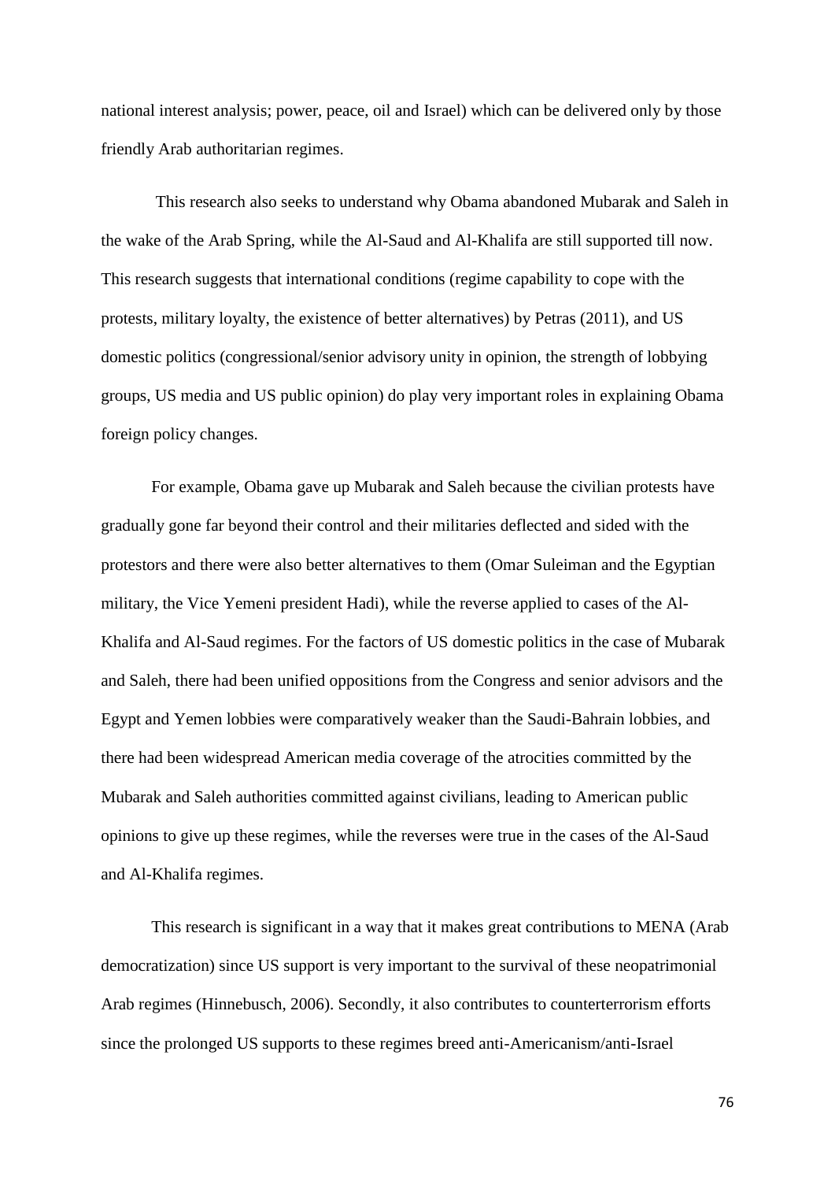national interest analysis; power, peace, oil and Israel) which can be delivered only by those friendly Arab authoritarian regimes.

This research also seeks to understand why Obama abandoned Mubarak and Saleh in the wake of the Arab Spring, while the Al-Saud and Al-Khalifa are still supported till now. This research suggests that international conditions (regime capability to cope with the protests, military loyalty, the existence of better alternatives) by Petras (2011), and US domestic politics (congressional/senior advisory unity in opinion, the strength of lobbying groups, US media and US public opinion) do play very important roles in explaining Obama foreign policy changes.

For example, Obama gave up Mubarak and Saleh because the civilian protests have gradually gone far beyond their control and their militaries deflected and sided with the protestors and there were also better alternatives to them (Omar Suleiman and the Egyptian military, the Vice Yemeni president Hadi), while the reverse applied to cases of the Al-Khalifa and Al-Saud regimes. For the factors of US domestic politics in the case of Mubarak and Saleh, there had been unified oppositions from the Congress and senior advisors and the Egypt and Yemen lobbies were comparatively weaker than the Saudi-Bahrain lobbies, and there had been widespread American media coverage of the atrocities committed by the Mubarak and Saleh authorities committed against civilians, leading to American public opinions to give up these regimes, while the reverses were true in the cases of the Al-Saud and Al-Khalifa regimes.

This research is significant in a way that it makes great contributions to MENA (Arab democratization) since US support is very important to the survival of these neopatrimonial Arab regimes (Hinnebusch, 2006). Secondly, it also contributes to counterterrorism efforts since the prolonged US supports to these regimes breed anti-Americanism/anti-Israel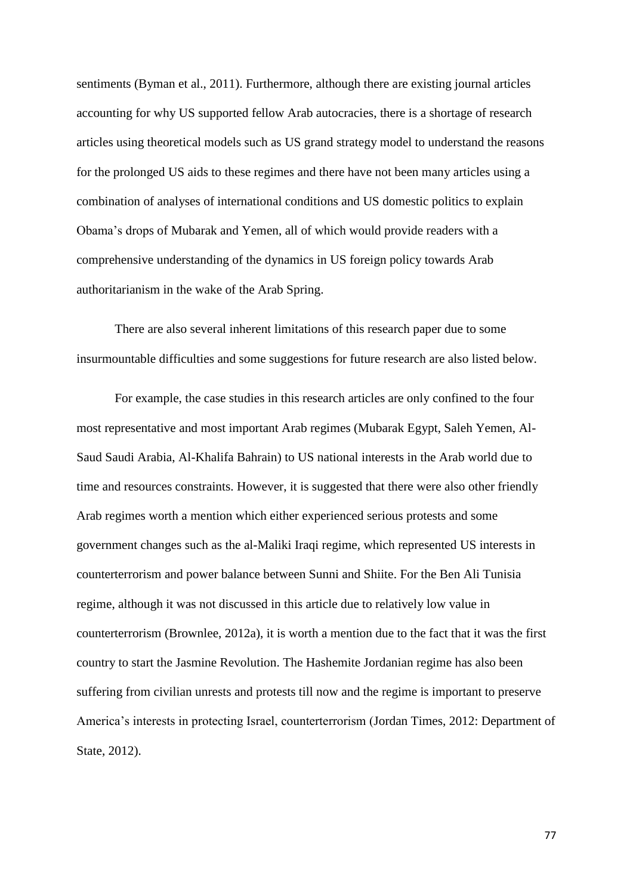sentiments (Byman et al., 2011). Furthermore, although there are existing journal articles accounting for why US supported fellow Arab autocracies, there is a shortage of research articles using theoretical models such as US grand strategy model to understand the reasons for the prolonged US aids to these regimes and there have not been many articles using a combination of analyses of international conditions and US domestic politics to explain Obama's drops of Mubarak and Yemen, all of which would provide readers with a comprehensive understanding of the dynamics in US foreign policy towards Arab authoritarianism in the wake of the Arab Spring.

There are also several inherent limitations of this research paper due to some insurmountable difficulties and some suggestions for future research are also listed below.

For example, the case studies in this research articles are only confined to the four most representative and most important Arab regimes (Mubarak Egypt, Saleh Yemen, Al-Saud Saudi Arabia, Al-Khalifa Bahrain) to US national interests in the Arab world due to time and resources constraints. However, it is suggested that there were also other friendly Arab regimes worth a mention which either experienced serious protests and some government changes such as the al-Maliki Iraqi regime, which represented US interests in counterterrorism and power balance between Sunni and Shiite. For the Ben Ali Tunisia regime, although it was not discussed in this article due to relatively low value in counterterrorism (Brownlee, 2012a), it is worth a mention due to the fact that it was the first country to start the Jasmine Revolution. The Hashemite Jordanian regime has also been suffering from civilian unrests and protests till now and the regime is important to preserve America's interests in protecting Israel, counterterrorism (Jordan Times, 2012: Department of State, 2012).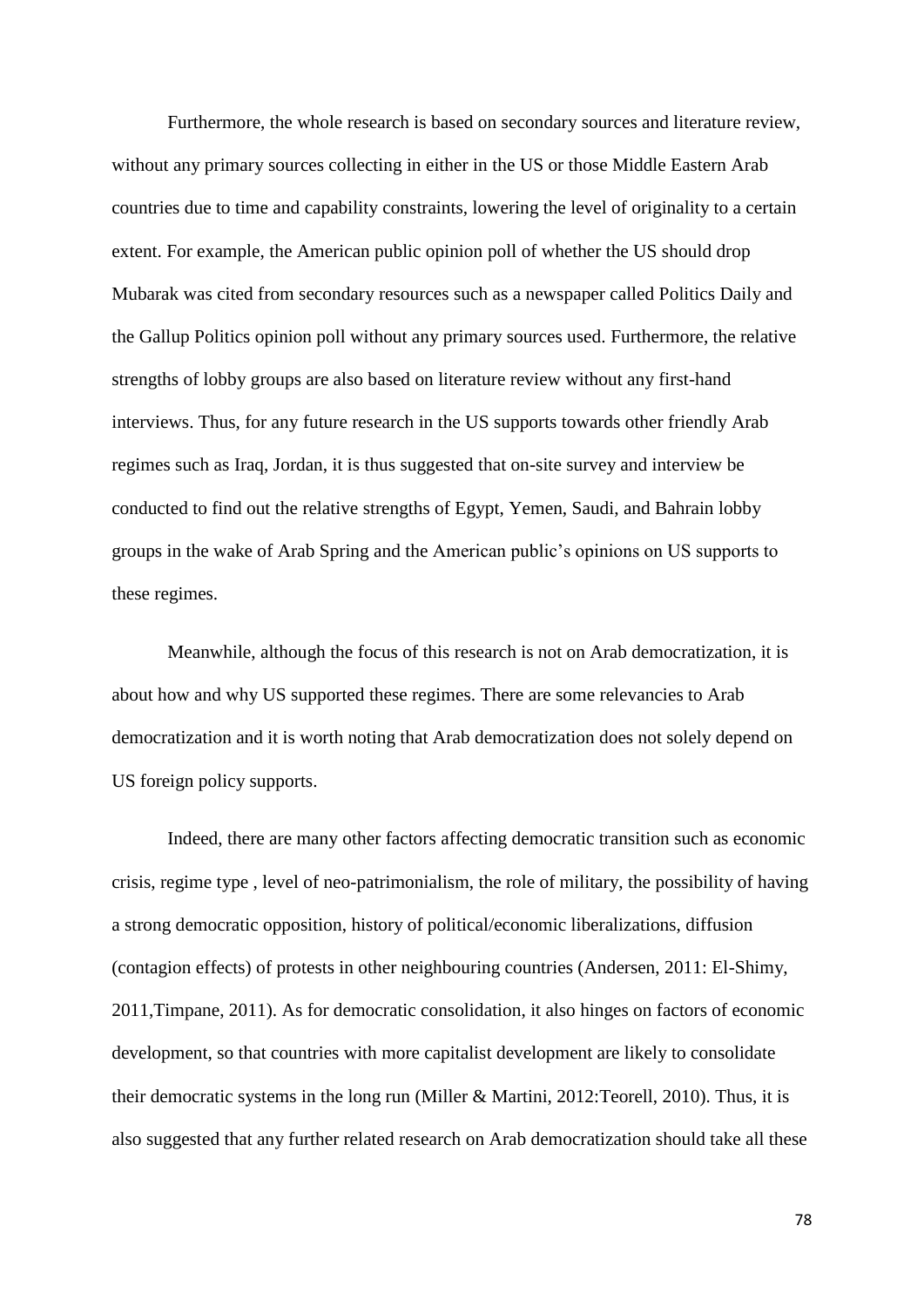Furthermore, the whole research is based on secondary sources and literature review, without any primary sources collecting in either in the US or those Middle Eastern Arab countries due to time and capability constraints, lowering the level of originality to a certain extent. For example, the American public opinion poll of whether the US should drop Mubarak was cited from secondary resources such as a newspaper called Politics Daily and the Gallup Politics opinion poll without any primary sources used. Furthermore, the relative strengths of lobby groups are also based on literature review without any first-hand interviews. Thus, for any future research in the US supports towards other friendly Arab regimes such as Iraq, Jordan, it is thus suggested that on-site survey and interview be conducted to find out the relative strengths of Egypt, Yemen, Saudi, and Bahrain lobby groups in the wake of Arab Spring and the American public's opinions on US supports to these regimes.

Meanwhile, although the focus of this research is not on Arab democratization, it is about how and why US supported these regimes. There are some relevancies to Arab democratization and it is worth noting that Arab democratization does not solely depend on US foreign policy supports.

Indeed, there are many other factors affecting democratic transition such as economic crisis, regime type , level of neo-patrimonialism, the role of military, the possibility of having a strong democratic opposition, history of political/economic liberalizations, diffusion (contagion effects) of protests in other neighbouring countries (Andersen, 2011: El-Shimy, 2011,Timpane, 2011). As for democratic consolidation, it also hinges on factors of economic development, so that countries with more capitalist development are likely to consolidate their democratic systems in the long run (Miller & Martini, 2012:Teorell, 2010). Thus, it is also suggested that any further related research on Arab democratization should take all these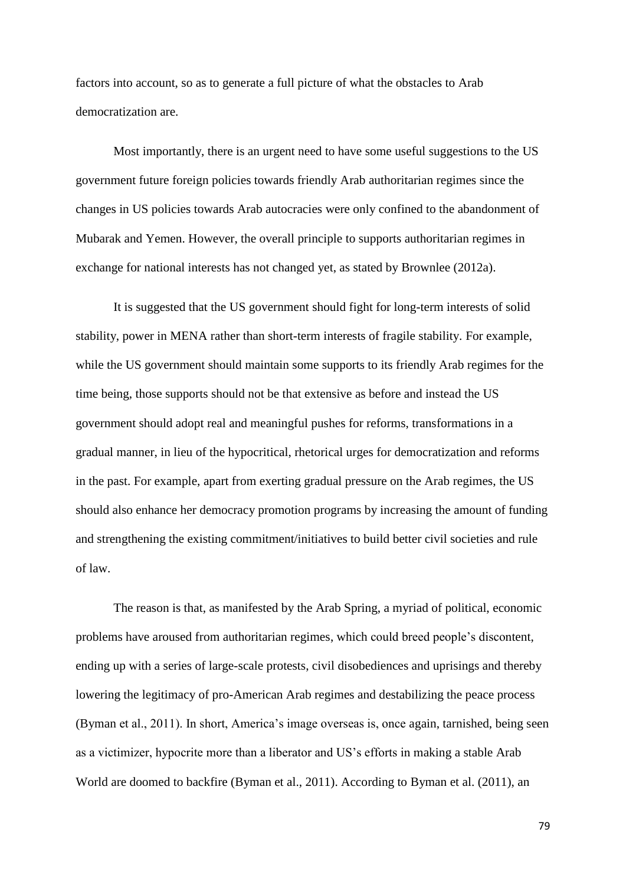factors into account, so as to generate a full picture of what the obstacles to Arab democratization are.

Most importantly, there is an urgent need to have some useful suggestions to the US government future foreign policies towards friendly Arab authoritarian regimes since the changes in US policies towards Arab autocracies were only confined to the abandonment of Mubarak and Yemen. However, the overall principle to supports authoritarian regimes in exchange for national interests has not changed yet, as stated by Brownlee (2012a).

It is suggested that the US government should fight for long-term interests of solid stability, power in MENA rather than short-term interests of fragile stability. For example, while the US government should maintain some supports to its friendly Arab regimes for the time being, those supports should not be that extensive as before and instead the US government should adopt real and meaningful pushes for reforms, transformations in a gradual manner, in lieu of the hypocritical, rhetorical urges for democratization and reforms in the past. For example, apart from exerting gradual pressure on the Arab regimes, the US should also enhance her democracy promotion programs by increasing the amount of funding and strengthening the existing commitment/initiatives to build better civil societies and rule of law.

The reason is that, as manifested by the Arab Spring, a myriad of political, economic problems have aroused from authoritarian regimes, which could breed people's discontent, ending up with a series of large-scale protests, civil disobediences and uprisings and thereby lowering the legitimacy of pro-American Arab regimes and destabilizing the peace process (Byman et al., 2011). In short, America's image overseas is, once again, tarnished, being seen as a victimizer, hypocrite more than a liberator and US's efforts in making a stable Arab World are doomed to backfire (Byman et al., 2011). According to Byman et al. (2011), an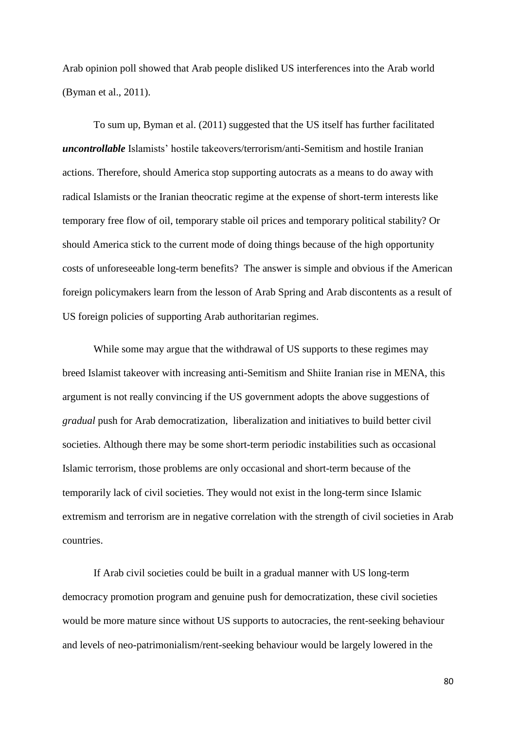Arab opinion poll showed that Arab people disliked US interferences into the Arab world (Byman et al., 2011).

To sum up, Byman et al. (2011) suggested that the US itself has further facilitated ***uncontrollable*** Islamists' hostile takeovers/terrorism/anti-Semitism and hostile Iranian actions. Therefore, should America stop supporting autocrats as a means to do away with radical Islamists or the Iranian theocratic regime at the expense of short-term interests like temporary free flow of oil, temporary stable oil prices and temporary political stability? Or should America stick to the current mode of doing things because of the high opportunity costs of unforeseeable long-term benefits? The answer is simple and obvious if the American foreign policymakers learn from the lesson of Arab Spring and Arab discontents as a result of US foreign policies of supporting Arab authoritarian regimes.

While some may argue that the withdrawal of US supports to these regimes may breed Islamist takeover with increasing anti-Semitism and Shiite Iranian rise in MENA, this argument is not really convincing if the US government adopts the above suggestions of *gradual* push for Arab democratization, liberalization and initiatives to build better civil societies. Although there may be some short-term periodic instabilities such as occasional Islamic terrorism, those problems are only occasional and short-term because of the temporarily lack of civil societies. They would not exist in the long-term since Islamic extremism and terrorism are in negative correlation with the strength of civil societies in Arab countries.

If Arab civil societies could be built in a gradual manner with US long-term democracy promotion program and genuine push for democratization, these civil societies would be more mature since without US supports to autocracies, the rent-seeking behaviour and levels of neo-patrimonialism/rent-seeking behaviour would be largely lowered in the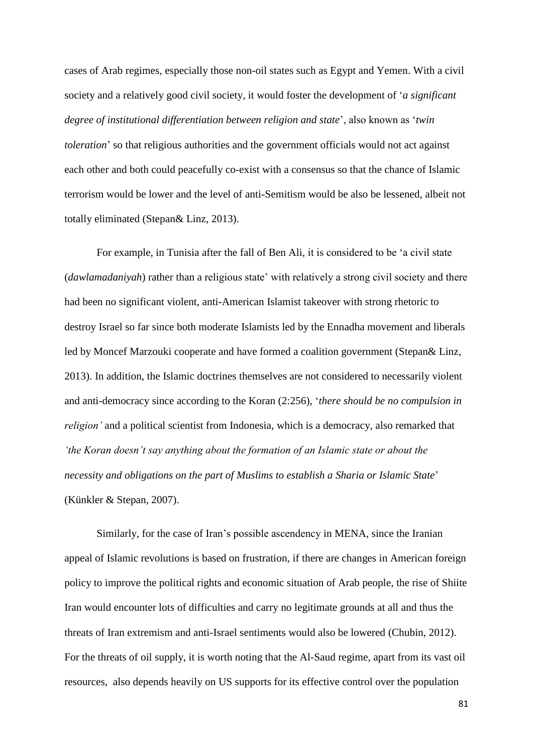cases of Arab regimes, especially those non-oil states such as Egypt and Yemen. With a civil society and a relatively good civil society, it would foster the development of '*a significant degree of institutional differentiation between religion and state*', also known as '*twin toleration*' so that religious authorities and the government officials would not act against each other and both could peacefully co-exist with a consensus so that the chance of Islamic terrorism would be lower and the level of anti-Semitism would be also be lessened, albeit not totally eliminated (Stepan& Linz, 2013).

For example, in Tunisia after the fall of Ben Ali, it is considered to be 'a civil state (*dawlamadaniyah*) rather than a religious state' with relatively a strong civil society and there had been no significant violent, anti-American Islamist takeover with strong rhetoric to destroy Israel so far since both moderate Islamists led by the Ennadha movement and liberals led by Moncef Marzouki cooperate and have formed a coalition government (Stepan& Linz, 2013). In addition, the Islamic doctrines themselves are not considered to necessarily violent and anti-democracy since according to the Koran (2:256), '*there should be no compulsion in religion'* and a political scientist from Indonesia, which is a democracy, also remarked that *'the Koran doesn't say anything about the formation of an Islamic state or about the necessity and obligations on the part of Muslims to establish a Sharia or Islamic State*' (Künkler & Stepan, 2007).

Similarly, for the case of Iran's possible ascendency in MENA, since the Iranian appeal of Islamic revolutions is based on frustration, if there are changes in American foreign policy to improve the political rights and economic situation of Arab people, the rise of Shiite Iran would encounter lots of difficulties and carry no legitimate grounds at all and thus the threats of Iran extremism and anti-Israel sentiments would also be lowered (Chubin, 2012). For the threats of oil supply, it is worth noting that the Al-Saud regime, apart from its vast oil resources, also depends heavily on US supports for its effective control over the population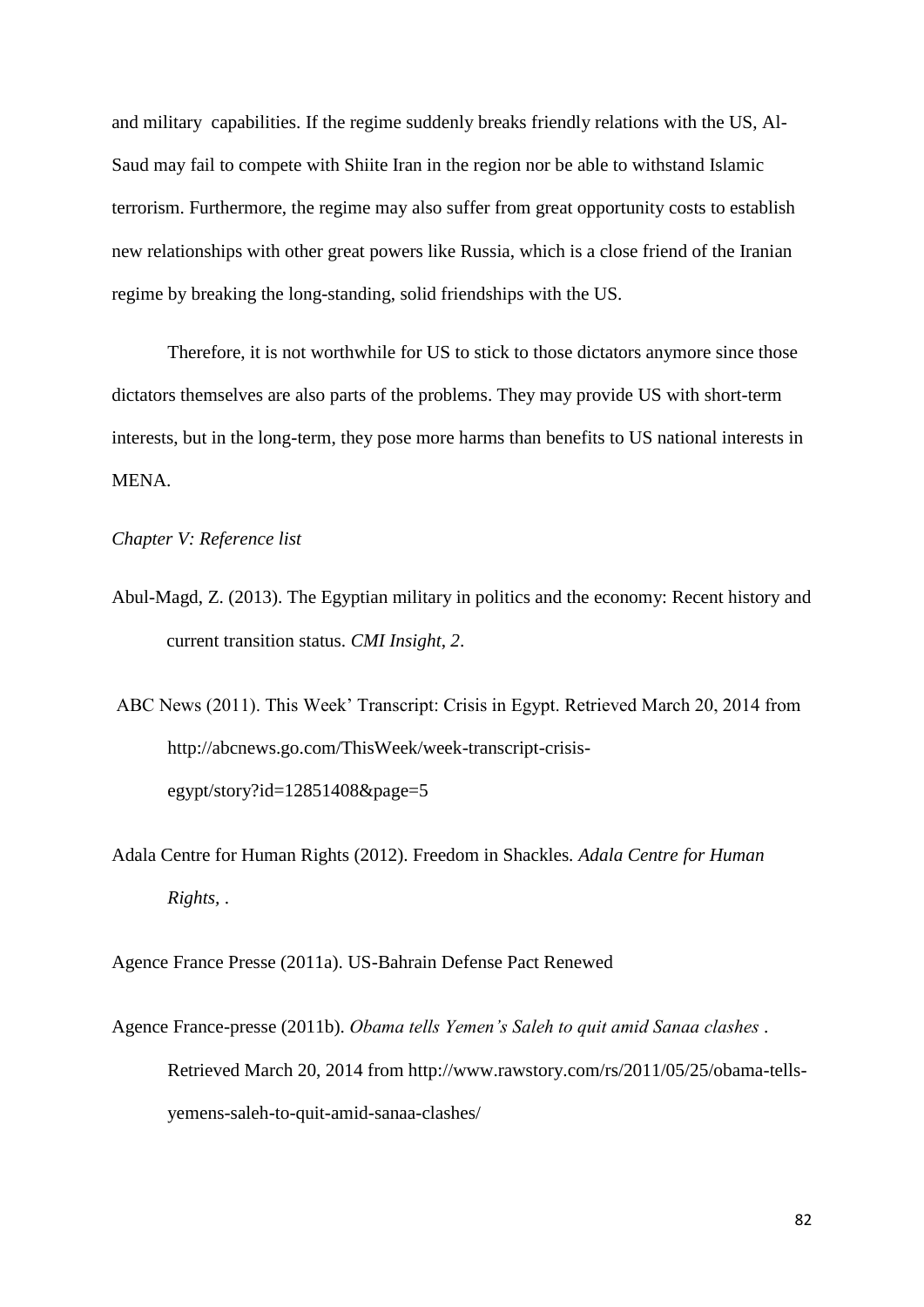and military  capabilities. If the regime suddenly breaks friendly relations with the US, Al-Saud may fail to compete with Shiite Iran in the region nor be able to withstand Islamic terrorism. Furthermore, the regime may also suffer from great opportunity costs to establish new relationships with other great powers like Russia, which is a close friend of the Iranian regime by breaking the long-standing, solid friendships with the US.

Therefore, it is not worthwhile for US to stick to those dictators anymore since those dictators themselves are also parts of the problems. They may provide US with short-term interests, but in the long-term, they pose more harms than benefits to US national interests in MENA.

*Chapter V: Reference list*

Abul-Magd, Z. (2013). The Egyptian military in politics and the economy: Recent history and current transition status. *CMI Insight*, *2*.

ABC News (2011). This Week' Transcript: Crisis in Egypt. Retrieved March 20, 2014 from http://abcnews.go.com/ThisWeek/week-transcript-crisis-egypt/story?id=12851408&page=5

Adala Centre for Human Rights (2012). Freedom in Shackles. *Adala Centre for Human Rights*, .

Agence France Presse (2011a). US-Bahrain Defense Pact Renewed

Agence France-presse (2011b). *Obama tells Yemen's Saleh to quit amid Sanaa clashes* . Retrieved March 20, 2014 from http://www.rawstory.com/rs/2011/05/25/obama-tells-yemens-saleh-to-quit-amid-sanaa-clashes/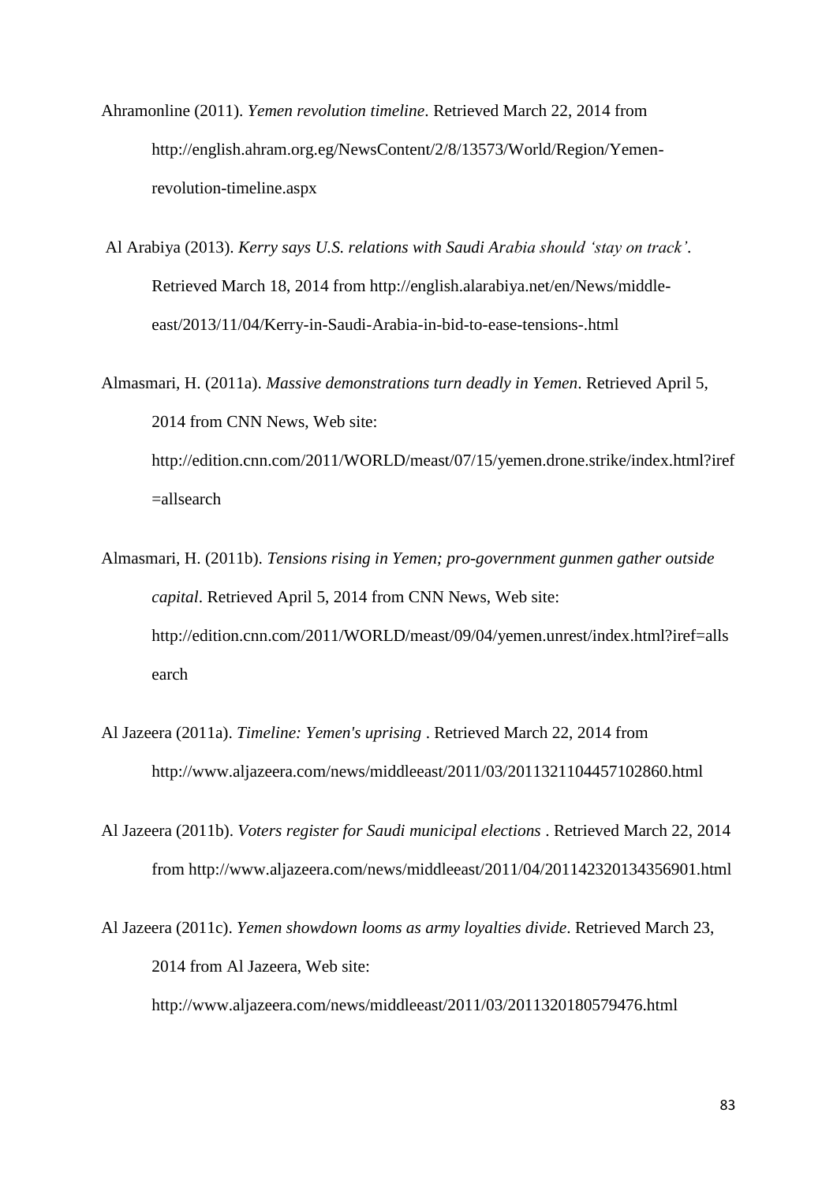Ahramonline (2011). *Yemen revolution timeline*. Retrieved March 22, 2014 from http://english.ahram.org.eg/NewsContent/2/8/13573/World/Region/Yemen-revolution-timeline.aspx

Al Arabiya (2013). *Kerry says U.S. relations with Saudi Arabia should 'stay on track'*. Retrieved March 18, 2014 from http://english.alarabiya.net/en/News/middle-east/2013/11/04/Kerry-in-Saudi-Arabia-in-bid-to-ease-tensions-.html

Almasmari, H. (2011a). *Massive demonstrations turn deadly in Yemen*. Retrieved April 5, 2014 from CNN News, Web site: http://edition.cnn.com/2011/WORLD/meast/07/15/yemen.drone.strike/index.html?iref=allsearch

Almasmari, H. (2011b). *Tensions rising in Yemen; pro-government gunmen gather outside capital*. Retrieved April 5, 2014 from CNN News, Web site: http://edition.cnn.com/2011/WORLD/meast/09/04/yemen.unrest/index.html?iref=allsearch

Al Jazeera (2011a). *Timeline: Yemen's uprising* . Retrieved March 22, 2014 from http://www.aljazeera.com/news/middleeast/2011/03/2011321104457102860.html

Al Jazeera (2011b). *Voters register for Saudi municipal elections* . Retrieved March 22, 2014 from http://www.aljazeera.com/news/middleeast/2011/04/201142320134356901.html

Al Jazeera (2011c). *Yemen showdown looms as army loyalties divide*. Retrieved March 23, 2014 from Al Jazeera, Web site: http://www.aljazeera.com/news/middleeast/2011/03/2011320180579476.html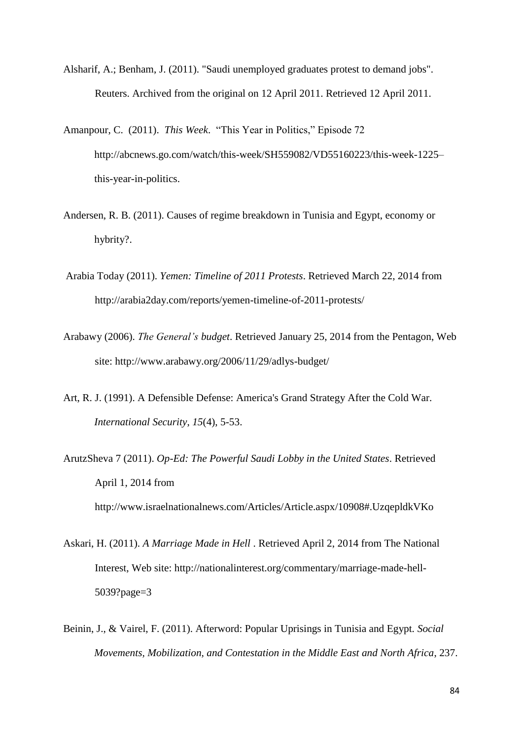Alsharif, A.; Benham, J. (2011). "Saudi unemployed graduates protest to demand jobs". Reuters. Archived from the original on 12 April 2011. Retrieved 12 April 2011.

Amanpour, C. (2011). *This Week*. "This Year in Politics," Episode 72 http://abcnews.go.com/watch/this-week/SH559082/VD55160223/this-week-1225–this-year-in-politics.

Andersen, R. B. (2011). Causes of regime breakdown in Tunisia and Egypt, economy or hybrity?.

Arabia Today (2011). *Yemen: Timeline of 2011 Protests*. Retrieved March 22, 2014 from http://arabia2day.com/reports/yemen-timeline-of-2011-protests/

Arabawy (2006). *The General's budget*. Retrieved January 25, 2014 from the Pentagon, Web site: http://www.arabawy.org/2006/11/29/adlys-budget/

Art, R. J. (1991). A Defensible Defense: America's Grand Strategy After the Cold War. *International Security*, *15*(4), 5-53.

ArutzSheva 7 (2011). *Op-Ed: The Powerful Saudi Lobby in the United States*. Retrieved April 1, 2014 from http://www.israelnationalnews.com/Articles/Article.aspx/10908#.UzqepldkVKo

Askari, H. (2011). *A Marriage Made in Hell* . Retrieved April 2, 2014 from The National Interest, Web site: http://nationalinterest.org/commentary/marriage-made-hell-5039?page=3

Beinin, J., & Vairel, F. (2011). Afterword: Popular Uprisings in Tunisia and Egypt. *Social Movements, Mobilization, and Contestation in the Middle East and North Africa*, 237.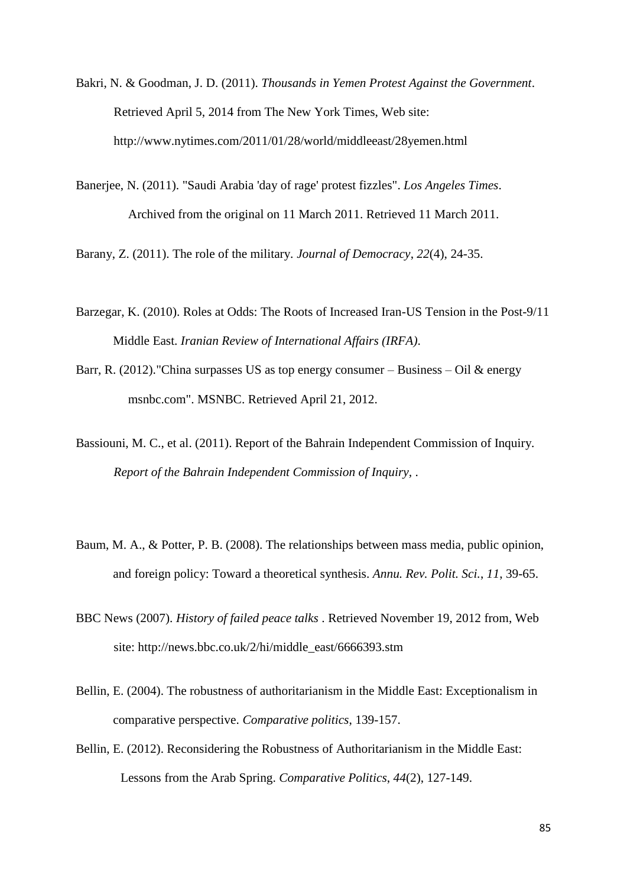Bakri, N. & Goodman, J. D. (2011). *Thousands in Yemen Protest Against the Government*. Retrieved April 5, 2014 from The New York Times, Web site: http://www.nytimes.com/2011/01/28/world/middleeast/28yemen.html

Banerjee, N. (2011). "Saudi Arabia 'day of rage' protest fizzles". *Los Angeles Times*. Archived from the original on 11 March 2011. Retrieved 11 March 2011.

Barany, Z. (2011). The role of the military. *Journal of Democracy*, *22*(4), 24-35.

Barzegar, K. (2010). Roles at Odds: The Roots of Increased Iran-US Tension in the Post-9/11 Middle East. *Iranian Review of International Affairs (IRFA)*.

Barr, R. (2012)."China surpasses US as top energy consumer – Business – Oil & energy msnbc.com". MSNBC. Retrieved April 21, 2012.

Bassiouni, M. C., et al. (2011). Report of the Bahrain Independent Commission of Inquiry. *Report of the Bahrain Independent Commission of Inquiry*, .

Baum, M. A., & Potter, P. B. (2008). The relationships between mass media, public opinion, and foreign policy: Toward a theoretical synthesis. *Annu. Rev. Polit. Sci.*, *11*, 39-65.

BBC News (2007). *History of failed peace talks* . Retrieved November 19, 2012 from, Web site: http://news.bbc.co.uk/2/hi/middle_east/6666393.stm

Bellin, E. (2004). The robustness of authoritarianism in the Middle East: Exceptionalism in comparative perspective. *Comparative politics*, 139-157.

Bellin, E. (2012). Reconsidering the Robustness of Authoritarianism in the Middle East: Lessons from the Arab Spring. *Comparative Politics*, *44*(2), 127-149.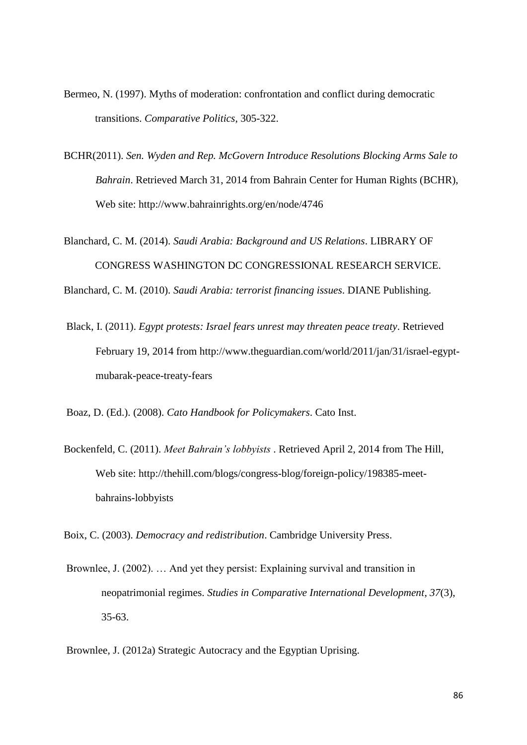Bermeo, N. (1997). Myths of moderation: confrontation and conflict during democratic transitions. *Comparative Politics*, 305-322.

BCHR(2011). *Sen. Wyden and Rep. McGovern Introduce Resolutions Blocking Arms Sale to Bahrain*. Retrieved March 31, 2014 from Bahrain Center for Human Rights (BCHR), Web site: http://www.bahrainrights.org/en/node/4746

Blanchard, C. M. (2014). *Saudi Arabia: Background and US Relations*. LIBRARY OF CONGRESS WASHINGTON DC CONGRESSIONAL RESEARCH SERVICE.

Blanchard, C. M. (2010). *Saudi Arabia: terrorist financing issues*. DIANE Publishing.

Black, I. (2011). *Egypt protests: Israel fears unrest may threaten peace treaty*. Retrieved February 19, 2014 from http://www.theguardian.com/world/2011/jan/31/israel-egypt-mubarak-peace-treaty-fears

Boaz, D. (Ed.). (2008). *Cato Handbook for Policymakers*. Cato Inst.

Bockenfeld, C. (2011). *Meet Bahrain's lobbyists* . Retrieved April 2, 2014 from The Hill, Web site: http://thehill.com/blogs/congress-blog/foreign-policy/198385-meet-bahrains-lobbyists

Boix, C. (2003). *Democracy and redistribution*. Cambridge University Press.

Brownlee, J. (2002). … And yet they persist: Explaining survival and transition in neopatrimonial regimes. *Studies in Comparative International Development*, *37*(3), 35-63.

Brownlee, J. (2012a) Strategic Autocracy and the Egyptian Uprising.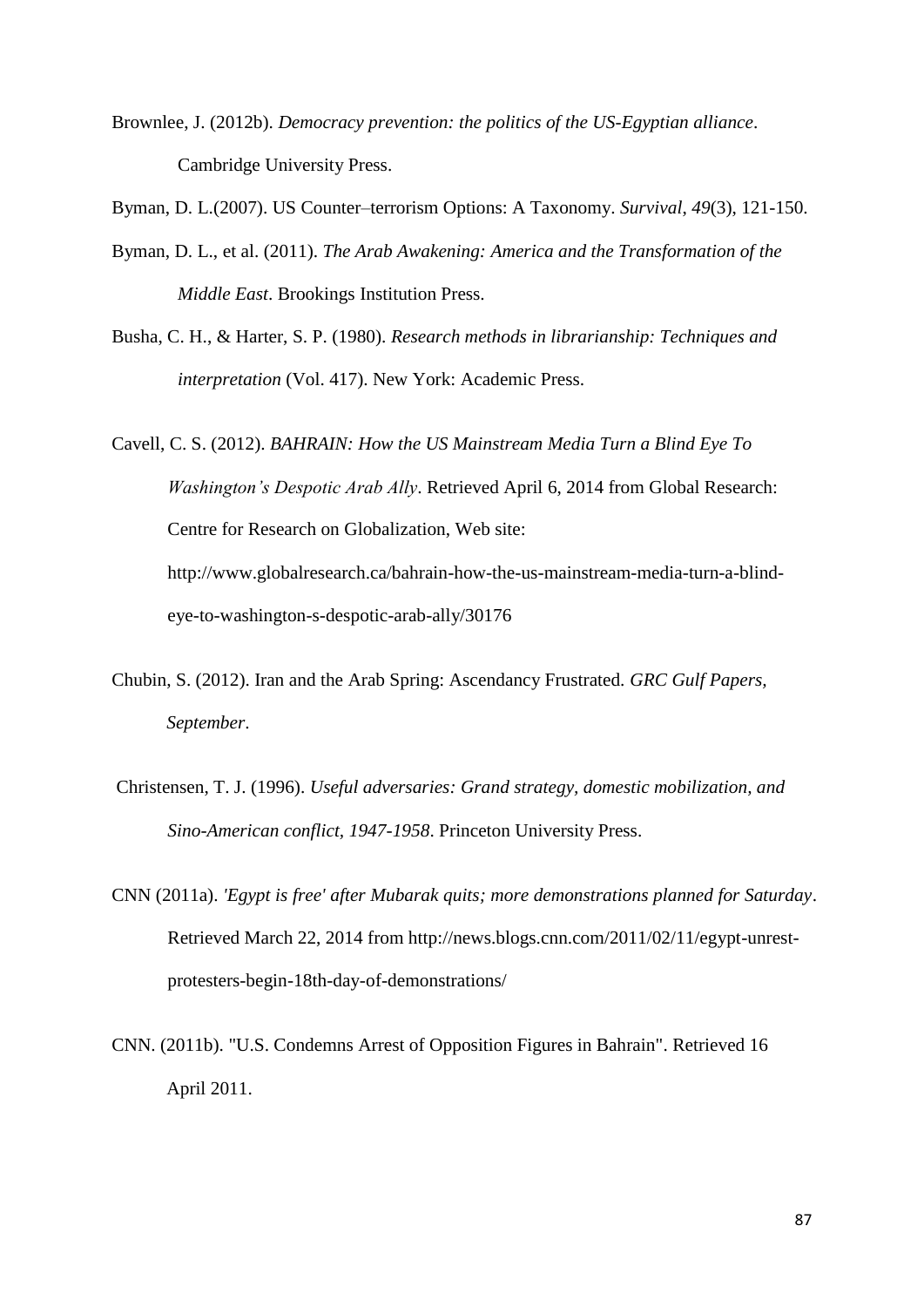Brownlee, J. (2012b). *Democracy prevention: the politics of the US-Egyptian alliance*. Cambridge University Press.

Byman, D. L.(2007). US Counter–terrorism Options: A Taxonomy. *Survival*, *49*(3), 121-150.

Byman, D. L., et al. (2011). *The Arab Awakening: America and the Transformation of the Middle East*. Brookings Institution Press.

Busha, C. H., & Harter, S. P. (1980). *Research methods in librarianship: Techniques and interpretation* (Vol. 417). New York: Academic Press.

Cavell, C. S. (2012). *BAHRAIN: How the US Mainstream Media Turn a Blind Eye To Washington's Despotic Arab Ally*. Retrieved April 6, 2014 from Global Research: Centre for Research on Globalization, Web site: http://www.globalresearch.ca/bahrain-how-the-us-mainstream-media-turn-a-blind-eye-to-washington-s-despotic-arab-ally/30176

Chubin, S. (2012). Iran and the Arab Spring: Ascendancy Frustrated. *GRC Gulf Papers, September*.

Christensen, T. J. (1996). *Useful adversaries: Grand strategy, domestic mobilization, and Sino-American conflict, 1947-1958*. Princeton University Press.

CNN (2011a). *'Egypt is free' after Mubarak quits; more demonstrations planned for Saturday*. Retrieved March 22, 2014 from http://news.blogs.cnn.com/2011/02/11/egypt-unrest-protesters-begin-18th-day-of-demonstrations/

CNN. (2011b). "U.S. Condemns Arrest of Opposition Figures in Bahrain". Retrieved 16 April 2011.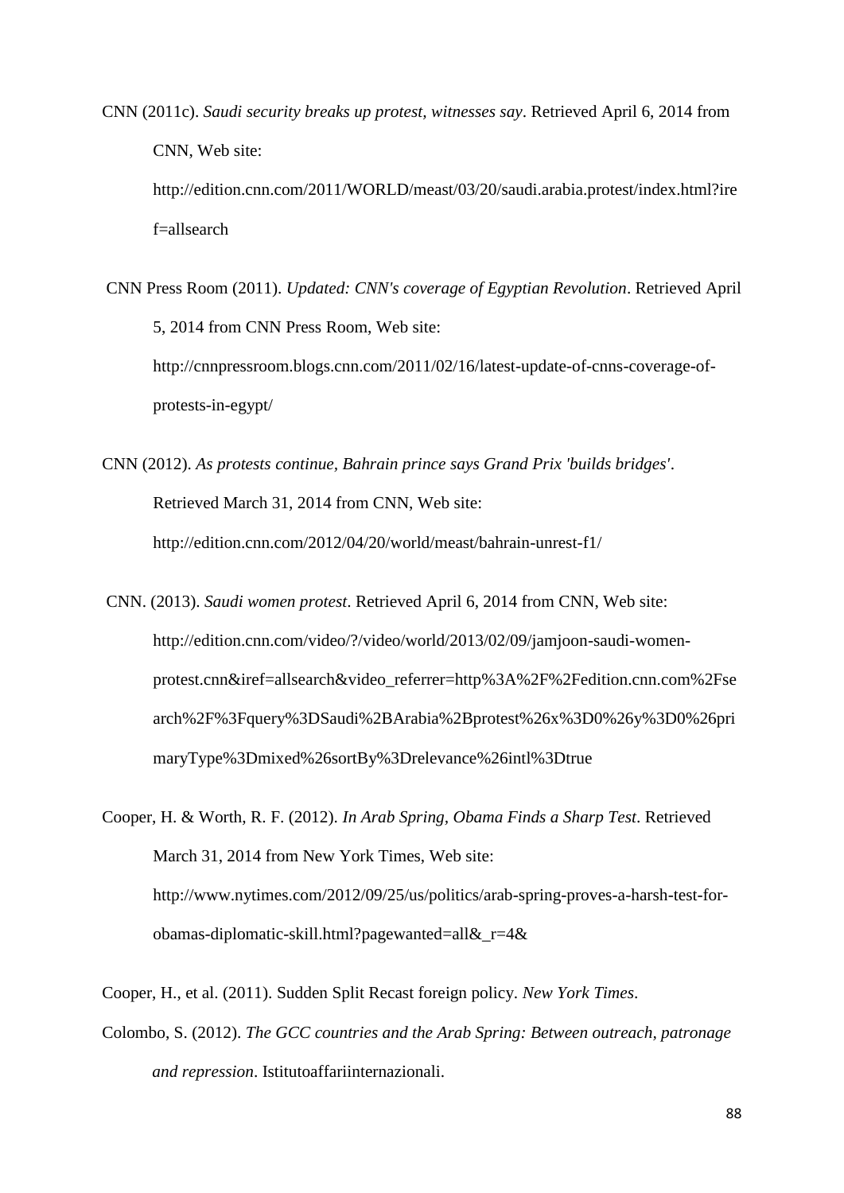CNN (2011c). *Saudi security breaks up protest, witnesses say*. Retrieved April 6, 2014 from CNN, Web site: http://edition.cnn.com/2011/WORLD/meast/03/20/saudi.arabia.protest/index.html?iref=allsearch

CNN Press Room (2011). *Updated: CNN's coverage of Egyptian Revolution*. Retrieved April 5, 2014 from CNN Press Room, Web site: http://cnnpressroom.blogs.cnn.com/2011/02/16/latest-update-of-cnns-coverage-of-protests-in-egypt/

CNN (2012). *As protests continue, Bahrain prince says Grand Prix 'builds bridges'*. Retrieved March 31, 2014 from CNN, Web site: http://edition.cnn.com/2012/04/20/world/meast/bahrain-unrest-f1/

CNN. (2013). *Saudi women protest*. Retrieved April 6, 2014 from CNN, Web site: http://edition.cnn.com/video/?/video/world/2013/02/09/jamjoon-saudi-women-protest.cnn&iref=allsearch&video_referrer=http%3A%2F%2Fedition.cnn.com%2Fsearch%2F%3Fquery%3DSaudi%2BArabia%2Bprotest%26x%3D0%26y%3D0%26primaryType%3Dmixed%26sortBy%3Drelevance%26intl%3Dtrue

Cooper, H. & Worth, R. F. (2012). *In Arab Spring, Obama Finds a Sharp Test*. Retrieved March 31, 2014 from New York Times, Web site: http://www.nytimes.com/2012/09/25/us/politics/arab-spring-proves-a-harsh-test-for-obamas-diplomatic-skill.html?pagewanted=all&_r=4&

Cooper, H., et al. (2011). Sudden Split Recast foreign policy. *New York Times*.

Colombo, S. (2012). *The GCC countries and the Arab Spring: Between outreach, patronage and repression*. Istitutoaffariinternazionali.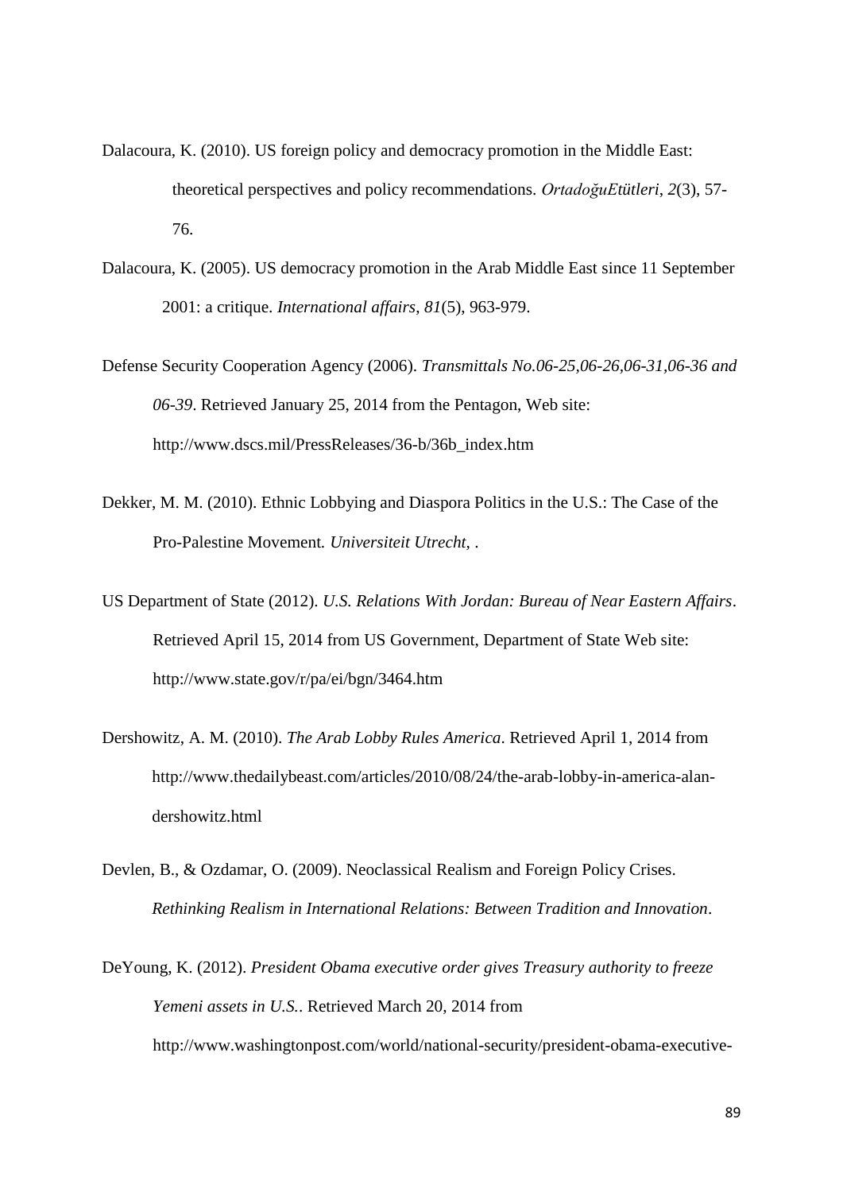Dalacoura, K. (2010). US foreign policy and democracy promotion in the Middle East: theoretical perspectives and policy recommendations. *OrtadoğuEtütleri*, *2*(3), 57-76.

Dalacoura, K. (2005). US democracy promotion in the Arab Middle East since 11 September 2001: a critique. *International affairs*, *81*(5), 963-979.

Defense Security Cooperation Agency (2006). *Transmittals No.06-25,06-26,06-31,06-36 and 06-39*. Retrieved January 25, 2014 from the Pentagon, Web site: http://www.dscs.mil/PressReleases/36-b/36b_index.htm

Dekker, M. M. (2010). Ethnic Lobbying and Diaspora Politics in the U.S.: The Case of the Pro-Palestine Movement*. Universiteit Utrecht*, .

US Department of State (2012). *U.S. Relations With Jordan: Bureau of Near Eastern Affairs*. Retrieved April 15, 2014 from US Government, Department of State Web site: http://www.state.gov/r/pa/ei/bgn/3464.htm

Dershowitz, A. M. (2010). *The Arab Lobby Rules America*. Retrieved April 1, 2014 from http://www.thedailybeast.com/articles/2010/08/24/the-arab-lobby-in-america-alan-dershowitz.html

Devlen, B., & Ozdamar, O. (2009). Neoclassical Realism and Foreign Policy Crises. *Rethinking Realism in International Relations: Between Tradition and Innovation*.

DeYoung, K. (2012). *President Obama executive order gives Treasury authority to freeze Yemeni assets in U.S.*. Retrieved March 20, 2014 from http://www.washingtonpost.com/world/national-security/president-obama-executive-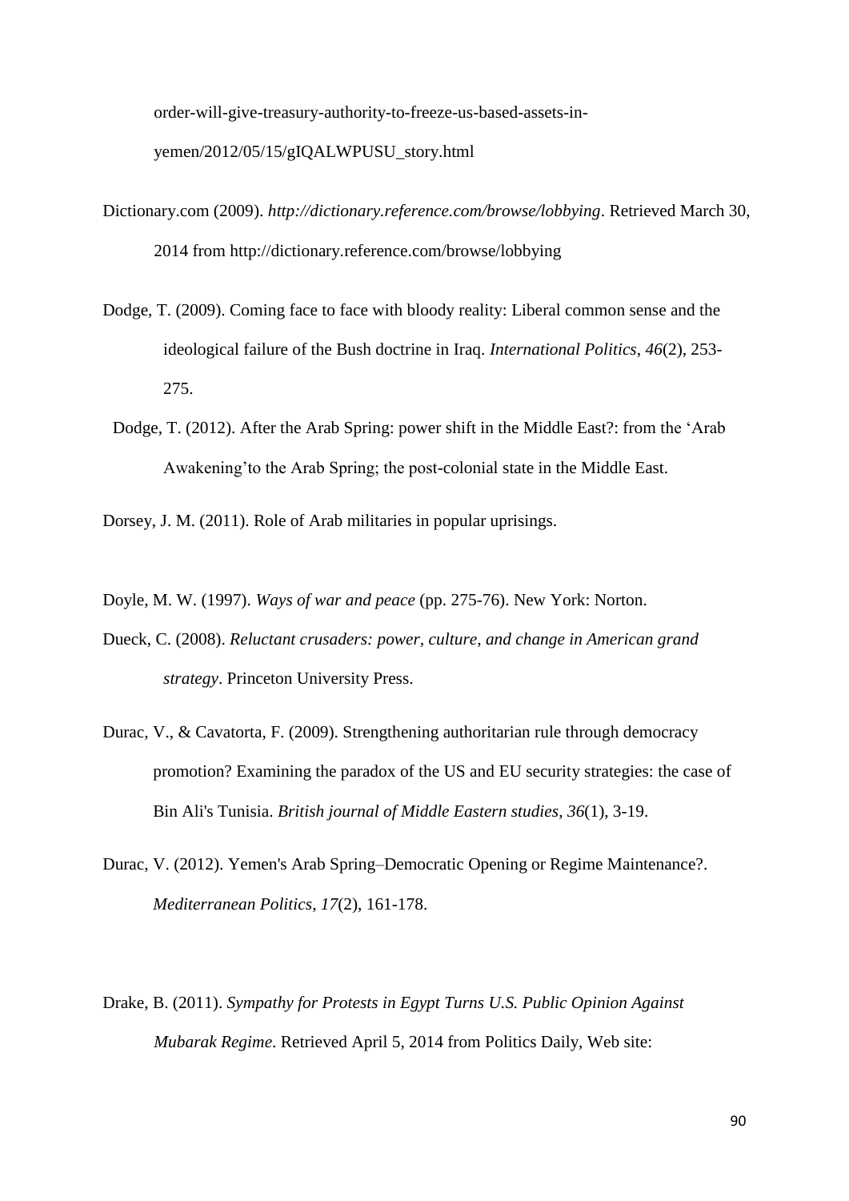order-will-give-treasury-authority-to-freeze-us-based-assets-in-yemen/2012/05/15/gIQALWPUSU_story.html

Dictionary.com (2009). *http://dictionary.reference.com/browse/lobbying*. Retrieved March 30, 2014 from http://dictionary.reference.com/browse/lobbying

Dodge, T. (2009). Coming face to face with bloody reality: Liberal common sense and the ideological failure of the Bush doctrine in Iraq. *International Politics*, *46*(2), 253-275.

Dodge, T. (2012). After the Arab Spring: power shift in the Middle East?: from the 'Arab Awakening'to the Arab Spring; the post-colonial state in the Middle East.

Dorsey, J. M. (2011). Role of Arab militaries in popular uprisings.

Doyle, M. W. (1997). *Ways of war and peace* (pp. 275-76). New York: Norton.

Dueck, C. (2008). *Reluctant crusaders: power, culture, and change in American grand strategy*. Princeton University Press.

Durac, V., & Cavatorta, F. (2009). Strengthening authoritarian rule through democracy promotion? Examining the paradox of the US and EU security strategies: the case of Bin Ali's Tunisia. *British journal of Middle Eastern studies*, *36*(1), 3-19.

Durac, V. (2012). Yemen's Arab Spring–Democratic Opening or Regime Maintenance?. *Mediterranean Politics*, *17*(2), 161-178.

Drake, B. (2011). *Sympathy for Protests in Egypt Turns U.S. Public Opinion Against Mubarak Regime*. Retrieved April 5, 2014 from Politics Daily, Web site: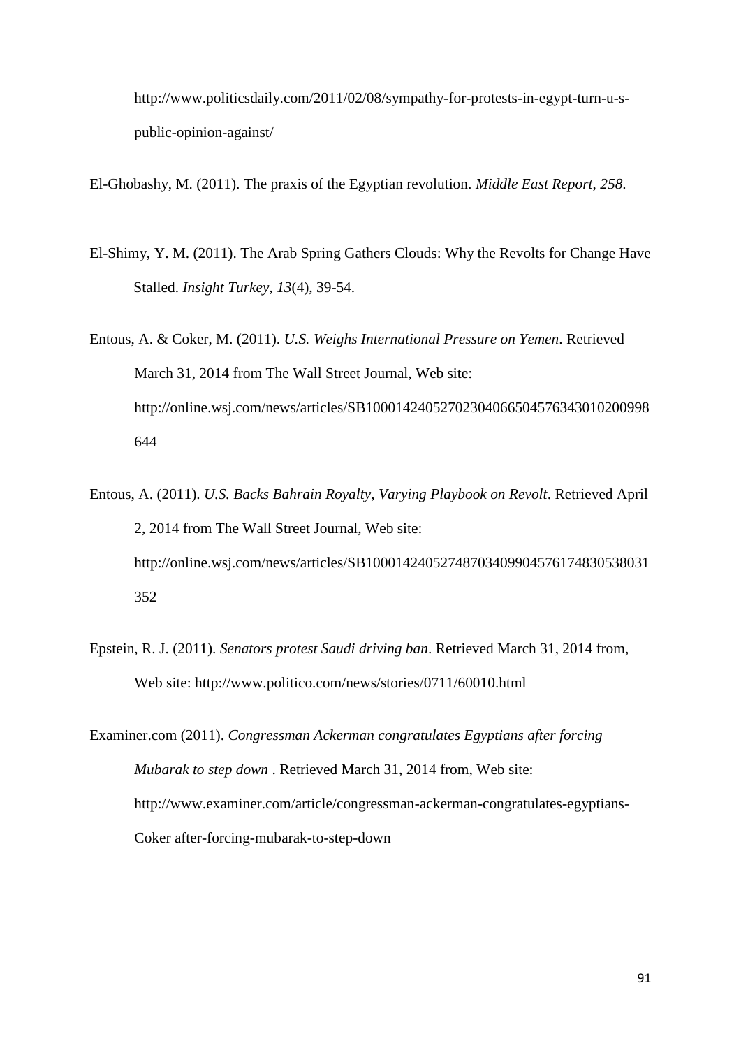http://www.politicsdaily.com/2011/02/08/sympathy-for-protests-in-egypt-turn-u-s-public-opinion-against/

El-Ghobashy, M. (2011). The praxis of the Egyptian revolution. *Middle East Report*, *258*.

El-Shimy, Y. M. (2011). The Arab Spring Gathers Clouds: Why the Revolts for Change Have Stalled. *Insight Turkey*, *13*(4), 39-54.

Entous, A. & Coker, M. (2011). *U.S. Weighs International Pressure on Yemen*. Retrieved March 31, 2014 from The Wall Street Journal, Web site: http://online.wsj.com/news/articles/SB10001424052702304066504576343010200998644

Entous, A. (2011). *U.S. Backs Bahrain Royalty, Varying Playbook on Revolt*. Retrieved April 2, 2014 from The Wall Street Journal, Web site: http://online.wsj.com/news/articles/SB10001424052748703409904576174830538031352

Epstein, R. J. (2011). *Senators protest Saudi driving ban*. Retrieved March 31, 2014 from, Web site: http://www.politico.com/news/stories/0711/60010.html

Examiner.com (2011). *Congressman Ackerman congratulates Egyptians after forcing Mubarak to step down* . Retrieved March 31, 2014 from, Web site: http://www.examiner.com/article/congressman-ackerman-congratulates-egyptians-Coker after-forcing-mubarak-to-step-down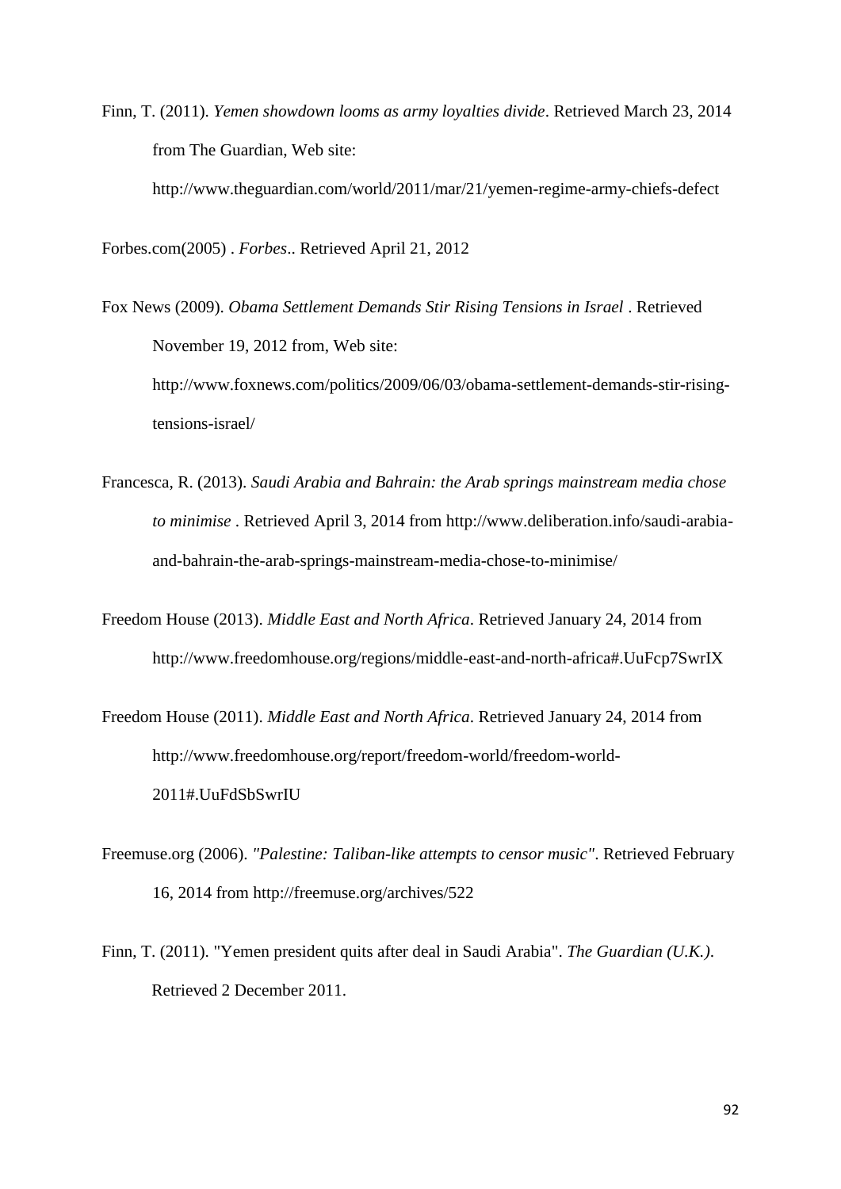Finn, T. (2011). *Yemen showdown looms as army loyalties divide*. Retrieved March 23, 2014 from The Guardian, Web site: http://www.theguardian.com/world/2011/mar/21/yemen-regime-army-chiefs-defect

Forbes.com(2005) . *Forbes*.. Retrieved April 21, 2012

Fox News (2009). *Obama Settlement Demands Stir Rising Tensions in Israel* . Retrieved November 19, 2012 from, Web site: http://www.foxnews.com/politics/2009/06/03/obama-settlement-demands-stir-rising-tensions-israel/

Francesca, R. (2013). *Saudi Arabia and Bahrain: the Arab springs mainstream media chose to minimise* . Retrieved April 3, 2014 from http://www.deliberation.info/saudi-arabia-and-bahrain-the-arab-springs-mainstream-media-chose-to-minimise/

Freedom House (2013). *Middle East and North Africa*. Retrieved January 24, 2014 from http://www.freedomhouse.org/regions/middle-east-and-north-africa#.UuFcp7SwrIX

Freedom House (2011). *Middle East and North Africa*. Retrieved January 24, 2014 from http://www.freedomhouse.org/report/freedom-world/freedom-world-2011#.UuFdSbSwrIU

Freemuse.org (2006). *"Palestine: Taliban-like attempts to censor music"*. Retrieved February 16, 2014 from http://freemuse.org/archives/522

Finn, T. (2011). "Yemen president quits after deal in Saudi Arabia". *The Guardian (U.K.)*. Retrieved 2 December 2011.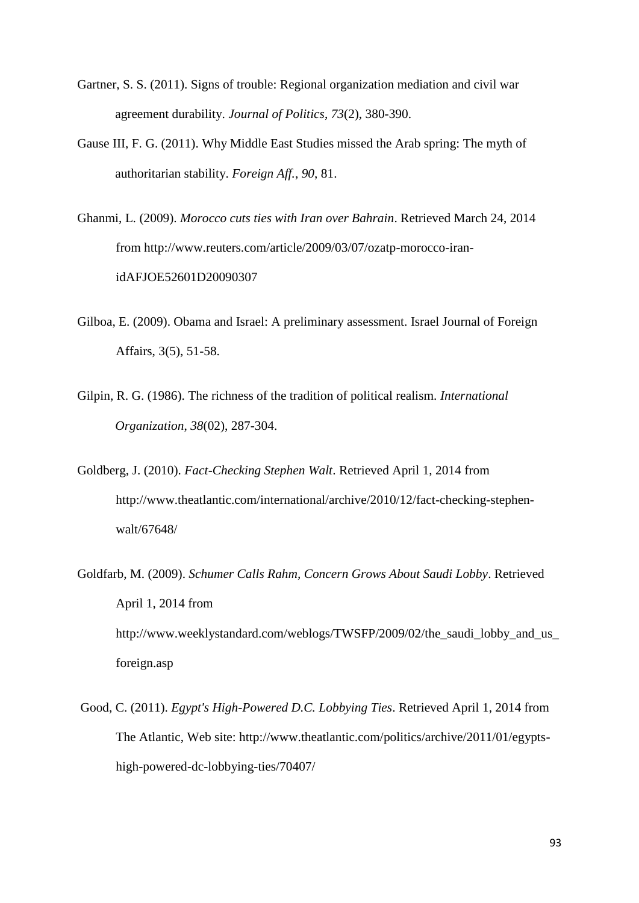Gartner, S. S. (2011). Signs of trouble: Regional organization mediation and civil war agreement durability. *Journal of Politics*, *73*(2), 380-390.

Gause III, F. G. (2011). Why Middle East Studies missed the Arab spring: The myth of authoritarian stability. *Foreign Aff.*, *90*, 81.

Ghanmi, L. (2009). *Morocco cuts ties with Iran over Bahrain*. Retrieved March 24, 2014 from http://www.reuters.com/article/2009/03/07/ozatp-morocco-iran-idAFJOE52601D20090307

Gilboa, E. (2009). Obama and Israel: A preliminary assessment. Israel Journal of Foreign Affairs, 3(5), 51-58.

Gilpin, R. G. (1986). The richness of the tradition of political realism. *International Organization*, *38*(02), 287-304.

Goldberg, J. (2010). *Fact-Checking Stephen Walt*. Retrieved April 1, 2014 from http://www.theatlantic.com/international/archive/2010/12/fact-checking-stephen-walt/67648/

Goldfarb, M. (2009). *Schumer Calls Rahm, Concern Grows About Saudi Lobby*. Retrieved April 1, 2014 from http://www.weeklystandard.com/weblogs/TWSFP/2009/02/the_saudi_lobby_and_us_foreign.asp

Good, C. (2011). *Egypt's High-Powered D.C. Lobbying Ties*. Retrieved April 1, 2014 from The Atlantic, Web site: http://www.theatlantic.com/politics/archive/2011/01/egypts-high-powered-dc-lobbying-ties/70407/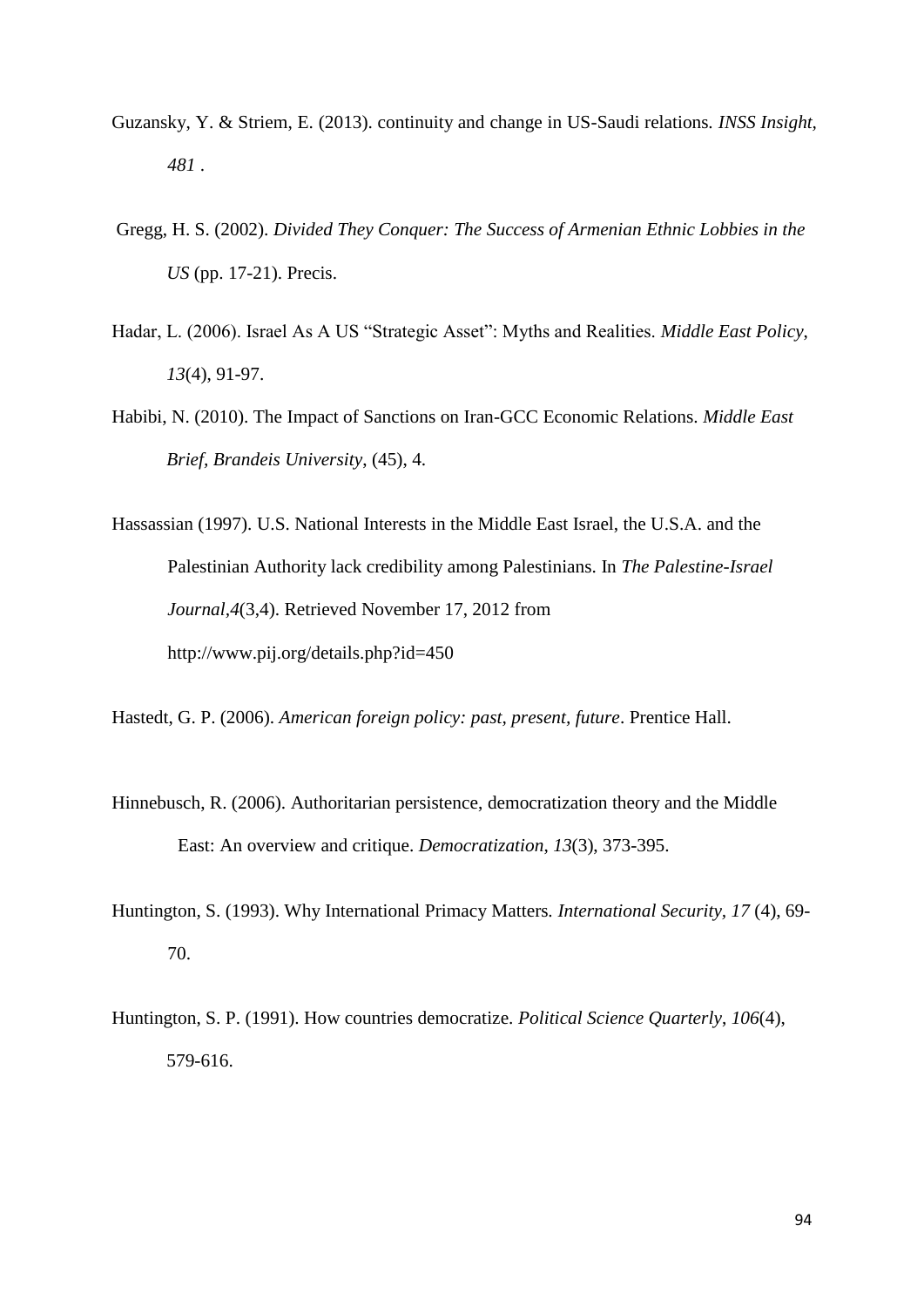Guzansky, Y. & Striem, E. (2013). continuity and change in US-Saudi relations. *INSS Insight, 481* .

Gregg, H. S. (2002). *Divided They Conquer: The Success of Armenian Ethnic Lobbies in the US* (pp. 17-21). Precis.

Hadar, L. (2006). Israel As A US "Strategic Asset": Myths and Realities. *Middle East Policy*, *13*(4), 91-97.

Habibi, N. (2010). The Impact of Sanctions on Iran-GCC Economic Relations. *Middle East Brief, Brandeis University*, (45), 4.

Hassassian (1997). U.S. National Interests in the Middle East Israel, the U.S.A. and the Palestinian Authority lack credibility among Palestinians. In *The Palestine-Israel Journal,4*(3,4). Retrieved November 17, 2012 from http://www.pij.org/details.php?id=450

Hastedt, G. P. (2006). *American foreign policy: past, present, future*. Prentice Hall.

Hinnebusch, R. (2006). Authoritarian persistence, democratization theory and the Middle East: An overview and critique. *Democratization*, *13*(3), 373-395.

Huntington, S. (1993). Why International Primacy Matters. *International Security, 17* (4), 69-70.

Huntington, S. P. (1991). How countries democratize. *Political Science Quarterly*, *106*(4), 579-616.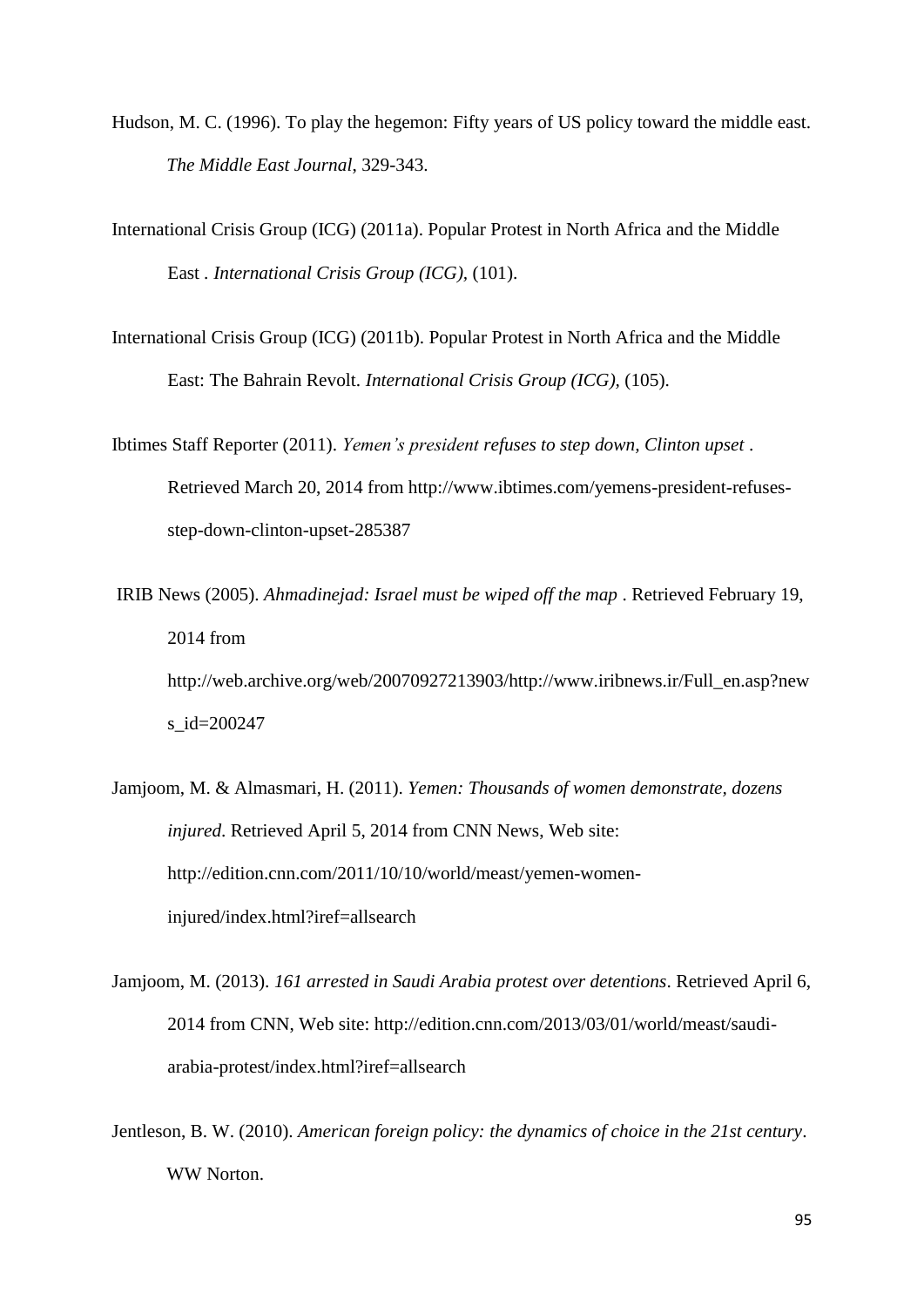Hudson, M. C. (1996). To play the hegemon: Fifty years of US policy toward the middle east. *The Middle East Journal*, 329-343.

International Crisis Group (ICG) (2011a). Popular Protest in North Africa and the Middle East . *International Crisis Group (ICG)*, (101).

International Crisis Group (ICG) (2011b). Popular Protest in North Africa and the Middle East: The Bahrain Revolt. *International Crisis Group (ICG)*, (105).

Ibtimes Staff Reporter (2011). *Yemen's president refuses to step down, Clinton upset* . Retrieved March 20, 2014 from http://www.ibtimes.com/yemens-president-refuses-step-down-clinton-upset-285387

IRIB News (2005). *Ahmadinejad: Israel must be wiped off the map* . Retrieved February 19, 2014 from http://web.archive.org/web/20070927213903/http://www.iribnews.ir/Full_en.asp?news_id=200247

Jamjoom, M. & Almasmari, H. (2011). *Yemen: Thousands of women demonstrate, dozens injured*. Retrieved April 5, 2014 from CNN News, Web site: http://edition.cnn.com/2011/10/10/world/meast/yemen-women-injured/index.html?iref=allsearch

Jamjoom, M. (2013). *161 arrested in Saudi Arabia protest over detentions*. Retrieved April 6, 2014 from CNN, Web site: http://edition.cnn.com/2013/03/01/world/meast/saudi-arabia-protest/index.html?iref=allsearch

Jentleson, B. W. (2010). *American foreign policy: the dynamics of choice in the 21st century*. WW Norton.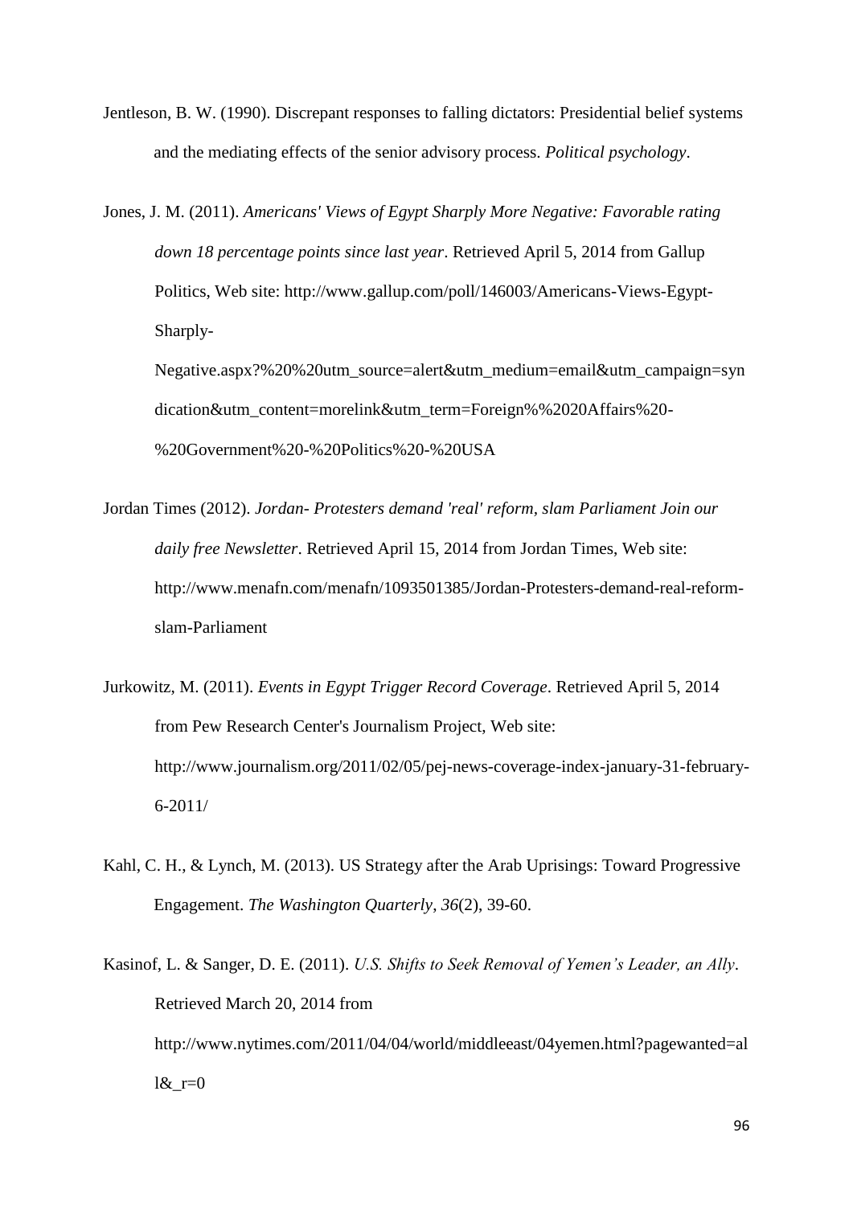Jentleson, B. W. (1990). Discrepant responses to falling dictators: Presidential belief systems and the mediating effects of the senior advisory process. *Political psychology*.

Jones, J. M. (2011). *Americans' Views of Egypt Sharply More Negative: Favorable rating down 18 percentage points since last year*. Retrieved April 5, 2014 from Gallup Politics, Web site: http://www.gallup.com/poll/146003/Americans-Views-Egypt-Sharply-Negative.aspx?%20%20utm_source=alert&utm_medium=email&utm_campaign=syndication&utm_content=morelink&utm_term=Foreign%%2020Affairs%20-%20Government%20-%20Politics%20-%20USA

Jordan Times (2012). *Jordan- Protesters demand 'real' reform, slam Parliament Join our daily free Newsletter*. Retrieved April 15, 2014 from Jordan Times, Web site: http://www.menafn.com/menafn/1093501385/Jordan-Protesters-demand-real-reform-slam-Parliament

Jurkowitz, M. (2011). *Events in Egypt Trigger Record Coverage*. Retrieved April 5, 2014 from Pew Research Center's Journalism Project, Web site: http://www.journalism.org/2011/02/05/pej-news-coverage-index-january-31-february-6-2011/

Kahl, C. H., & Lynch, M. (2013). US Strategy after the Arab Uprisings: Toward Progressive Engagement. *The Washington Quarterly*, *36*(2), 39-60.

Kasinof, L. & Sanger, D. E. (2011). *U.S. Shifts to Seek Removal of Yemen's Leader, an Ally*. Retrieved March 20, 2014 from http://www.nytimes.com/2011/04/04/world/middleeast/04yemen.html?pagewanted=all&_r=0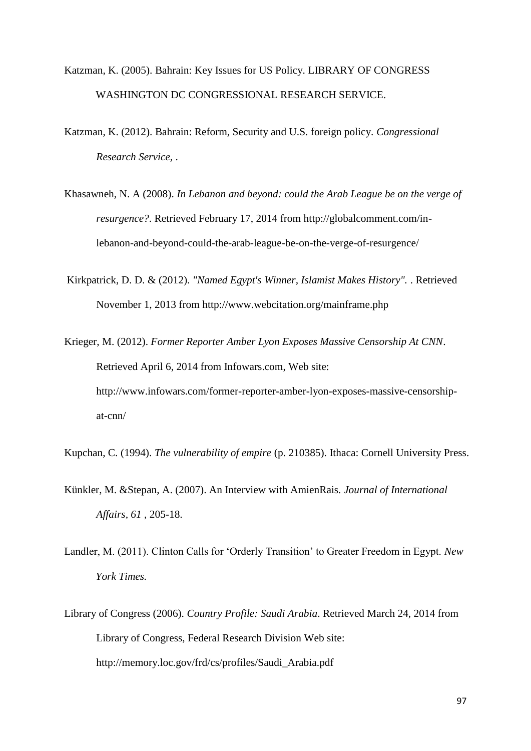Katzman, K. (2005). Bahrain: Key Issues for US Policy. LIBRARY OF CONGRESS WASHINGTON DC CONGRESSIONAL RESEARCH SERVICE.

Katzman, K. (2012). Bahrain: Reform, Security and U.S. foreign policy. *Congressional Research Service*, .

Khasawneh, N. A (2008). *In Lebanon and beyond: could the Arab League be on the verge of resurgence?*. Retrieved February 17, 2014 from http://globalcomment.com/in-lebanon-and-beyond-could-the-arab-league-be-on-the-verge-of-resurgence/

Kirkpatrick, D. D. & (2012). *"Named Egypt's Winner, Islamist Makes History".* . Retrieved November 1, 2013 from http://www.webcitation.org/mainframe.php

Krieger, M. (2012). *Former Reporter Amber Lyon Exposes Massive Censorship At CNN*. Retrieved April 6, 2014 from Infowars.com, Web site: http://www.infowars.com/former-reporter-amber-lyon-exposes-massive-censorship-at-cnn/

Kupchan, C. (1994). *The vulnerability of empire* (p. 210385). Ithaca: Cornell University Press.

Künkler, M. &Stepan, A. (2007). An Interview with AmienRais. *Journal of International Affairs, 61* , 205-18.

Landler, M. (2011). Clinton Calls for 'Orderly Transition' to Greater Freedom in Egypt. *New York Times.*

Library of Congress (2006). *Country Profile: Saudi Arabia*. Retrieved March 24, 2014 from Library of Congress, Federal Research Division Web site: http://memory.loc.gov/frd/cs/profiles/Saudi_Arabia.pdf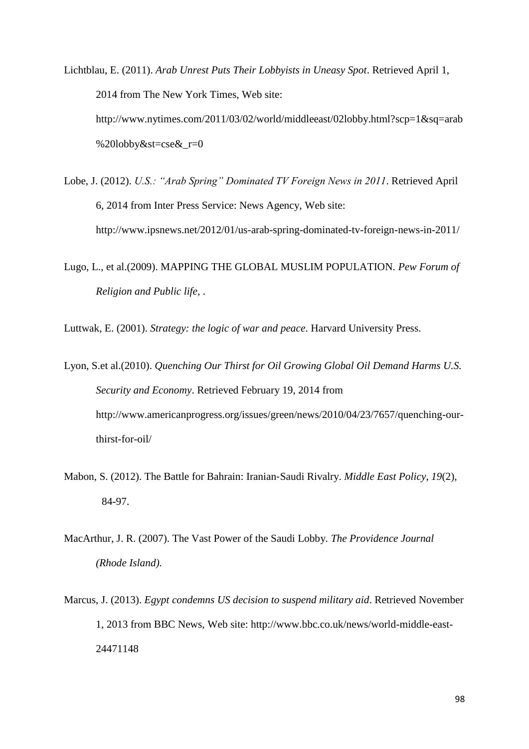Lichtblau, E. (2011). *Arab Unrest Puts Their Lobbyists in Uneasy Spot*. Retrieved April 1, 2014 from The New York Times, Web site: http://www.nytimes.com/2011/03/02/world/middleeast/02lobby.html?scp=1&sq=arab%20lobby&st=cse&_r=0

Lobe, J. (2012). *U.S.: "Arab Spring" Dominated TV Foreign News in 2011*. Retrieved April 6, 2014 from Inter Press Service: News Agency, Web site: http://www.ipsnews.net/2012/01/us-arab-spring-dominated-tv-foreign-news-in-2011/

Lugo, L., et al.(2009). MAPPING THE GLOBAL MUSLIM POPULATION. *Pew Forum of Religion and Public life*, .

Luttwak, E. (2001). *Strategy: the logic of war and peace*. Harvard University Press.

Lyon, S.et al.(2010). *Quenching Our Thirst for Oil Growing Global Oil Demand Harms U.S. Security and Economy*. Retrieved February 19, 2014 from http://www.americanprogress.org/issues/green/news/2010/04/23/7657/quenching-our-thirst-for-oil/

Mabon, S. (2012). The Battle for Bahrain: Iranian-Saudi Rivalry. *Middle East Policy*, *19*(2), 84-97.

MacArthur, J. R. (2007). The Vast Power of the Saudi Lobby. *The Providence Journal (Rhode Island).*

Marcus, J. (2013). *Egypt condemns US decision to suspend military aid*. Retrieved November 1, 2013 from BBC News, Web site: http://www.bbc.co.uk/news/world-middle-east-24471148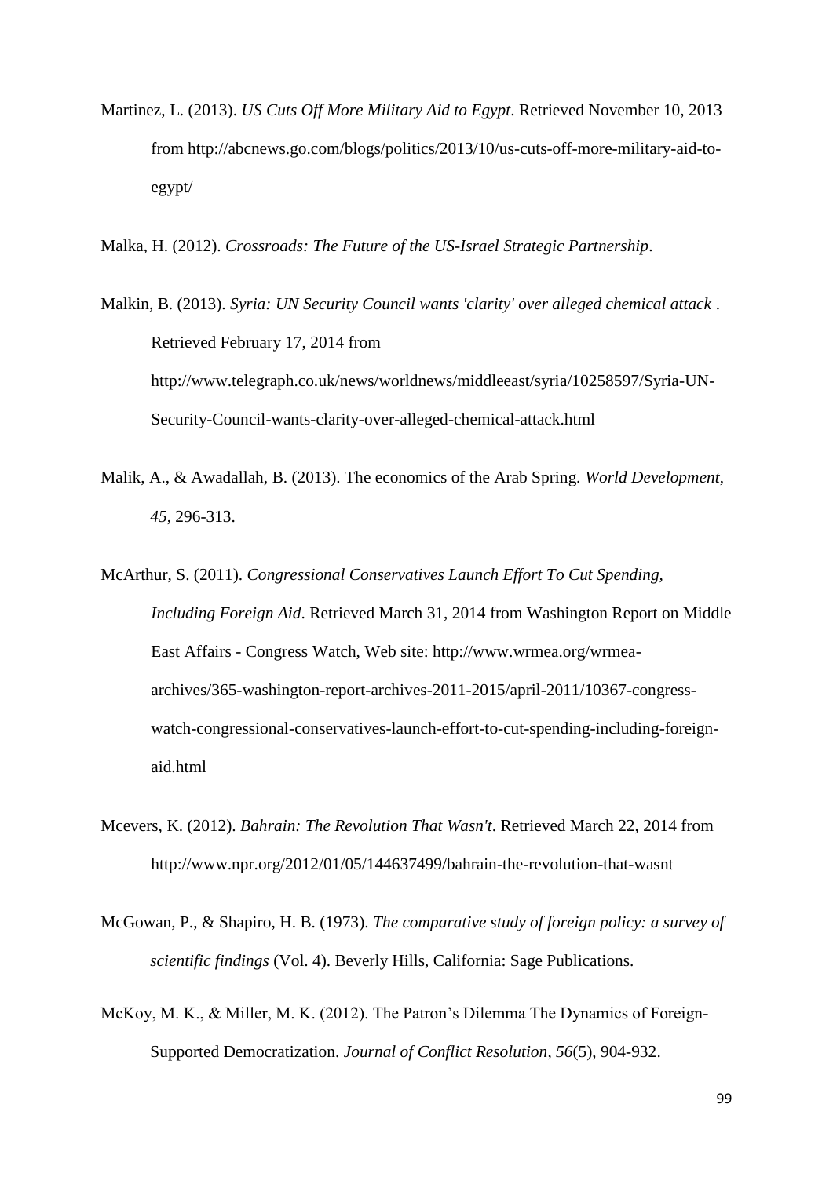Martinez, L. (2013). *US Cuts Off More Military Aid to Egypt*. Retrieved November 10, 2013 from http://abcnews.go.com/blogs/politics/2013/10/us-cuts-off-more-military-aid-to-egypt/

Malka, H. (2012). *Crossroads: The Future of the US-Israel Strategic Partnership*.

Malkin, B. (2013). *Syria: UN Security Council wants 'clarity' over alleged chemical attack* . Retrieved February 17, 2014 from http://www.telegraph.co.uk/news/worldnews/middleeast/syria/10258597/Syria-UN-Security-Council-wants-clarity-over-alleged-chemical-attack.html

Malik, A., & Awadallah, B. (2013). The economics of the Arab Spring. *World Development*, *45*, 296-313.

McArthur, S. (2011). *Congressional Conservatives Launch Effort To Cut Spending, Including Foreign Aid*. Retrieved March 31, 2014 from Washington Report on Middle East Affairs - Congress Watch, Web site: http://www.wrmea.org/wrmea-archives/365-washington-report-archives-2011-2015/april-2011/10367-congress-watch-congressional-conservatives-launch-effort-to-cut-spending-including-foreign-aid.html

Mcevers, K. (2012). *Bahrain: The Revolution That Wasn't*. Retrieved March 22, 2014 from http://www.npr.org/2012/01/05/144637499/bahrain-the-revolution-that-wasnt

McGowan, P., & Shapiro, H. B. (1973). *The comparative study of foreign policy: a survey of scientific findings* (Vol. 4). Beverly Hills, California: Sage Publications.

McKoy, M. K., & Miller, M. K. (2012). The Patron's Dilemma The Dynamics of Foreign-Supported Democratization. *Journal of Conflict Resolution*, *56*(5), 904-932.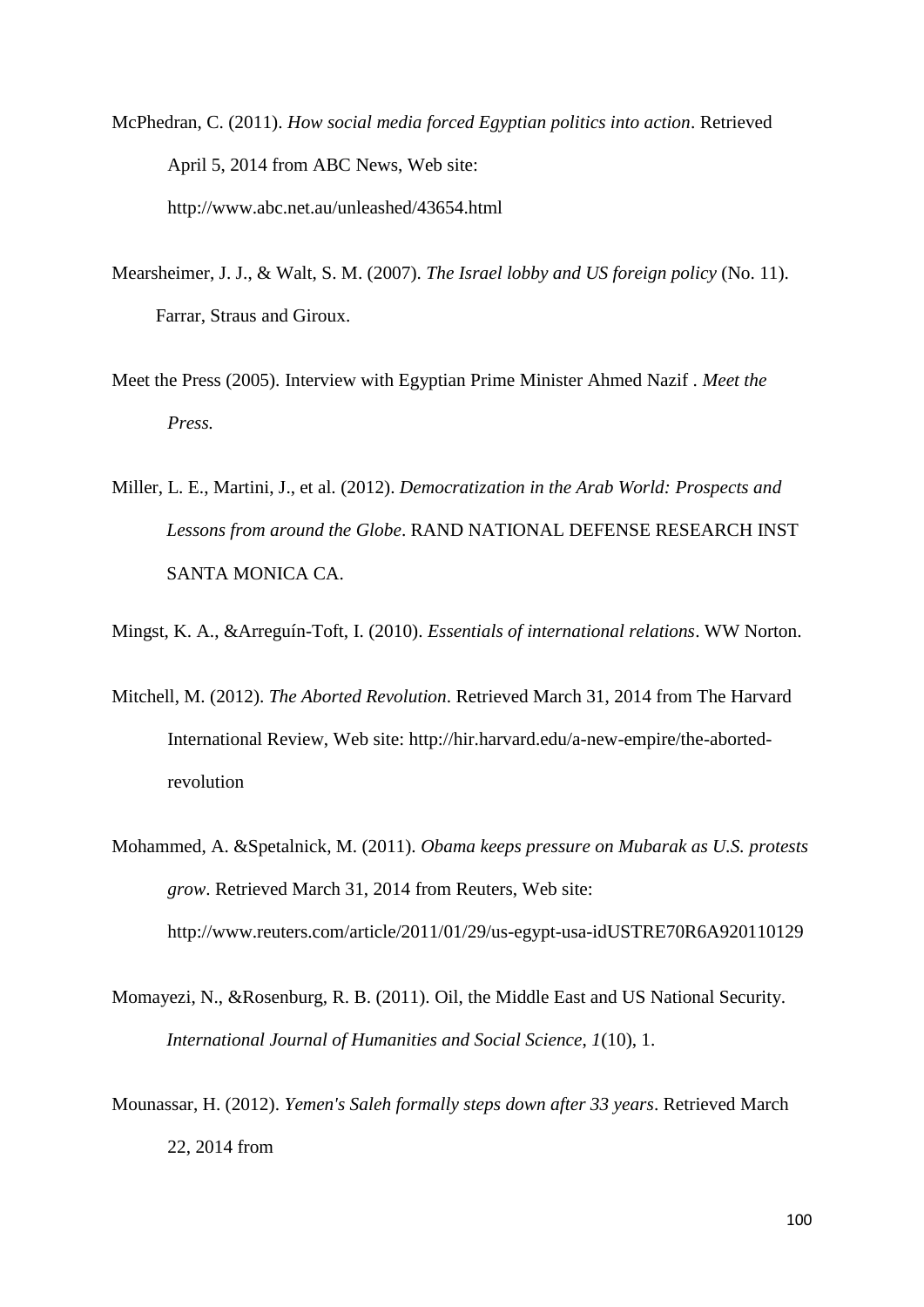McPhedran, C. (2011). *How social media forced Egyptian politics into action*. Retrieved April 5, 2014 from ABC News, Web site: http://www.abc.net.au/unleashed/43654.html

Mearsheimer, J. J., & Walt, S. M. (2007). *The Israel lobby and US foreign policy* (No. 11). Farrar, Straus and Giroux.

Meet the Press (2005). Interview with Egyptian Prime Minister Ahmed Nazif . *Meet the Press.*

Miller, L. E., Martini, J., et al. (2012). *Democratization in the Arab World: Prospects and Lessons from around the Globe*. RAND NATIONAL DEFENSE RESEARCH INST SANTA MONICA CA.

Mingst, K. A., &Arreguín-Toft, I. (2010). *Essentials of international relations*. WW Norton.

Mitchell, M. (2012). *The Aborted Revolution*. Retrieved March 31, 2014 from The Harvard International Review, Web site: http://hir.harvard.edu/a-new-empire/the-aborted-revolution

Mohammed, A. &Spetalnick, M. (2011). *Obama keeps pressure on Mubarak as U.S. protests grow*. Retrieved March 31, 2014 from Reuters, Web site: http://www.reuters.com/article/2011/01/29/us-egypt-usa-idUSTRE70R6A920110129

Momayezi, N., &Rosenburg, R. B. (2011). Oil, the Middle East and US National Security. *International Journal of Humanities and Social Science*, *1*(10), 1.

Mounassar, H. (2012). *Yemen's Saleh formally steps down after 33 years*. Retrieved March 22, 2014 from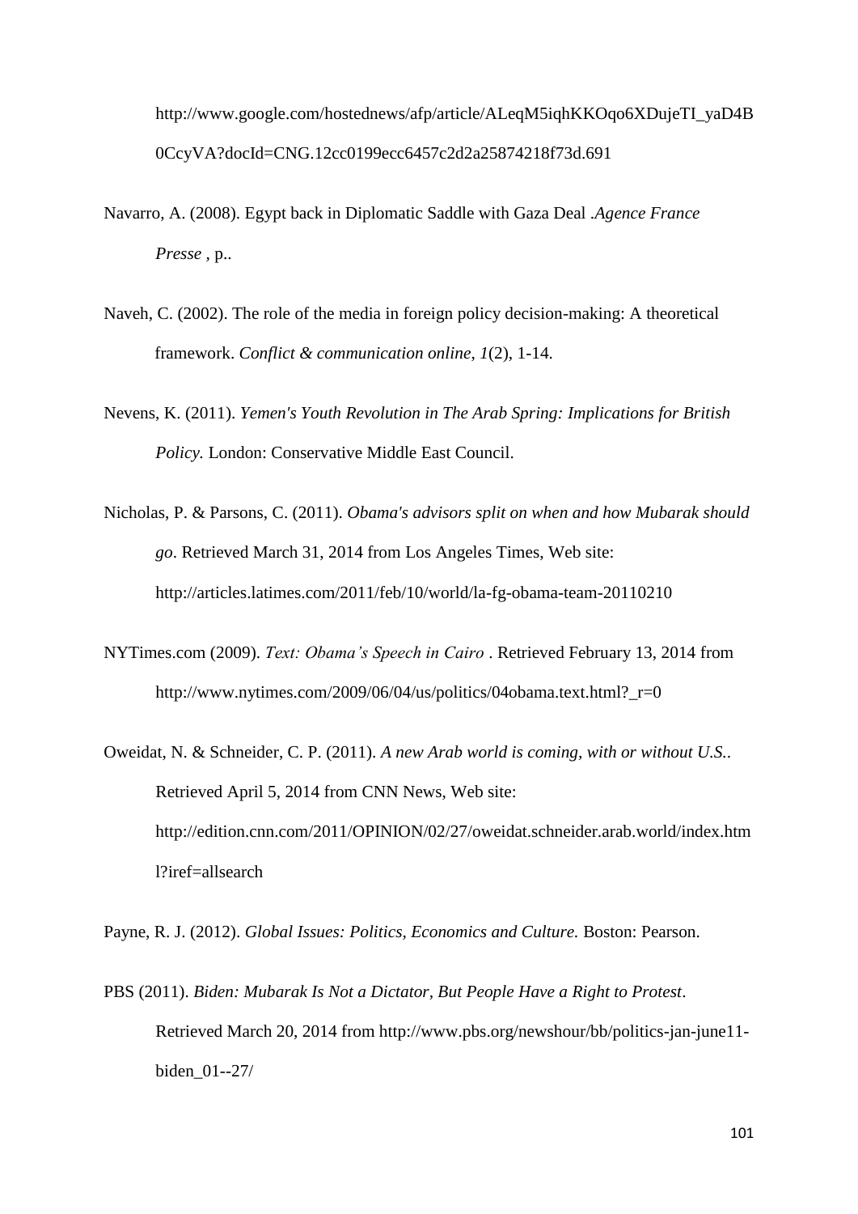http://www.google.com/hostednews/afp/article/ALeqM5iqhKKOqo6XDujeTI_yaD4B0CcyVA?docId=CNG.12cc0199ecc6457c2d2a25874218f73d.691

Navarro, A. (2008). Egypt back in Diplomatic Saddle with Gaza Deal .*Agence France Presse* , p..

Naveh, C. (2002). The role of the media in foreign policy decision-making: A theoretical framework. *Conflict & communication online*, *1*(2), 1-14.

Nevens, K. (2011). *Yemen's Youth Revolution in The Arab Spring: Implications for British Policy.* London: Conservative Middle East Council.

Nicholas, P. & Parsons, C. (2011). *Obama's advisors split on when and how Mubarak should go*. Retrieved March 31, 2014 from Los Angeles Times, Web site: http://articles.latimes.com/2011/feb/10/world/la-fg-obama-team-20110210

NYTimes.com (2009). *Text: Obama's Speech in Cairo* . Retrieved February 13, 2014 from http://www.nytimes.com/2009/06/04/us/politics/04obama.text.html?_r=0

Oweidat, N. & Schneider, C. P. (2011). *A new Arab world is coming, with or without U.S.*. Retrieved April 5, 2014 from CNN News, Web site: http://edition.cnn.com/2011/OPINION/02/27/oweidat.schneider.arab.world/index.html?iref=allsearch

Payne, R. J. (2012). *Global Issues: Politics, Economics and Culture.* Boston: Pearson.

PBS (2011). *Biden: Mubarak Is Not a Dictator, But People Have a Right to Protest*. Retrieved March 20, 2014 from http://www.pbs.org/newshour/bb/politics-jan-june11-biden_01--27/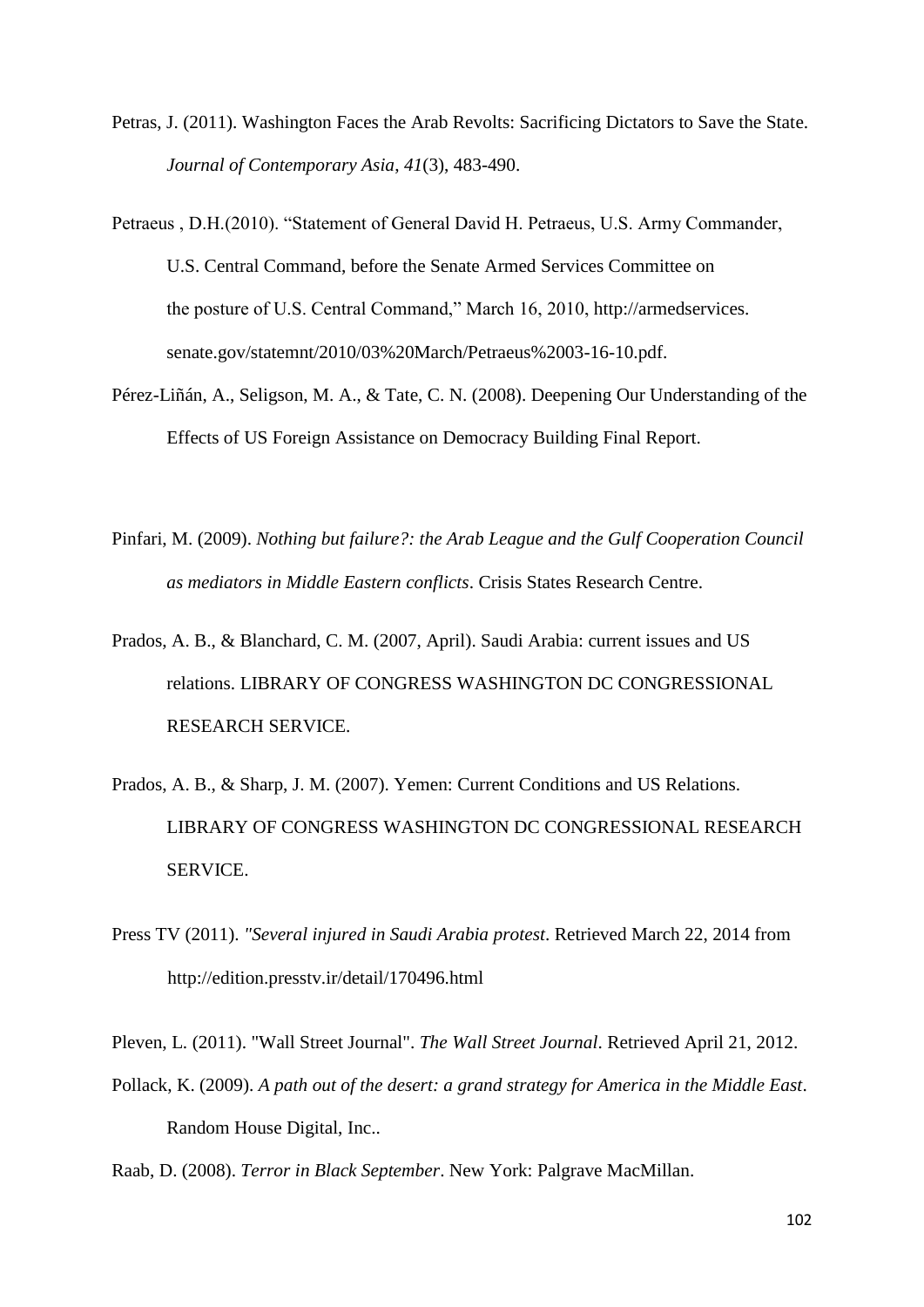Petras, J. (2011). Washington Faces the Arab Revolts: Sacrificing Dictators to Save the State. *Journal of Contemporary Asia*, *41*(3), 483-490.

Petraeus , D.H.(2010). "Statement of General David H. Petraeus, U.S. Army Commander, U.S. Central Command, before the Senate Armed Services Committee on the posture of U.S. Central Command," March 16, 2010, http://armedservices. senate.gov/statemnt/2010/03%20March/Petraeus%2003-16-10.pdf.

Pérez-Liñán, A., Seligson, M. A., & Tate, C. N. (2008). Deepening Our Understanding of the Effects of US Foreign Assistance on Democracy Building Final Report.

Pinfari, M. (2009). *Nothing but failure?: the Arab League and the Gulf Cooperation Council as mediators in Middle Eastern conflicts*. Crisis States Research Centre.

Prados, A. B., & Blanchard, C. M. (2007, April). Saudi Arabia: current issues and US relations. LIBRARY OF CONGRESS WASHINGTON DC CONGRESSIONAL RESEARCH SERVICE.

Prados, A. B., & Sharp, J. M. (2007). Yemen: Current Conditions and US Relations. LIBRARY OF CONGRESS WASHINGTON DC CONGRESSIONAL RESEARCH SERVICE.

Press TV (2011). *"Several injured in Saudi Arabia protest*. Retrieved March 22, 2014 from http://edition.presstv.ir/detail/170496.html

Pleven, L. (2011). "Wall Street Journal". *The Wall Street Journal*. Retrieved April 21, 2012.

Pollack, K. (2009). *A path out of the desert: a grand strategy for America in the Middle East*. Random House Digital, Inc..

Raab, D. (2008). *Terror in Black September*. New York: Palgrave MacMillan.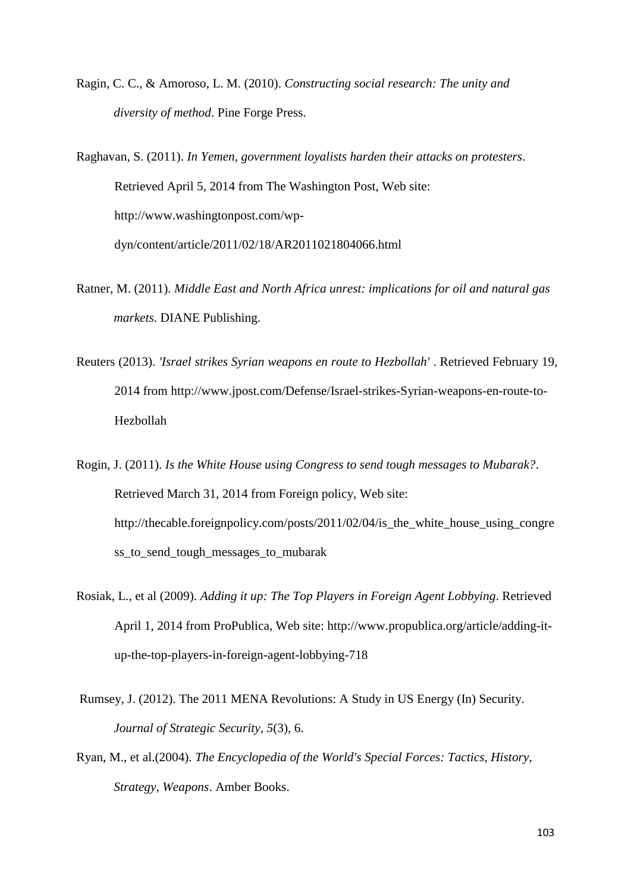Ragin, C. C., & Amoroso, L. M. (2010). *Constructing social research: The unity and diversity of method*. Pine Forge Press.

Raghavan, S. (2011). *In Yemen, government loyalists harden their attacks on protesters*. Retrieved April 5, 2014 from The Washington Post, Web site: http://www.washingtonpost.com/wp-dyn/content/article/2011/02/18/AR2011021804066.html

Ratner, M. (2011). *Middle East and North Africa unrest: implications for oil and natural gas markets*. DIANE Publishing.

Reuters (2013). *'Israel strikes Syrian weapons en route to Hezbollah'* . Retrieved February 19, 2014 from http://www.jpost.com/Defense/Israel-strikes-Syrian-weapons-en-route-to-Hezbollah

Rogin, J. (2011). *Is the White House using Congress to send tough messages to Mubarak?*. Retrieved March 31, 2014 from Foreign policy, Web site: http://thecable.foreignpolicy.com/posts/2011/02/04/is_the_white_house_using_congress_to_send_tough_messages_to_mubarak

Rosiak, L., et al (2009). *Adding it up: The Top Players in Foreign Agent Lobbying*. Retrieved April 1, 2014 from ProPublica, Web site: http://www.propublica.org/article/adding-it-up-the-top-players-in-foreign-agent-lobbying-718

Rumsey, J. (2012). The 2011 MENA Revolutions: A Study in US Energy (In) Security. *Journal of Strategic Security*, *5*(3), 6.

Ryan, M., et al.(2004). *The Encyclopedia of the World's Special Forces: Tactics, History, Strategy, Weapons*. Amber Books.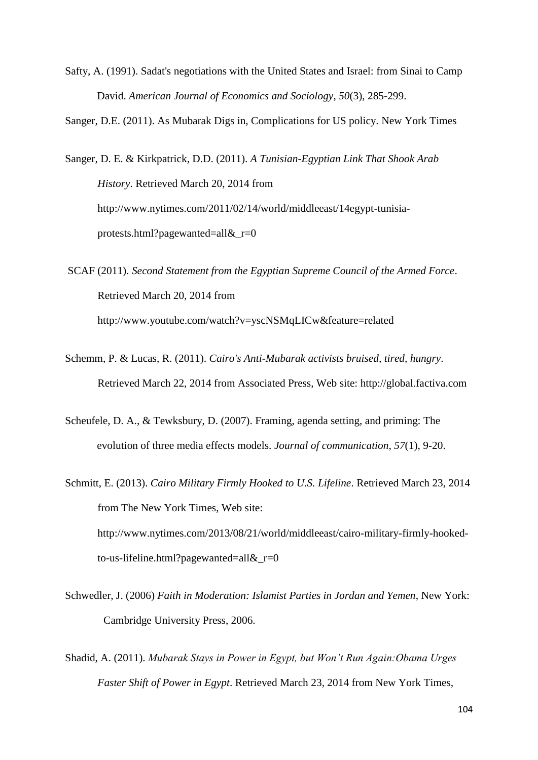Safty, A. (1991). Sadat's negotiations with the United States and Israel: from Sinai to Camp David. *American Journal of Economics and Sociology*, *50*(3), 285-299.

Sanger, D.E. (2011). As Mubarak Digs in, Complications for US policy. New York Times

Sanger, D. E. & Kirkpatrick, D.D. (2011). *A Tunisian-Egyptian Link That Shook Arab History*. Retrieved March 20, 2014 from http://www.nytimes.com/2011/02/14/world/middleeast/14egypt-tunisia-protests.html?pagewanted=all&_r=0

SCAF (2011). *Second Statement from the Egyptian Supreme Council of the Armed Force*. Retrieved March 20, 2014 from http://www.youtube.com/watch?v=yscNSMqLICw&feature=related

Schemm, P. & Lucas, R. (2011). *Cairo's Anti-Mubarak activists bruised, tired, hungry*. Retrieved March 22, 2014 from Associated Press, Web site: http://global.factiva.com

Scheufele, D. A., & Tewksbury, D. (2007). Framing, agenda setting, and priming: The evolution of three media effects models. *Journal of communication*, *57*(1), 9-20.

Schmitt, E. (2013). *Cairo Military Firmly Hooked to U.S. Lifeline*. Retrieved March 23, 2014 from The New York Times, Web site: http://www.nytimes.com/2013/08/21/world/middleeast/cairo-military-firmly-hooked-to-us-lifeline.html?pagewanted=all&_r=0

Schwedler, J. (2006) *Faith in Moderation: Islamist Parties in Jordan and Yemen*, New York: Cambridge University Press, 2006.

Shadid, A. (2011). *Mubarak Stays in Power in Egypt, but Won't Run Again:Obama Urges Faster Shift of Power in Egypt*. Retrieved March 23, 2014 from New York Times,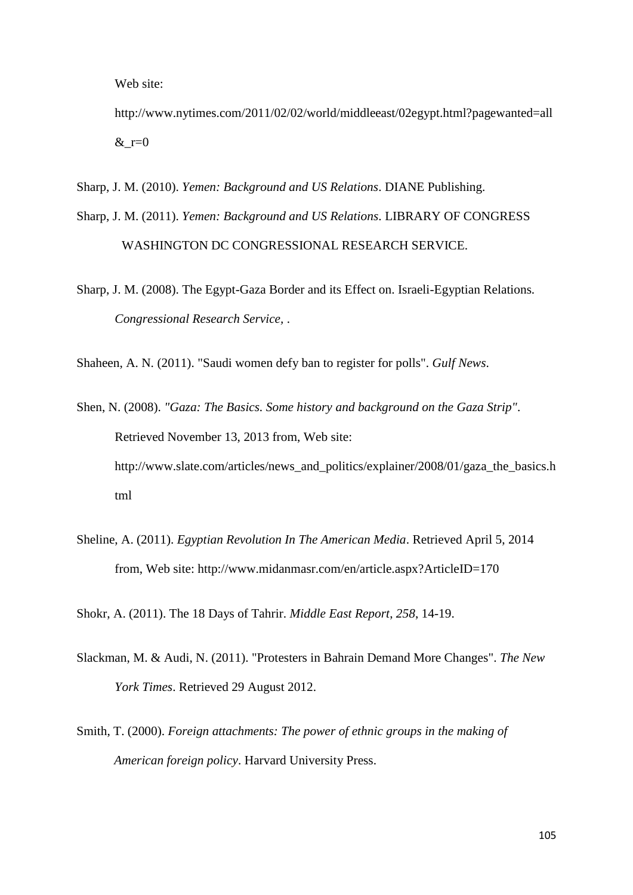Web site: http://www.nytimes.com/2011/02/02/world/middleeast/02egypt.html?pagewanted=all&_r=0

Sharp, J. M. (2010). *Yemen: Background and US Relations*. DIANE Publishing.

Sharp, J. M. (2011). *Yemen: Background and US Relations*. LIBRARY OF CONGRESS WASHINGTON DC CONGRESSIONAL RESEARCH SERVICE.

Sharp, J. M. (2008). The Egypt-Gaza Border and its Effect on. Israeli-Egyptian Relations. *Congressional Research Service*, .

Shaheen, A. N. (2011). "Saudi women defy ban to register for polls". *Gulf News*.

Shen, N. (2008). *"Gaza: The Basics. Some history and background on the Gaza Strip"*. Retrieved November 13, 2013 from, Web site: http://www.slate.com/articles/news_and_politics/explainer/2008/01/gaza_the_basics.html

Sheline, A. (2011). *Egyptian Revolution In The American Media*. Retrieved April 5, 2014 from, Web site: http://www.midanmasr.com/en/article.aspx?ArticleID=170

Shokr, A. (2011). The 18 Days of Tahrir. *Middle East Report*, *258*, 14-19.

Slackman, M. & Audi, N. (2011). "Protesters in Bahrain Demand More Changes". *The New York Times*. Retrieved 29 August 2012.

Smith, T. (2000). *Foreign attachments: The power of ethnic groups in the making of American foreign policy*. Harvard University Press.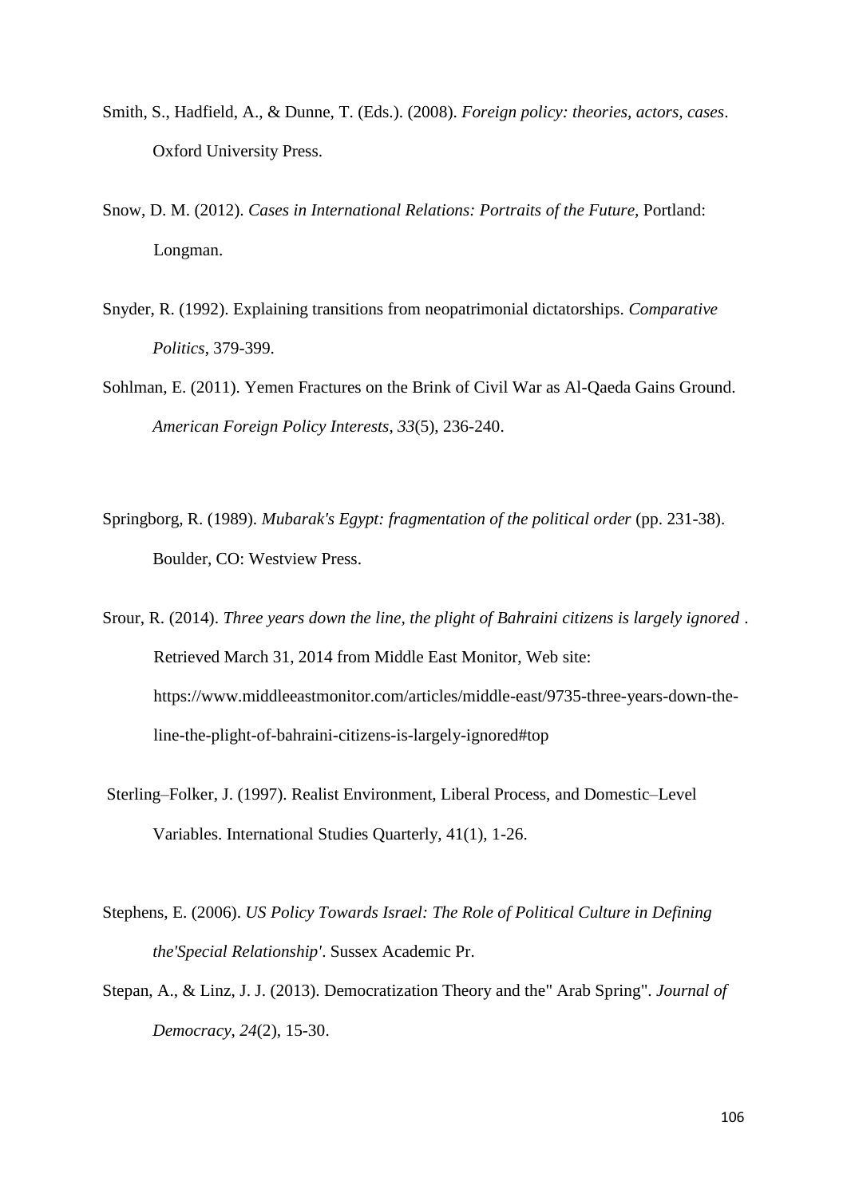Smith, S., Hadfield, A., & Dunne, T. (Eds.). (2008). *Foreign policy: theories, actors, cases*. Oxford University Press.

Snow, D. M. (2012). *Cases in International Relations: Portraits of the Future,* Portland: Longman.

Snyder, R. (1992). Explaining transitions from neopatrimonial dictatorships. *Comparative Politics*, 379-399.

Sohlman, E. (2011). Yemen Fractures on the Brink of Civil War as Al-Qaeda Gains Ground. *American Foreign Policy Interests*, *33*(5), 236-240.

Springborg, R. (1989). *Mubarak's Egypt: fragmentation of the political order* (pp. 231-38). Boulder, CO: Westview Press.

Srour, R. (2014). *Three years down the line, the plight of Bahraini citizens is largely ignored* . Retrieved March 31, 2014 from Middle East Monitor, Web site: https://www.middleeastmonitor.com/articles/middle-east/9735-three-years-down-the-line-the-plight-of-bahraini-citizens-is-largely-ignored#top

Sterling–Folker, J. (1997). Realist Environment, Liberal Process, and Domestic–Level Variables. International Studies Quarterly, 41(1), 1-26.

Stephens, E. (2006). *US Policy Towards Israel: The Role of Political Culture in Defining the'Special Relationship'*. Sussex Academic Pr.

Stepan, A., & Linz, J. J. (2013). Democratization Theory and the" Arab Spring". *Journal of Democracy*, *24*(2), 15-30.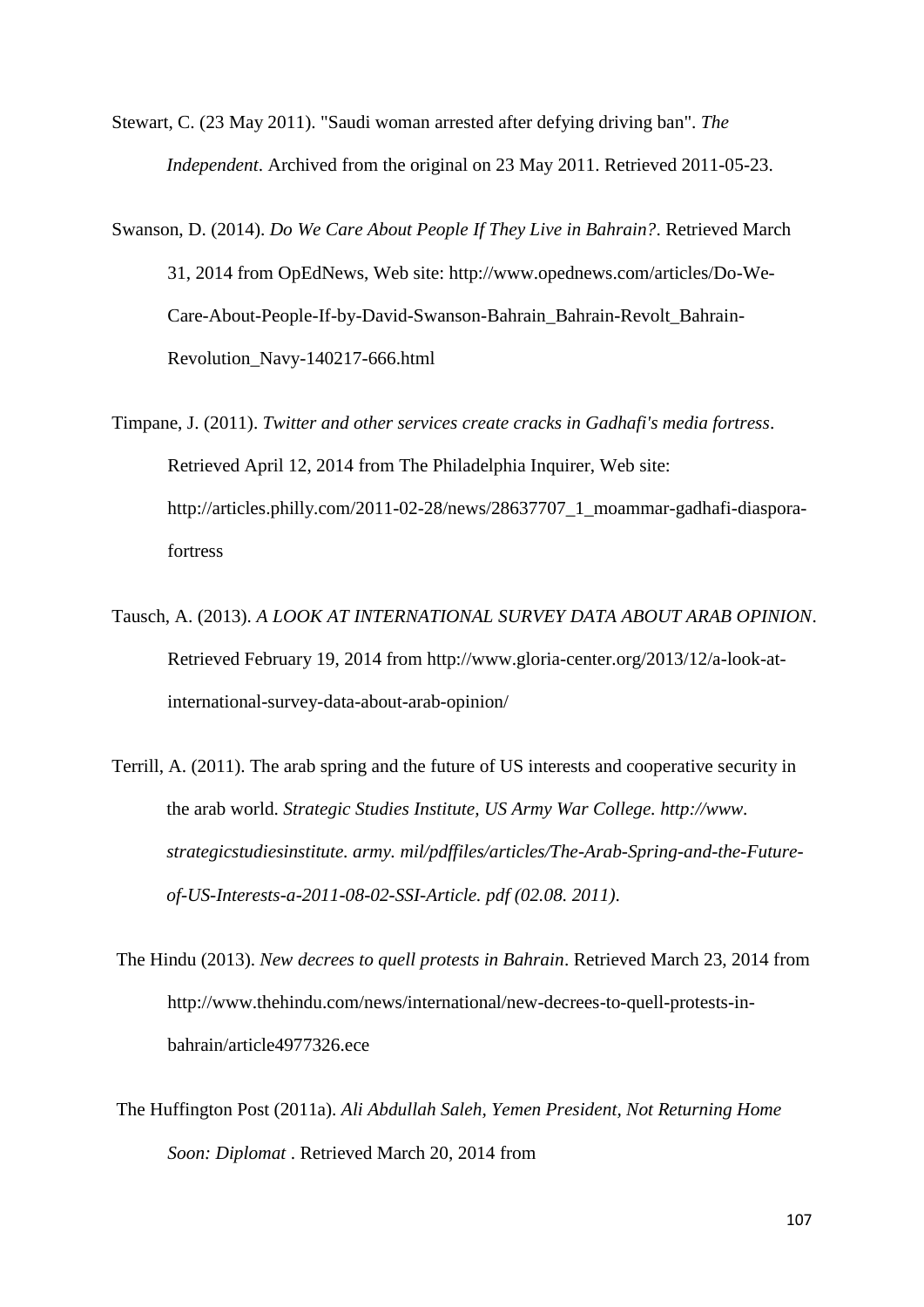Stewart, C. (23 May 2011). "Saudi woman arrested after defying driving ban". *The Independent*. Archived from the original on 23 May 2011. Retrieved 2011-05-23.

Swanson, D. (2014). *Do We Care About People If They Live in Bahrain?*. Retrieved March 31, 2014 from OpEdNews, Web site: http://www.opednews.com/articles/Do-We-Care-About-People-If-by-David-Swanson-Bahrain_Bahrain-Revolt_Bahrain-Revolution_Navy-140217-666.html

Timpane, J. (2011). *Twitter and other services create cracks in Gadhafi's media fortress*. Retrieved April 12, 2014 from The Philadelphia Inquirer, Web site: http://articles.philly.com/2011-02-28/news/28637707_1_moammar-gadhafi-diaspora-fortress

Tausch, A. (2013). *A LOOK AT INTERNATIONAL SURVEY DATA ABOUT ARAB OPINION*. Retrieved February 19, 2014 from http://www.gloria-center.org/2013/12/a-look-at-international-survey-data-about-arab-opinion/

Terrill, A. (2011). The arab spring and the future of US interests and cooperative security in the arab world. *Strategic Studies Institute, US Army War College. http://www. strategicstudiesinstitute. army. mil/pdffiles/articles/The-Arab-Spring-and-the-Future-of-US-Interests-a-2011-08-02-SSI-Article. pdf (02.08. 2011)*.

The Hindu (2013). *New decrees to quell protests in Bahrain*. Retrieved March 23, 2014 from http://www.thehindu.com/news/international/new-decrees-to-quell-protests-in-bahrain/article4977326.ece

The Huffington Post (2011a). *Ali Abdullah Saleh, Yemen President, Not Returning Home Soon: Diplomat* . Retrieved March 20, 2014 from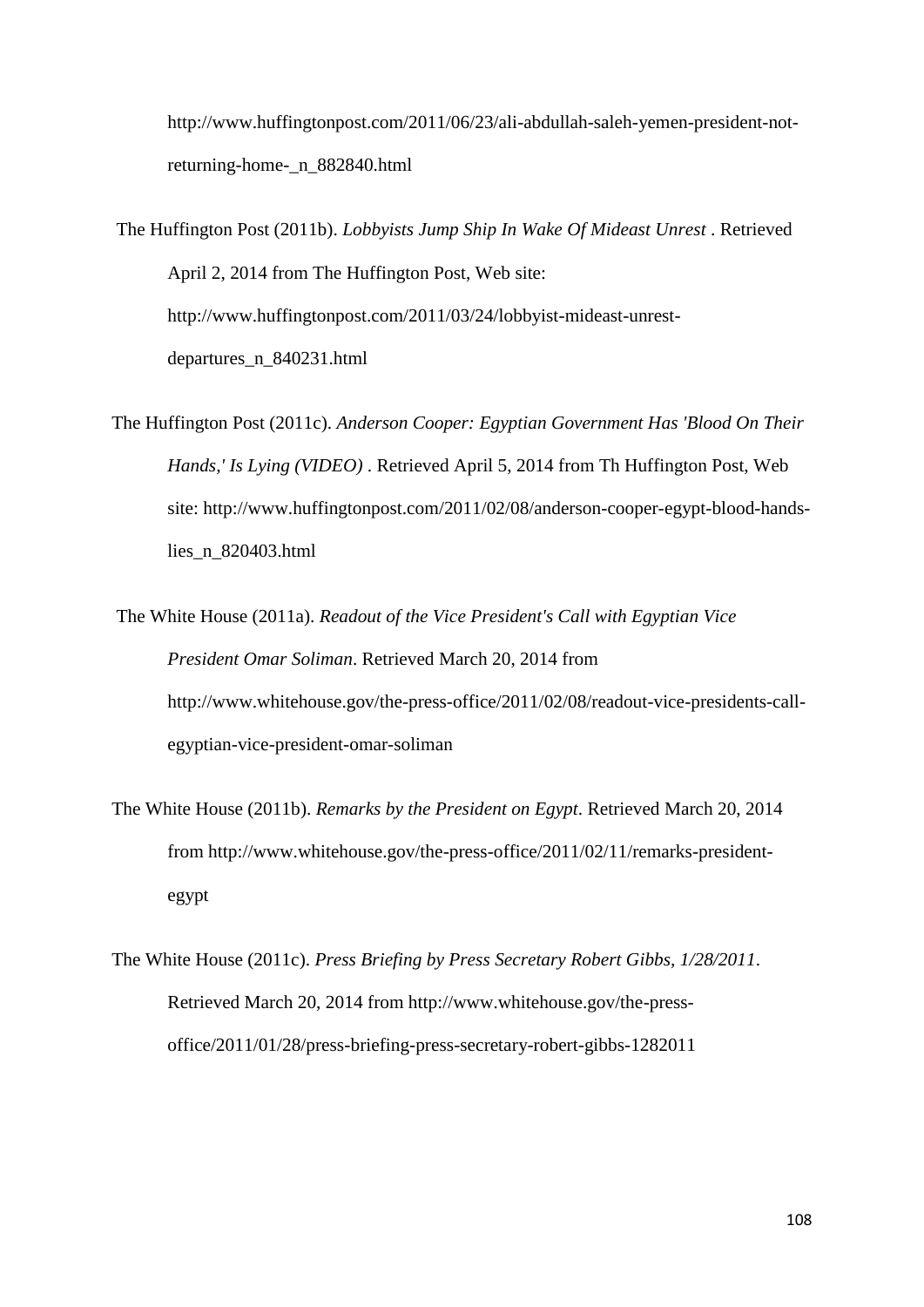http://www.huffingtonpost.com/2011/06/23/ali-abdullah-saleh-yemen-president-not-returning-home-_n_882840.html

The Huffington Post (2011b). *Lobbyists Jump Ship In Wake Of Mideast Unrest* . Retrieved April 2, 2014 from The Huffington Post, Web site: http://www.huffingtonpost.com/2011/03/24/lobbyist-mideast-unrest-departures_n_840231.html

The Huffington Post (2011c). *Anderson Cooper: Egyptian Government Has 'Blood On Their Hands,' Is Lying (VIDEO)* . Retrieved April 5, 2014 from Th Huffington Post, Web site: http://www.huffingtonpost.com/2011/02/08/anderson-cooper-egypt-blood-hands-lies_n_820403.html

The White House (2011a). *Readout of the Vice President's Call with Egyptian Vice President Omar Soliman*. Retrieved March 20, 2014 from http://www.whitehouse.gov/the-press-office/2011/02/08/readout-vice-presidents-call-egyptian-vice-president-omar-soliman

The White House (2011b). *Remarks by the President on Egypt*. Retrieved March 20, 2014 from http://www.whitehouse.gov/the-press-office/2011/02/11/remarks-president-egypt

The White House (2011c). *Press Briefing by Press Secretary Robert Gibbs, 1/28/2011*. Retrieved March 20, 2014 from http://www.whitehouse.gov/the-press-office/2011/01/28/press-briefing-press-secretary-robert-gibbs-1282011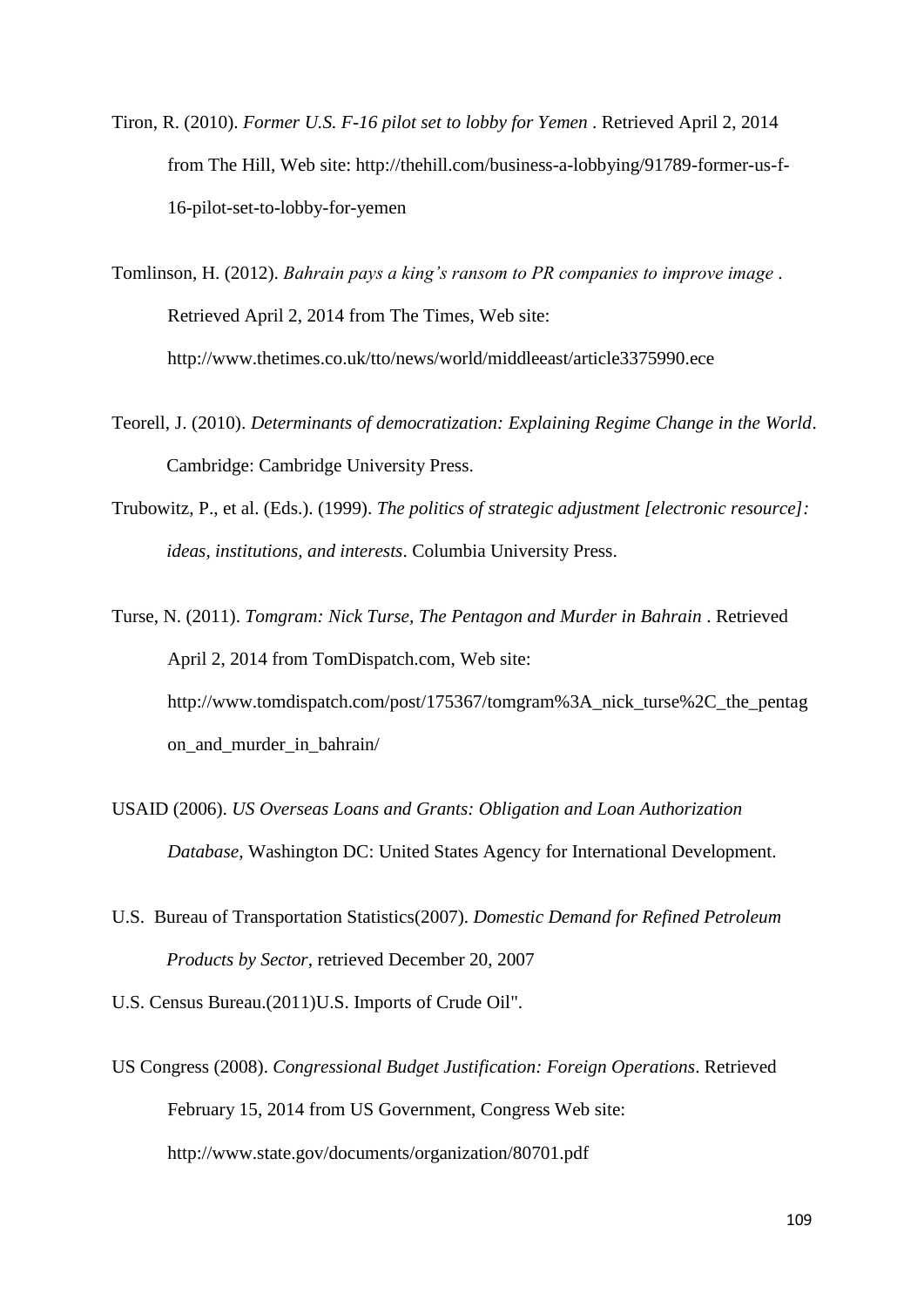Tiron, R. (2010). *Former U.S. F-16 pilot set to lobby for Yemen* . Retrieved April 2, 2014 from The Hill, Web site: http://thehill.com/business-a-lobbying/91789-former-us-f-16-pilot-set-to-lobby-for-yemen

Tomlinson, H. (2012). *Bahrain pays a king's ransom to PR companies to improve image* . Retrieved April 2, 2014 from The Times, Web site: http://www.thetimes.co.uk/tto/news/world/middleeast/article3375990.ece

Teorell, J. (2010). *Determinants of democratization: Explaining Regime Change in the World*. Cambridge: Cambridge University Press.

Trubowitz, P., et al. (Eds.). (1999). *The politics of strategic adjustment [electronic resource]: ideas, institutions, and interests*. Columbia University Press.

Turse, N. (2011). *Tomgram: Nick Turse, The Pentagon and Murder in Bahrain* . Retrieved April 2, 2014 from TomDispatch.com, Web site: http://www.tomdispatch.com/post/175367/tomgram%3A_nick_turse%2C_the_pentagon_and_murder_in_bahrain/

USAID (2006). *US Overseas Loans and Grants: Obligation and Loan Authorization Database,* Washington DC: United States Agency for International Development.

U.S. Bureau of Transportation Statistics(2007). *Domestic Demand for Refined Petroleum Products by Sector*, retrieved December 20, 2007

U.S. Census Bureau.(2011)U.S. Imports of Crude Oil".

US Congress (2008). *Congressional Budget Justification: Foreign Operations*. Retrieved February 15, 2014 from US Government, Congress Web site: http://www.state.gov/documents/organization/80701.pdf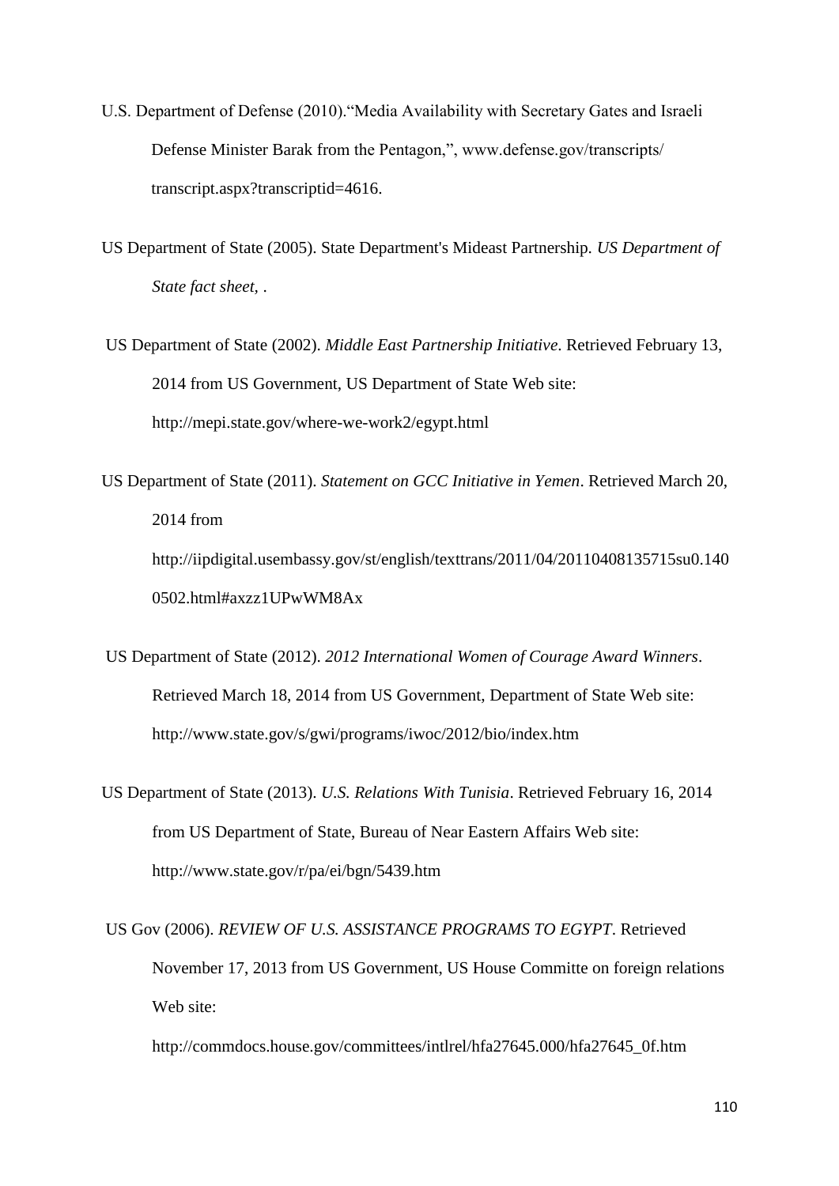U.S. Department of Defense (2010).“Media Availability with Secretary Gates and Israeli Defense Minister Barak from the Pentagon,”, www.defense.gov/transcripts/ transcript.aspx?transcriptid=4616.

US Department of State (2005). State Department's Mideast Partnership. *US Department of State fact sheet*, .

US Department of State (2002). *Middle East Partnership Initiative*. Retrieved February 13, 2014 from US Government, US Department of State Web site: http://mepi.state.gov/where-we-work2/egypt.html

US Department of State (2011). *Statement on GCC Initiative in Yemen*. Retrieved March 20, 2014 from http://iipdigital.usembassy.gov/st/english/texttrans/2011/04/20110408135715su0.1400502.html#axzz1UPwWM8Ax

US Department of State (2012). *2012 International Women of Courage Award Winners*. Retrieved March 18, 2014 from US Government, Department of State Web site: http://www.state.gov/s/gwi/programs/iwoc/2012/bio/index.htm

US Department of State (2013). *U.S. Relations With Tunisia*. Retrieved February 16, 2014 from US Department of State, Bureau of Near Eastern Affairs Web site: http://www.state.gov/r/pa/ei/bgn/5439.htm

US Gov (2006). *REVIEW OF U.S. ASSISTANCE PROGRAMS TO EGYPT*. Retrieved November 17, 2013 from US Government, US House Committe on foreign relations Web site: http://commdocs.house.gov/committees/intlrel/hfa27645.000/hfa27645_0f.htm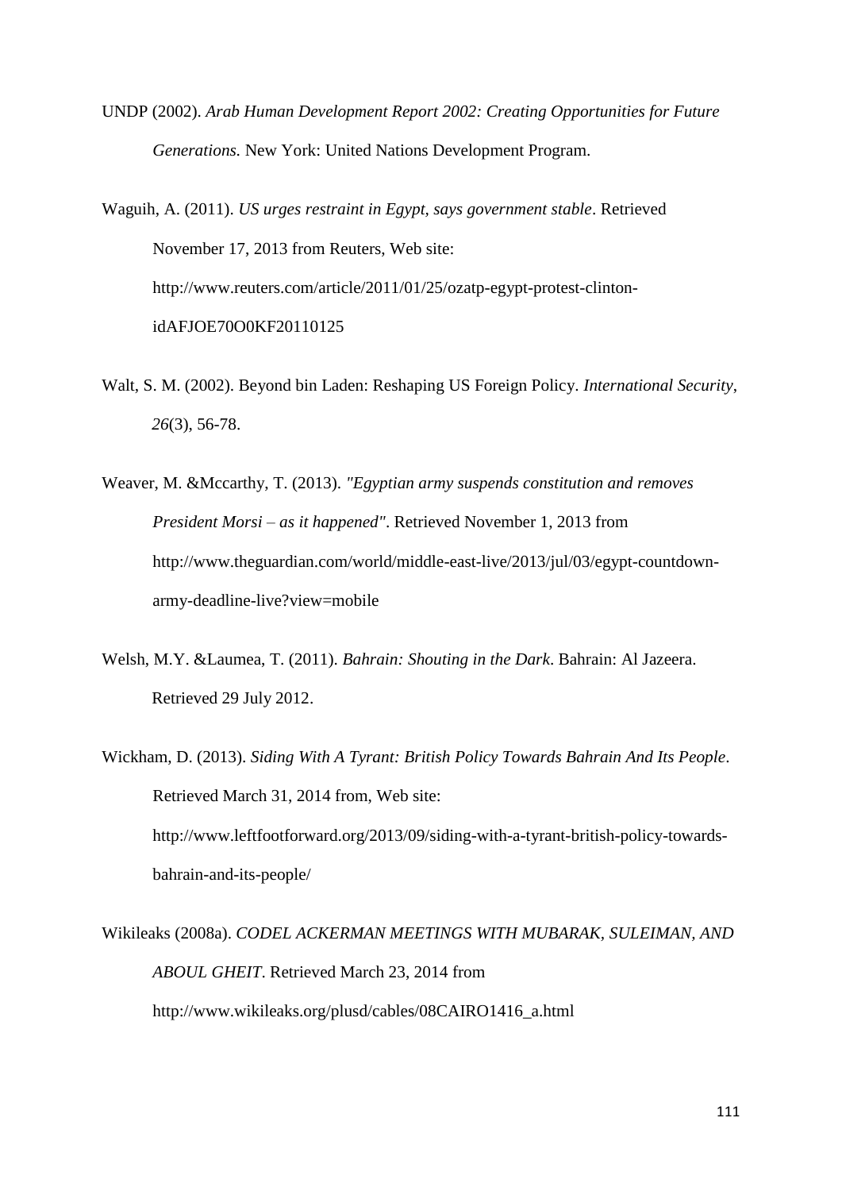UNDP (2002). *Arab Human Development Report 2002: Creating Opportunities for Future Generations.* New York: United Nations Development Program.

Waguih, A. (2011). *US urges restraint in Egypt, says government stable*. Retrieved November 17, 2013 from Reuters, Web site: http://www.reuters.com/article/2011/01/25/ozatp-egypt-protest-clinton-idAFJOE70O0KF20110125

Walt, S. M. (2002). Beyond bin Laden: Reshaping US Foreign Policy. *International Security*, *26*(3), 56-78.

Weaver, M. &Mccarthy, T. (2013). *"Egyptian army suspends constitution and removes President Morsi – as it happened"*. Retrieved November 1, 2013 from http://www.theguardian.com/world/middle-east-live/2013/jul/03/egypt-countdown-army-deadline-live?view=mobile

Welsh, M.Y. &Laumea, T. (2011). *Bahrain: Shouting in the Dark*. Bahrain: Al Jazeera. Retrieved 29 July 2012.

Wickham, D. (2013). *Siding With A Tyrant: British Policy Towards Bahrain And Its People*. Retrieved March 31, 2014 from, Web site: http://www.leftfootforward.org/2013/09/siding-with-a-tyrant-british-policy-towards-bahrain-and-its-people/

Wikileaks (2008a). *CODEL ACKERMAN MEETINGS WITH MUBARAK, SULEIMAN, AND ABOUL GHEIT*. Retrieved March 23, 2014 from http://www.wikileaks.org/plusd/cables/08CAIRO1416_a.html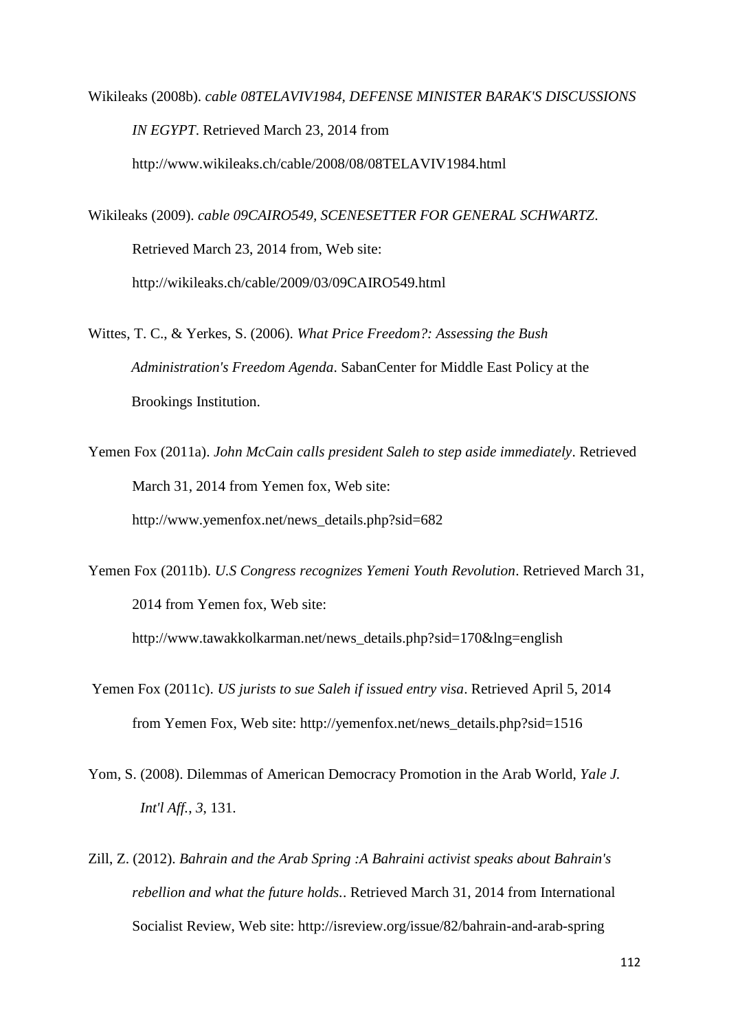Wikileaks (2008b). *cable 08TELAVIV1984, DEFENSE MINISTER BARAK'S DISCUSSIONS IN EGYPT*. Retrieved March 23, 2014 from http://www.wikileaks.ch/cable/2008/08/08TELAVIV1984.html

Wikileaks (2009). *cable 09CAIRO549, SCENESETTER FOR GENERAL SCHWARTZ*. Retrieved March 23, 2014 from, Web site: http://wikileaks.ch/cable/2009/03/09CAIRO549.html

Wittes, T. C., & Yerkes, S. (2006). *What Price Freedom?: Assessing the Bush Administration's Freedom Agenda*. SabanCenter for Middle East Policy at the Brookings Institution.

Yemen Fox (2011a). *John McCain calls president Saleh to step aside immediately*. Retrieved March 31, 2014 from Yemen fox, Web site: http://www.yemenfox.net/news_details.php?sid=682

Yemen Fox (2011b). *U.S Congress recognizes Yemeni Youth Revolution*. Retrieved March 31, 2014 from Yemen fox, Web site: http://www.tawakkolkarman.net/news_details.php?sid=170&lng=english

Yemen Fox (2011c). *US jurists to sue Saleh if issued entry visa*. Retrieved April 5, 2014 from Yemen Fox, Web site: http://yemenfox.net/news_details.php?sid=1516

Yom, S. (2008). Dilemmas of American Democracy Promotion in the Arab World, *Yale J. Int'l Aff.*, *3*, 131.

Zill, Z. (2012). *Bahrain and the Arab Spring :A Bahraini activist speaks about Bahrain's rebellion and what the future holds.*. Retrieved March 31, 2014 from International Socialist Review, Web site: http://isreview.org/issue/82/bahrain-and-arab-spring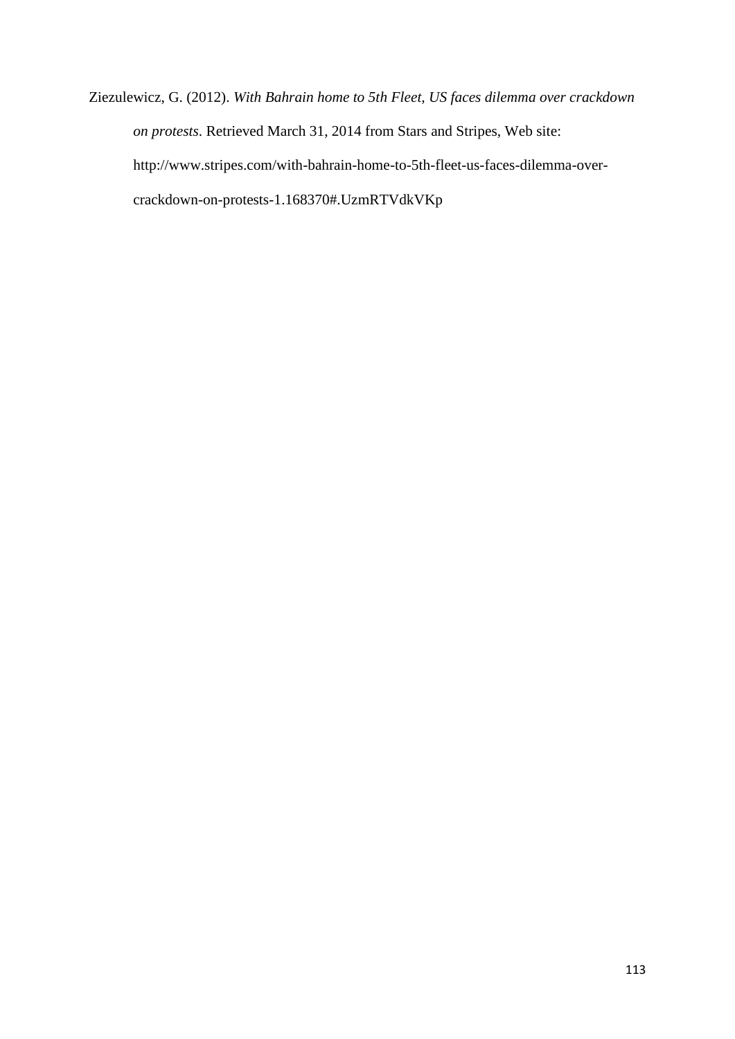Ziezulewicz, G. (2012). *With Bahrain home to 5th Fleet, US faces dilemma over crackdown on protests*. Retrieved March 31, 2014 from Stars and Stripes, Web site: http://www.stripes.com/with-bahrain-home-to-5th-fleet-us-faces-dilemma-over-crackdown-on-protests-1.168370#.UzmRTVdkVKp